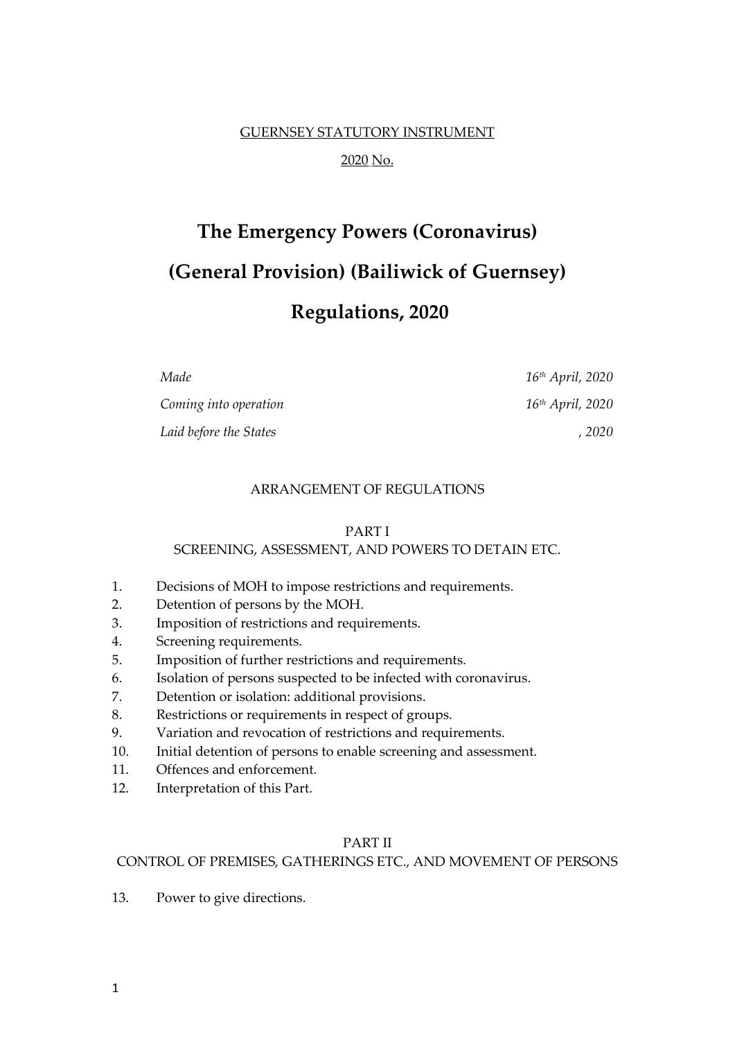GUERNSEY STATUTORY INSTRUMENT

2020 No.

# The Emergency Powers (Coronavirus) (General Provision) (Bailiwick of Guernsey) Regulations, 2020

| | |
|---|---|
| *Made* | *16th April, 2020* |
| *Coming into operation* | *16th April, 2020* |
| *Laid before the States* | *, 2020* |

ARRANGEMENT OF REGULATIONS

PART I
SCREENING, ASSESSMENT, AND POWERS TO DETAIN ETC.

1. Decisions of MOH to impose restrictions and requirements.
2. Detention of persons by the MOH.
3. Imposition of restrictions and requirements.
4. Screening requirements.
5. Imposition of further restrictions and requirements.
6. Isolation of persons suspected to be infected with coronavirus.
7. Detention or isolation: additional provisions.
8. Restrictions or requirements in respect of groups.
9. Variation and revocation of restrictions and requirements.
10. Initial detention of persons to enable screening and assessment.
11. Offences and enforcement.
12. Interpretation of this Part.

PART II
CONTROL OF PREMISES, GATHERINGS ETC., AND MOVEMENT OF PERSONS

13. Power to give directions.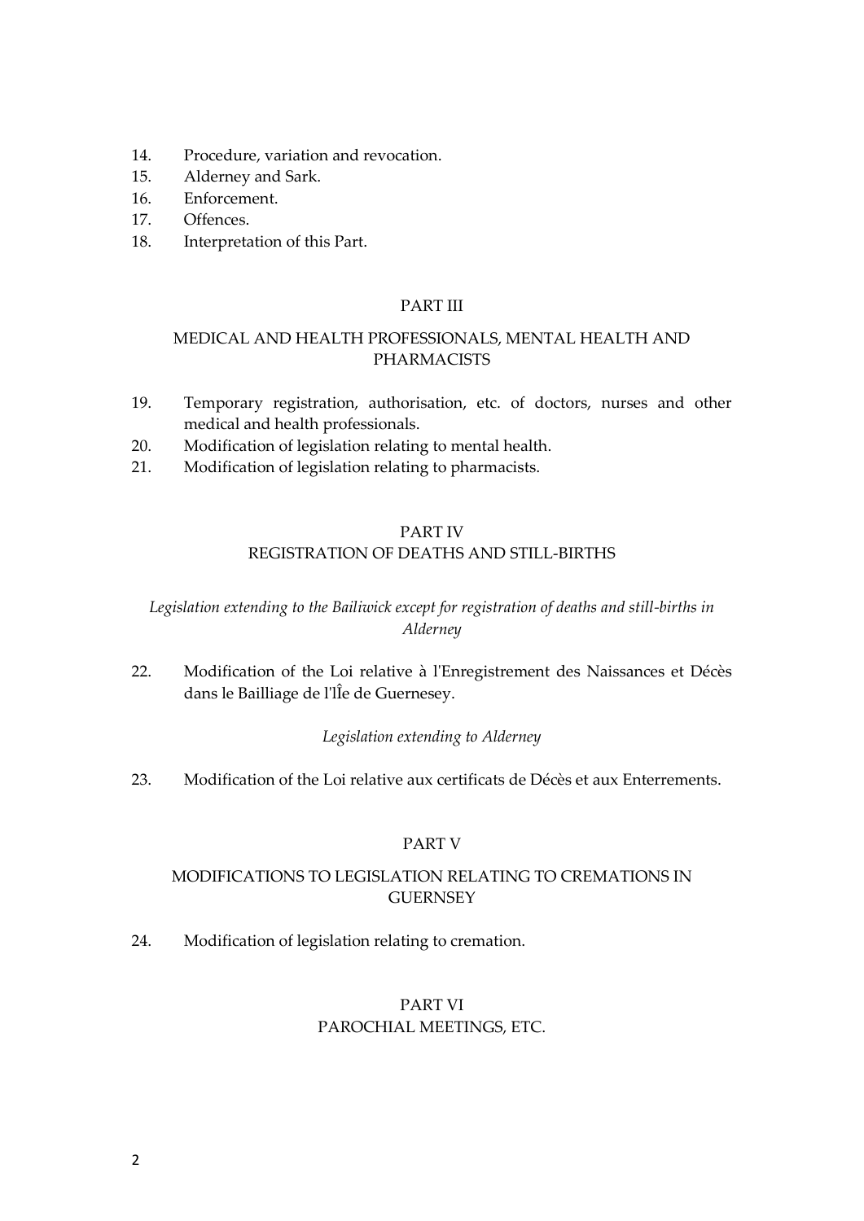14. Procedure, variation and revocation.
15. Alderney and Sark.
16. Enforcement.
17. Offences.
18. Interpretation of this Part.

## PART III

## MEDICAL AND HEALTH PROFESSIONALS, MENTAL HEALTH AND PHARMACISTS

19. Temporary registration, authorisation, etc. of doctors, nurses and other medical and health professionals.
20. Modification of legislation relating to mental health.
21. Modification of legislation relating to pharmacists.

## PART IV
## REGISTRATION OF DEATHS AND STILL-BIRTHS

*Legislation extending to the Bailiwick except for registration of deaths and still-births in Alderney*

22. Modification of the Loi relative à l'Enregistrement des Naissances et Décès dans le Bailliage de l'Île de Guernesey.

*Legislation extending to Alderney*

23. Modification of the Loi relative aux certificats de Décès et aux Enterrements.

## PART V

## MODIFICATIONS TO LEGISLATION RELATING TO CREMATIONS IN GUERNSEY

24. Modification of legislation relating to cremation.

## PART VI
## PAROCHIAL MEETINGS, ETC.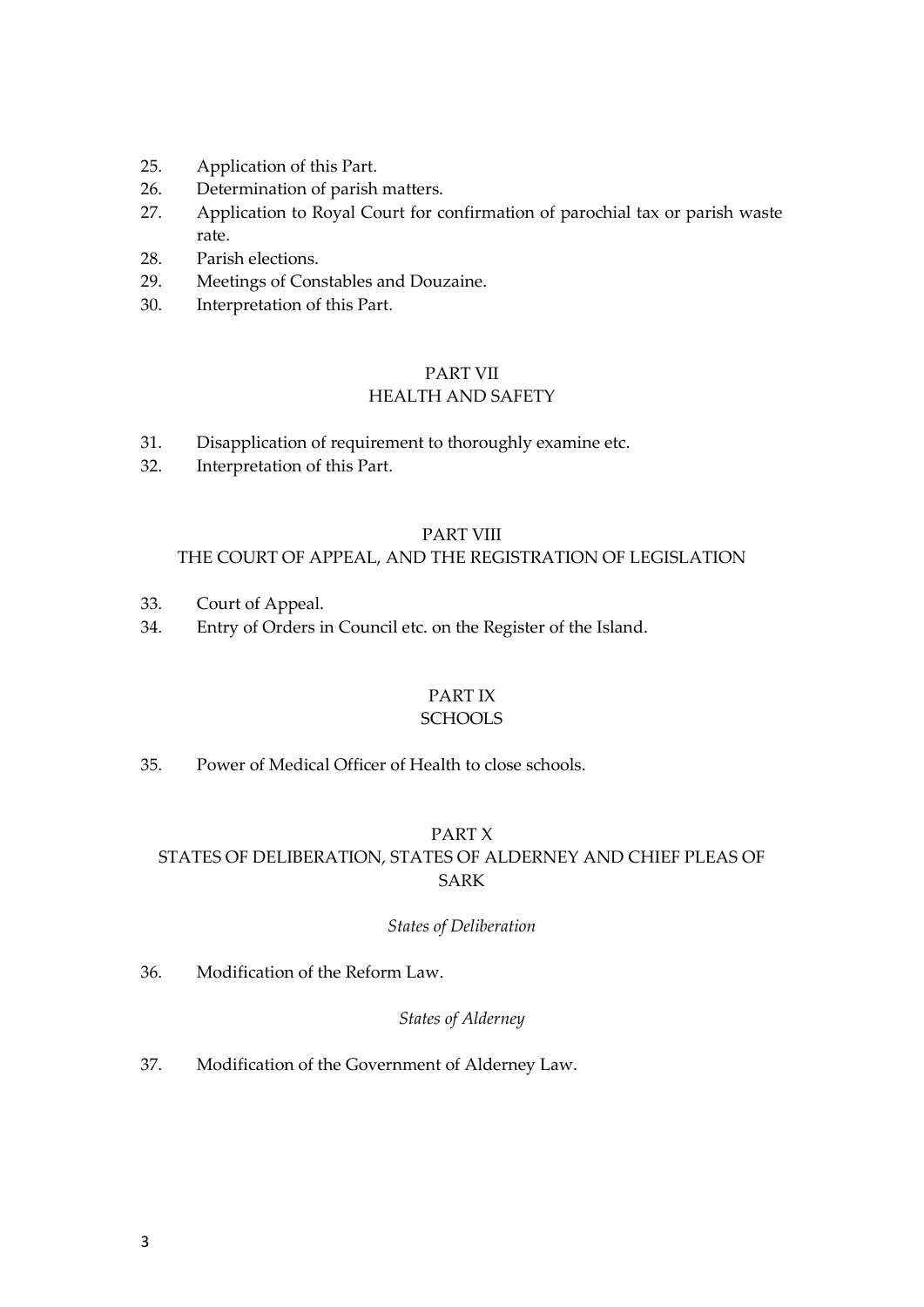25. Application of this Part.
26. Determination of parish matters.
27. Application to Royal Court for confirmation of parochial tax or parish waste rate.
28. Parish elections.
29. Meetings of Constables and Douzaine.
30. Interpretation of this Part.

## PART VII
## HEALTH AND SAFETY

31. Disapplication of requirement to thoroughly examine etc.
32. Interpretation of this Part.

## PART VIII
## THE COURT OF APPEAL, AND THE REGISTRATION OF LEGISLATION

33. Court of Appeal.
34. Entry of Orders in Council etc. on the Register of the Island.

## PART IX
## SCHOOLS

35. Power of Medical Officer of Health to close schools.

## PART X
## STATES OF DELIBERATION, STATES OF ALDERNEY AND CHIEF PLEAS OF SARK

*States of Deliberation*

36. Modification of the Reform Law.

*States of Alderney*

37. Modification of the Government of Alderney Law.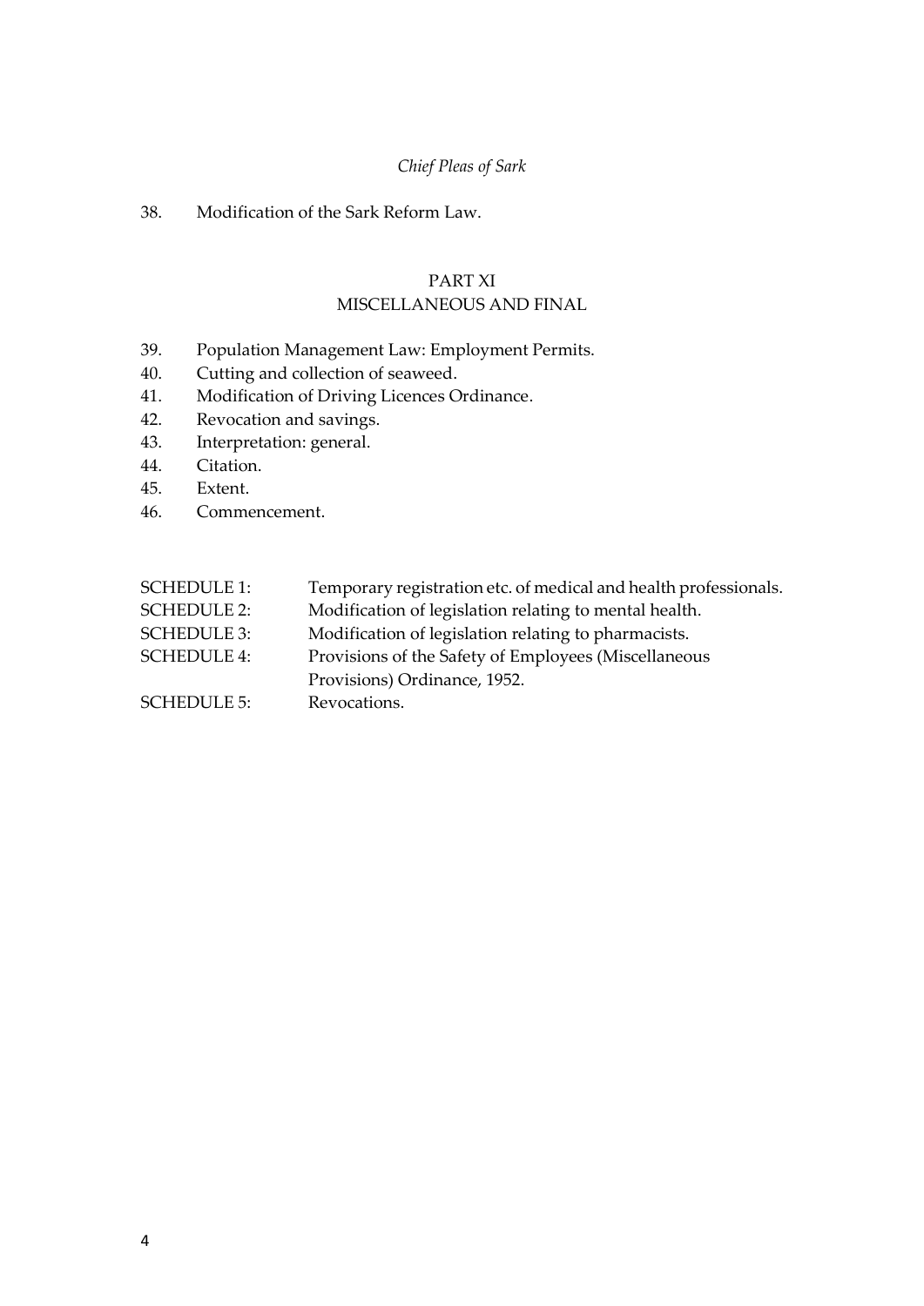38. Modification of the Sark Reform Law.

## PART XI
## MISCELLANEOUS AND FINAL

39. Population Management Law: Employment Permits.
40. Cutting and collection of seaweed.
41. Modification of Driving Licences Ordinance.
42. Revocation and savings.
43. Interpretation: general.
44. Citation.
45. Extent.
46. Commencement.

| | |
|---|---|
| SCHEDULE 1: | Temporary registration etc. of medical and health professionals. |
| SCHEDULE 2: | Modification of legislation relating to mental health. |
| SCHEDULE 3: | Modification of legislation relating to pharmacists. |
| SCHEDULE 4: | Provisions of the Safety of Employees (Miscellaneous Provisions) Ordinance, 1952. |
| SCHEDULE 5: | Revocations. |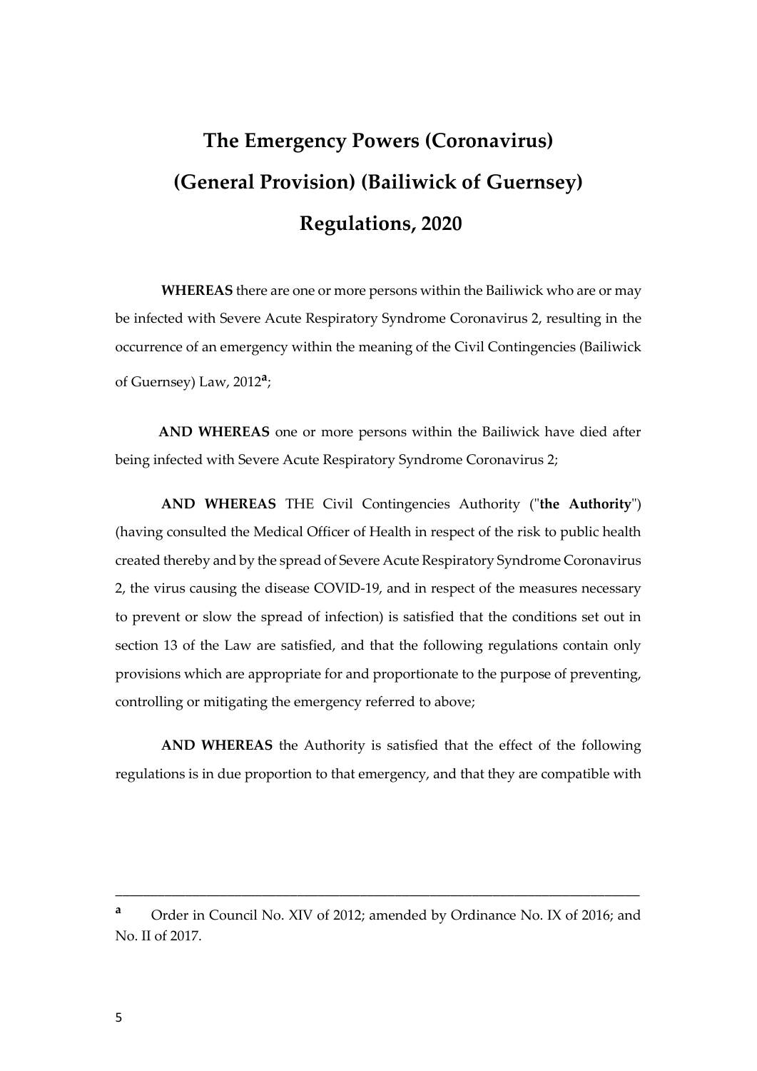# The Emergency Powers (Coronavirus) (General Provision) (Bailiwick of Guernsey) Regulations, 2020

**WHEREAS** there are one or more persons within the Bailiwick who are or may be infected with Severe Acute Respiratory Syndrome Coronavirus 2, resulting in the occurrence of an emergency within the meaning of the Civil Contingencies (Bailiwick of Guernsey) Law, 2012[a];

**AND WHEREAS** one or more persons within the Bailiwick have died after being infected with Severe Acute Respiratory Syndrome Coronavirus 2;

**AND WHEREAS** THE Civil Contingencies Authority ("**the Authority**") (having consulted the Medical Officer of Health in respect of the risk to public health created thereby and by the spread of Severe Acute Respiratory Syndrome Coronavirus 2, the virus causing the disease COVID-19, and in respect of the measures necessary to prevent or slow the spread of infection) is satisfied that the conditions set out in section 13 of the Law are satisfied, and that the following regulations contain only provisions which are appropriate for and proportionate to the purpose of preventing, controlling or mitigating the emergency referred to above;

**AND WHEREAS** the Authority is satisfied that the effect of the following regulations is in due proportion to that emergency, and that they are compatible with

---

[a] Order in Council No. XIV of 2012; amended by Ordinance No. IX of 2016; and No. II of 2017.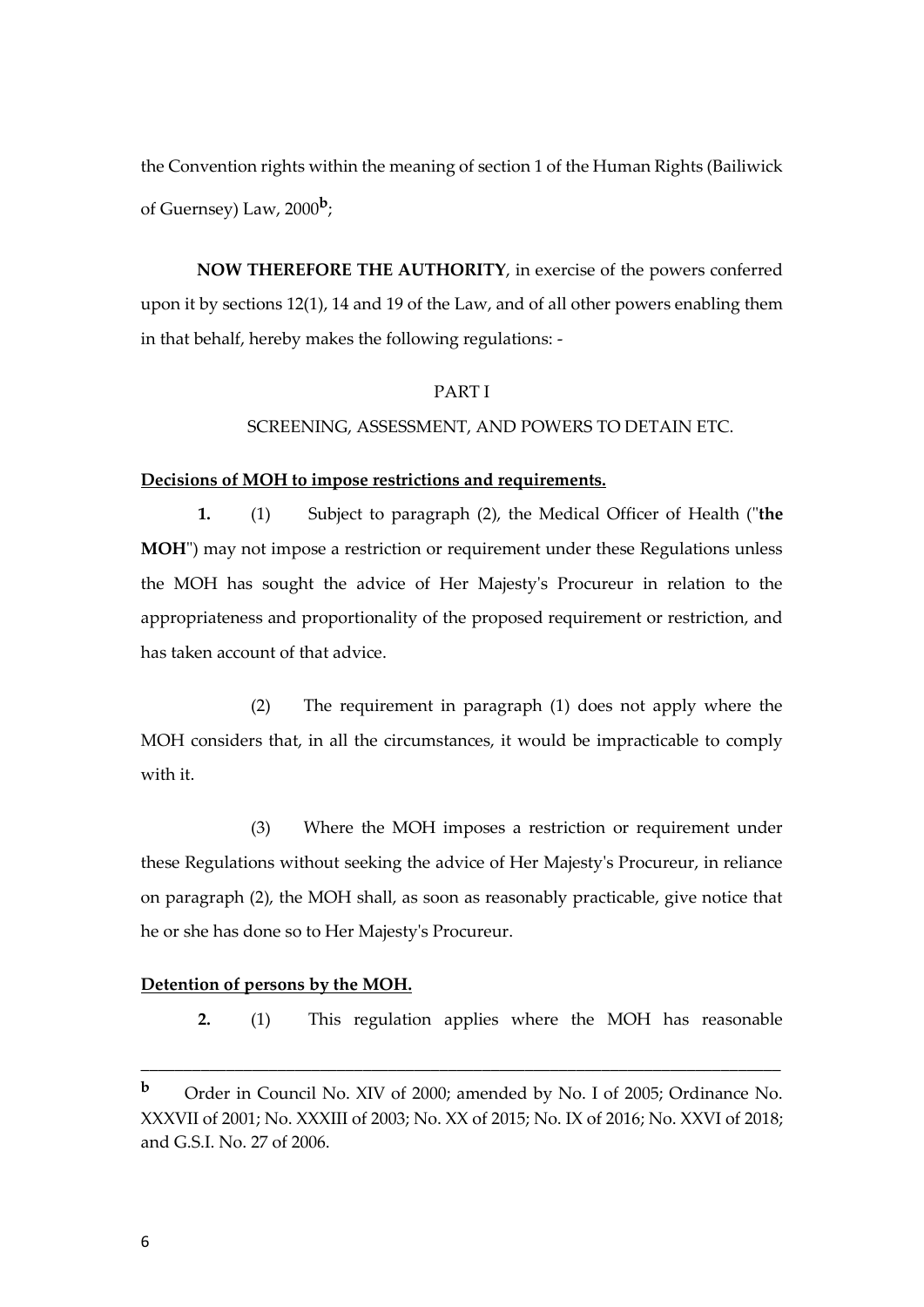the Convention rights within the meaning of section 1 of the Human Rights (Bailiwick of Guernsey) Law, 2000[b];

**NOW THEREFORE THE AUTHORITY**, in exercise of the powers conferred upon it by sections 12(1), 14 and 19 of the Law, and of all other powers enabling them in that behalf, hereby makes the following regulations: -

PART I

SCREENING, ASSESSMENT, AND POWERS TO DETAIN ETC.

**Decisions of MOH to impose restrictions and requirements.**

**1.** (1) Subject to paragraph (2), the Medical Officer of Health ("**the MOH**") may not impose a restriction or requirement under these Regulations unless the MOH has sought the advice of Her Majesty's Procureur in relation to the appropriateness and proportionality of the proposed requirement or restriction, and has taken account of that advice.

(2) The requirement in paragraph (1) does not apply where the MOH considers that, in all the circumstances, it would be impracticable to comply with it.

(3) Where the MOH imposes a restriction or requirement under these Regulations without seeking the advice of Her Majesty's Procureur, in reliance on paragraph (2), the MOH shall, as soon as reasonably practicable, give notice that he or she has done so to Her Majesty's Procureur.

**Detention of persons by the MOH.**

**2.** (1) This regulation applies where the MOH has reasonable

---

[b] Order in Council No. XIV of 2000; amended by No. I of 2005; Ordinance No. XXXVII of 2001; No. XXXIII of 2003; No. XX of 2015; No. IX of 2016; No. XXVI of 2018; and G.S.I. No. 27 of 2006.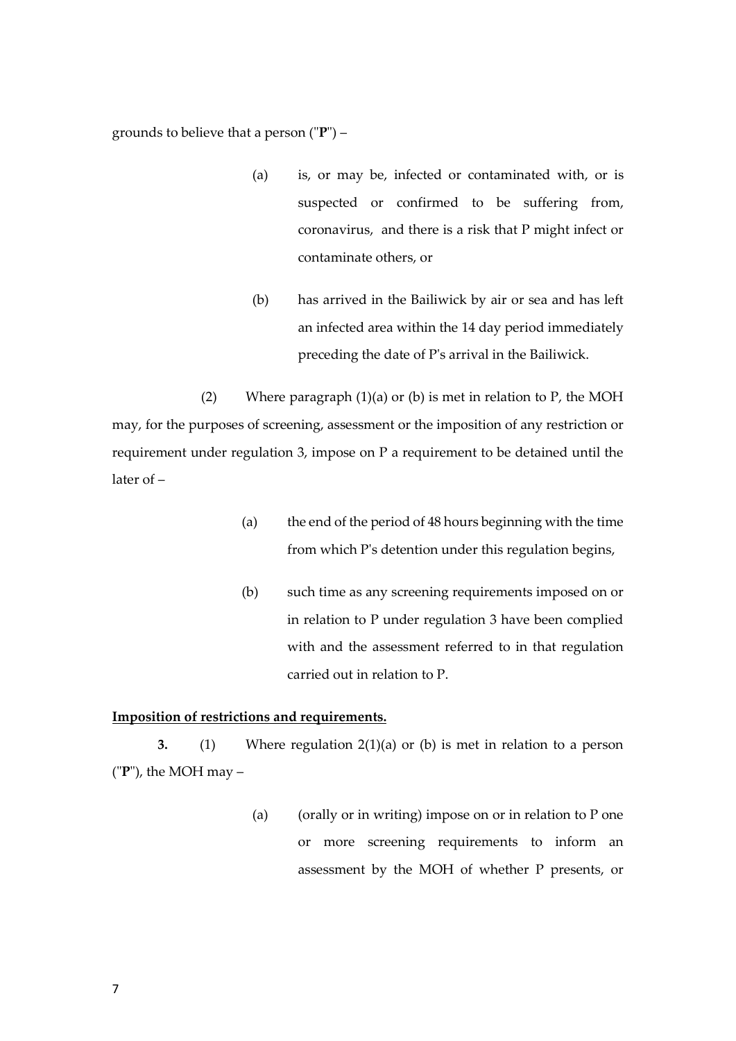grounds to believe that a person ("**P**") –

(a) is, or may be, infected or contaminated with, or is suspected or confirmed to be suffering from, coronavirus, and there is a risk that P might infect or contaminate others, or

(b) has arrived in the Bailiwick by air or sea and has left an infected area within the 14 day period immediately preceding the date of P's arrival in the Bailiwick.

(2) Where paragraph (1)(a) or (b) is met in relation to P, the MOH may, for the purposes of screening, assessment or the imposition of any restriction or requirement under regulation 3, impose on P a requirement to be detained until the later of –

(a) the end of the period of 48 hours beginning with the time from which P's detention under this regulation begins,

(b) such time as any screening requirements imposed on or in relation to P under regulation 3 have been complied with and the assessment referred to in that regulation carried out in relation to P.

**Imposition of restrictions and requirements.**

**3.** (1) Where regulation 2(1)(a) or (b) is met in relation to a person ("**P**"), the MOH may –

(a) (orally or in writing) impose on or in relation to P one or more screening requirements to inform an assessment by the MOH of whether P presents, or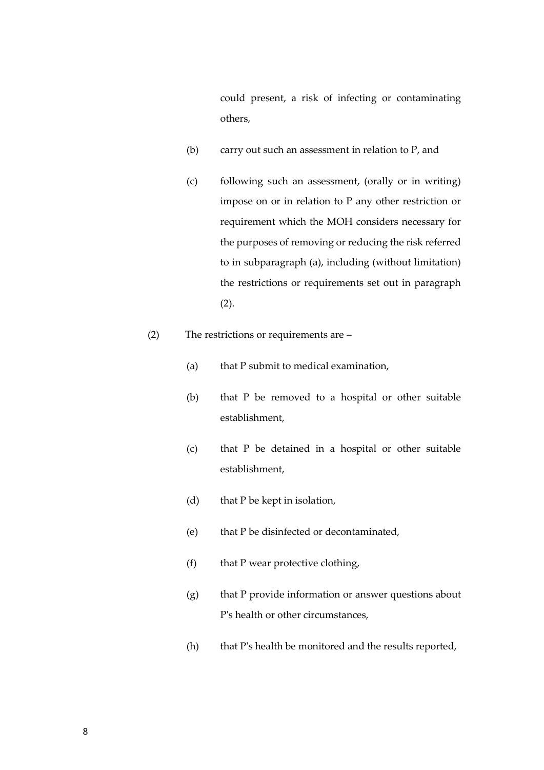could present, a risk of infecting or contaminating others,

(b) carry out such an assessment in relation to P, and

(c) following such an assessment, (orally or in writing) impose on or in relation to P any other restriction or requirement which the MOH considers necessary for the purposes of removing or reducing the risk referred to in subparagraph (a), including (without limitation) the restrictions or requirements set out in paragraph (2).

(2) The restrictions or requirements are –

(a) that P submit to medical examination,

(b) that P be removed to a hospital or other suitable establishment,

(c) that P be detained in a hospital or other suitable establishment,

(d) that P be kept in isolation,

(e) that P be disinfected or decontaminated,

(f) that P wear protective clothing,

(g) that P provide information or answer questions about P's health or other circumstances,

(h) that P's health be monitored and the results reported,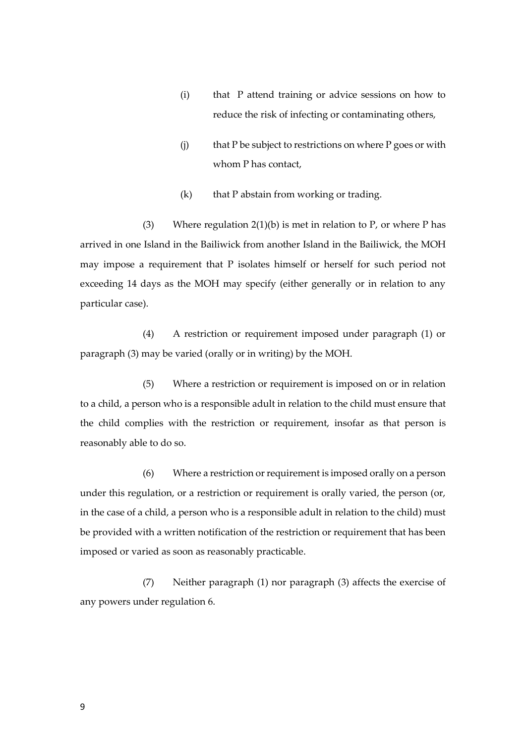(i) that P attend training or advice sessions on how to reduce the risk of infecting or contaminating others,

(j) that P be subject to restrictions on where P goes or with whom P has contact,

(k) that P abstain from working or trading.

(3) Where regulation 2(1)(b) is met in relation to P, or where P has arrived in one Island in the Bailiwick from another Island in the Bailiwick, the MOH may impose a requirement that P isolates himself or herself for such period not exceeding 14 days as the MOH may specify (either generally or in relation to any particular case).

(4) A restriction or requirement imposed under paragraph (1) or paragraph (3) may be varied (orally or in writing) by the MOH.

(5) Where a restriction or requirement is imposed on or in relation to a child, a person who is a responsible adult in relation to the child must ensure that the child complies with the restriction or requirement, insofar as that person is reasonably able to do so.

(6) Where a restriction or requirement is imposed orally on a person under this regulation, or a restriction or requirement is orally varied, the person (or, in the case of a child, a person who is a responsible adult in relation to the child) must be provided with a written notification of the restriction or requirement that has been imposed or varied as soon as reasonably practicable.

(7) Neither paragraph (1) nor paragraph (3) affects the exercise of any powers under regulation 6.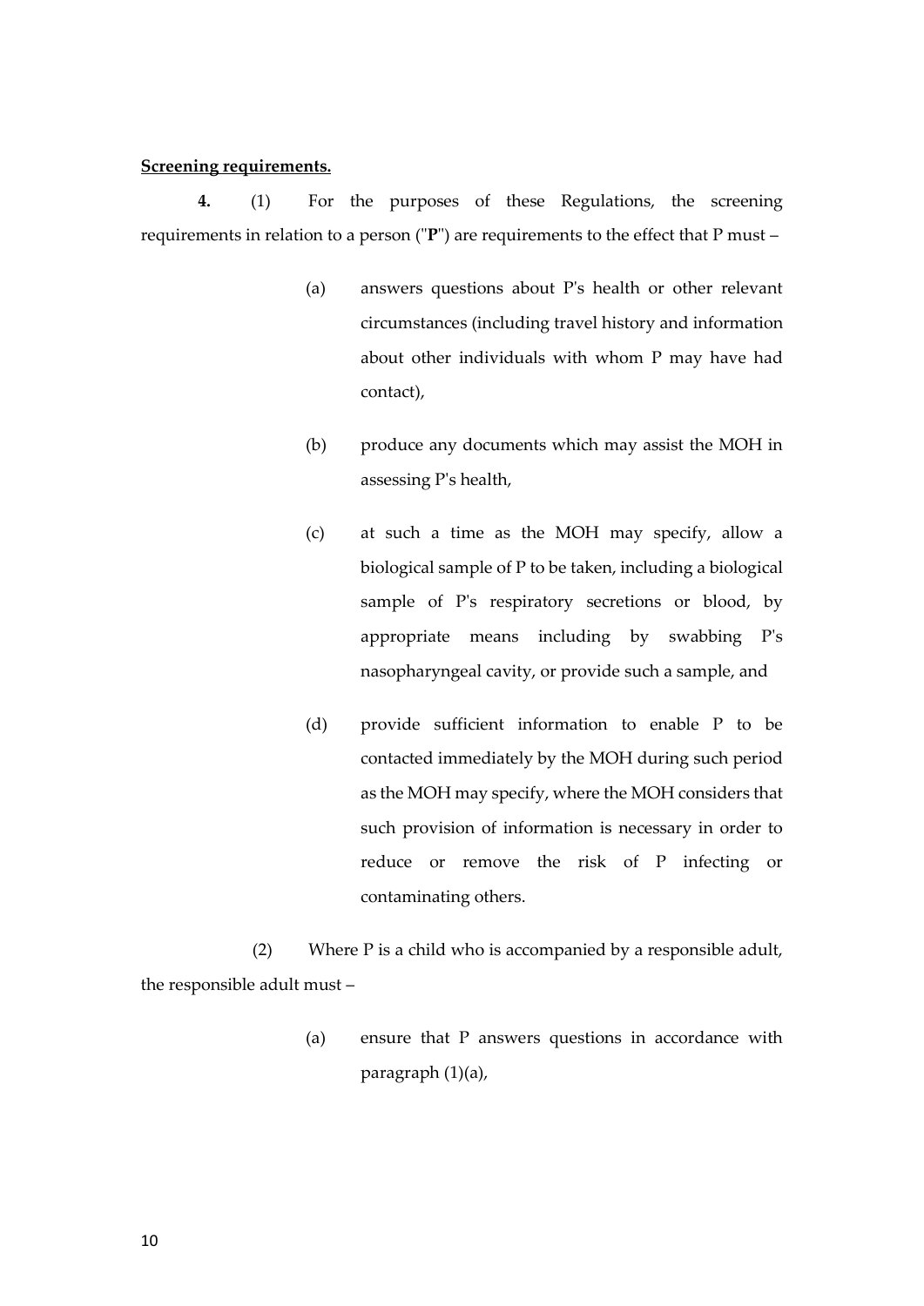**Screening requirements.**

**4.** (1) For the purposes of these Regulations, the screening requirements in relation to a person ("**P**") are requirements to the effect that P must –

(a) answers questions about P's health or other relevant circumstances (including travel history and information about other individuals with whom P may have had contact),

(b) produce any documents which may assist the MOH in assessing P's health,

(c) at such a time as the MOH may specify, allow a biological sample of P to be taken, including a biological sample of P's respiratory secretions or blood, by appropriate means including by swabbing P's nasopharyngeal cavity, or provide such a sample, and

(d) provide sufficient information to enable P to be contacted immediately by the MOH during such period as the MOH may specify, where the MOH considers that such provision of information is necessary in order to reduce or remove the risk of P infecting or contaminating others.

(2) Where P is a child who is accompanied by a responsible adult, the responsible adult must –

(a) ensure that P answers questions in accordance with paragraph (1)(a),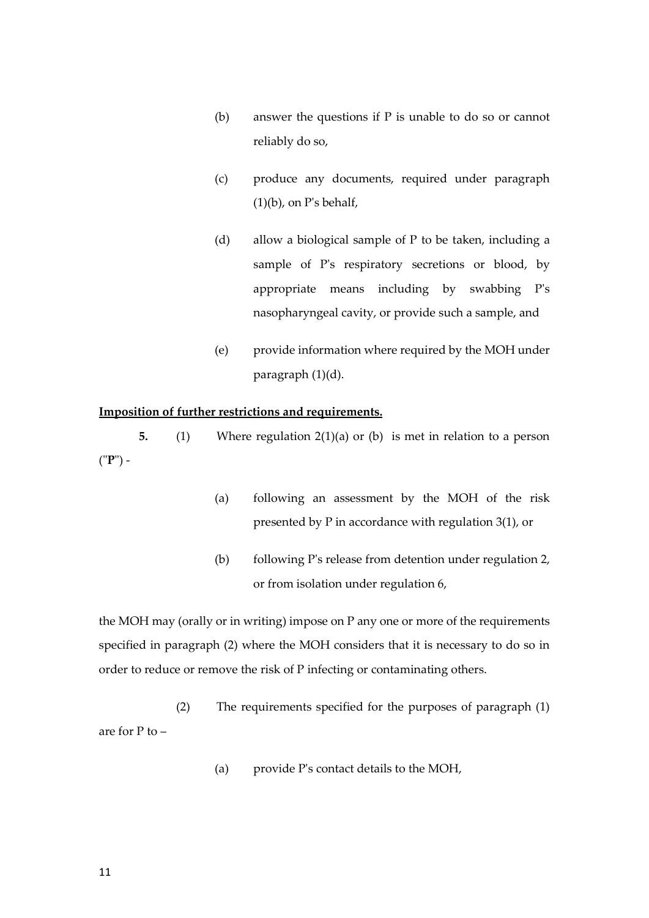(b) answer the questions if P is unable to do so or cannot reliably do so,

(c) produce any documents, required under paragraph (1)(b), on P's behalf,

(d) allow a biological sample of P to be taken, including a sample of P's respiratory secretions or blood, by appropriate means including by swabbing P's nasopharyngeal cavity, or provide such a sample, and

(e) provide information where required by the MOH under paragraph (1)(d).

**Imposition of further restrictions and requirements.**

**5.** (1) Where regulation 2(1)(a) or (b) is met in relation to a person ("**P**") -

(a) following an assessment by the MOH of the risk presented by P in accordance with regulation 3(1), or

(b) following P's release from detention under regulation 2, or from isolation under regulation 6,

the MOH may (orally or in writing) impose on P any one or more of the requirements specified in paragraph (2) where the MOH considers that it is necessary to do so in order to reduce or remove the risk of P infecting or contaminating others.

(2) The requirements specified for the purposes of paragraph (1) are for P to –

(a) provide P's contact details to the MOH,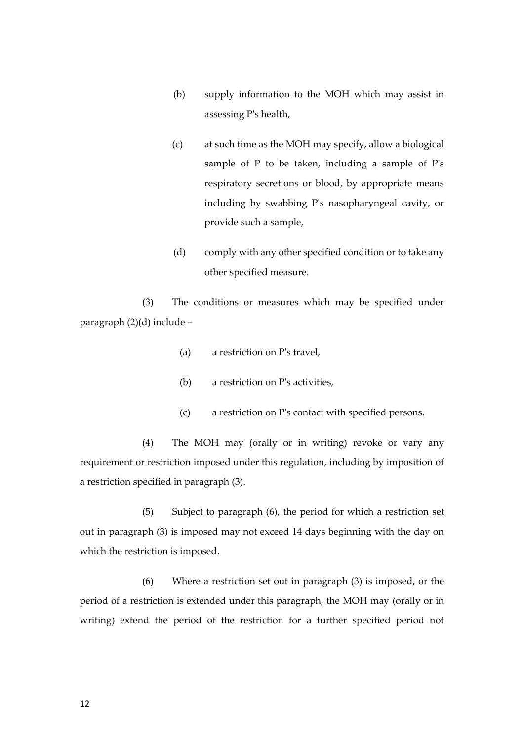(b) supply information to the MOH which may assist in assessing P's health,

(c) at such time as the MOH may specify, allow a biological sample of P to be taken, including a sample of P's respiratory secretions or blood, by appropriate means including by swabbing P's nasopharyngeal cavity, or provide such a sample,

(d) comply with any other specified condition or to take any other specified measure.

(3) The conditions or measures which may be specified under paragraph (2)(d) include –

(a) a restriction on P's travel,

(b) a restriction on P's activities,

(c) a restriction on P's contact with specified persons.

(4) The MOH may (orally or in writing) revoke or vary any requirement or restriction imposed under this regulation, including by imposition of a restriction specified in paragraph (3).

(5) Subject to paragraph (6), the period for which a restriction set out in paragraph (3) is imposed may not exceed 14 days beginning with the day on which the restriction is imposed.

(6) Where a restriction set out in paragraph (3) is imposed, or the period of a restriction is extended under this paragraph, the MOH may (orally or in writing) extend the period of the restriction for a further specified period not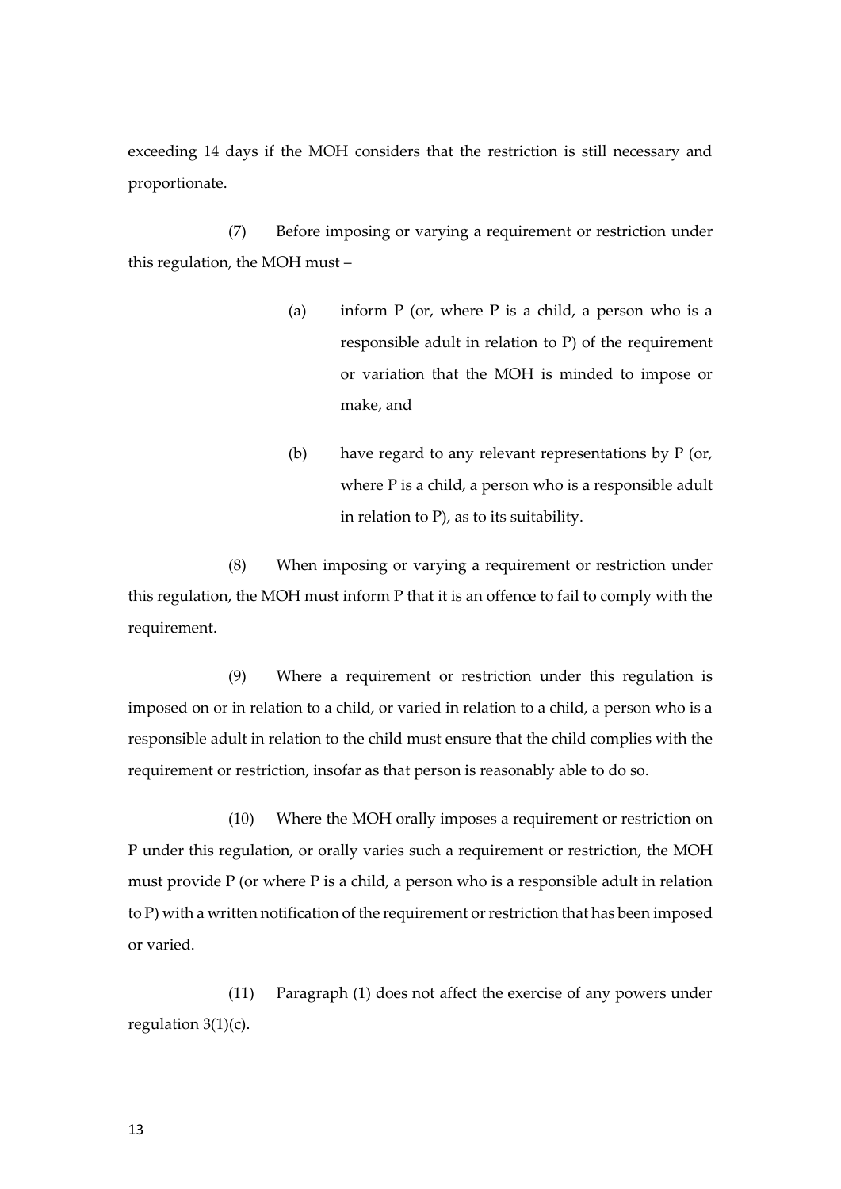exceeding 14 days if the MOH considers that the restriction is still necessary and proportionate.

(7) Before imposing or varying a requirement or restriction under this regulation, the MOH must –

(a) inform P (or, where P is a child, a person who is a responsible adult in relation to P) of the requirement or variation that the MOH is minded to impose or make, and

(b) have regard to any relevant representations by P (or, where P is a child, a person who is a responsible adult in relation to P), as to its suitability.

(8) When imposing or varying a requirement or restriction under this regulation, the MOH must inform P that it is an offence to fail to comply with the requirement.

(9) Where a requirement or restriction under this regulation is imposed on or in relation to a child, or varied in relation to a child, a person who is a responsible adult in relation to the child must ensure that the child complies with the requirement or restriction, insofar as that person is reasonably able to do so.

(10) Where the MOH orally imposes a requirement or restriction on P under this regulation, or orally varies such a requirement or restriction, the MOH must provide P (or where P is a child, a person who is a responsible adult in relation to P) with a written notification of the requirement or restriction that has been imposed or varied.

(11) Paragraph (1) does not affect the exercise of any powers under regulation 3(1)(c).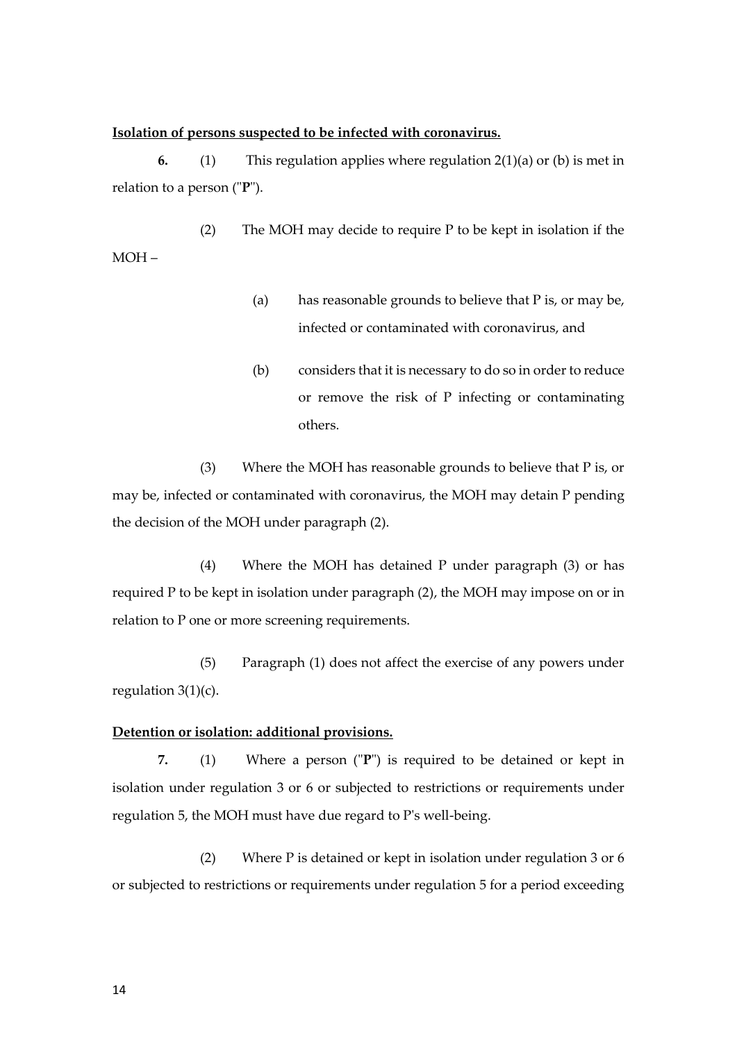**Isolation of persons suspected to be infected with coronavirus.**

**6.** (1) This regulation applies where regulation 2(1)(a) or (b) is met in relation to a person ("**P**").

(2) The MOH may decide to require P to be kept in isolation if the MOH –

(a) has reasonable grounds to believe that P is, or may be, infected or contaminated with coronavirus, and

(b) considers that it is necessary to do so in order to reduce or remove the risk of P infecting or contaminating others.

(3) Where the MOH has reasonable grounds to believe that P is, or may be, infected or contaminated with coronavirus, the MOH may detain P pending the decision of the MOH under paragraph (2).

(4) Where the MOH has detained P under paragraph (3) or has required P to be kept in isolation under paragraph (2), the MOH may impose on or in relation to P one or more screening requirements.

(5) Paragraph (1) does not affect the exercise of any powers under regulation 3(1)(c).

**Detention or isolation: additional provisions.**

**7.** (1) Where a person ("**P**") is required to be detained or kept in isolation under regulation 3 or 6 or subjected to restrictions or requirements under regulation 5, the MOH must have due regard to P's well-being.

(2) Where P is detained or kept in isolation under regulation 3 or 6 or subjected to restrictions or requirements under regulation 5 for a period exceeding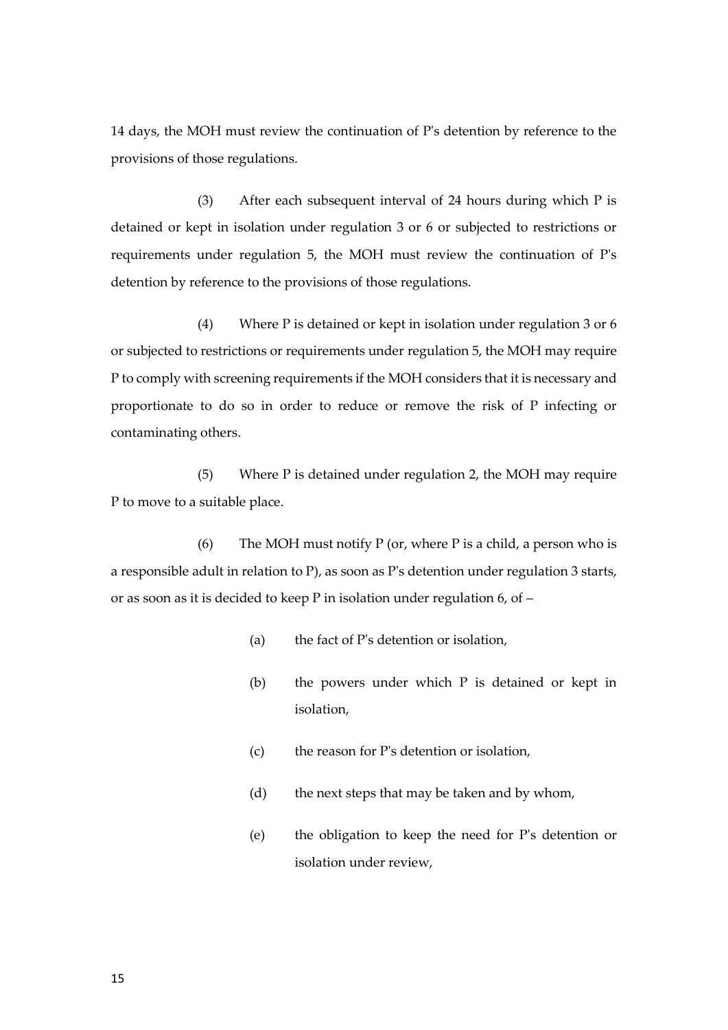14 days, the MOH must review the continuation of P's detention by reference to the provisions of those regulations.

(3) After each subsequent interval of 24 hours during which P is detained or kept in isolation under regulation 3 or 6 or subjected to restrictions or requirements under regulation 5, the MOH must review the continuation of P's detention by reference to the provisions of those regulations.

(4) Where P is detained or kept in isolation under regulation 3 or 6 or subjected to restrictions or requirements under regulation 5, the MOH may require P to comply with screening requirements if the MOH considers that it is necessary and proportionate to do so in order to reduce or remove the risk of P infecting or contaminating others.

(5) Where P is detained under regulation 2, the MOH may require P to move to a suitable place.

(6) The MOH must notify P (or, where P is a child, a person who is a responsible adult in relation to P), as soon as P's detention under regulation 3 starts, or as soon as it is decided to keep P in isolation under regulation 6, of –

(a) the fact of P's detention or isolation,

(b) the powers under which P is detained or kept in isolation,

(c) the reason for P's detention or isolation,

(d) the next steps that may be taken and by whom,

(e) the obligation to keep the need for P's detention or isolation under review,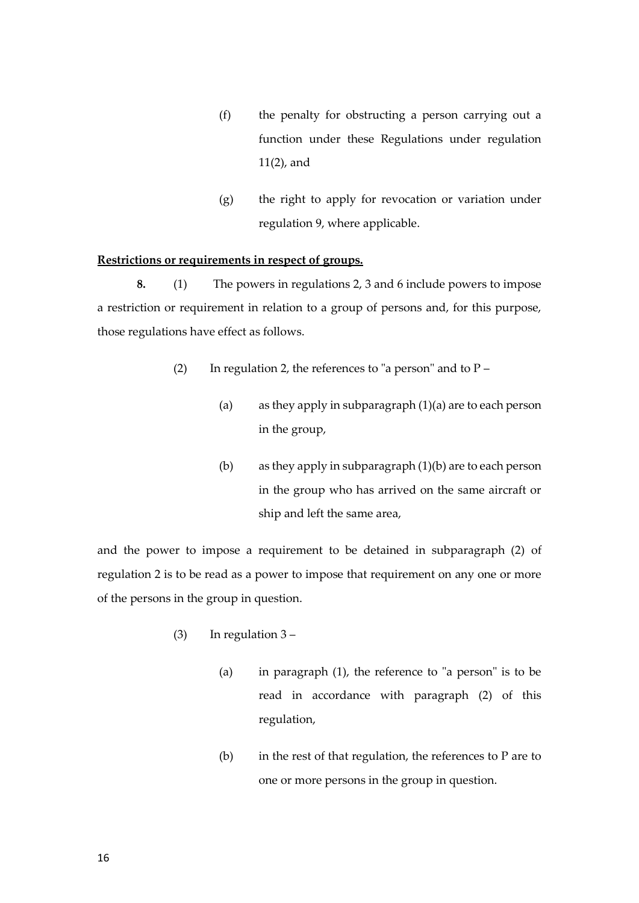(f) the penalty for obstructing a person carrying out a function under these Regulations under regulation 11(2), and

(g) the right to apply for revocation or variation under regulation 9, where applicable.

**Restrictions or requirements in respect of groups.**

**8.** (1) The powers in regulations 2, 3 and 6 include powers to impose a restriction or requirement in relation to a group of persons and, for this purpose, those regulations have effect as follows.

(2) In regulation 2, the references to "a person" and to P –

(a) as they apply in subparagraph (1)(a) are to each person in the group,

(b) as they apply in subparagraph (1)(b) are to each person in the group who has arrived on the same aircraft or ship and left the same area,

and the power to impose a requirement to be detained in subparagraph (2) of regulation 2 is to be read as a power to impose that requirement on any one or more of the persons in the group in question.

(3) In regulation 3 –

(a) in paragraph (1), the reference to "a person" is to be read in accordance with paragraph (2) of this regulation,

(b) in the rest of that regulation, the references to P are to one or more persons in the group in question.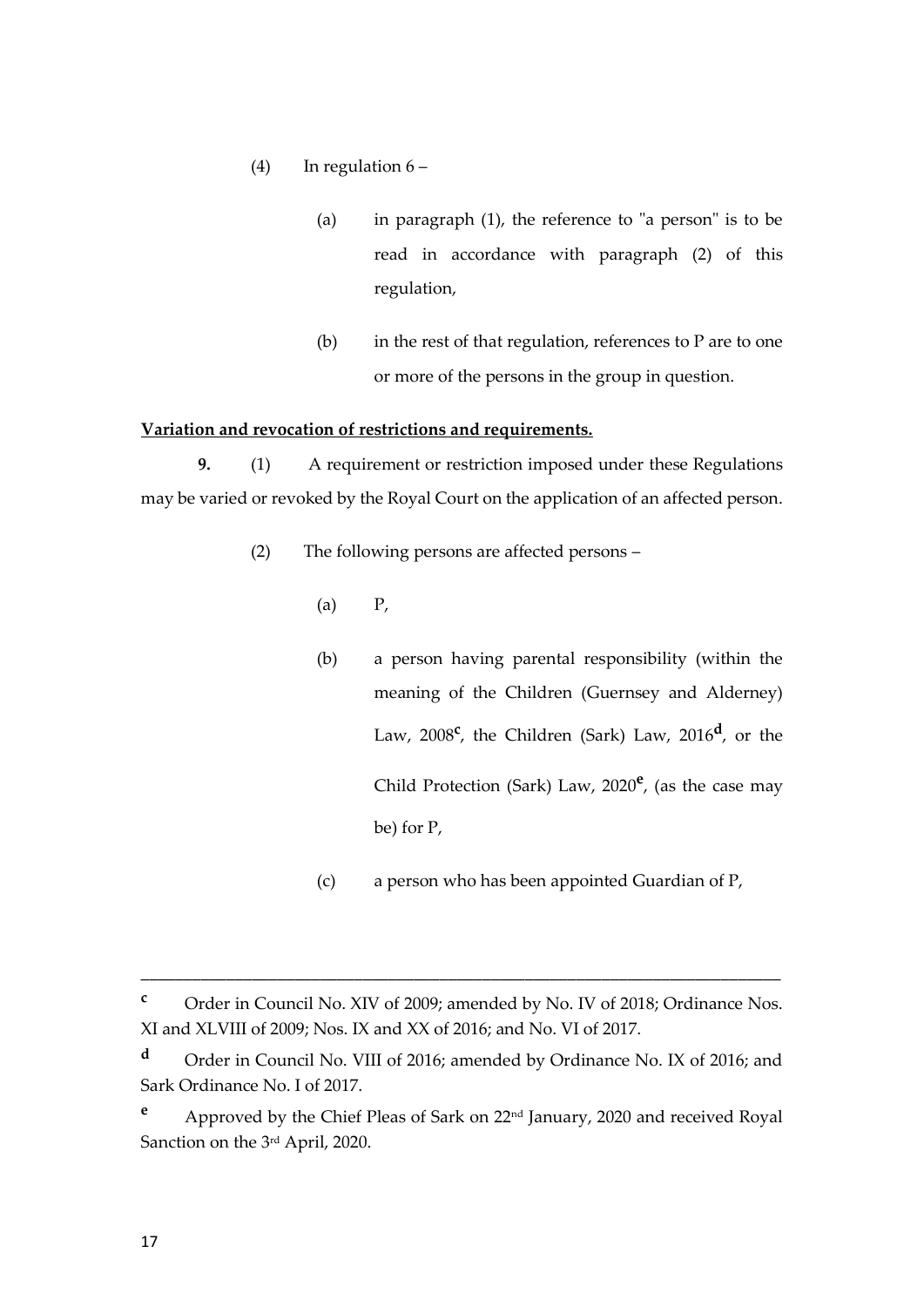(4) In regulation 6 –

(a) in paragraph (1), the reference to "a person" is to be read in accordance with paragraph (2) of this regulation,

(b) in the rest of that regulation, references to P are to one or more of the persons in the group in question.

**Variation and revocation of restrictions and requirements.**

**9.** (1) A requirement or restriction imposed under these Regulations may be varied or revoked by the Royal Court on the application of an affected person.

(2) The following persons are affected persons –

(a) P,

(b) a person having parental responsibility (within the meaning of the Children (Guernsey and Alderney) Law, 2008[c], the Children (Sark) Law, 2016[d], or the Child Protection (Sark) Law, 2020[e], (as the case may be) for P,

(c) a person who has been appointed Guardian of P,

---

[c] Order in Council No. XIV of 2009; amended by No. IV of 2018; Ordinance Nos. XI and XLVIII of 2009; Nos. IX and XX of 2016; and No. VI of 2017.

[d] Order in Council No. VIII of 2016; amended by Ordinance No. IX of 2016; and Sark Ordinance No. I of 2017.

[e] Approved by the Chief Pleas of Sark on 22nd January, 2020 and received Royal Sanction on the 3rd April, 2020.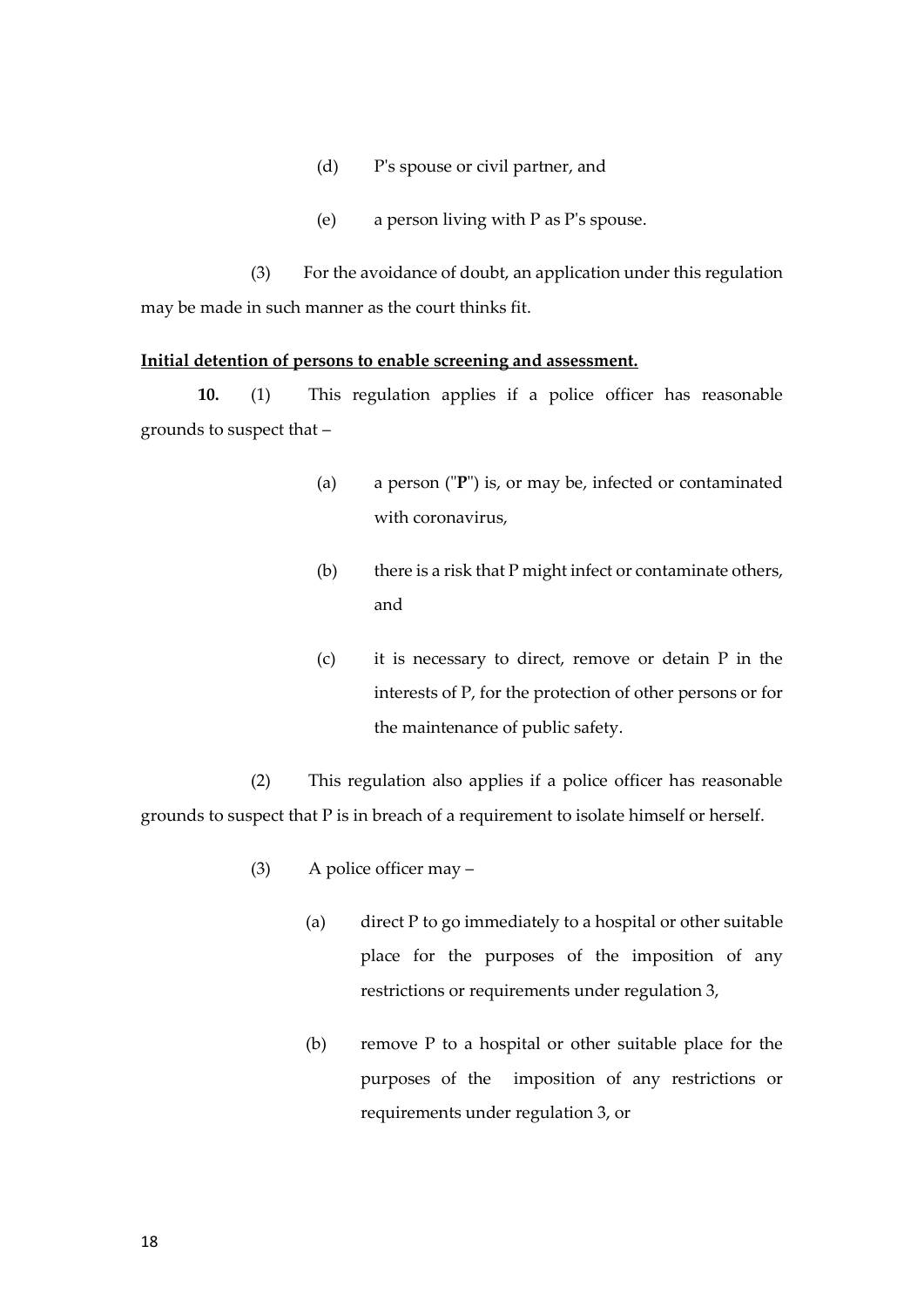(d) P's spouse or civil partner, and

(e) a person living with P as P's spouse.

(3) For the avoidance of doubt, an application under this regulation may be made in such manner as the court thinks fit.

**Initial detention of persons to enable screening and assessment.**

**10.** (1) This regulation applies if a police officer has reasonable grounds to suspect that –

(a) a person ("**P**") is, or may be, infected or contaminated with coronavirus,

(b) there is a risk that P might infect or contaminate others, and

(c) it is necessary to direct, remove or detain P in the interests of P, for the protection of other persons or for the maintenance of public safety.

(2) This regulation also applies if a police officer has reasonable grounds to suspect that P is in breach of a requirement to isolate himself or herself.

(3) A police officer may –

(a) direct P to go immediately to a hospital or other suitable place for the purposes of the imposition of any restrictions or requirements under regulation 3,

(b) remove P to a hospital or other suitable place for the purposes of the imposition of any restrictions or requirements under regulation 3, or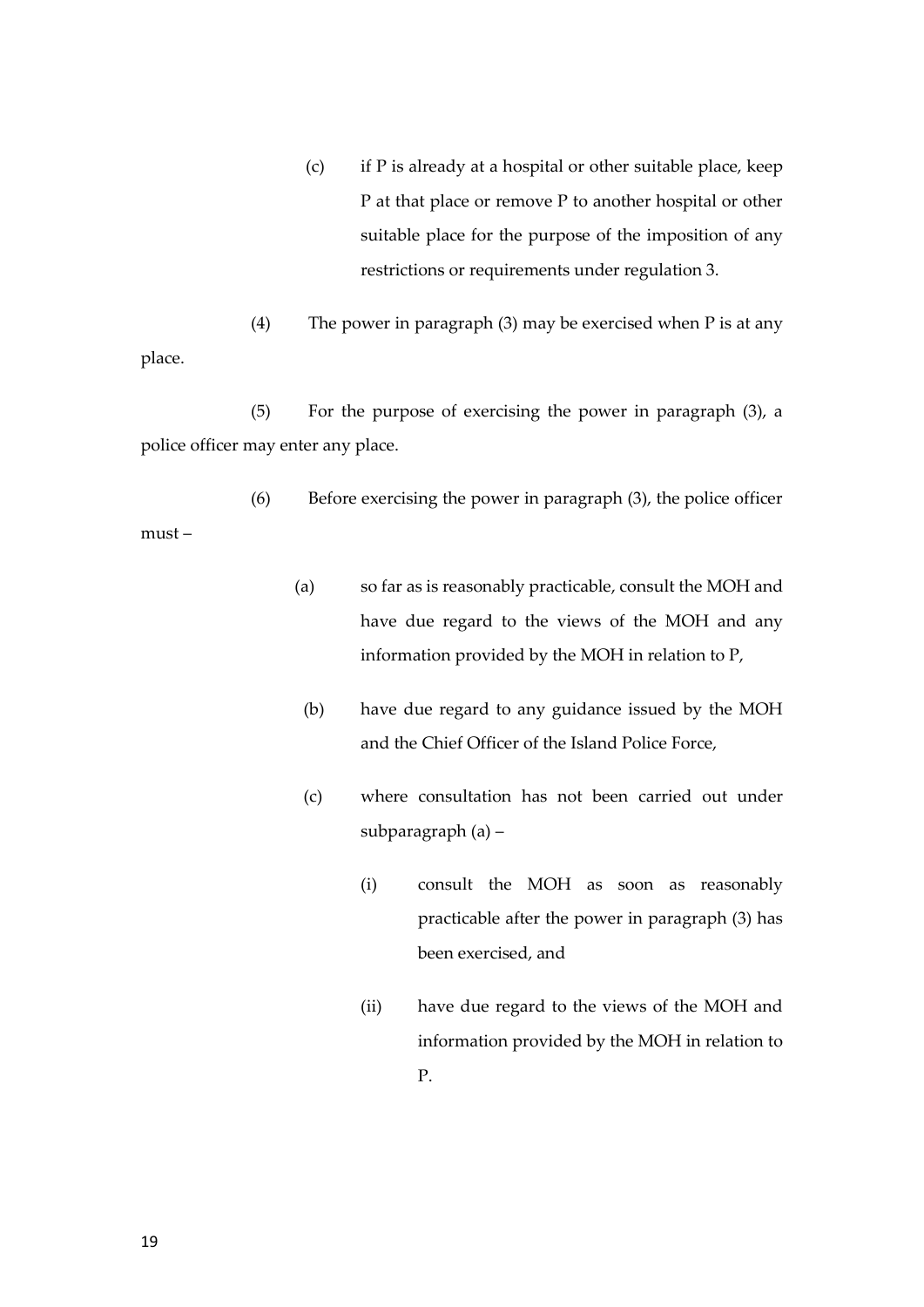(c) if P is already at a hospital or other suitable place, keep P at that place or remove P to another hospital or other suitable place for the purpose of the imposition of any restrictions or requirements under regulation 3.

(4) The power in paragraph (3) may be exercised when P is at any place.

(5) For the purpose of exercising the power in paragraph (3), a police officer may enter any place.

(6) Before exercising the power in paragraph (3), the police officer must –

(a) so far as is reasonably practicable, consult the MOH and have due regard to the views of the MOH and any information provided by the MOH in relation to P,

(b) have due regard to any guidance issued by the MOH and the Chief Officer of the Island Police Force,

(c) where consultation has not been carried out under subparagraph (a) –

(i) consult the MOH as soon as reasonably practicable after the power in paragraph (3) has been exercised, and

(ii) have due regard to the views of the MOH and information provided by the MOH in relation to P.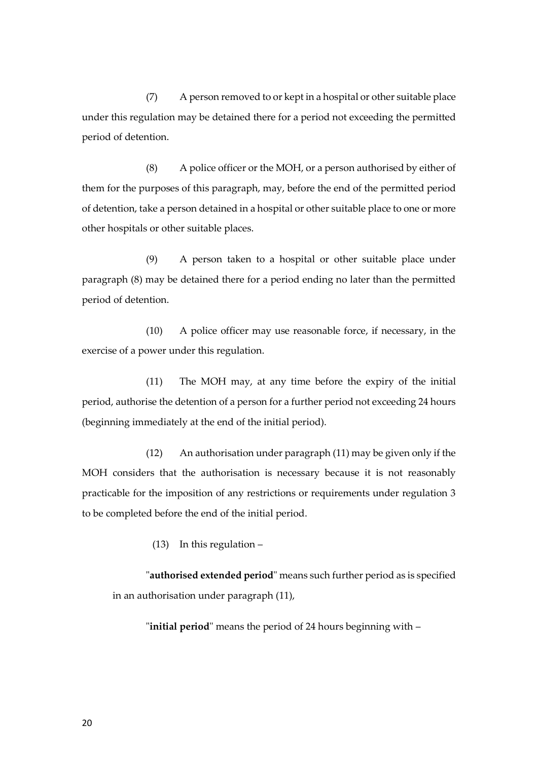(7) A person removed to or kept in a hospital or other suitable place under this regulation may be detained there for a period not exceeding the permitted period of detention.

(8) A police officer or the MOH, or a person authorised by either of them for the purposes of this paragraph, may, before the end of the permitted period of detention, take a person detained in a hospital or other suitable place to one or more other hospitals or other suitable places.

(9) A person taken to a hospital or other suitable place under paragraph (8) may be detained there for a period ending no later than the permitted period of detention.

(10) A police officer may use reasonable force, if necessary, in the exercise of a power under this regulation.

(11) The MOH may, at any time before the expiry of the initial period, authorise the detention of a person for a further period not exceeding 24 hours (beginning immediately at the end of the initial period).

(12) An authorisation under paragraph (11) may be given only if the MOH considers that the authorisation is necessary because it is not reasonably practicable for the imposition of any restrictions or requirements under regulation 3 to be completed before the end of the initial period.

(13) In this regulation –

"**authorised extended period**" means such further period as is specified in an authorisation under paragraph (11),

"**initial period**" means the period of 24 hours beginning with –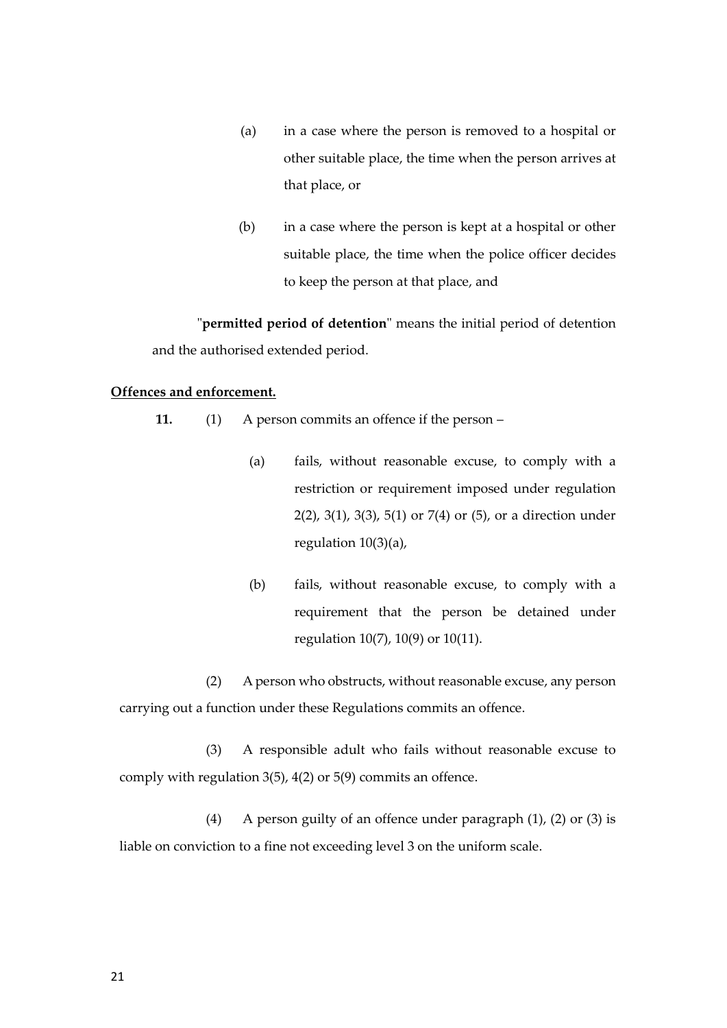(a) in a case where the person is removed to a hospital or other suitable place, the time when the person arrives at that place, or

(b) in a case where the person is kept at a hospital or other suitable place, the time when the police officer decides to keep the person at that place, and

"**permitted period of detention**" means the initial period of detention and the authorised extended period.

**Offences and enforcement.**

**11.** (1) A person commits an offence if the person –

(a) fails, without reasonable excuse, to comply with a restriction or requirement imposed under regulation 2(2), 3(1), 3(3), 5(1) or 7(4) or (5), or a direction under regulation 10(3)(a),

(b) fails, without reasonable excuse, to comply with a requirement that the person be detained under regulation 10(7), 10(9) or 10(11).

(2) A person who obstructs, without reasonable excuse, any person carrying out a function under these Regulations commits an offence.

(3) A responsible adult who fails without reasonable excuse to comply with regulation 3(5), 4(2) or 5(9) commits an offence.

(4) A person guilty of an offence under paragraph (1), (2) or (3) is liable on conviction to a fine not exceeding level 3 on the uniform scale.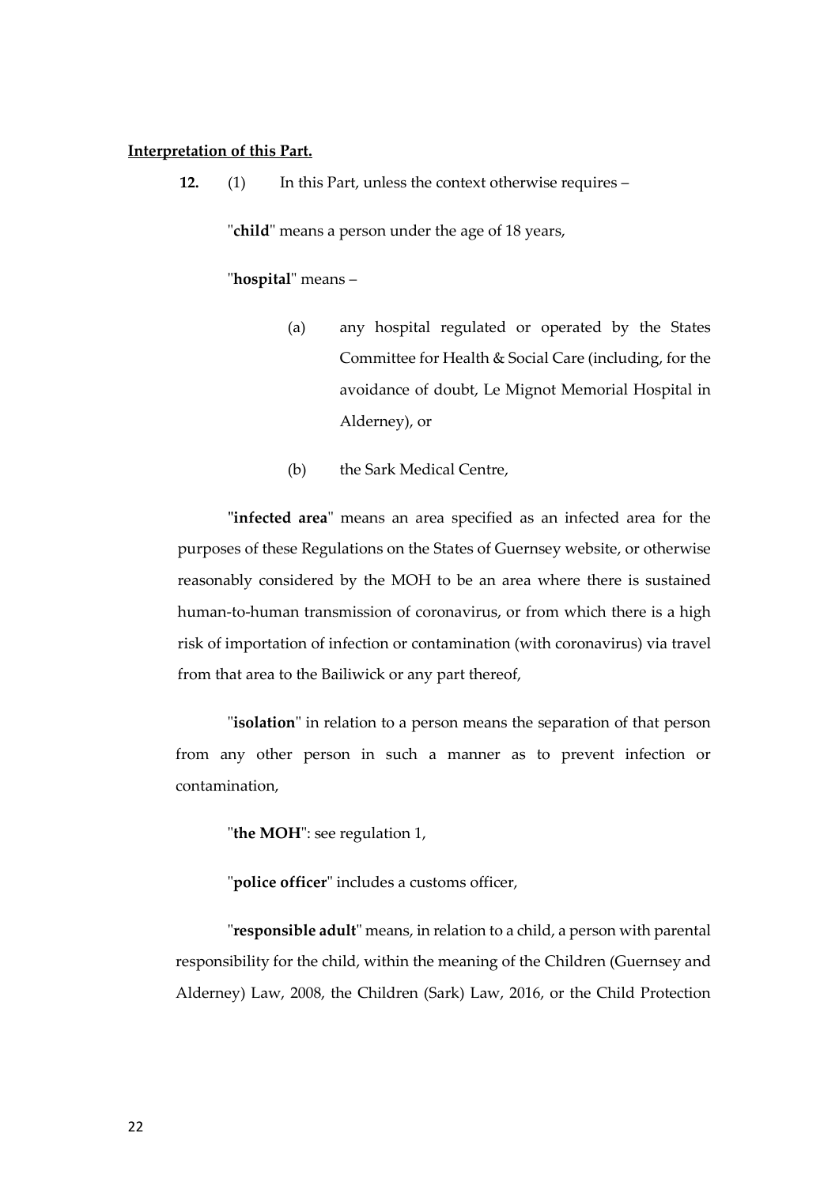**Interpretation of this Part.**

**12.** (1) In this Part, unless the context otherwise requires –

"**child**" means a person under the age of 18 years,

"**hospital**" means –

(a) any hospital regulated or operated by the States Committee for Health & Social Care (including, for the avoidance of doubt, Le Mignot Memorial Hospital in Alderney), or

(b) the Sark Medical Centre,

"**infected area**" means an area specified as an infected area for the purposes of these Regulations on the States of Guernsey website, or otherwise reasonably considered by the MOH to be an area where there is sustained human-to-human transmission of coronavirus, or from which there is a high risk of importation of infection or contamination (with coronavirus) via travel from that area to the Bailiwick or any part thereof,

"**isolation**" in relation to a person means the separation of that person from any other person in such a manner as to prevent infection or contamination,

"**the MOH**": see regulation 1,

"**police officer**" includes a customs officer,

"**responsible adult**" means, in relation to a child, a person with parental responsibility for the child, within the meaning of the Children (Guernsey and Alderney) Law, 2008, the Children (Sark) Law, 2016, or the Child Protection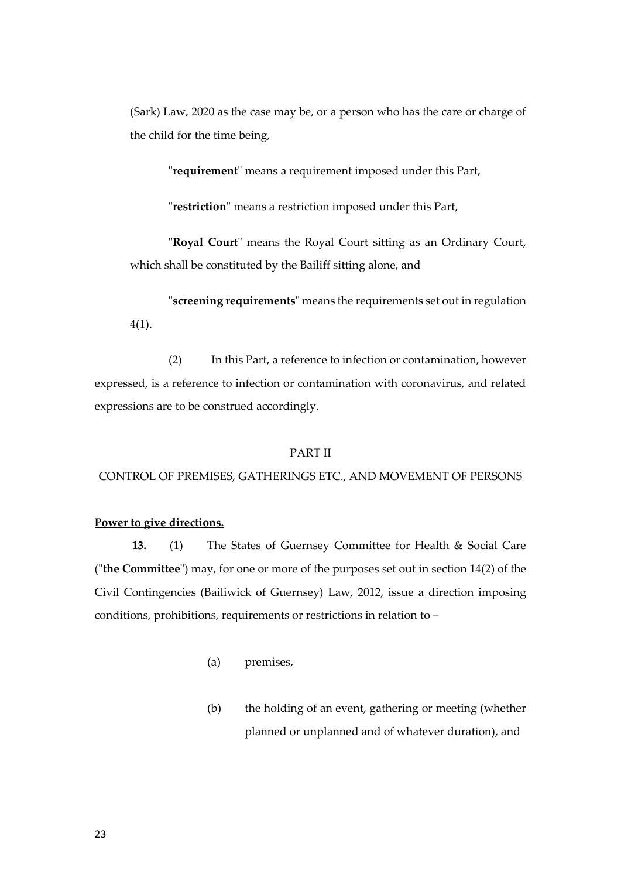(Sark) Law, 2020 as the case may be, or a person who has the care or charge of the child for the time being,

"**requirement**" means a requirement imposed under this Part,

"**restriction**" means a restriction imposed under this Part,

"**Royal Court**" means the Royal Court sitting as an Ordinary Court, which shall be constituted by the Bailiff sitting alone, and

"**screening requirements**" means the requirements set out in regulation 4(1).

(2) In this Part, a reference to infection or contamination, however expressed, is a reference to infection or contamination with coronavirus, and related expressions are to be construed accordingly.

PART II

CONTROL OF PREMISES, GATHERINGS ETC., AND MOVEMENT OF PERSONS

**Power to give directions.**

**13.** (1) The States of Guernsey Committee for Health & Social Care ("**the Committee**") may, for one or more of the purposes set out in section 14(2) of the Civil Contingencies (Bailiwick of Guernsey) Law, 2012, issue a direction imposing conditions, prohibitions, requirements or restrictions in relation to –

(a) premises,

(b) the holding of an event, gathering or meeting (whether planned or unplanned and of whatever duration), and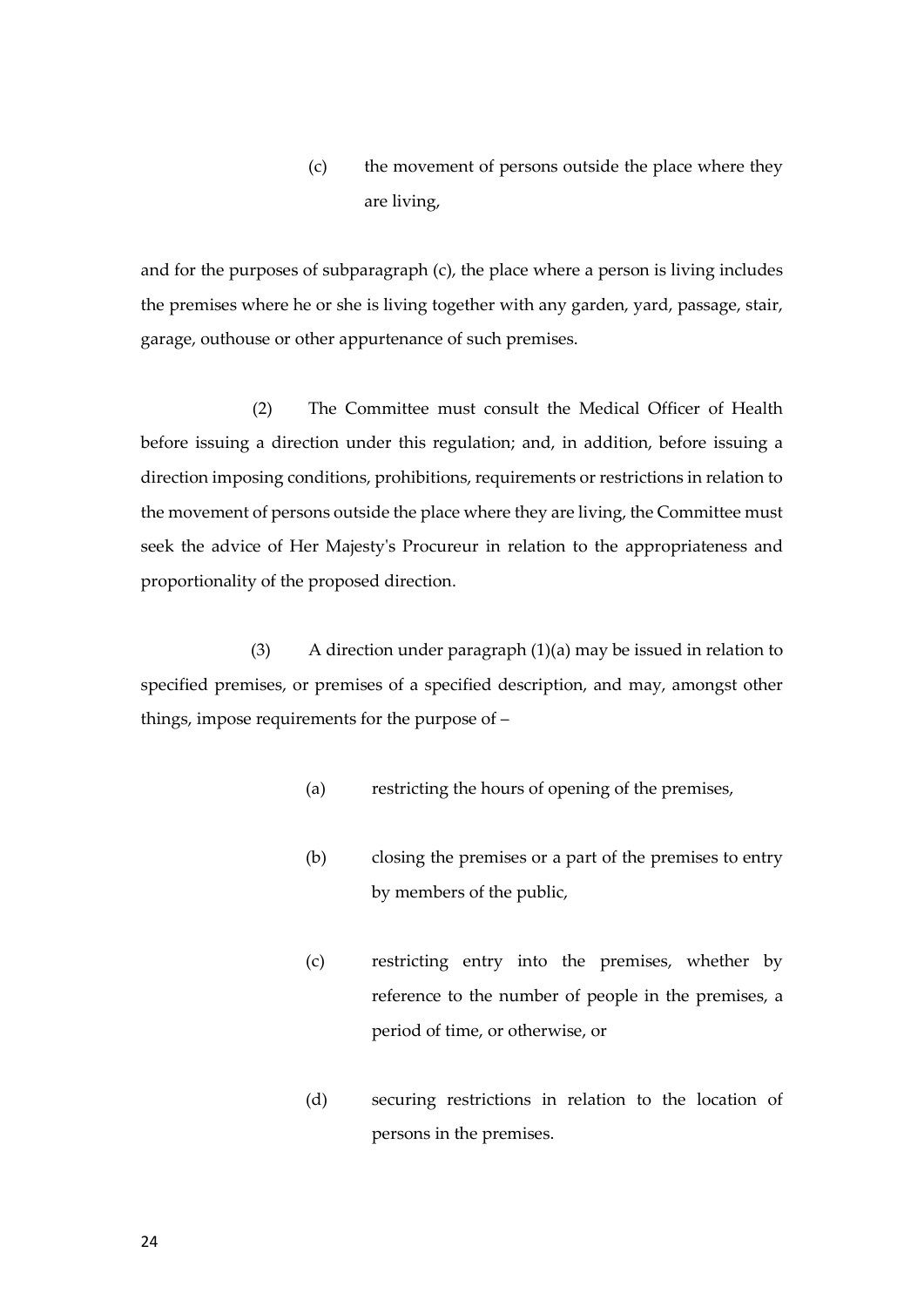(c) the movement of persons outside the place where they are living,

and for the purposes of subparagraph (c), the place where a person is living includes the premises where he or she is living together with any garden, yard, passage, stair, garage, outhouse or other appurtenance of such premises.

(2) The Committee must consult the Medical Officer of Health before issuing a direction under this regulation; and, in addition, before issuing a direction imposing conditions, prohibitions, requirements or restrictions in relation to the movement of persons outside the place where they are living, the Committee must seek the advice of Her Majesty's Procureur in relation to the appropriateness and proportionality of the proposed direction.

(3) A direction under paragraph (1)(a) may be issued in relation to specified premises, or premises of a specified description, and may, amongst other things, impose requirements for the purpose of –

(a) restricting the hours of opening of the premises,

(b) closing the premises or a part of the premises to entry by members of the public,

(c) restricting entry into the premises, whether by reference to the number of people in the premises, a period of time, or otherwise, or

(d) securing restrictions in relation to the location of persons in the premises.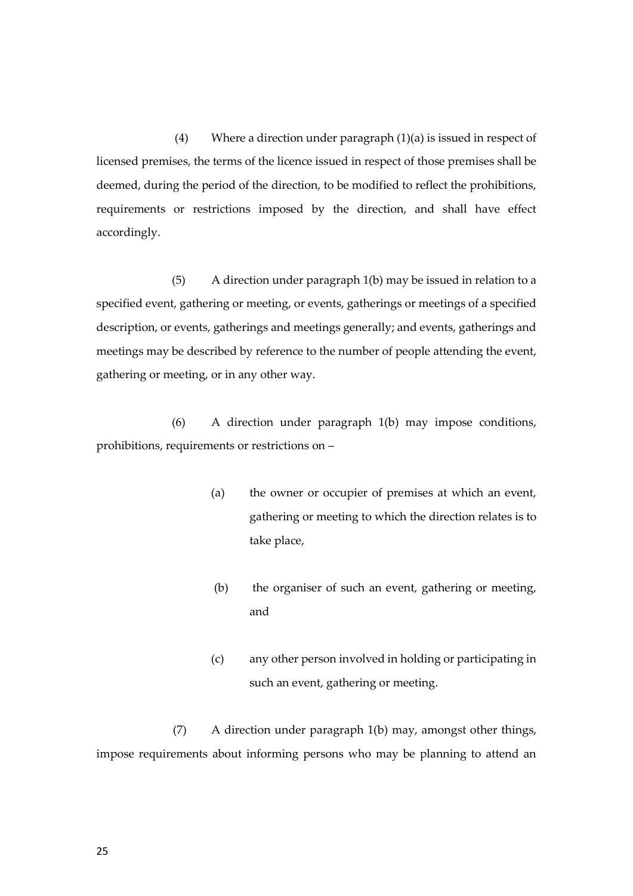(4) Where a direction under paragraph (1)(a) is issued in respect of licensed premises, the terms of the licence issued in respect of those premises shall be deemed, during the period of the direction, to be modified to reflect the prohibitions, requirements or restrictions imposed by the direction, and shall have effect accordingly.

(5) A direction under paragraph 1(b) may be issued in relation to a specified event, gathering or meeting, or events, gatherings or meetings of a specified description, or events, gatherings and meetings generally; and events, gatherings and meetings may be described by reference to the number of people attending the event, gathering or meeting, or in any other way.

(6) A direction under paragraph 1(b) may impose conditions, prohibitions, requirements or restrictions on –

(a) the owner or occupier of premises at which an event, gathering or meeting to which the direction relates is to take place,

(b) the organiser of such an event, gathering or meeting, and

(c) any other person involved in holding or participating in such an event, gathering or meeting.

(7) A direction under paragraph 1(b) may, amongst other things, impose requirements about informing persons who may be planning to attend an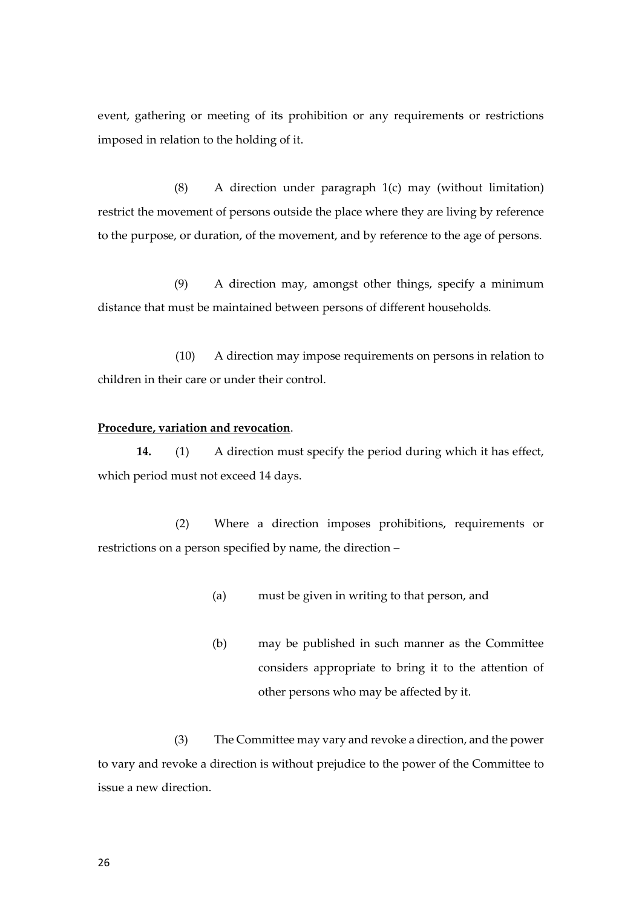event, gathering or meeting of its prohibition or any requirements or restrictions imposed in relation to the holding of it.

(8) A direction under paragraph 1(c) may (without limitation) restrict the movement of persons outside the place where they are living by reference to the purpose, or duration, of the movement, and by reference to the age of persons.

(9) A direction may, amongst other things, specify a minimum distance that must be maintained between persons of different households.

(10) A direction may impose requirements on persons in relation to children in their care or under their control.

**Procedure, variation and revocation**.

**14.** (1) A direction must specify the period during which it has effect, which period must not exceed 14 days.

(2) Where a direction imposes prohibitions, requirements or restrictions on a person specified by name, the direction –

(a) must be given in writing to that person, and

(b) may be published in such manner as the Committee considers appropriate to bring it to the attention of other persons who may be affected by it.

(3) The Committee may vary and revoke a direction, and the power to vary and revoke a direction is without prejudice to the power of the Committee to issue a new direction.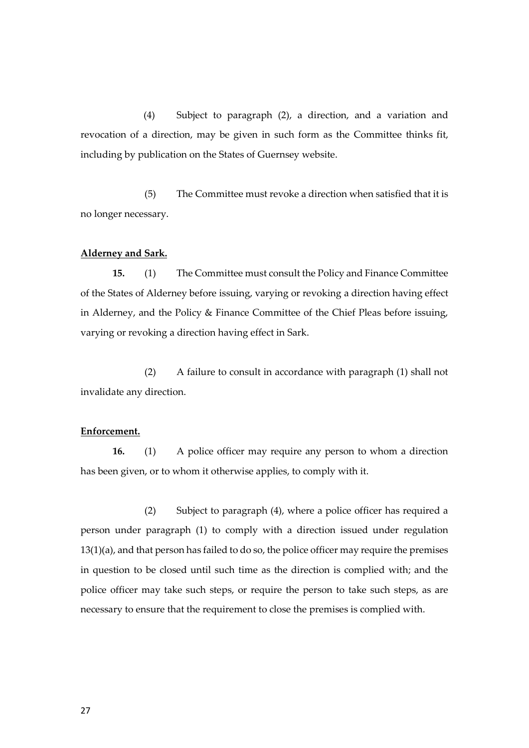(4) Subject to paragraph (2), a direction, and a variation and revocation of a direction, may be given in such form as the Committee thinks fit, including by publication on the States of Guernsey website.

(5) The Committee must revoke a direction when satisfied that it is no longer necessary.

**Alderney and Sark.**

**15.** (1) The Committee must consult the Policy and Finance Committee of the States of Alderney before issuing, varying or revoking a direction having effect in Alderney, and the Policy & Finance Committee of the Chief Pleas before issuing, varying or revoking a direction having effect in Sark.

(2) A failure to consult in accordance with paragraph (1) shall not invalidate any direction.

**Enforcement.**

**16.** (1) A police officer may require any person to whom a direction has been given, or to whom it otherwise applies, to comply with it.

(2) Subject to paragraph (4), where a police officer has required a person under paragraph (1) to comply with a direction issued under regulation 13(1)(a), and that person has failed to do so, the police officer may require the premises in question to be closed until such time as the direction is complied with; and the police officer may take such steps, or require the person to take such steps, as are necessary to ensure that the requirement to close the premises is complied with.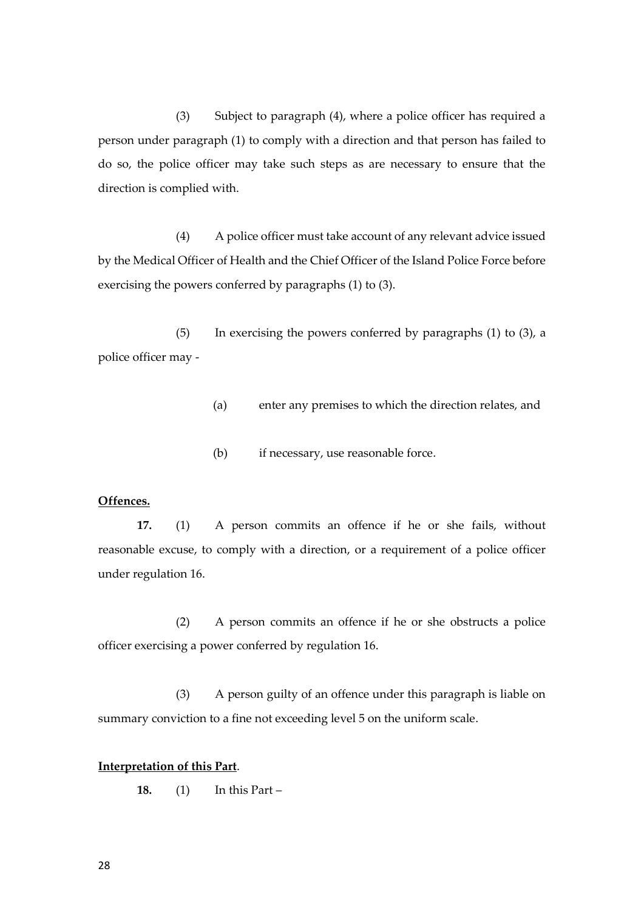(3) Subject to paragraph (4), where a police officer has required a person under paragraph (1) to comply with a direction and that person has failed to do so, the police officer may take such steps as are necessary to ensure that the direction is complied with.

(4) A police officer must take account of any relevant advice issued by the Medical Officer of Health and the Chief Officer of the Island Police Force before exercising the powers conferred by paragraphs (1) to (3).

(5) In exercising the powers conferred by paragraphs (1) to (3), a police officer may -

(a) enter any premises to which the direction relates, and

(b) if necessary, use reasonable force.

**Offences.**

**17.** (1) A person commits an offence if he or she fails, without reasonable excuse, to comply with a direction, or a requirement of a police officer under regulation 16.

(2) A person commits an offence if he or she obstructs a police officer exercising a power conferred by regulation 16.

(3) A person guilty of an offence under this paragraph is liable on summary conviction to a fine not exceeding level 5 on the uniform scale.

**Interpretation of this Part.**

**18.** (1) In this Part –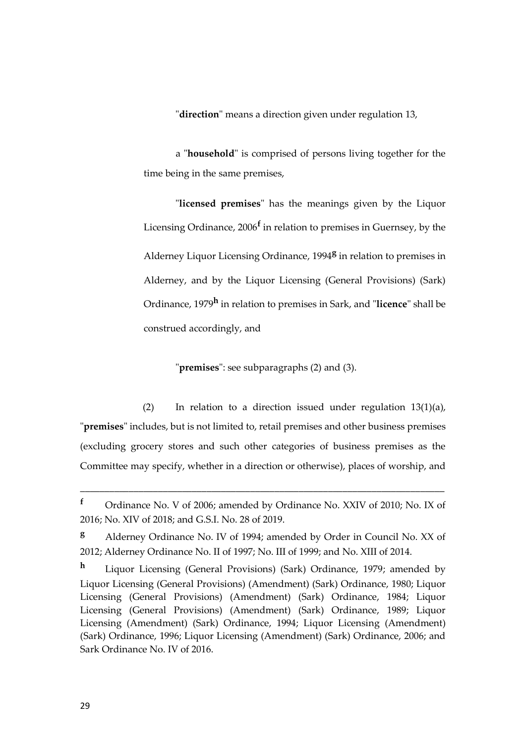"**direction**" means a direction given under regulation 13,

a "**household**" is comprised of persons living together for the time being in the same premises,

"**licensed premises**" has the meanings given by the Liquor Licensing Ordinance, 2006[f] in relation to premises in Guernsey, by the Alderney Liquor Licensing Ordinance, 1994[g] in relation to premises in Alderney, and by the Liquor Licensing (General Provisions) (Sark) Ordinance, 1979[h] in relation to premises in Sark, and "**licence**" shall be construed accordingly, and

"**premises**": see subparagraphs (2) and (3).

(2) In relation to a direction issued under regulation 13(1)(a), "**premises**" includes, but is not limited to, retail premises and other business premises (excluding grocery stores and such other categories of business premises as the Committee may specify, whether in a direction or otherwise), places of worship, and

---

[f] Ordinance No. V of 2006; amended by Ordinance No. XXIV of 2010; No. IX of 2016; No. XIV of 2018; and G.S.I. No. 28 of 2019.

[g] Alderney Ordinance No. IV of 1994; amended by Order in Council No. XX of 2012; Alderney Ordinance No. II of 1997; No. III of 1999; and No. XIII of 2014.

[h] Liquor Licensing (General Provisions) (Sark) Ordinance, 1979; amended by Liquor Licensing (General Provisions) (Amendment) (Sark) Ordinance, 1980; Liquor Licensing (General Provisions) (Amendment) (Sark) Ordinance, 1984; Liquor Licensing (General Provisions) (Amendment) (Sark) Ordinance, 1989; Liquor Licensing (Amendment) (Sark) Ordinance, 1994; Liquor Licensing (Amendment) (Sark) Ordinance, 1996; Liquor Licensing (Amendment) (Sark) Ordinance, 2006; and Sark Ordinance No. IV of 2016.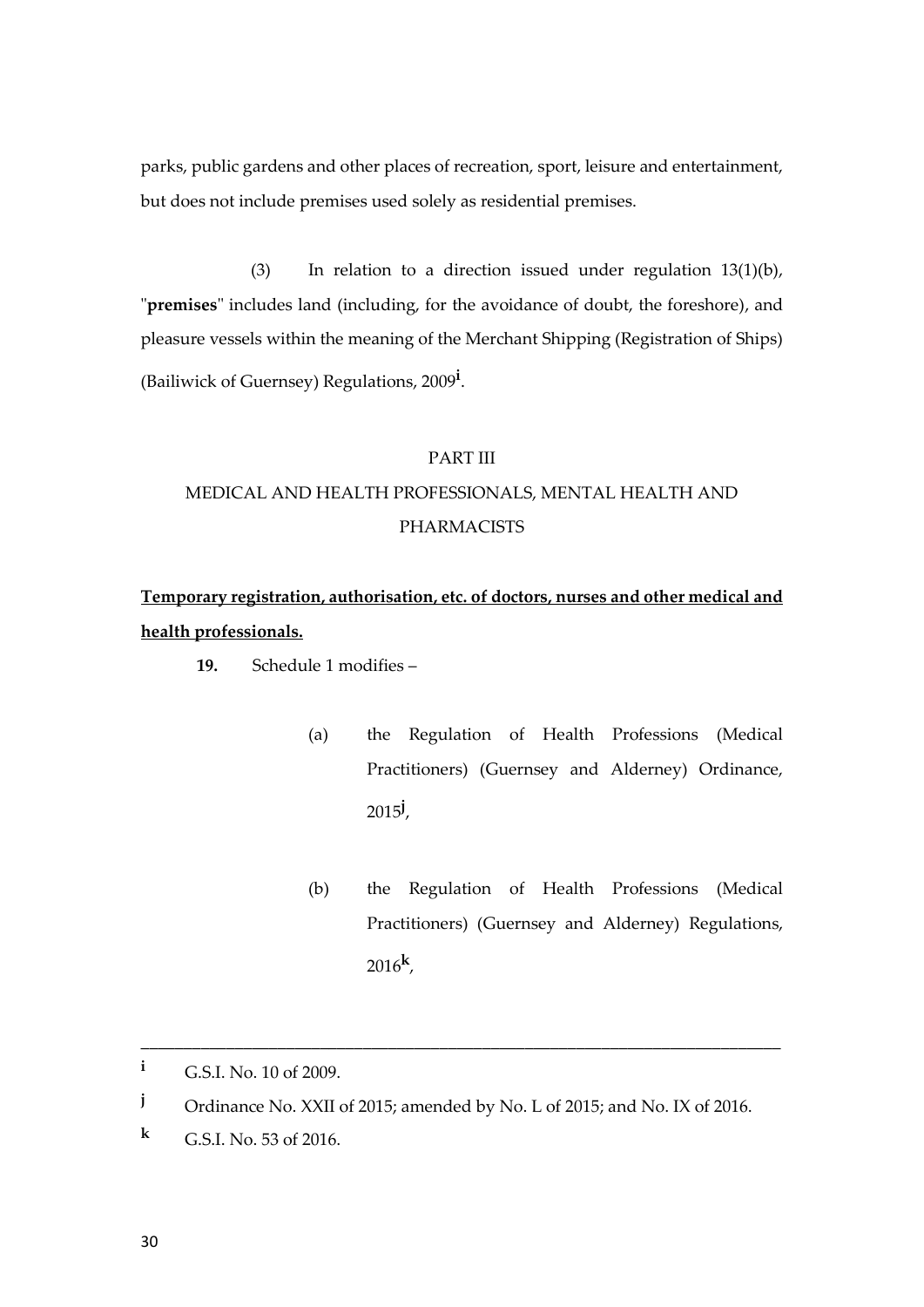parks, public gardens and other places of recreation, sport, leisure and entertainment, but does not include premises used solely as residential premises.

(3) In relation to a direction issued under regulation 13(1)(b), "**premises**" includes land (including, for the avoidance of doubt, the foreshore), and pleasure vessels within the meaning of the Merchant Shipping (Registration of Ships) (Bailiwick of Guernsey) Regulations, 2009[i].

PART III

MEDICAL AND HEALTH PROFESSIONALS, MENTAL HEALTH AND PHARMACISTS

**Temporary registration, authorisation, etc. of doctors, nurses and other medical and health professionals.**

**19.** Schedule 1 modifies –

(a) the Regulation of Health Professions (Medical Practitioners) (Guernsey and Alderney) Ordinance, 2015[j],

(b) the Regulation of Health Professions (Medical Practitioners) (Guernsey and Alderney) Regulations, 2016[k],

---

[i] G.S.I. No. 10 of 2009.

[j] Ordinance No. XXII of 2015; amended by No. L of 2015; and No. IX of 2016.

[k] G.S.I. No. 53 of 2016.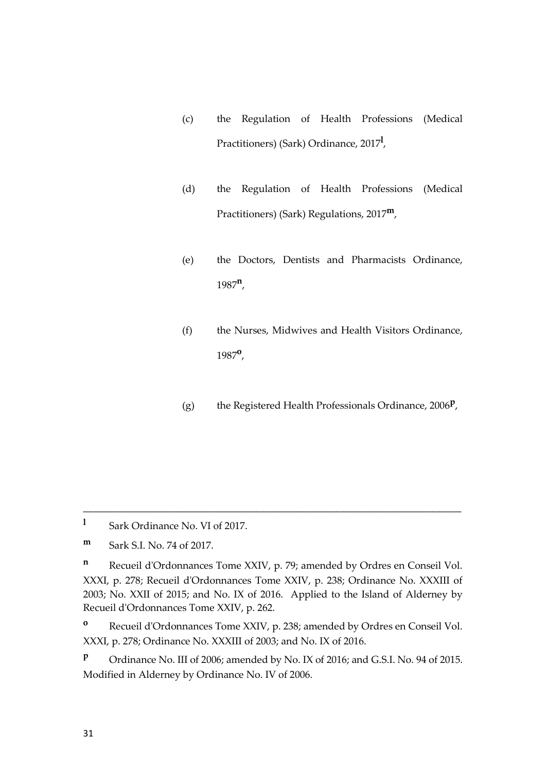(c) the Regulation of Health Professions (Medical Practitioners) (Sark) Ordinance, 2017[l],

(d) the Regulation of Health Professions (Medical Practitioners) (Sark) Regulations, 2017[m],

(e) the Doctors, Dentists and Pharmacists Ordinance, 1987[n],

(f) the Nurses, Midwives and Health Visitors Ordinance, 1987[o],

(g) the Registered Health Professionals Ordinance, 2006[p],

---

[l] Sark Ordinance No. VI of 2017.

[m] Sark S.I. No. 74 of 2017.

[n] Recueil d'Ordonnances Tome XXIV, p. 79; amended by Ordres en Conseil Vol. XXXI, p. 278; Recueil d'Ordonnances Tome XXIV, p. 238; Ordinance No. XXXIII of 2003; No. XXII of 2015; and No. IX of 2016. Applied to the Island of Alderney by Recueil d'Ordonnances Tome XXIV, p. 262.

[o] Recueil d'Ordonnances Tome XXIV, p. 238; amended by Ordres en Conseil Vol. XXXI, p. 278; Ordinance No. XXXIII of 2003; and No. IX of 2016.

[p] Ordinance No. III of 2006; amended by No. IX of 2016; and G.S.I. No. 94 of 2015. Modified in Alderney by Ordinance No. IV of 2006.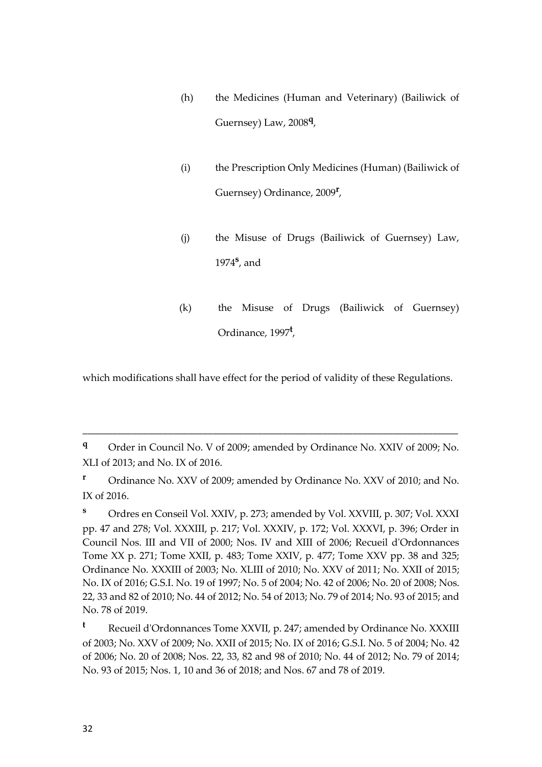(h) the Medicines (Human and Veterinary) (Bailiwick of Guernsey) Law, 2008[q],

(i) the Prescription Only Medicines (Human) (Bailiwick of Guernsey) Ordinance, 2009[r],

(j) the Misuse of Drugs (Bailiwick of Guernsey) Law, 1974[s], and

(k) the Misuse of Drugs (Bailiwick of Guernsey) Ordinance, 1997[t],

which modifications shall have effect for the period of validity of these Regulations.

---

[q] Order in Council No. V of 2009; amended by Ordinance No. XXIV of 2009; No. XLI of 2013; and No. IX of 2016.

[r] Ordinance No. XXV of 2009; amended by Ordinance No. XXV of 2010; and No. IX of 2016.

[s] Ordres en Conseil Vol. XXIV, p. 273; amended by Vol. XXVIII, p. 307; Vol. XXXI pp. 47 and 278; Vol. XXXIII, p. 217; Vol. XXXIV, p. 172; Vol. XXXVI, p. 396; Order in Council Nos. III and VII of 2000; Nos. IV and XIII of 2006; Recueil d'Ordonnances Tome XX p. 271; Tome XXII, p. 483; Tome XXIV, p. 477; Tome XXV pp. 38 and 325; Ordinance No. XXXIII of 2003; No. XLIII of 2010; No. XXV of 2011; No. XXII of 2015; No. IX of 2016; G.S.I. No. 19 of 1997; No. 5 of 2004; No. 42 of 2006; No. 20 of 2008; Nos. 22, 33 and 82 of 2010; No. 44 of 2012; No. 54 of 2013; No. 79 of 2014; No. 93 of 2015; and No. 78 of 2019.

[t] Recueil d'Ordonnances Tome XXVII, p. 247; amended by Ordinance No. XXXIII of 2003; No. XXV of 2009; No. XXII of 2015; No. IX of 2016; G.S.I. No. 5 of 2004; No. 42 of 2006; No. 20 of 2008; Nos. 22, 33, 82 and 98 of 2010; No. 44 of 2012; No. 79 of 2014; No. 93 of 2015; Nos. 1, 10 and 36 of 2018; and Nos. 67 and 78 of 2019.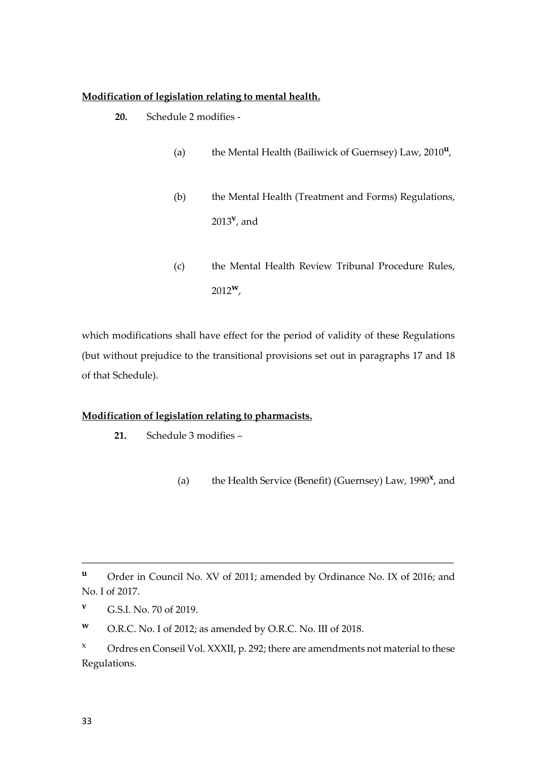**Modification of legislation relating to mental health.**

**20.** Schedule 2 modifies -

(a) the Mental Health (Bailiwick of Guernsey) Law, 2010[u],

(b) the Mental Health (Treatment and Forms) Regulations, 2013[v], and

(c) the Mental Health Review Tribunal Procedure Rules, 2012[w],

which modifications shall have effect for the period of validity of these Regulations (but without prejudice to the transitional provisions set out in paragraphs 17 and 18 of that Schedule).

**Modification of legislation relating to pharmacists.**

**21.** Schedule 3 modifies –

(a) the Health Service (Benefit) (Guernsey) Law, 1990[x], and

---

[u] Order in Council No. XV of 2011; amended by Ordinance No. IX of 2016; and No. I of 2017.

[v] G.S.I. No. 70 of 2019.

[w] O.R.C. No. I of 2012; as amended by O.R.C. No. III of 2018.

[x] Ordres en Conseil Vol. XXXII, p. 292; there are amendments not material to these Regulations.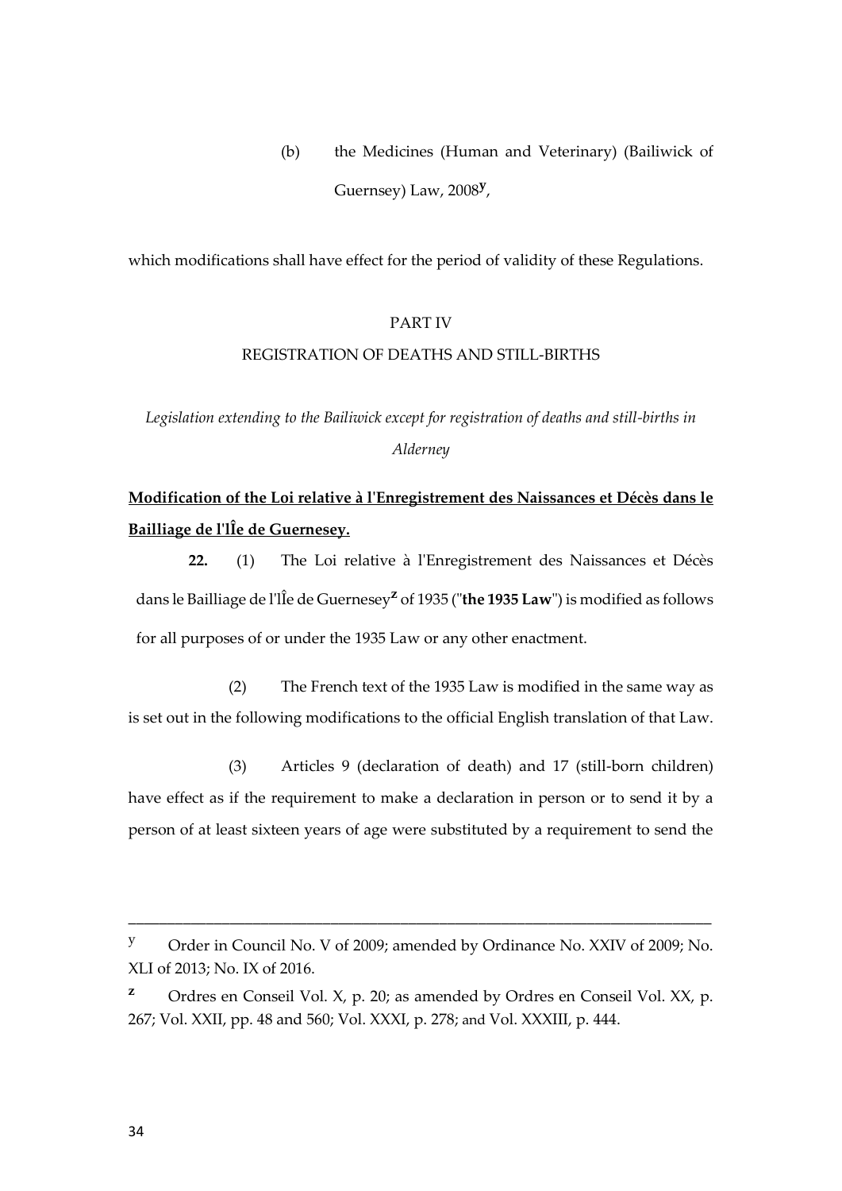(b) the Medicines (Human and Veterinary) (Bailiwick of Guernsey) Law, 2008[y],

which modifications shall have effect for the period of validity of these Regulations.

PART IV

REGISTRATION OF DEATHS AND STILL-BIRTHS

*Legislation extending to the Bailiwick except for registration of deaths and still-births in Alderney*

**Modification of the Loi relative à l'Enregistrement des Naissances et Décès dans le Bailliage de l'lÎe de Guernesey.**

**22.** (1) The Loi relative à l'Enregistrement des Naissances et Décès dans le Bailliage de l'lÎe de Guernesey[z] of 1935 ("**the 1935 Law**") is modified as follows for all purposes of or under the 1935 Law or any other enactment.

(2) The French text of the 1935 Law is modified in the same way as is set out in the following modifications to the official English translation of that Law.

(3) Articles 9 (declaration of death) and 17 (still-born children) have effect as if the requirement to make a declaration in person or to send it by a person of at least sixteen years of age were substituted by a requirement to send the

---

[y] Order in Council No. V of 2009; amended by Ordinance No. XXIV of 2009; No. XLI of 2013; No. IX of 2016.

[z] Ordres en Conseil Vol. X, p. 20; as amended by Ordres en Conseil Vol. XX, p. 267; Vol. XXII, pp. 48 and 560; Vol. XXXI, p. 278; and Vol. XXXIII, p. 444.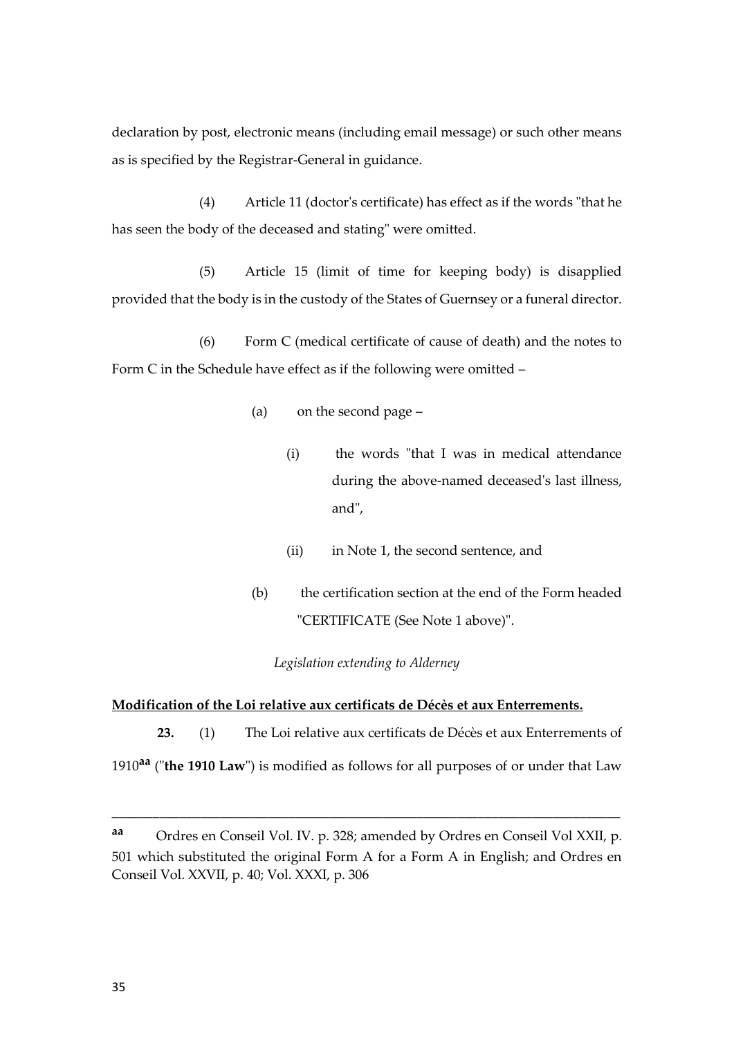declaration by post, electronic means (including email message) or such other means as is specified by the Registrar-General in guidance.

(4) Article 11 (doctor's certificate) has effect as if the words "that he has seen the body of the deceased and stating" were omitted.

(5) Article 15 (limit of time for keeping body) is disapplied provided that the body is in the custody of the States of Guernsey or a funeral director.

(6) Form C (medical certificate of cause of death) and the notes to Form C in the Schedule have effect as if the following were omitted –

(a) on the second page –

(i) the words "that I was in medical attendance during the above-named deceased's last illness, and",

(ii) in Note 1, the second sentence, and

(b) the certification section at the end of the Form headed "CERTIFICATE (See Note 1 above)".

*Legislation extending to Alderney*

**Modification of the Loi relative aux certificats de Décès et aux Enterrements.**

**23.** (1) The Loi relative aux certificats de Décès et aux Enterrements of 1910[aa] ("**the 1910 Law**") is modified as follows for all purposes of or under that Law

---

[aa] Ordres en Conseil Vol. IV. p. 328; amended by Ordres en Conseil Vol XXII, p. 501 which substituted the original Form A for a Form A in English; and Ordres en Conseil Vol. XXVII, p. 40; Vol. XXXI, p. 306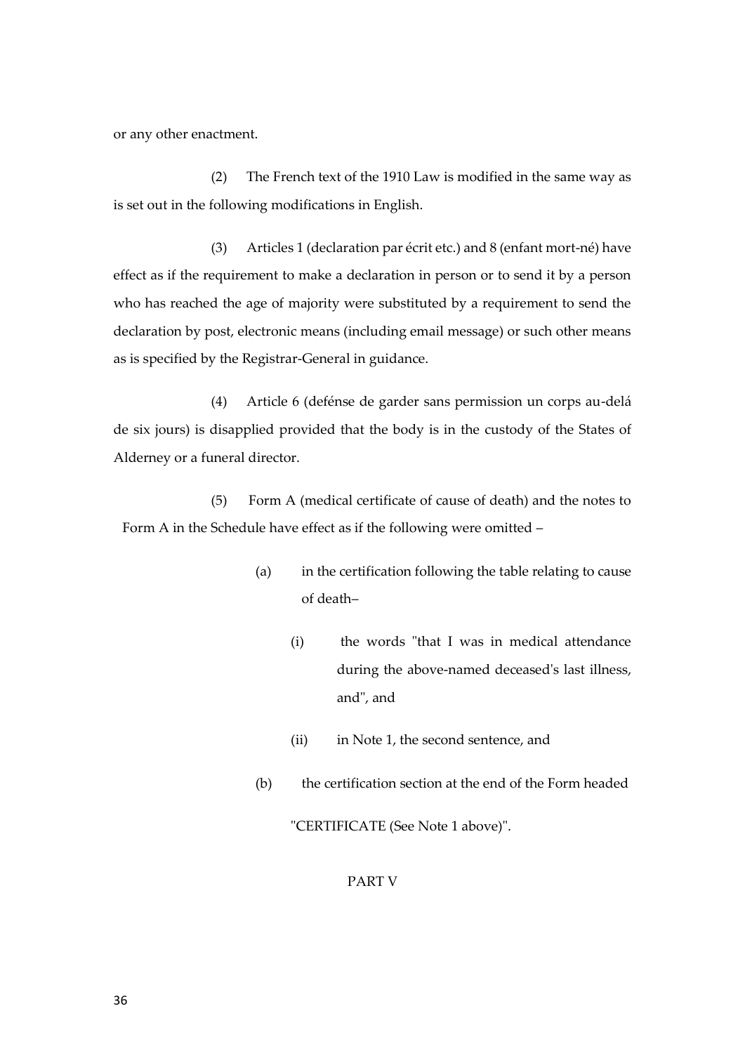or any other enactment.

(2) The French text of the 1910 Law is modified in the same way as is set out in the following modifications in English.

(3) Articles 1 (declaration par écrit etc.) and 8 (enfant mort-né) have effect as if the requirement to make a declaration in person or to send it by a person who has reached the age of majority were substituted by a requirement to send the declaration by post, electronic means (including email message) or such other means as is specified by the Registrar-General in guidance.

(4) Article 6 (defénse de garder sans permission un corps au-delá de six jours) is disapplied provided that the body is in the custody of the States of Alderney or a funeral director.

(5) Form A (medical certificate of cause of death) and the notes to Form A in the Schedule have effect as if the following were omitted –

(a) in the certification following the table relating to cause of death–

(i) the words "that I was in medical attendance during the above-named deceased's last illness, and", and

(ii) in Note 1, the second sentence, and

(b) the certification section at the end of the Form headed "CERTIFICATE (See Note 1 above)".

PART V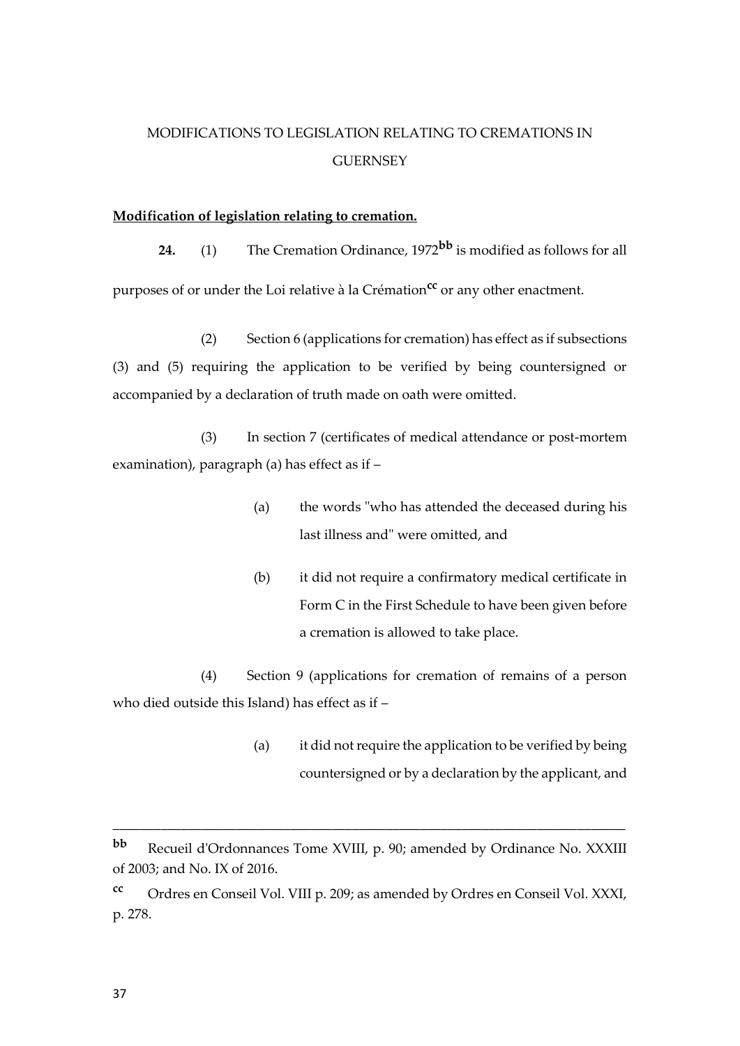MODIFICATIONS TO LEGISLATION RELATING TO CREMATIONS IN GUERNSEY

**Modification of legislation relating to cremation.**

**24.** (1) The Cremation Ordinance, 1972[bb] is modified as follows for all purposes of or under the Loi relative à la Crémation[cc] or any other enactment.

(2) Section 6 (applications for cremation) has effect as if subsections (3) and (5) requiring the application to be verified by being countersigned or accompanied by a declaration of truth made on oath were omitted.

(3) In section 7 (certificates of medical attendance or post-mortem examination), paragraph (a) has effect as if –

(a) the words "who has attended the deceased during his last illness and" were omitted, and

(b) it did not require a confirmatory medical certificate in Form C in the First Schedule to have been given before a cremation is allowed to take place.

(4) Section 9 (applications for cremation of remains of a person who died outside this Island) has effect as if –

(a) it did not require the application to be verified by being countersigned or by a declaration by the applicant, and

---

**bb** Recueil d'Ordonnances Tome XVIII, p. 90; amended by Ordinance No. XXXIII of 2003; and No. IX of 2016.

**cc** Ordres en Conseil Vol. VIII p. 209; as amended by Ordres en Conseil Vol. XXXI, p. 278.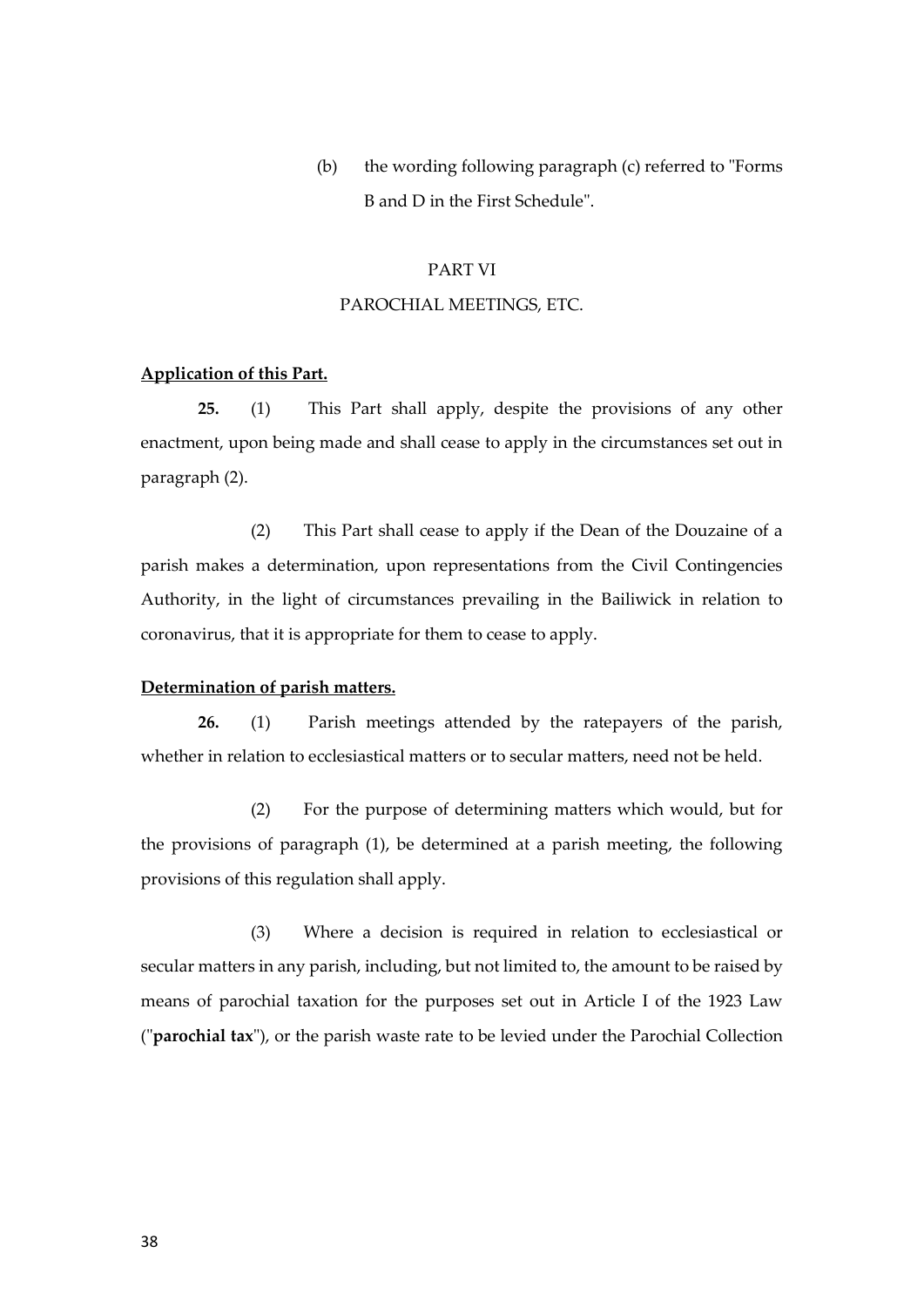(b) the wording following paragraph (c) referred to "Forms B and D in the First Schedule".

## PART VI

## PAROCHIAL MEETINGS, ETC.

**Application of this Part.**

**25.** (1) This Part shall apply, despite the provisions of any other enactment, upon being made and shall cease to apply in the circumstances set out in paragraph (2).

(2) This Part shall cease to apply if the Dean of the Douzaine of a parish makes a determination, upon representations from the Civil Contingencies Authority, in the light of circumstances prevailing in the Bailiwick in relation to coronavirus, that it is appropriate for them to cease to apply.

**Determination of parish matters.**

**26.** (1) Parish meetings attended by the ratepayers of the parish, whether in relation to ecclesiastical matters or to secular matters, need not be held.

(2) For the purpose of determining matters which would, but for the provisions of paragraph (1), be determined at a parish meeting, the following provisions of this regulation shall apply.

(3) Where a decision is required in relation to ecclesiastical or secular matters in any parish, including, but not limited to, the amount to be raised by means of parochial taxation for the purposes set out in Article I of the 1923 Law ("**parochial tax**"), or the parish waste rate to be levied under the Parochial Collection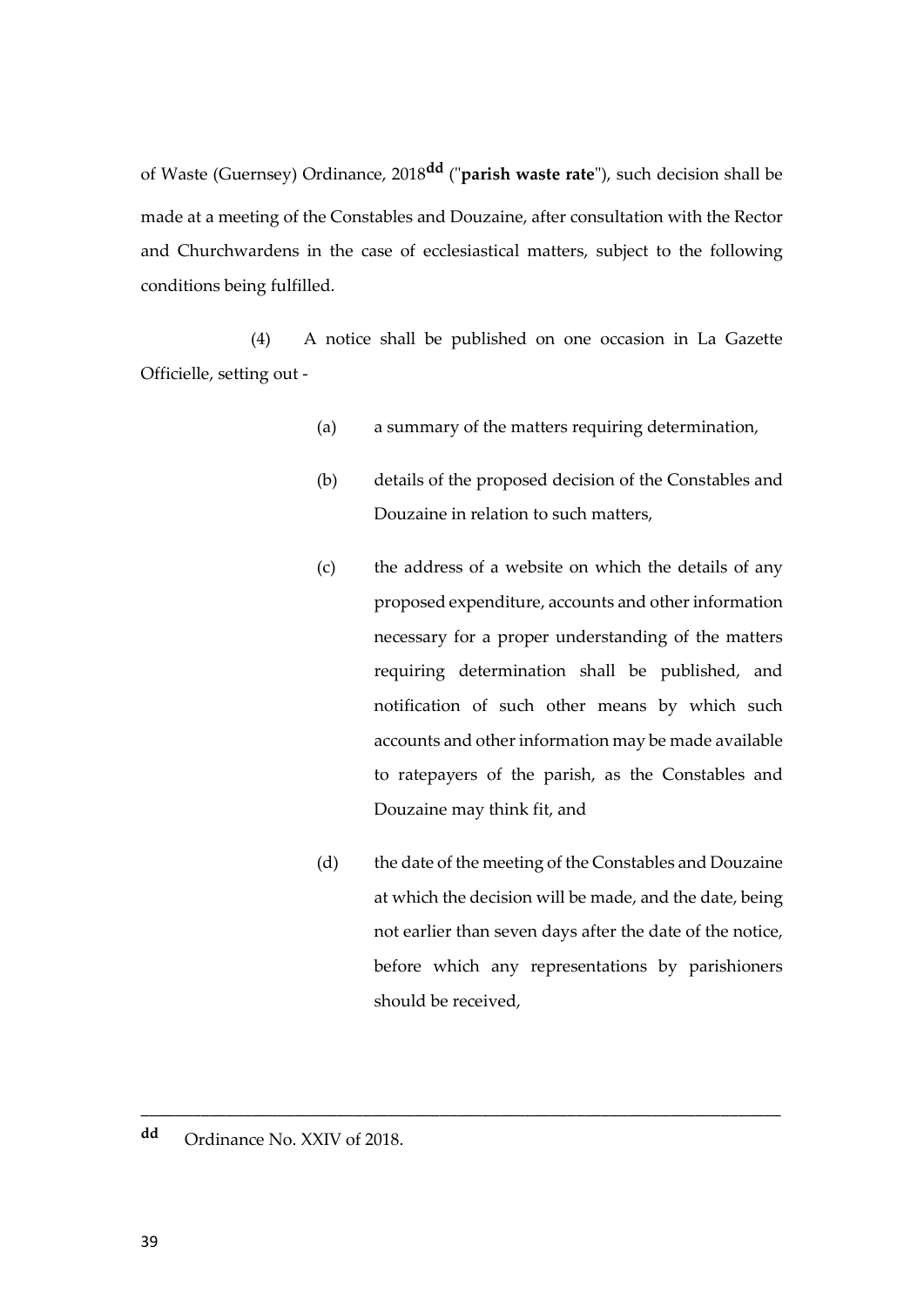of Waste (Guernsey) Ordinance, 2018[dd] ("**parish waste rate**"), such decision shall be made at a meeting of the Constables and Douzaine, after consultation with the Rector and Churchwardens in the case of ecclesiastical matters, subject to the following conditions being fulfilled.

(4) A notice shall be published on one occasion in La Gazette Officielle, setting out -

(a) a summary of the matters requiring determination,

(b) details of the proposed decision of the Constables and Douzaine in relation to such matters,

(c) the address of a website on which the details of any proposed expenditure, accounts and other information necessary for a proper understanding of the matters requiring determination shall be published, and notification of such other means by which such accounts and other information may be made available to ratepayers of the parish, as the Constables and Douzaine may think fit, and

(d) the date of the meeting of the Constables and Douzaine at which the decision will be made, and the date, being not earlier than seven days after the date of the notice, before which any representations by parishioners should be received,

---

[dd] Ordinance No. XXIV of 2018.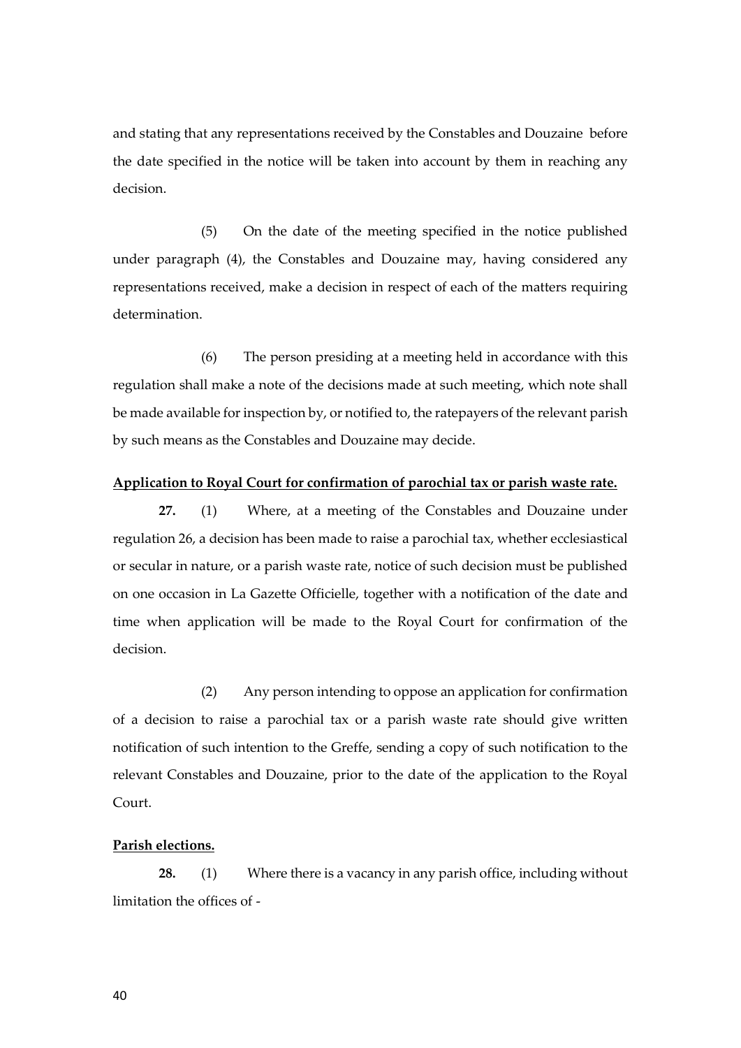and stating that any representations received by the Constables and Douzaine before the date specified in the notice will be taken into account by them in reaching any decision.

(5) On the date of the meeting specified in the notice published under paragraph (4), the Constables and Douzaine may, having considered any representations received, make a decision in respect of each of the matters requiring determination.

(6) The person presiding at a meeting held in accordance with this regulation shall make a note of the decisions made at such meeting, which note shall be made available for inspection by, or notified to, the ratepayers of the relevant parish by such means as the Constables and Douzaine may decide.

**Application to Royal Court for confirmation of parochial tax or parish waste rate.**

**27.** (1) Where, at a meeting of the Constables and Douzaine under regulation 26, a decision has been made to raise a parochial tax, whether ecclesiastical or secular in nature, or a parish waste rate, notice of such decision must be published on one occasion in La Gazette Officielle, together with a notification of the date and time when application will be made to the Royal Court for confirmation of the decision.

(2) Any person intending to oppose an application for confirmation of a decision to raise a parochial tax or a parish waste rate should give written notification of such intention to the Greffe, sending a copy of such notification to the relevant Constables and Douzaine, prior to the date of the application to the Royal Court.

**Parish elections.**

**28.** (1) Where there is a vacancy in any parish office, including without limitation the offices of -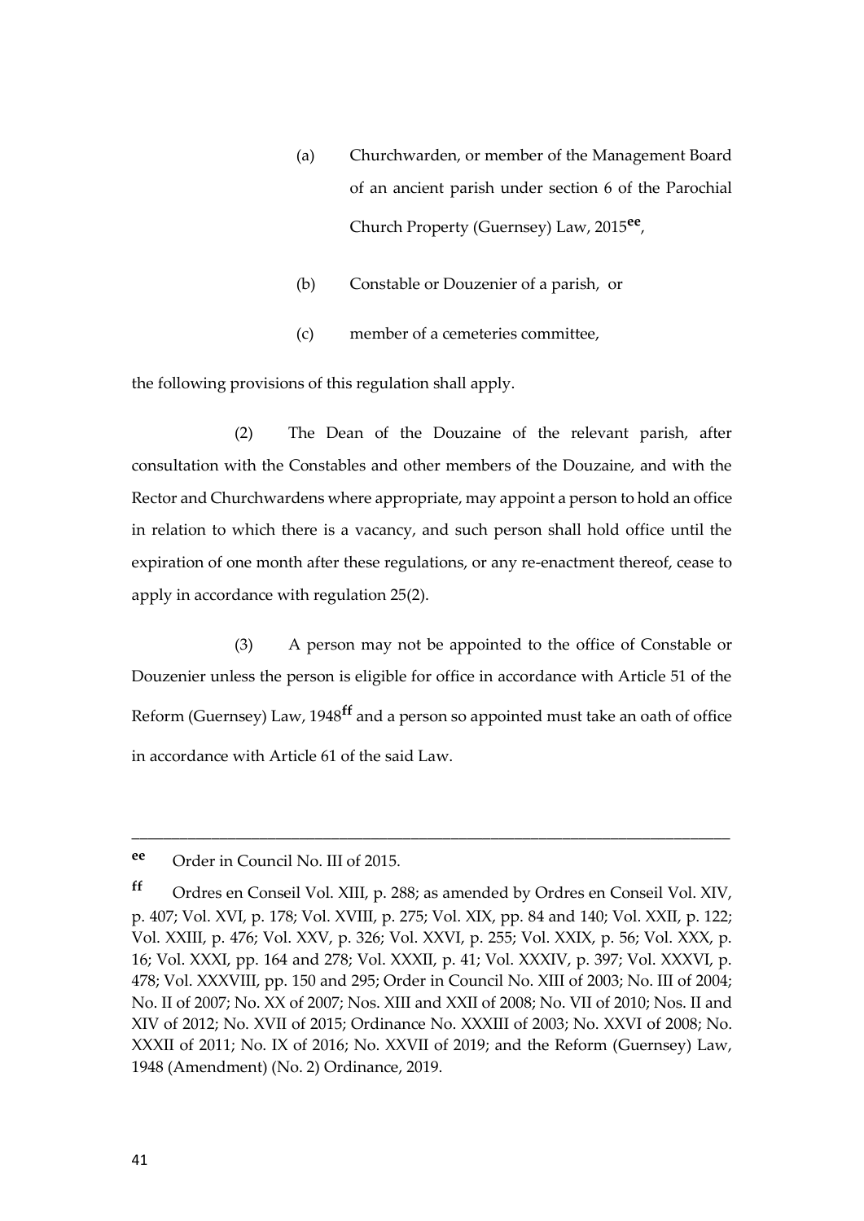(a) Churchwarden, or member of the Management Board of an ancient parish under section 6 of the Parochial Church Property (Guernsey) Law, 2015[ee],

(b) Constable or Douzenier of a parish, or

(c) member of a cemeteries committee,

the following provisions of this regulation shall apply.

(2) The Dean of the Douzaine of the relevant parish, after consultation with the Constables and other members of the Douzaine, and with the Rector and Churchwardens where appropriate, may appoint a person to hold an office in relation to which there is a vacancy, and such person shall hold office until the expiration of one month after these regulations, or any re-enactment thereof, cease to apply in accordance with regulation 25(2).

(3) A person may not be appointed to the office of Constable or Douzenier unless the person is eligible for office in accordance with Article 51 of the Reform (Guernsey) Law, 1948[ff] and a person so appointed must take an oath of office in accordance with Article 61 of the said Law.

---

[ee] Order in Council No. III of 2015.

[ff] Ordres en Conseil Vol. XIII, p. 288; as amended by Ordres en Conseil Vol. XIV, p. 407; Vol. XVI, p. 178; Vol. XVIII, p. 275; Vol. XIX, pp. 84 and 140; Vol. XXII, p. 122; Vol. XXIII, p. 476; Vol. XXV, p. 326; Vol. XXVI, p. 255; Vol. XXIX, p. 56; Vol. XXX, p. 16; Vol. XXXI, pp. 164 and 278; Vol. XXXII, p. 41; Vol. XXXIV, p. 397; Vol. XXXVI, p. 478; Vol. XXXVIII, pp. 150 and 295; Order in Council No. XIII of 2003; No. III of 2004; No. II of 2007; No. XX of 2007; Nos. XIII and XXII of 2008; No. VII of 2010; Nos. II and XIV of 2012; No. XVII of 2015; Ordinance No. XXXIII of 2003; No. XXVI of 2008; No. XXXII of 2011; No. IX of 2016; No. XXVII of 2019; and the Reform (Guernsey) Law, 1948 (Amendment) (No. 2) Ordinance, 2019.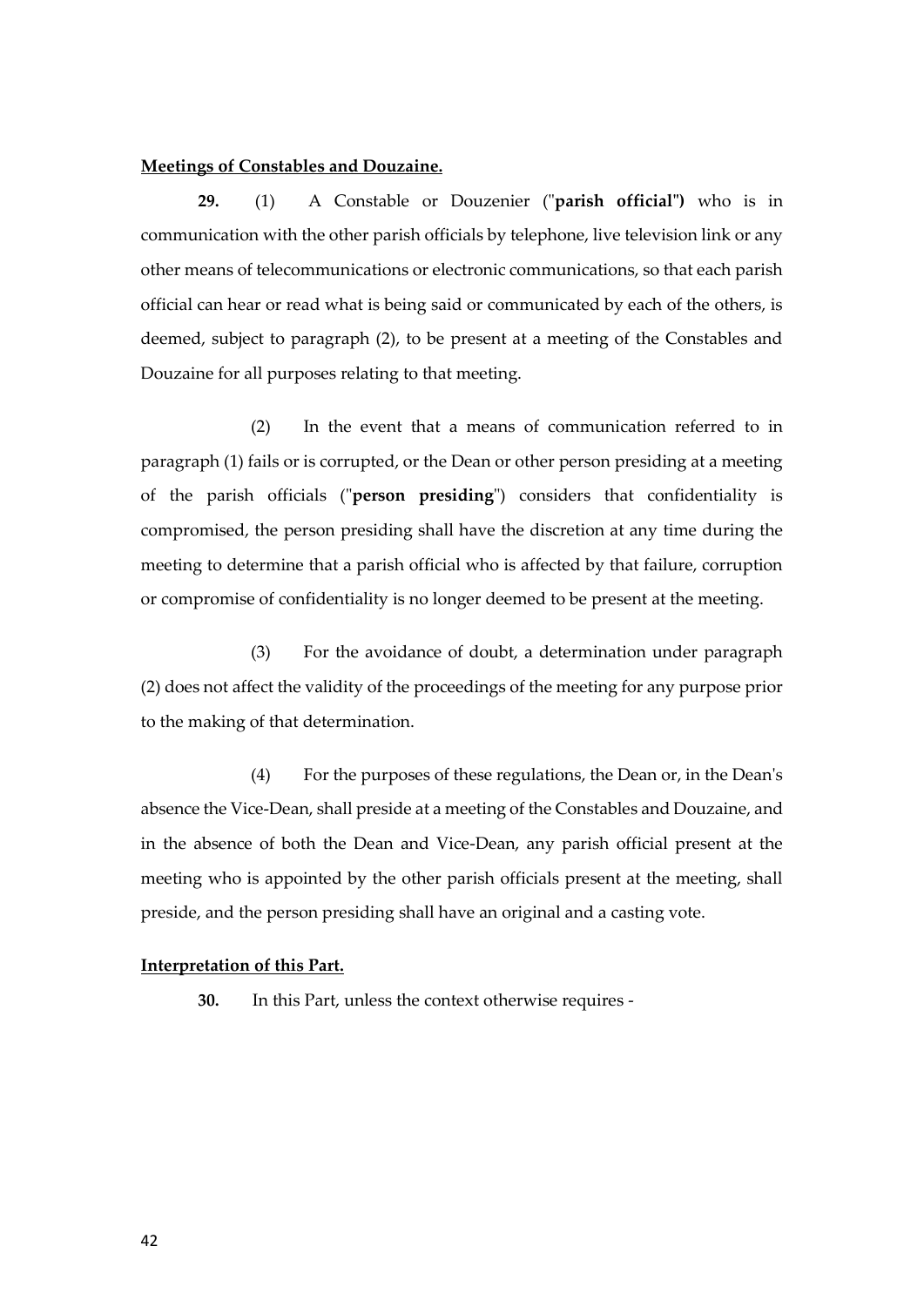**Meetings of Constables and Douzaine.**

**29.** (1) A Constable or Douzenier ("**parish official**") who is in communication with the other parish officials by telephone, live television link or any other means of telecommunications or electronic communications, so that each parish official can hear or read what is being said or communicated by each of the others, is deemed, subject to paragraph (2), to be present at a meeting of the Constables and Douzaine for all purposes relating to that meeting.

(2) In the event that a means of communication referred to in paragraph (1) fails or is corrupted, or the Dean or other person presiding at a meeting of the parish officials ("**person presiding**") considers that confidentiality is compromised, the person presiding shall have the discretion at any time during the meeting to determine that a parish official who is affected by that failure, corruption or compromise of confidentiality is no longer deemed to be present at the meeting.

(3) For the avoidance of doubt, a determination under paragraph (2) does not affect the validity of the proceedings of the meeting for any purpose prior to the making of that determination.

(4) For the purposes of these regulations, the Dean or, in the Dean's absence the Vice-Dean, shall preside at a meeting of the Constables and Douzaine, and in the absence of both the Dean and Vice-Dean, any parish official present at the meeting who is appointed by the other parish officials present at the meeting, shall preside, and the person presiding shall have an original and a casting vote.

**Interpretation of this Part.**

**30.** In this Part, unless the context otherwise requires -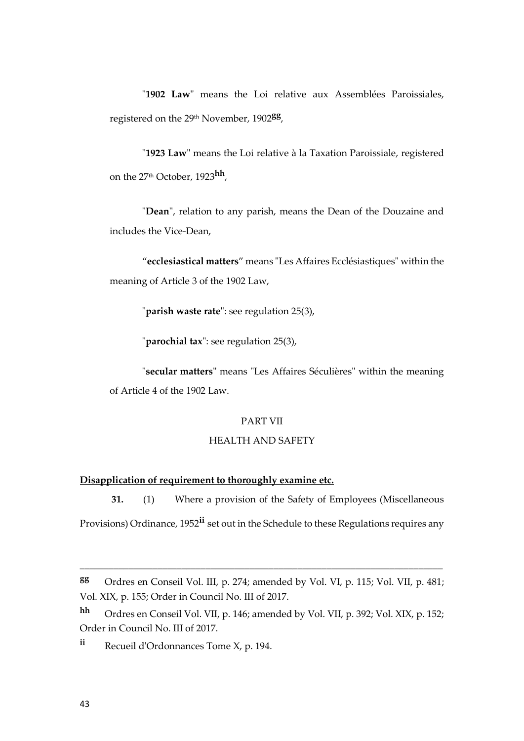"**1902 Law**" means the Loi relative aux Assemblées Paroissiales, registered on the 29th November, 1902[gg],

"**1923 Law**" means the Loi relative à la Taxation Paroissiale, registered on the 27th October, 1923[hh],

"**Dean**", relation to any parish, means the Dean of the Douzaine and includes the Vice-Dean,

"**ecclesiastical matters**" means "Les Affaires Ecclésiastiques" within the meaning of Article 3 of the 1902 Law,

"**parish waste rate**": see regulation 25(3),

"**parochial tax**": see regulation 25(3),

"**secular matters**" means "Les Affaires Séculières" within the meaning of Article 4 of the 1902 Law.

PART VII

HEALTH AND SAFETY

**Disapplication of requirement to thoroughly examine etc.**

**31.** (1) Where a provision of the Safety of Employees (Miscellaneous Provisions) Ordinance, 1952[ii] set out in the Schedule to these Regulations requires any

---

[gg] Ordres en Conseil Vol. III, p. 274; amended by Vol. VI, p. 115; Vol. VII, p. 481; Vol. XIX, p. 155; Order in Council No. III of 2017.

[hh] Ordres en Conseil Vol. VII, p. 146; amended by Vol. VII, p. 392; Vol. XIX, p. 152; Order in Council No. III of 2017.

[ii] Recueil d'Ordonnances Tome X, p. 194.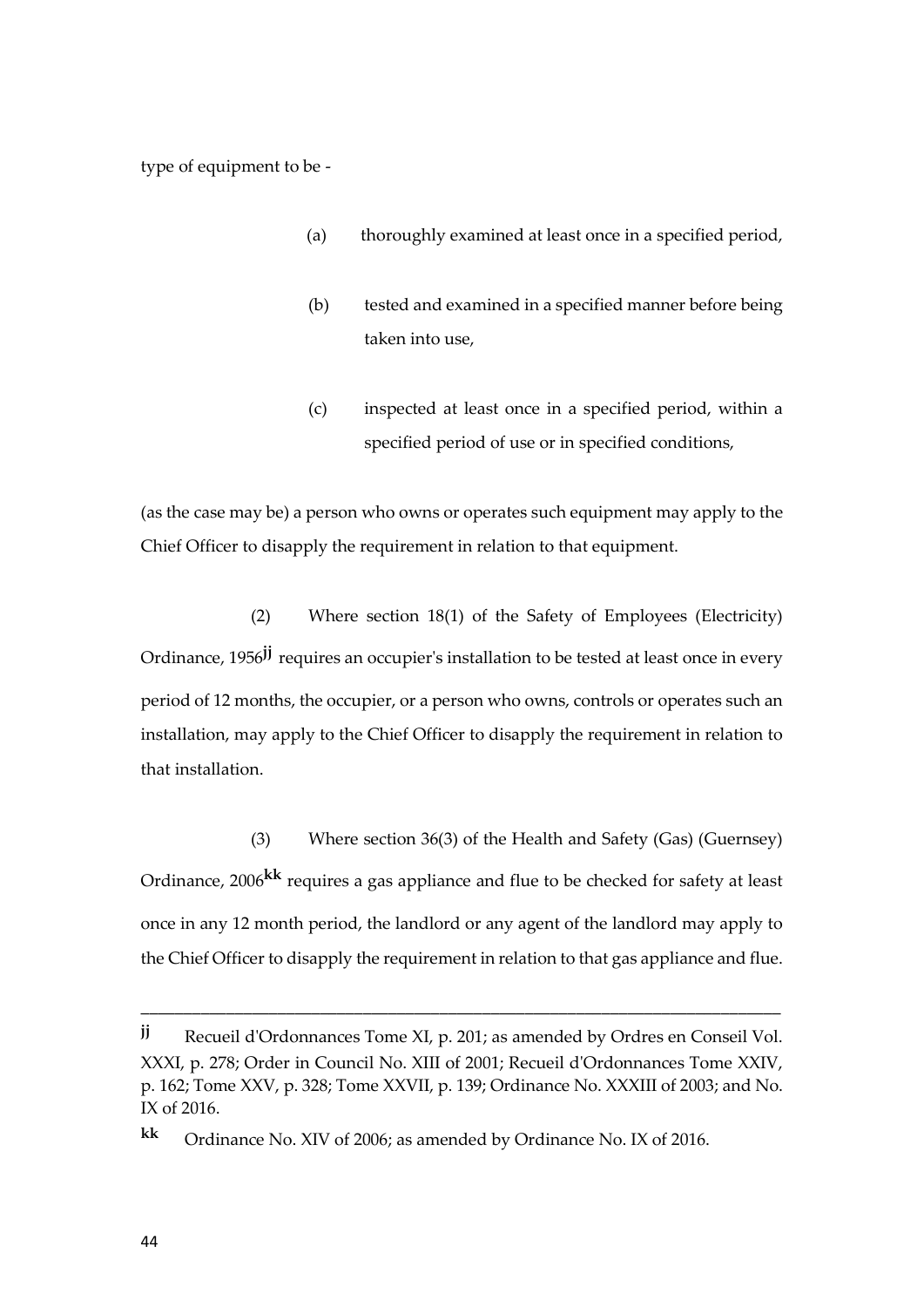type of equipment to be -

(a) thoroughly examined at least once in a specified period,

(b) tested and examined in a specified manner before being taken into use,

(c) inspected at least once in a specified period, within a specified period of use or in specified conditions,

(as the case may be) a person who owns or operates such equipment may apply to the Chief Officer to disapply the requirement in relation to that equipment.

(2) Where section 18(1) of the Safety of Employees (Electricity) Ordinance, 1956[jj] requires an occupier's installation to be tested at least once in every period of 12 months, the occupier, or a person who owns, controls or operates such an installation, may apply to the Chief Officer to disapply the requirement in relation to that installation.

(3) Where section 36(3) of the Health and Safety (Gas) (Guernsey) Ordinance, 2006[kk] requires a gas appliance and flue to be checked for safety at least once in any 12 month period, the landlord or any agent of the landlord may apply to the Chief Officer to disapply the requirement in relation to that gas appliance and flue.

---

[jj] Recueil d'Ordonnances Tome XI, p. 201; as amended by Ordres en Conseil Vol. XXXI, p. 278; Order in Council No. XIII of 2001; Recueil d'Ordonnances Tome XXIV, p. 162; Tome XXV, p. 328; Tome XXVII, p. 139; Ordinance No. XXXIII of 2003; and No. IX of 2016.

[kk] Ordinance No. XIV of 2006; as amended by Ordinance No. IX of 2016.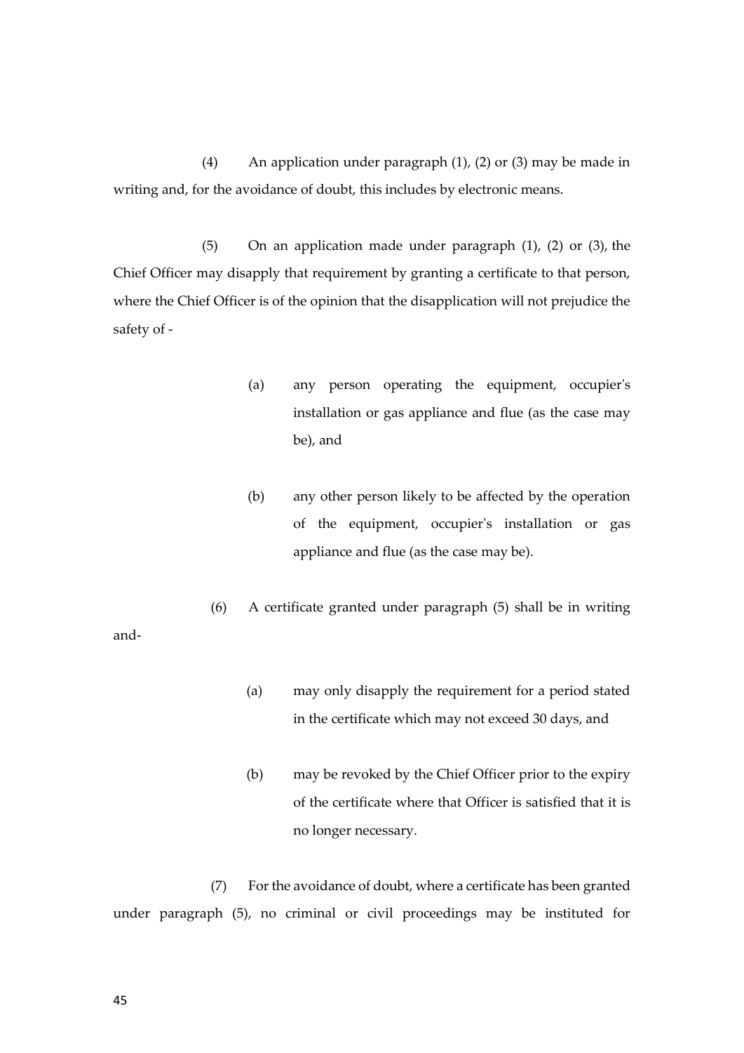(4) An application under paragraph (1), (2) or (3) may be made in writing and, for the avoidance of doubt, this includes by electronic means.

(5) On an application made under paragraph (1), (2) or (3), the Chief Officer may disapply that requirement by granting a certificate to that person, where the Chief Officer is of the opinion that the disapplication will not prejudice the safety of -

(a) any person operating the equipment, occupier's installation or gas appliance and flue (as the case may be), and

(b) any other person likely to be affected by the operation of the equipment, occupier's installation or gas appliance and flue (as the case may be).

(6) A certificate granted under paragraph (5) shall be in writing and-

(a) may only disapply the requirement for a period stated in the certificate which may not exceed 30 days, and

(b) may be revoked by the Chief Officer prior to the expiry of the certificate where that Officer is satisfied that it is no longer necessary.

(7) For the avoidance of doubt, where a certificate has been granted under paragraph (5), no criminal or civil proceedings may be instituted for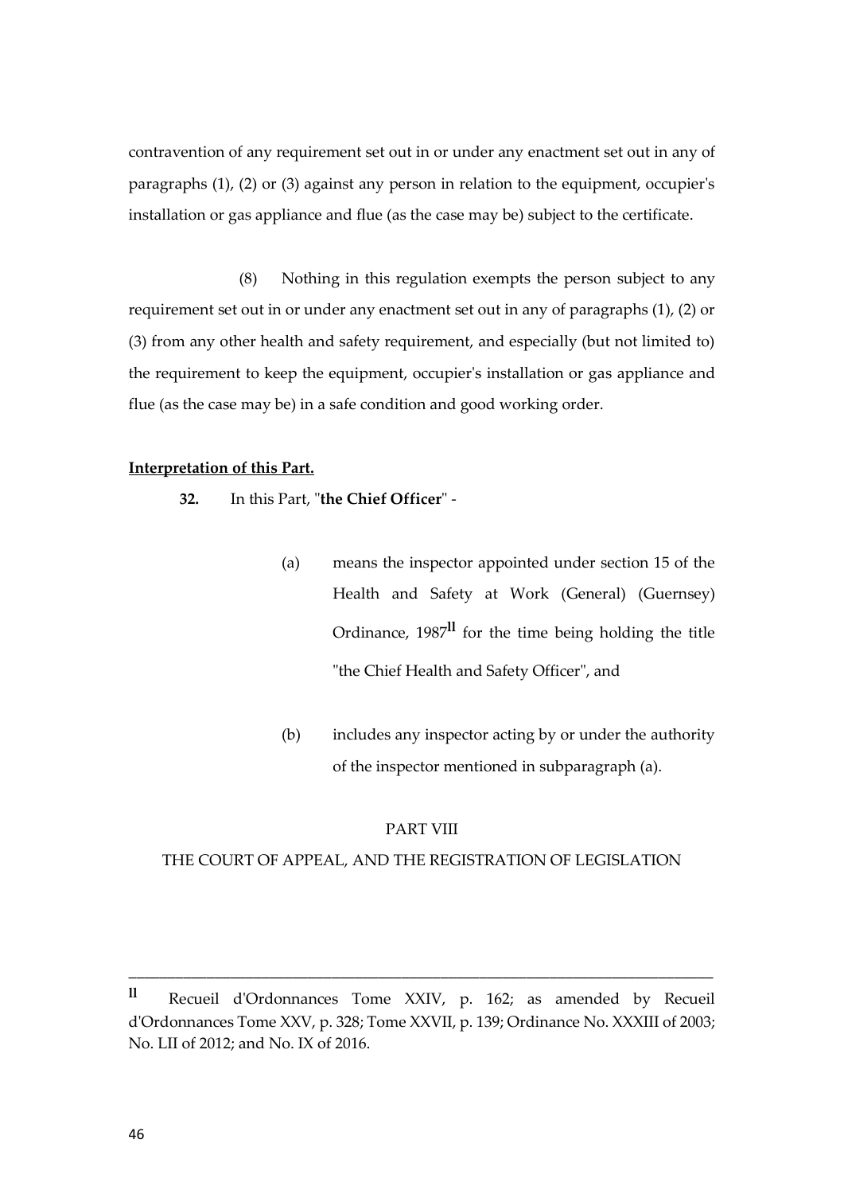contravention of any requirement set out in or under any enactment set out in any of paragraphs (1), (2) or (3) against any person in relation to the equipment, occupier's installation or gas appliance and flue (as the case may be) subject to the certificate.

(8) Nothing in this regulation exempts the person subject to any requirement set out in or under any enactment set out in any of paragraphs (1), (2) or (3) from any other health and safety requirement, and especially (but not limited to) the requirement to keep the equipment, occupier's installation or gas appliance and flue (as the case may be) in a safe condition and good working order.

**Interpretation of this Part.**

**32.** In this Part, "**the Chief Officer**" -

(a) means the inspector appointed under section 15 of the Health and Safety at Work (General) (Guernsey) Ordinance, 1987[ll] for the time being holding the title "the Chief Health and Safety Officer", and

(b) includes any inspector acting by or under the authority of the inspector mentioned in subparagraph (a).

PART VIII

THE COURT OF APPEAL, AND THE REGISTRATION OF LEGISLATION

---

[ll] Recueil d'Ordonnances Tome XXIV, p. 162; as amended by Recueil d'Ordonnances Tome XXV, p. 328; Tome XXVII, p. 139; Ordinance No. XXXIII of 2003; No. LII of 2012; and No. IX of 2016.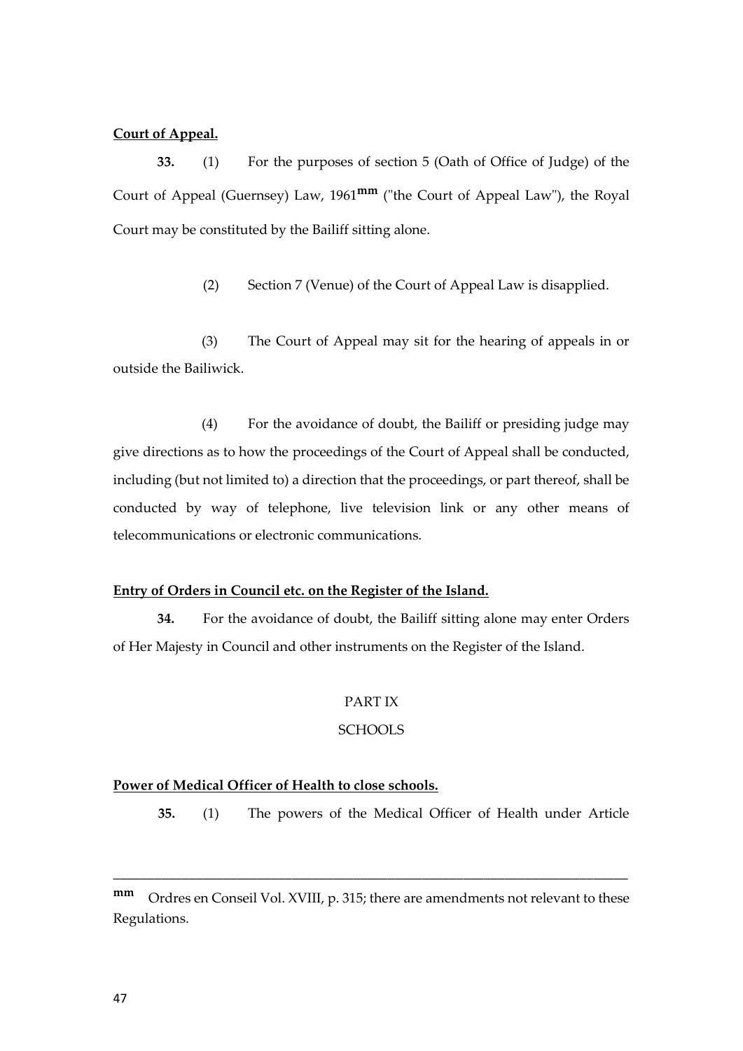**Court of Appeal.**

**33.** (1) For the purposes of section 5 (Oath of Office of Judge) of the Court of Appeal (Guernsey) Law, 1961[mm] ("the Court of Appeal Law"), the Royal Court may be constituted by the Bailiff sitting alone.

(2) Section 7 (Venue) of the Court of Appeal Law is disapplied.

(3) The Court of Appeal may sit for the hearing of appeals in or outside the Bailiwick.

(4) For the avoidance of doubt, the Bailiff or presiding judge may give directions as to how the proceedings of the Court of Appeal shall be conducted, including (but not limited to) a direction that the proceedings, or part thereof, shall be conducted by way of telephone, live television link or any other means of telecommunications or electronic communications.

**Entry of Orders in Council etc. on the Register of the Island.**

**34.** For the avoidance of doubt, the Bailiff sitting alone may enter Orders of Her Majesty in Council and other instruments on the Register of the Island.

PART IX

SCHOOLS

**Power of Medical Officer of Health to close schools.**

**35.** (1) The powers of the Medical Officer of Health under Article

---

[mm] Ordres en Conseil Vol. XVIII, p. 315; there are amendments not relevant to these Regulations.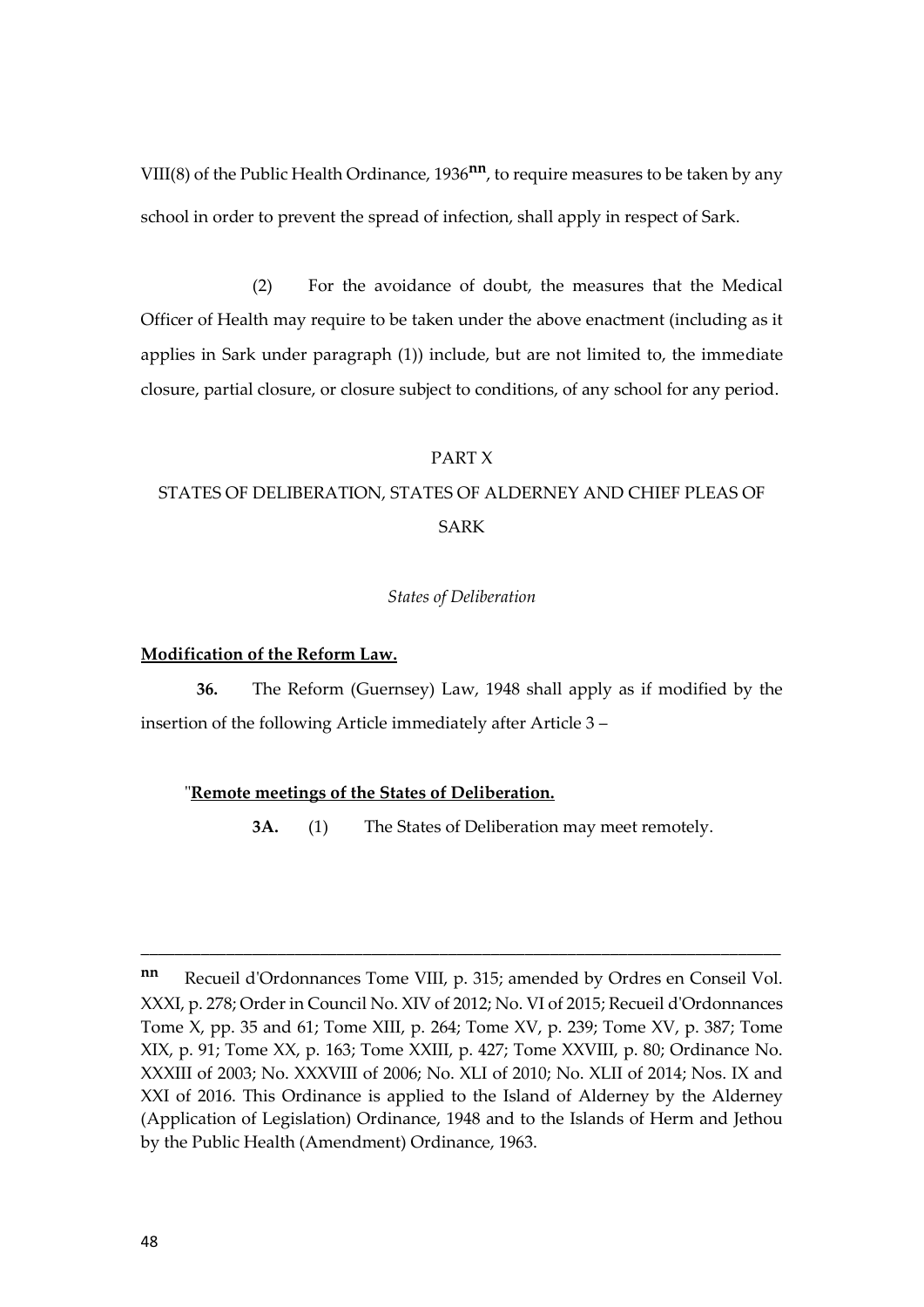VIII(8) of the Public Health Ordinance, 1936[nn], to require measures to be taken by any school in order to prevent the spread of infection, shall apply in respect of Sark.

(2) For the avoidance of doubt, the measures that the Medical Officer of Health may require to be taken under the above enactment (including as it applies in Sark under paragraph (1)) include, but are not limited to, the immediate closure, partial closure, or closure subject to conditions, of any school for any period.

PART X

STATES OF DELIBERATION, STATES OF ALDERNEY AND CHIEF PLEAS OF SARK

*States of Deliberation*

**Modification of the Reform Law.**

**36.** The Reform (Guernsey) Law, 1948 shall apply as if modified by the insertion of the following Article immediately after Article 3 –

"**Remote meetings of the States of Deliberation.**

**3A.** (1) The States of Deliberation may meet remotely.

---

**nn** Recueil d'Ordonnances Tome VIII, p. 315; amended by Ordres en Conseil Vol. XXXI, p. 278; Order in Council No. XIV of 2012; No. VI of 2015; Recueil d'Ordonnances Tome X, pp. 35 and 61; Tome XIII, p. 264; Tome XV, p. 239; Tome XV, p. 387; Tome XIX, p. 91; Tome XX, p. 163; Tome XXIII, p. 427; Tome XXVIII, p. 80; Ordinance No. XXXIII of 2003; No. XXXVIII of 2006; No. XLI of 2010; No. XLII of 2014; Nos. IX and XXI of 2016. This Ordinance is applied to the Island of Alderney by the Alderney (Application of Legislation) Ordinance, 1948 and to the Islands of Herm and Jethou by the Public Health (Amendment) Ordinance, 1963.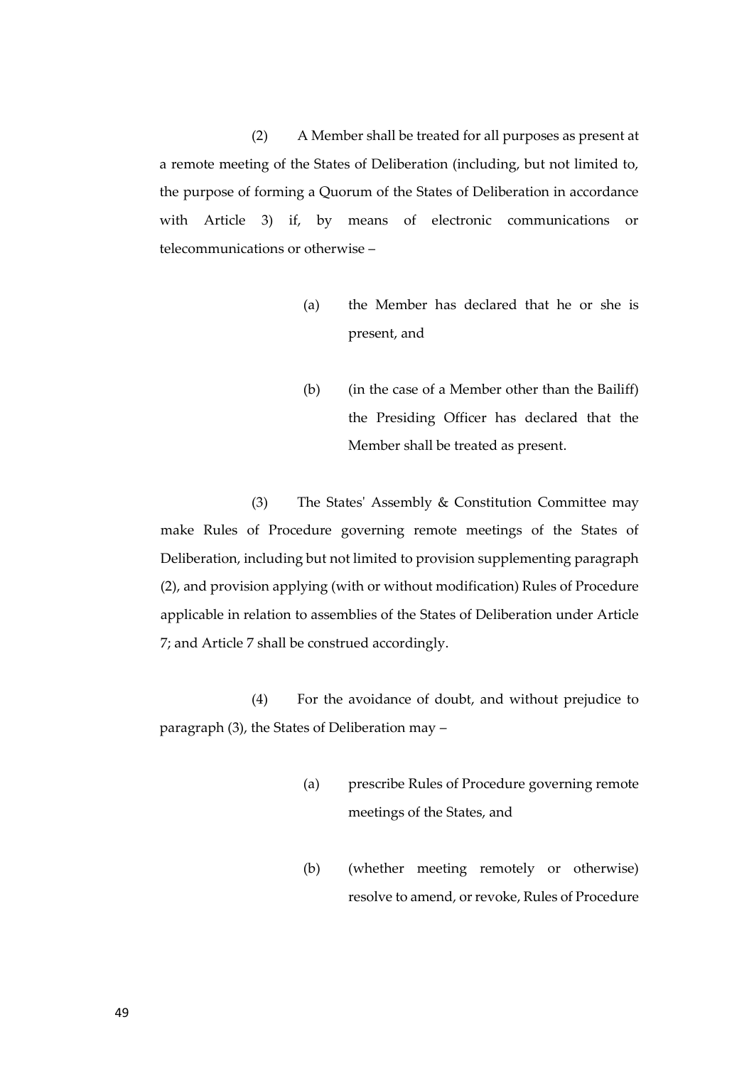(2) A Member shall be treated for all purposes as present at a remote meeting of the States of Deliberation (including, but not limited to, the purpose of forming a Quorum of the States of Deliberation in accordance with Article 3) if, by means of electronic communications or telecommunications or otherwise –

(a) the Member has declared that he or she is present, and

(b) (in the case of a Member other than the Bailiff) the Presiding Officer has declared that the Member shall be treated as present.

(3) The States' Assembly & Constitution Committee may make Rules of Procedure governing remote meetings of the States of Deliberation, including but not limited to provision supplementing paragraph (2), and provision applying (with or without modification) Rules of Procedure applicable in relation to assemblies of the States of Deliberation under Article 7; and Article 7 shall be construed accordingly.

(4) For the avoidance of doubt, and without prejudice to paragraph (3), the States of Deliberation may –

(a) prescribe Rules of Procedure governing remote meetings of the States, and

(b) (whether meeting remotely or otherwise) resolve to amend, or revoke, Rules of Procedure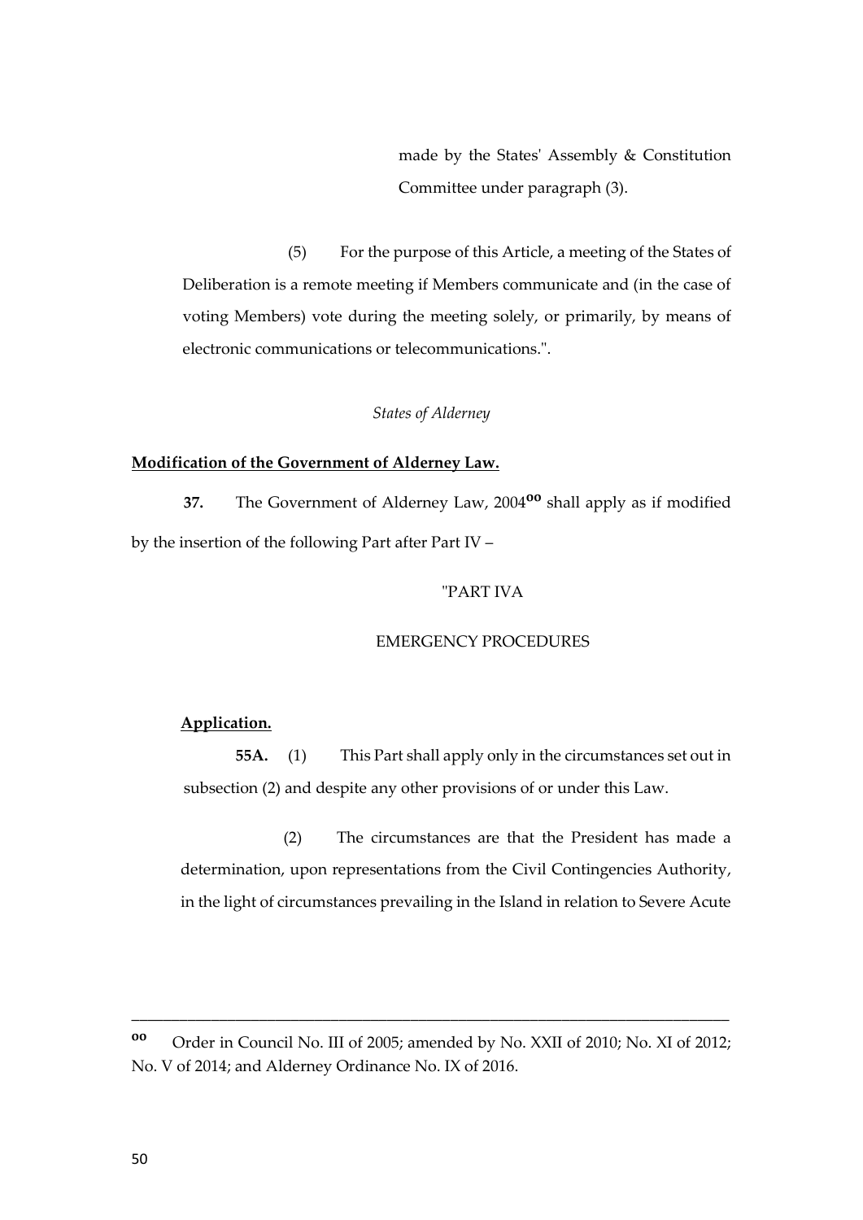made by the States' Assembly & Constitution Committee under paragraph (3).

(5) For the purpose of this Article, a meeting of the States of Deliberation is a remote meeting if Members communicate and (in the case of voting Members) vote during the meeting solely, or primarily, by means of electronic communications or telecommunications.".

*States of Alderney*

**Modification of the Government of Alderney Law.**

**37.** The Government of Alderney Law, 2004[oo] shall apply as if modified by the insertion of the following Part after Part IV –

"PART IVA

EMERGENCY PROCEDURES

**Application.**

**55A.** (1) This Part shall apply only in the circumstances set out in subsection (2) and despite any other provisions of or under this Law.

(2) The circumstances are that the President has made a determination, upon representations from the Civil Contingencies Authority, in the light of circumstances prevailing in the Island in relation to Severe Acute

---

[oo] Order in Council No. III of 2005; amended by No. XXII of 2010; No. XI of 2012; No. V of 2014; and Alderney Ordinance No. IX of 2016.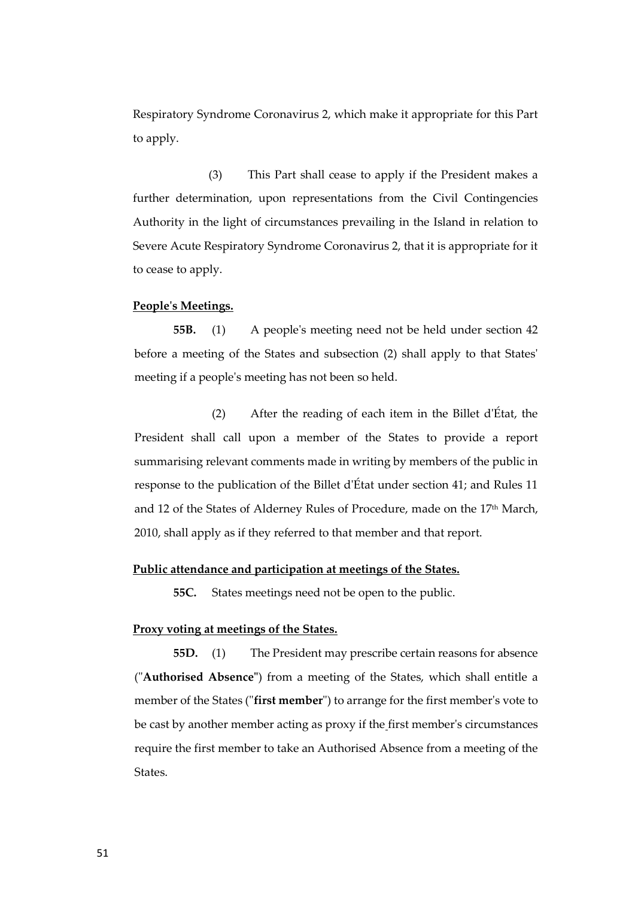Respiratory Syndrome Coronavirus 2, which make it appropriate for this Part to apply.

(3) This Part shall cease to apply if the President makes a further determination, upon representations from the Civil Contingencies Authority in the light of circumstances prevailing in the Island in relation to Severe Acute Respiratory Syndrome Coronavirus 2, that it is appropriate for it to cease to apply.

**People's Meetings.**

**55B.** (1) A people's meeting need not be held under section 42 before a meeting of the States and subsection (2) shall apply to that States' meeting if a people's meeting has not been so held.

(2) After the reading of each item in the Billet d'État, the President shall call upon a member of the States to provide a report summarising relevant comments made in writing by members of the public in response to the publication of the Billet d'État under section 41; and Rules 11 and 12 of the States of Alderney Rules of Procedure, made on the 17th March, 2010, shall apply as if they referred to that member and that report.

**Public attendance and participation at meetings of the States.**

**55C.** States meetings need not be open to the public.

**Proxy voting at meetings of the States.**

**55D.** (1) The President may prescribe certain reasons for absence ("**Authorised Absence**") from a meeting of the States, which shall entitle a member of the States ("**first member**") to arrange for the first member's vote to be cast by another member acting as proxy if the first member's circumstances require the first member to take an Authorised Absence from a meeting of the States.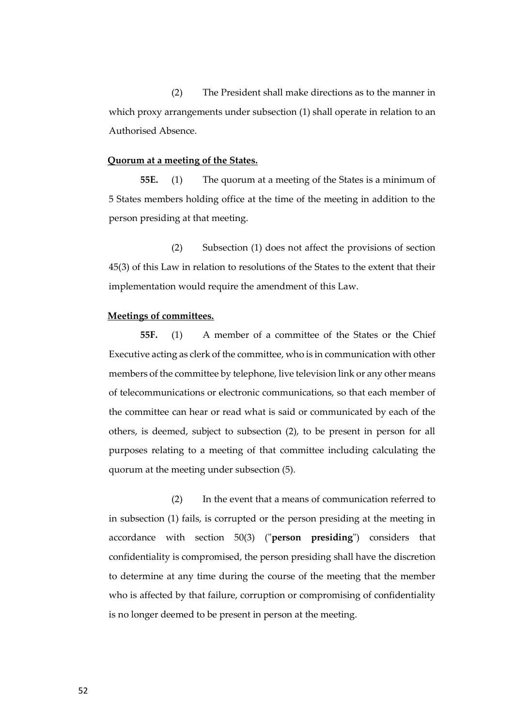(2) The President shall make directions as to the manner in which proxy arrangements under subsection (1) shall operate in relation to an Authorised Absence.

**Quorum at a meeting of the States.**

**55E.** (1) The quorum at a meeting of the States is a minimum of 5 States members holding office at the time of the meeting in addition to the person presiding at that meeting.

(2) Subsection (1) does not affect the provisions of section 45(3) of this Law in relation to resolutions of the States to the extent that their implementation would require the amendment of this Law.

**Meetings of committees.**

**55F.** (1) A member of a committee of the States or the Chief Executive acting as clerk of the committee, who is in communication with other members of the committee by telephone, live television link or any other means of telecommunications or electronic communications, so that each member of the committee can hear or read what is said or communicated by each of the others, is deemed, subject to subsection (2), to be present in person for all purposes relating to a meeting of that committee including calculating the quorum at the meeting under subsection (5).

(2) In the event that a means of communication referred to in subsection (1) fails, is corrupted or the person presiding at the meeting in accordance with section 50(3) ("**person presiding**") considers that confidentiality is compromised, the person presiding shall have the discretion to determine at any time during the course of the meeting that the member who is affected by that failure, corruption or compromising of confidentiality is no longer deemed to be present in person at the meeting.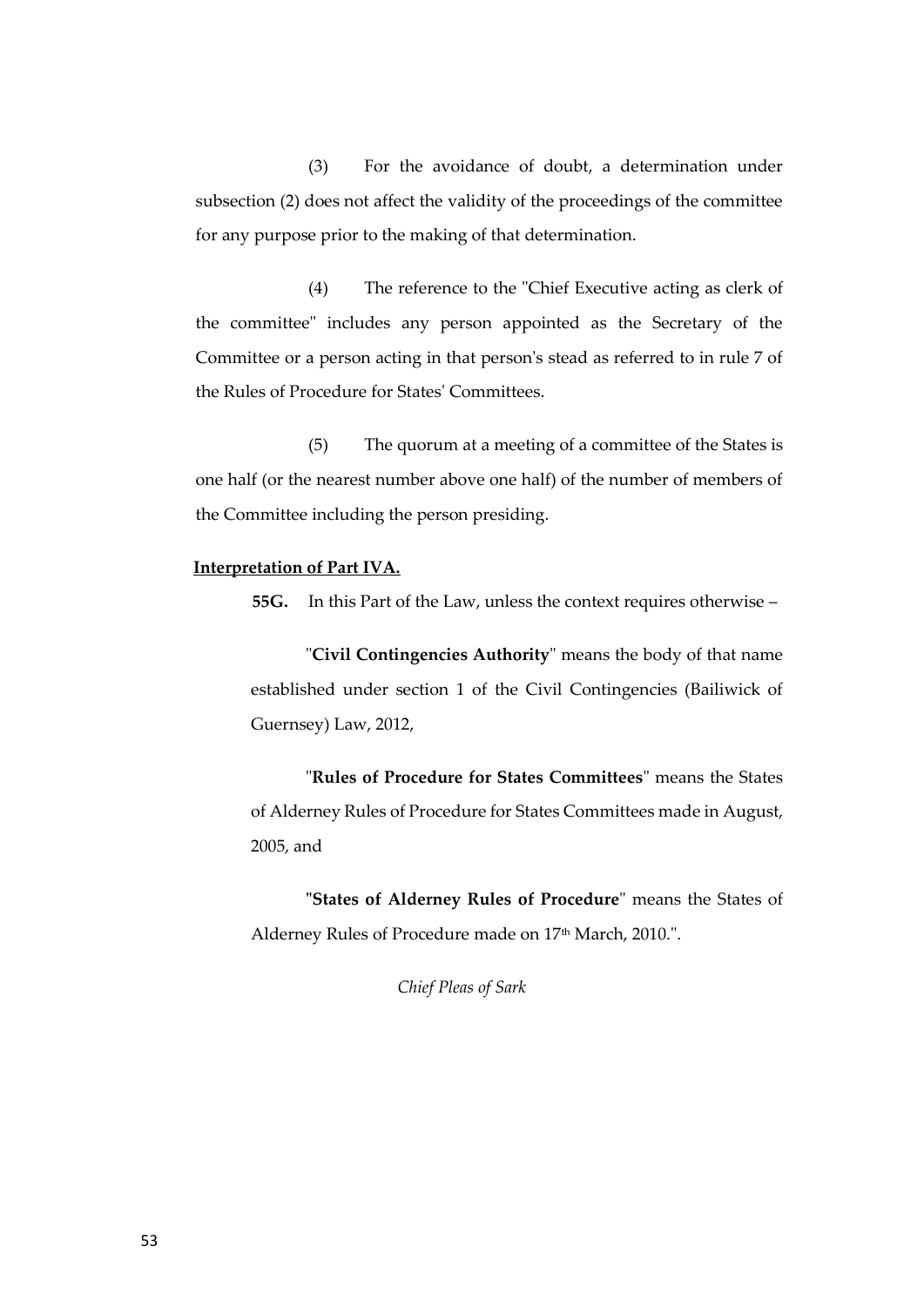(3) For the avoidance of doubt, a determination under subsection (2) does not affect the validity of the proceedings of the committee for any purpose prior to the making of that determination.

(4) The reference to the "Chief Executive acting as clerk of the committee" includes any person appointed as the Secretary of the Committee or a person acting in that person's stead as referred to in rule 7 of the Rules of Procedure for States' Committees.

(5) The quorum at a meeting of a committee of the States is one half (or the nearest number above one half) of the number of members of the Committee including the person presiding.

**Interpretation of Part IVA.**

**55G.** In this Part of the Law, unless the context requires otherwise –

"**Civil Contingencies Authority**" means the body of that name established under section 1 of the Civil Contingencies (Bailiwick of Guernsey) Law, 2012,

"**Rules of Procedure for States Committees**" means the States of Alderney Rules of Procedure for States Committees made in August, 2005, and

"**States of Alderney Rules of Procedure**" means the States of Alderney Rules of Procedure made on 17th March, 2010.".

*Chief Pleas of Sark*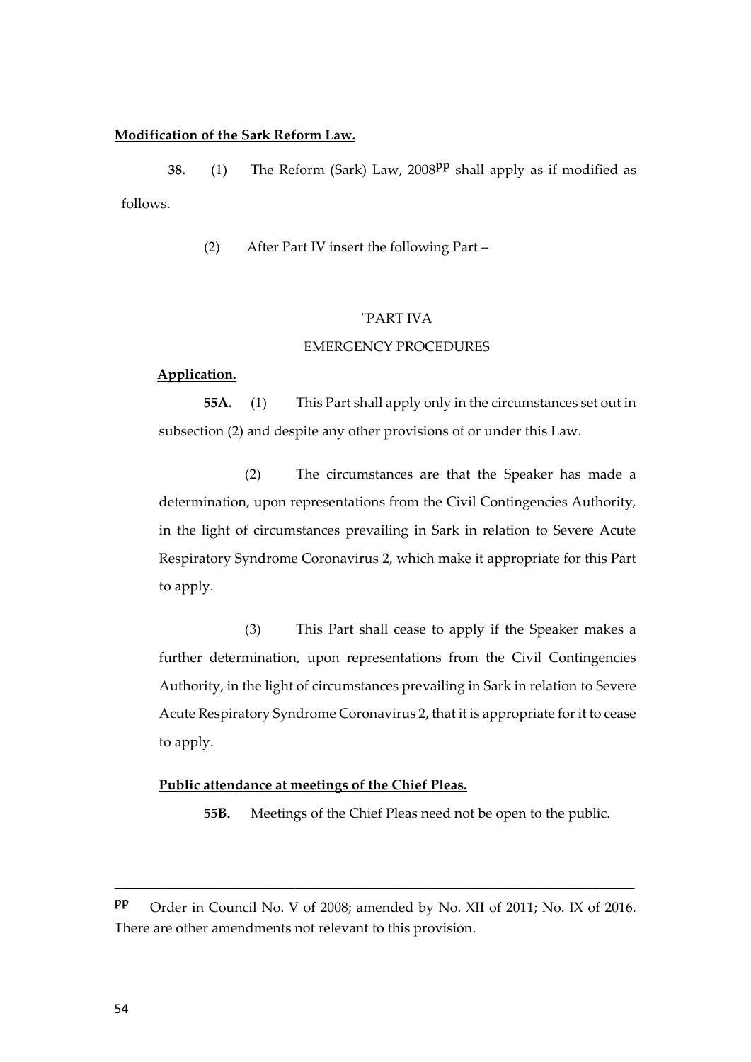**Modification of the Sark Reform Law.**

**38.** (1) The Reform (Sark) Law, 2008[pp] shall apply as if modified as follows.

(2) After Part IV insert the following Part –

"PART IVA

EMERGENCY PROCEDURES

**Application.**

**55A.** (1) This Part shall apply only in the circumstances set out in subsection (2) and despite any other provisions of or under this Law.

(2) The circumstances are that the Speaker has made a determination, upon representations from the Civil Contingencies Authority, in the light of circumstances prevailing in Sark in relation to Severe Acute Respiratory Syndrome Coronavirus 2, which make it appropriate for this Part to apply.

(3) This Part shall cease to apply if the Speaker makes a further determination, upon representations from the Civil Contingencies Authority, in the light of circumstances prevailing in Sark in relation to Severe Acute Respiratory Syndrome Coronavirus 2, that it is appropriate for it to cease to apply.

**Public attendance at meetings of the Chief Pleas.**

**55B.** Meetings of the Chief Pleas need not be open to the public.

---

[pp] Order in Council No. V of 2008; amended by No. XII of 2011; No. IX of 2016. There are other amendments not relevant to this provision.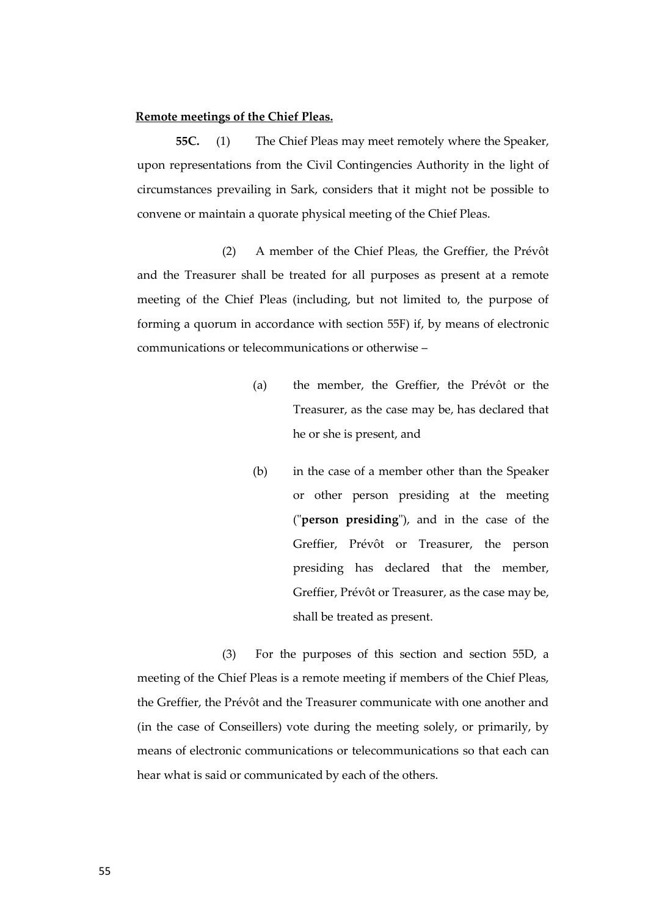**Remote meetings of the Chief Pleas.**

**55C.** (1) The Chief Pleas may meet remotely where the Speaker, upon representations from the Civil Contingencies Authority in the light of circumstances prevailing in Sark, considers that it might not be possible to convene or maintain a quorate physical meeting of the Chief Pleas.

(2) A member of the Chief Pleas, the Greffier, the Prévôt and the Treasurer shall be treated for all purposes as present at a remote meeting of the Chief Pleas (including, but not limited to, the purpose of forming a quorum in accordance with section 55F) if, by means of electronic communications or telecommunications or otherwise –

(a) the member, the Greffier, the Prévôt or the Treasurer, as the case may be, has declared that he or she is present, and

(b) in the case of a member other than the Speaker or other person presiding at the meeting ("**person presiding**"), and in the case of the Greffier, Prévôt or Treasurer, the person presiding has declared that the member, Greffier, Prévôt or Treasurer, as the case may be, shall be treated as present.

(3) For the purposes of this section and section 55D, a meeting of the Chief Pleas is a remote meeting if members of the Chief Pleas, the Greffier, the Prévôt and the Treasurer communicate with one another and (in the case of Conseillers) vote during the meeting solely, or primarily, by means of electronic communications or telecommunications so that each can hear what is said or communicated by each of the others.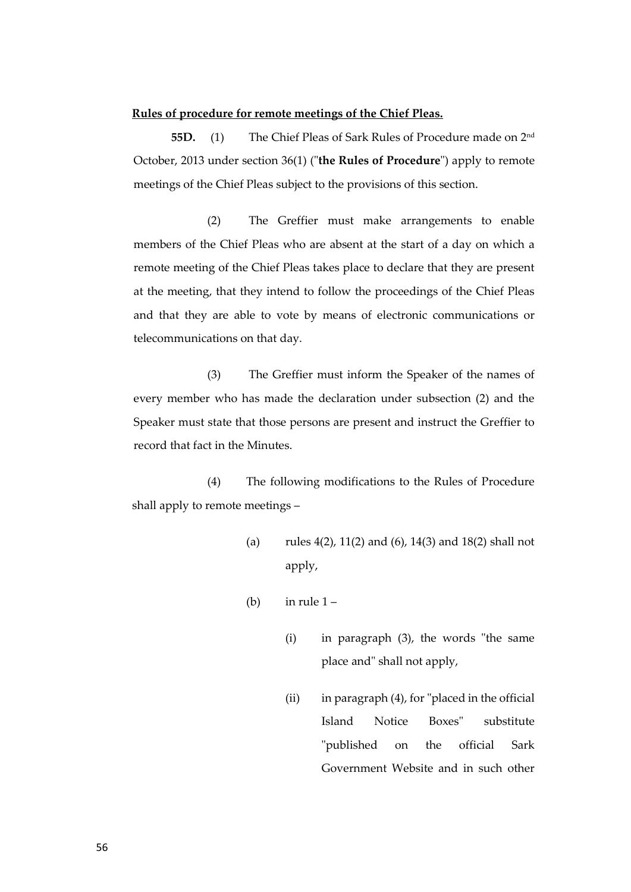**Rules of procedure for remote meetings of the Chief Pleas.**

**55D.** (1) The Chief Pleas of Sark Rules of Procedure made on 2nd October, 2013 under section 36(1) ("**the Rules of Procedure**") apply to remote meetings of the Chief Pleas subject to the provisions of this section.

(2) The Greffier must make arrangements to enable members of the Chief Pleas who are absent at the start of a day on which a remote meeting of the Chief Pleas takes place to declare that they are present at the meeting, that they intend to follow the proceedings of the Chief Pleas and that they are able to vote by means of electronic communications or telecommunications on that day.

(3) The Greffier must inform the Speaker of the names of every member who has made the declaration under subsection (2) and the Speaker must state that those persons are present and instruct the Greffier to record that fact in the Minutes.

(4) The following modifications to the Rules of Procedure shall apply to remote meetings –

- (a) rules 4(2), 11(2) and (6), 14(3) and 18(2) shall not apply,
- (b) in rule 1 –
  - (i) in paragraph (3), the words "the same place and" shall not apply,
  - (ii) in paragraph (4), for "placed in the official Island Notice Boxes" substitute "published on the official Sark Government Website and in such other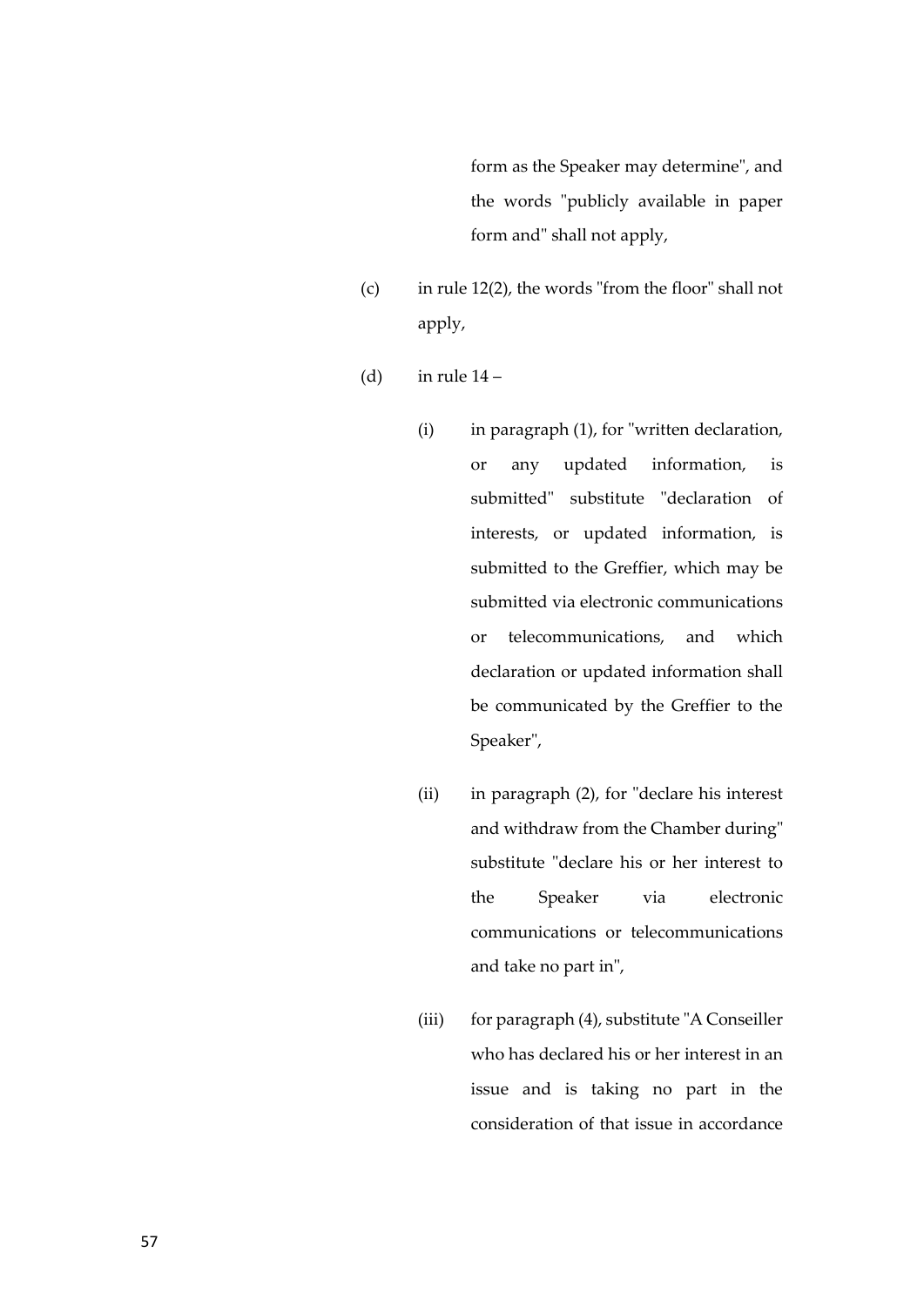form as the Speaker may determine", and the words "publicly available in paper form and" shall not apply,

(c) in rule 12(2), the words "from the floor" shall not apply,

(d) in rule 14 –

   (i) in paragraph (1), for "written declaration, or any updated information, is submitted" substitute "declaration of interests, or updated information, is submitted to the Greffier, which may be submitted via electronic communications or telecommunications, and which declaration or updated information shall be communicated by the Greffier to the Speaker",

   (ii) in paragraph (2), for "declare his interest and withdraw from the Chamber during" substitute "declare his or her interest to the Speaker via electronic communications or telecommunications and take no part in",

   (iii) for paragraph (4), substitute "A Conseiller who has declared his or her interest in an issue and is taking no part in the consideration of that issue in accordance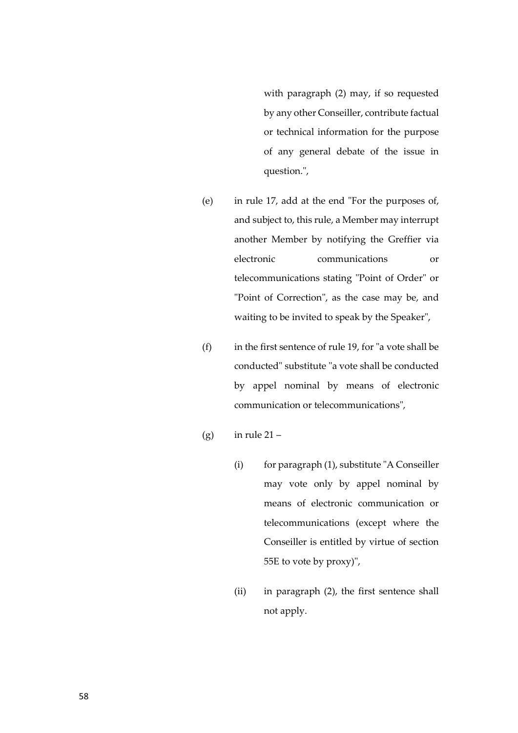with paragraph (2) may, if so requested by any other Conseiller, contribute factual or technical information for the purpose of any general debate of the issue in question.",

(e) in rule 17, add at the end "For the purposes of, and subject to, this rule, a Member may interrupt another Member by notifying the Greffier via electronic communications or telecommunications stating "Point of Order" or "Point of Correction", as the case may be, and waiting to be invited to speak by the Speaker",

(f) in the first sentence of rule 19, for "a vote shall be conducted" substitute "a vote shall be conducted by appel nominal by means of electronic communication or telecommunications",

(g) in rule 21 –

(i) for paragraph (1), substitute "A Conseiller may vote only by appel nominal by means of electronic communication or telecommunications (except where the Conseiller is entitled by virtue of section 55E to vote by proxy)",

(ii) in paragraph (2), the first sentence shall not apply.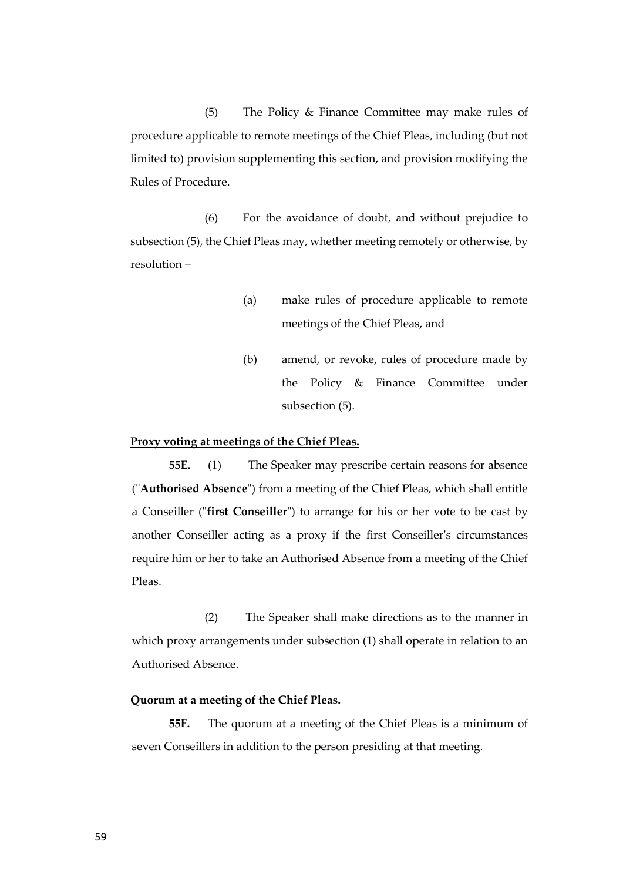(5) The Policy & Finance Committee may make rules of procedure applicable to remote meetings of the Chief Pleas, including (but not limited to) provision supplementing this section, and provision modifying the Rules of Procedure.

(6) For the avoidance of doubt, and without prejudice to subsection (5), the Chief Pleas may, whether meeting remotely or otherwise, by resolution –

(a) make rules of procedure applicable to remote meetings of the Chief Pleas, and

(b) amend, or revoke, rules of procedure made by the Policy & Finance Committee under subsection (5).

**Proxy voting at meetings of the Chief Pleas.**

**55E.** (1) The Speaker may prescribe certain reasons for absence ("**Authorised Absence**") from a meeting of the Chief Pleas, which shall entitle a Conseiller ("**first Conseiller**") to arrange for his or her vote to be cast by another Conseiller acting as a proxy if the first Conseiller's circumstances require him or her to take an Authorised Absence from a meeting of the Chief Pleas.

(2) The Speaker shall make directions as to the manner in which proxy arrangements under subsection (1) shall operate in relation to an Authorised Absence.

**Quorum at a meeting of the Chief Pleas.**

**55F.** The quorum at a meeting of the Chief Pleas is a minimum of seven Conseillers in addition to the person presiding at that meeting.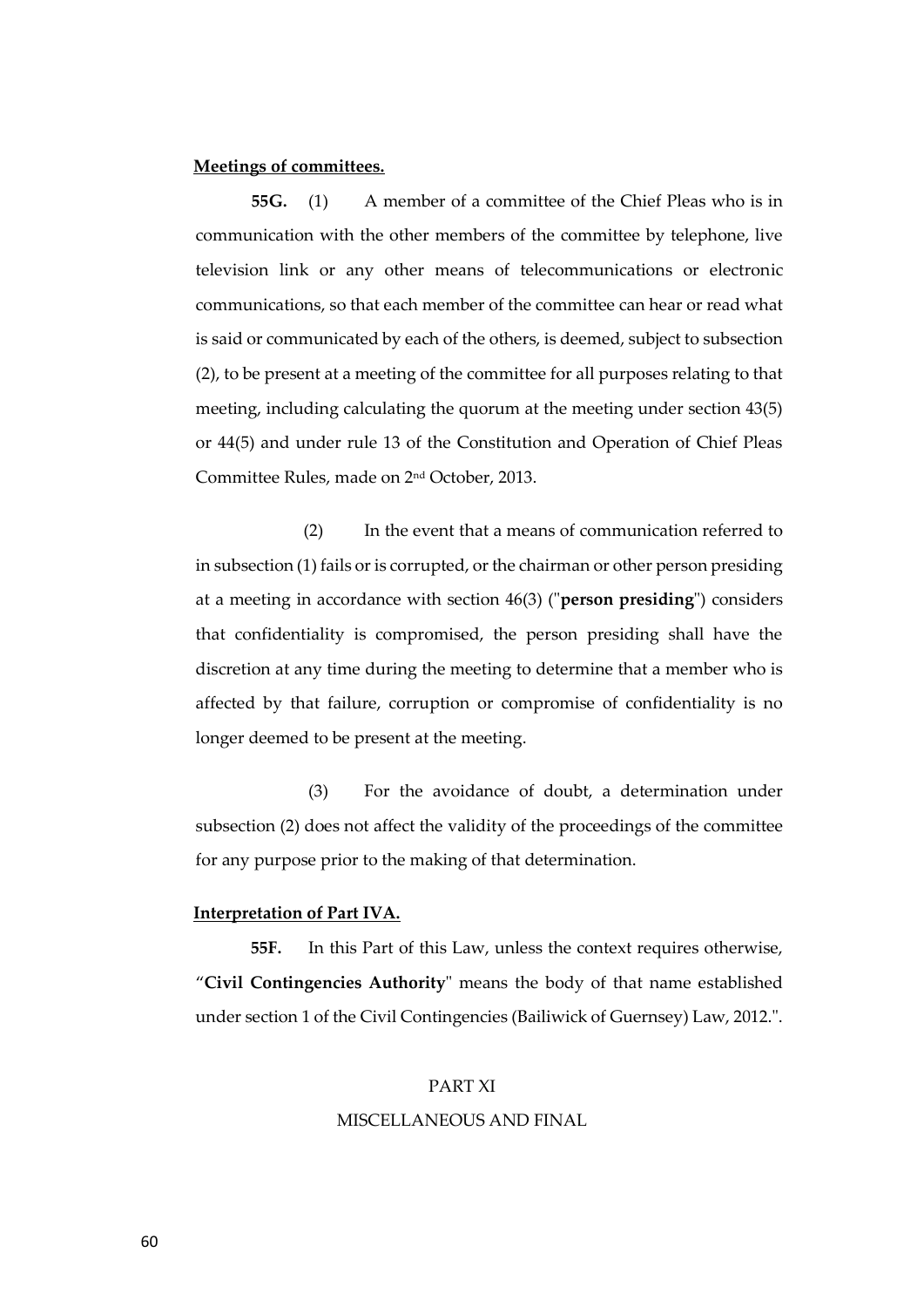**Meetings of committees.**

**55G.** (1) A member of a committee of the Chief Pleas who is in communication with the other members of the committee by telephone, live television link or any other means of telecommunications or electronic communications, so that each member of the committee can hear or read what is said or communicated by each of the others, is deemed, subject to subsection (2), to be present at a meeting of the committee for all purposes relating to that meeting, including calculating the quorum at the meeting under section 43(5) or 44(5) and under rule 13 of the Constitution and Operation of Chief Pleas Committee Rules, made on 2nd October, 2013.

(2) In the event that a means of communication referred to in subsection (1) fails or is corrupted, or the chairman or other person presiding at a meeting in accordance with section 46(3) ("**person presiding**") considers that confidentiality is compromised, the person presiding shall have the discretion at any time during the meeting to determine that a member who is affected by that failure, corruption or compromise of confidentiality is no longer deemed to be present at the meeting.

(3) For the avoidance of doubt, a determination under subsection (2) does not affect the validity of the proceedings of the committee for any purpose prior to the making of that determination.

**Interpretation of Part IVA.**

**55F.** In this Part of this Law, unless the context requires otherwise, "**Civil Contingencies Authority**" means the body of that name established under section 1 of the Civil Contingencies (Bailiwick of Guernsey) Law, 2012.".

PART XI

MISCELLANEOUS AND FINAL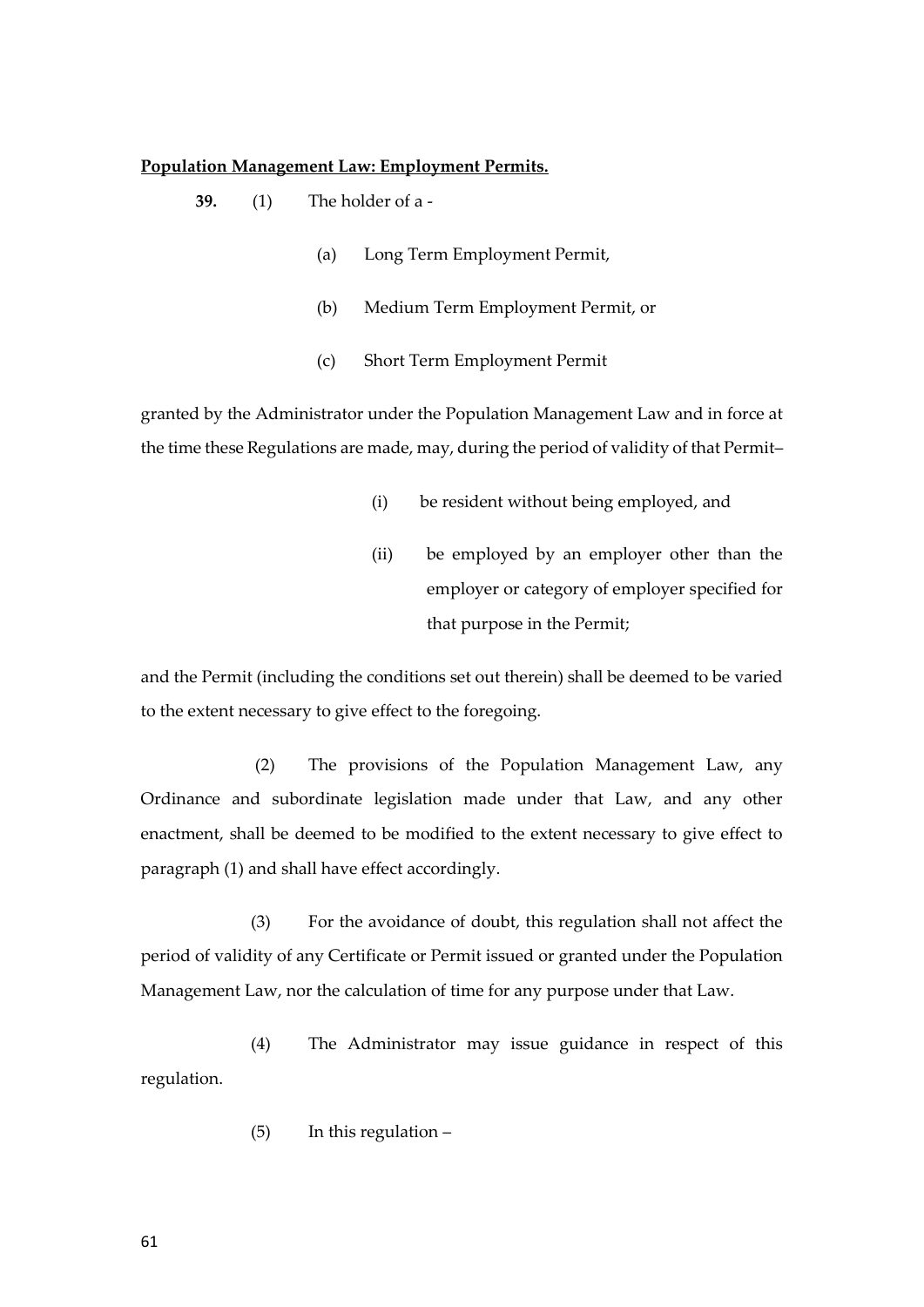**Population Management Law: Employment Permits.**

**39.** (1) The holder of a -

(a) Long Term Employment Permit,

(b) Medium Term Employment Permit, or

(c) Short Term Employment Permit

granted by the Administrator under the Population Management Law and in force at the time these Regulations are made, may, during the period of validity of that Permit–

(i) be resident without being employed, and

(ii) be employed by an employer other than the employer or category of employer specified for that purpose in the Permit;

and the Permit (including the conditions set out therein) shall be deemed to be varied to the extent necessary to give effect to the foregoing.

(2) The provisions of the Population Management Law, any Ordinance and subordinate legislation made under that Law, and any other enactment, shall be deemed to be modified to the extent necessary to give effect to paragraph (1) and shall have effect accordingly.

(3) For the avoidance of doubt, this regulation shall not affect the period of validity of any Certificate or Permit issued or granted under the Population Management Law, nor the calculation of time for any purpose under that Law.

(4) The Administrator may issue guidance in respect of this regulation.

(5) In this regulation –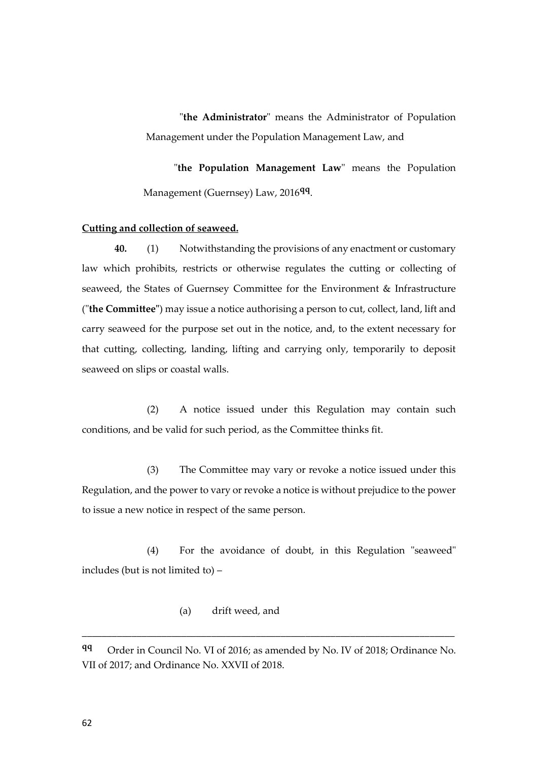"**the Administrator**" means the Administrator of Population Management under the Population Management Law, and

"**the Population Management Law**" means the Population Management (Guernsey) Law, 2016[qq].

**Cutting and collection of seaweed.**

**40.** (1) Notwithstanding the provisions of any enactment or customary law which prohibits, restricts or otherwise regulates the cutting or collecting of seaweed, the States of Guernsey Committee for the Environment & Infrastructure ("**the Committee**") may issue a notice authorising a person to cut, collect, land, lift and carry seaweed for the purpose set out in the notice, and, to the extent necessary for that cutting, collecting, landing, lifting and carrying only, temporarily to deposit seaweed on slips or coastal walls.

(2) A notice issued under this Regulation may contain such conditions, and be valid for such period, as the Committee thinks fit.

(3) The Committee may vary or revoke a notice issued under this Regulation, and the power to vary or revoke a notice is without prejudice to the power to issue a new notice in respect of the same person.

(4) For the avoidance of doubt, in this Regulation "seaweed" includes (but is not limited to) –

(a) drift weed, and

---

[qq] Order in Council No. VI of 2016; as amended by No. IV of 2018; Ordinance No. VII of 2017; and Ordinance No. XXVII of 2018.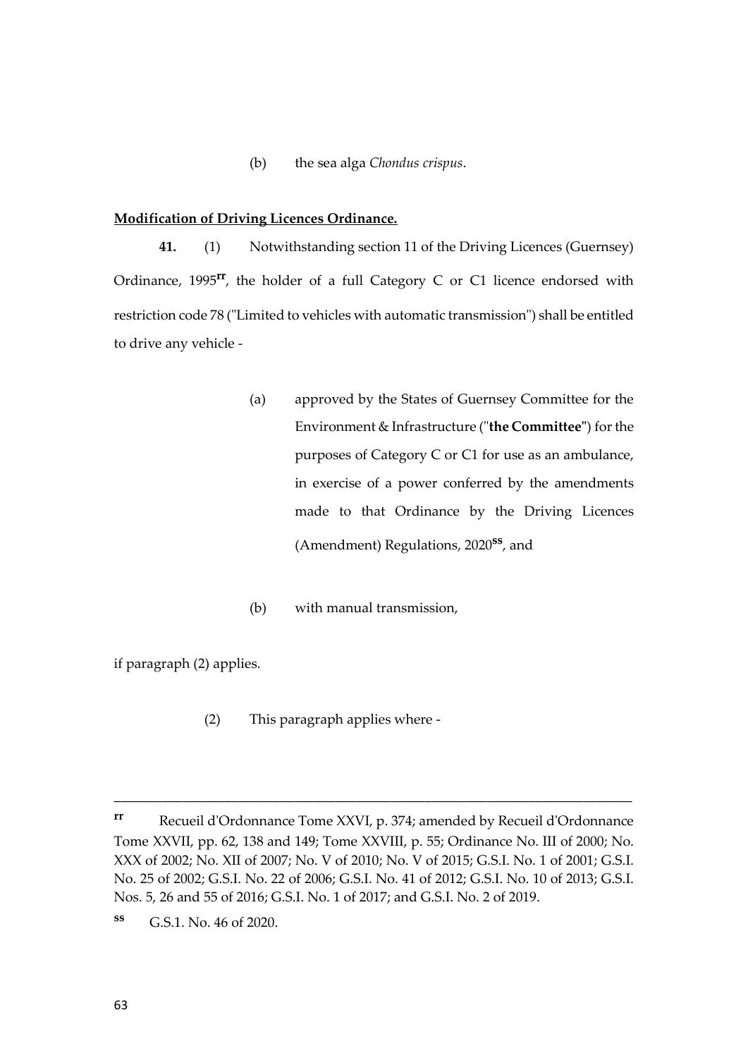(b) the sea alga *Chondus crispus*.

**Modification of Driving Licences Ordinance.**

**41.** (1) Notwithstanding section 11 of the Driving Licences (Guernsey) Ordinance, 1995[rr], the holder of a full Category C or C1 licence endorsed with restriction code 78 ("Limited to vehicles with automatic transmission") shall be entitled to drive any vehicle -

(a) approved by the States of Guernsey Committee for the Environment & Infrastructure ("**the Committee**") for the purposes of Category C or C1 for use as an ambulance, in exercise of a power conferred by the amendments made to that Ordinance by the Driving Licences (Amendment) Regulations, 2020[ss], and

(b) with manual transmission,

if paragraph (2) applies.

(2) This paragraph applies where -

---

[rr] Recueil d'Ordonnance Tome XXVI, p. 374; amended by Recueil d'Ordonnance Tome XXVII, pp. 62, 138 and 149; Tome XXVIII, p. 55; Ordinance No. III of 2000; No. XXX of 2002; No. XII of 2007; No. V of 2010; No. V of 2015; G.S.I. No. 1 of 2001; G.S.I. No. 25 of 2002; G.S.I. No. 22 of 2006; G.S.I. No. 41 of 2012; G.S.I. No. 10 of 2013; G.S.I. Nos. 5, 26 and 55 of 2016; G.S.I. No. 1 of 2017; and G.S.I. No. 2 of 2019.

[ss] G.S.1. No. 46 of 2020.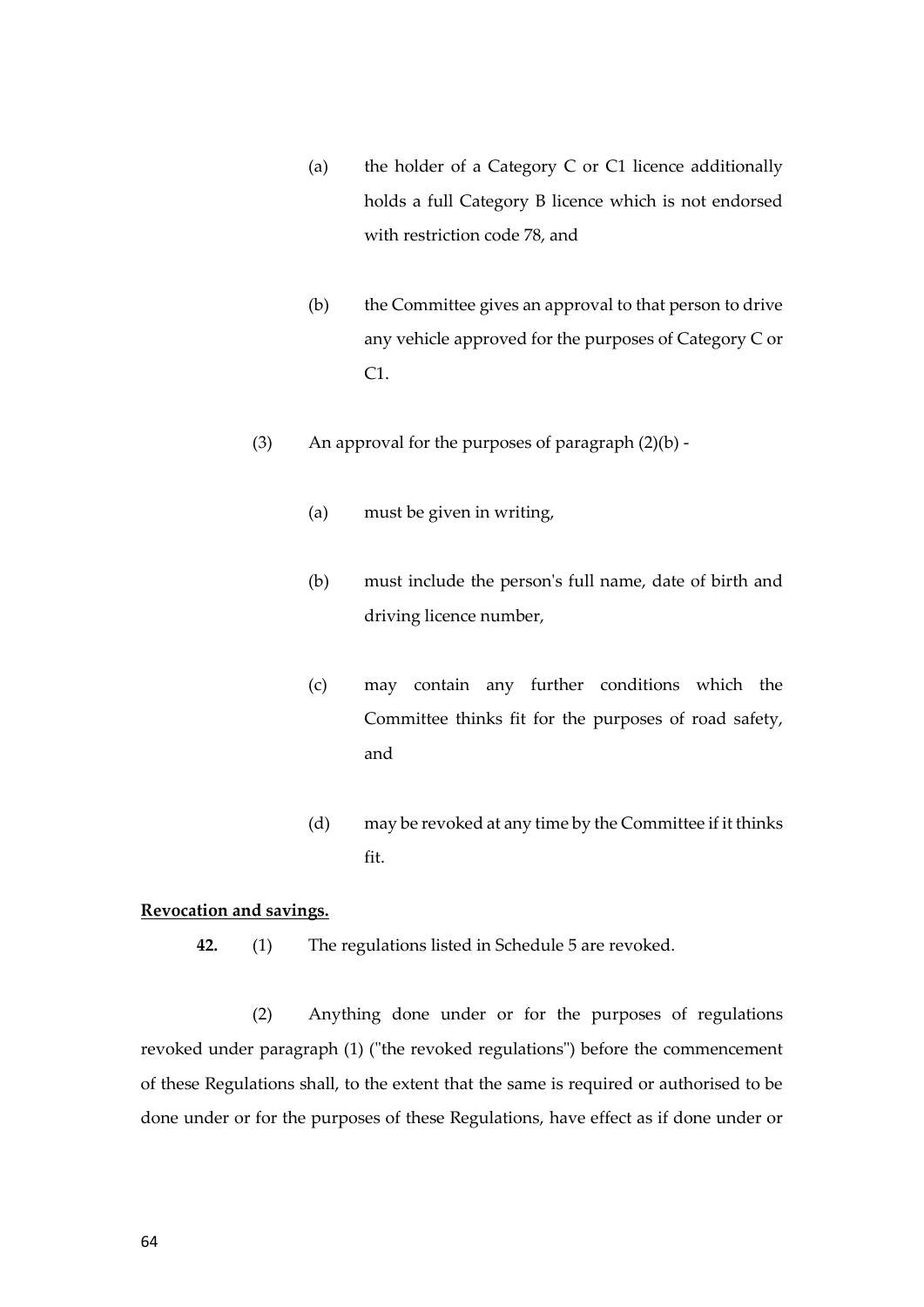(a) the holder of a Category C or C1 licence additionally holds a full Category B licence which is not endorsed with restriction code 78, and

(b) the Committee gives an approval to that person to drive any vehicle approved for the purposes of Category C or C1.

(3) An approval for the purposes of paragraph (2)(b) -

(a) must be given in writing,

(b) must include the person's full name, date of birth and driving licence number,

(c) may contain any further conditions which the Committee thinks fit for the purposes of road safety, and

(d) may be revoked at any time by the Committee if it thinks fit.

**Revocation and savings.**

**42.** (1) The regulations listed in Schedule 5 are revoked.

(2) Anything done under or for the purposes of regulations revoked under paragraph (1) ("the revoked regulations") before the commencement of these Regulations shall, to the extent that the same is required or authorised to be done under or for the purposes of these Regulations, have effect as if done under or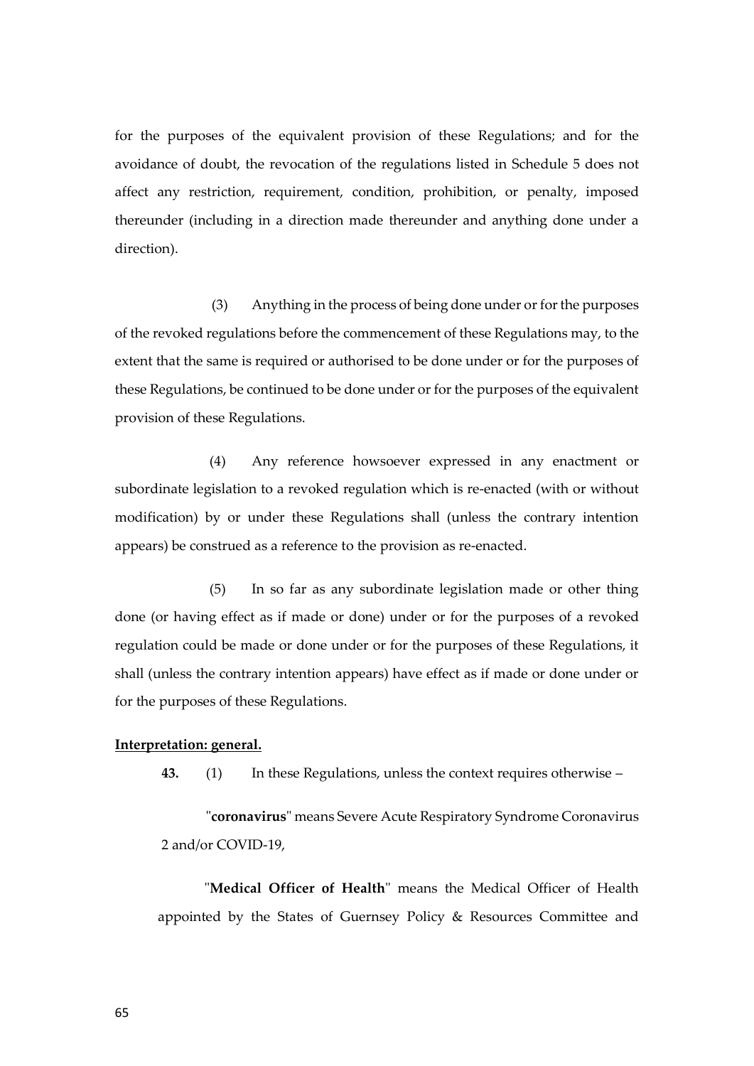for the purposes of the equivalent provision of these Regulations; and for the avoidance of doubt, the revocation of the regulations listed in Schedule 5 does not affect any restriction, requirement, condition, prohibition, or penalty, imposed thereunder (including in a direction made thereunder and anything done under a direction).

(3) Anything in the process of being done under or for the purposes of the revoked regulations before the commencement of these Regulations may, to the extent that the same is required or authorised to be done under or for the purposes of these Regulations, be continued to be done under or for the purposes of the equivalent provision of these Regulations.

(4) Any reference howsoever expressed in any enactment or subordinate legislation to a revoked regulation which is re-enacted (with or without modification) by or under these Regulations shall (unless the contrary intention appears) be construed as a reference to the provision as re-enacted.

(5) In so far as any subordinate legislation made or other thing done (or having effect as if made or done) under or for the purposes of a revoked regulation could be made or done under or for the purposes of these Regulations, it shall (unless the contrary intention appears) have effect as if made or done under or for the purposes of these Regulations.

**Interpretation: general.**

**43.** (1) In these Regulations, unless the context requires otherwise –

"**coronavirus**" means Severe Acute Respiratory Syndrome Coronavirus 2 and/or COVID-19,

"**Medical Officer of Health**" means the Medical Officer of Health appointed by the States of Guernsey Policy & Resources Committee and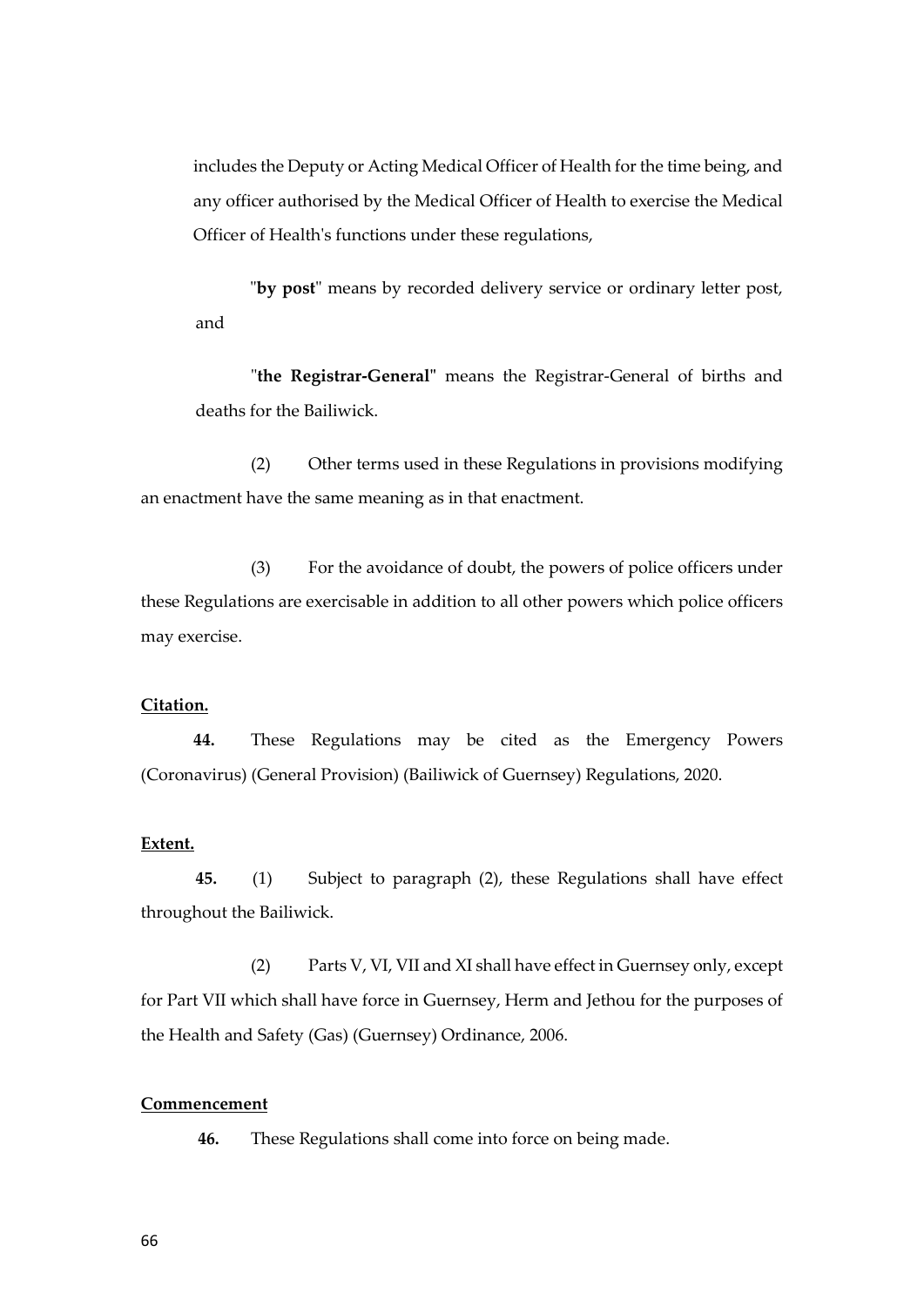includes the Deputy or Acting Medical Officer of Health for the time being, and any officer authorised by the Medical Officer of Health to exercise the Medical Officer of Health's functions under these regulations,

"**by post**" means by recorded delivery service or ordinary letter post, and

"**the Registrar-General**" means the Registrar-General of births and deaths for the Bailiwick.

(2) Other terms used in these Regulations in provisions modifying an enactment have the same meaning as in that enactment.

(3) For the avoidance of doubt, the powers of police officers under these Regulations are exercisable in addition to all other powers which police officers may exercise.

**Citation.**

**44.** These Regulations may be cited as the Emergency Powers (Coronavirus) (General Provision) (Bailiwick of Guernsey) Regulations, 2020.

**Extent.**

**45.** (1) Subject to paragraph (2), these Regulations shall have effect throughout the Bailiwick.

(2) Parts V, VI, VII and XI shall have effect in Guernsey only, except for Part VII which shall have force in Guernsey, Herm and Jethou for the purposes of the Health and Safety (Gas) (Guernsey) Ordinance, 2006.

**Commencement**

**46.** These Regulations shall come into force on being made.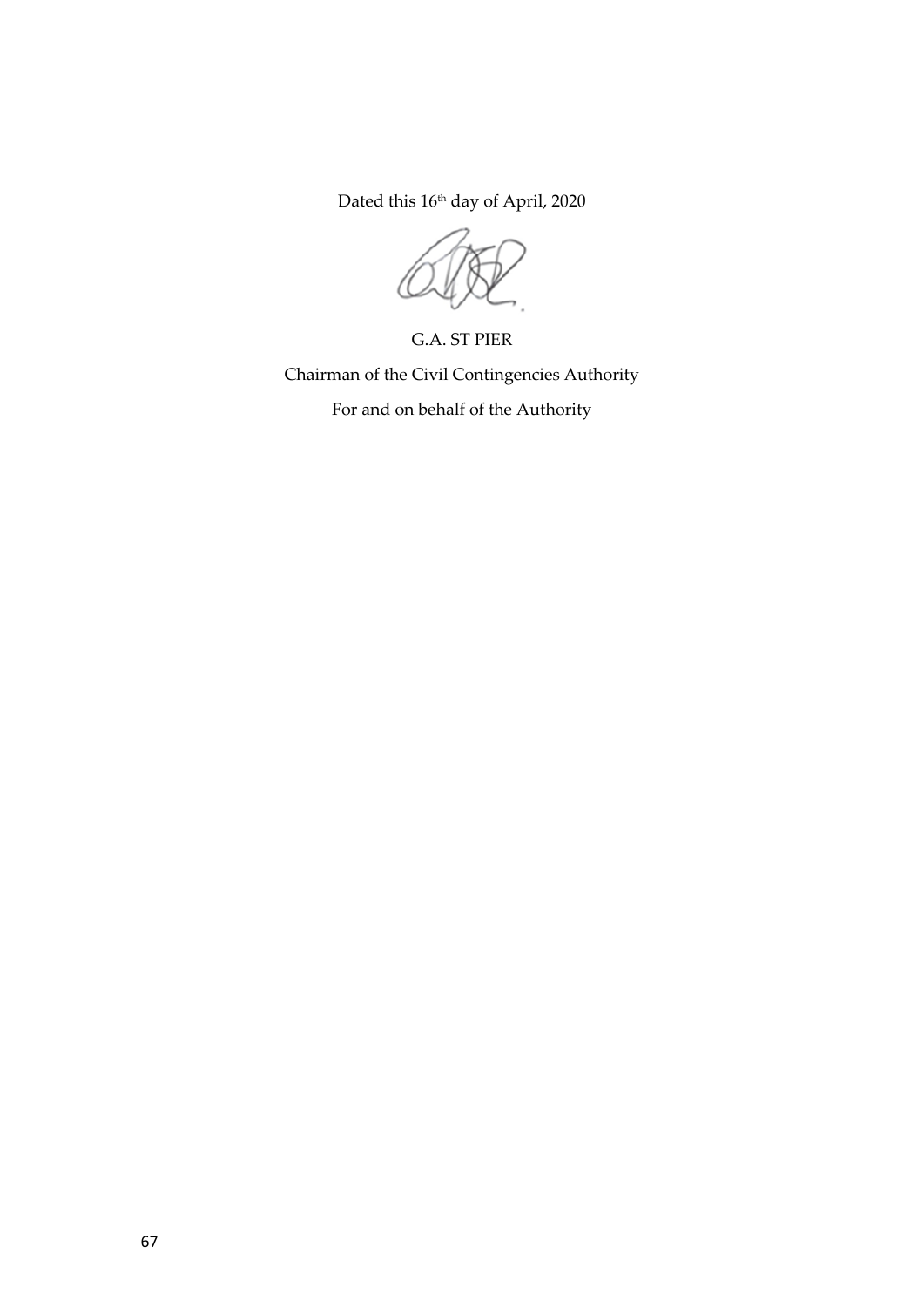Dated this 16th day of April, 2020

G.A. ST PIER

Chairman of the Civil Contingencies Authority

For and on behalf of the Authority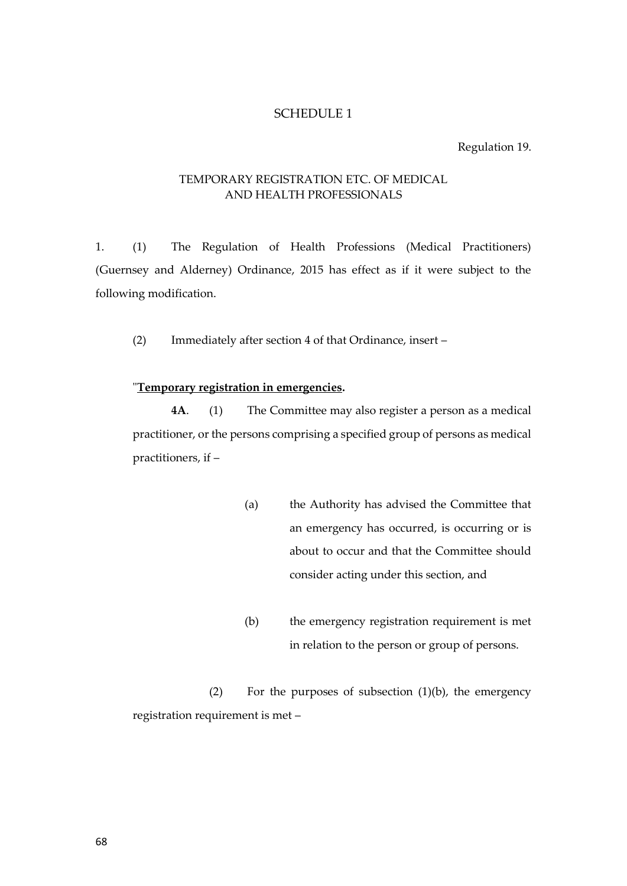# SCHEDULE 1

Regulation 19.

## TEMPORARY REGISTRATION ETC. OF MEDICAL AND HEALTH PROFESSIONALS

1. (1) The Regulation of Health Professions (Medical Practitioners) (Guernsey and Alderney) Ordinance, 2015 has effect as if it were subject to the following modification.

(2) Immediately after section 4 of that Ordinance, insert –

"**Temporary registration in emergencies.**

**4A**. (1) The Committee may also register a person as a medical practitioner, or the persons comprising a specified group of persons as medical practitioners, if –

(a) the Authority has advised the Committee that an emergency has occurred, is occurring or is about to occur and that the Committee should consider acting under this section, and

(b) the emergency registration requirement is met in relation to the person or group of persons.

(2) For the purposes of subsection (1)(b), the emergency registration requirement is met –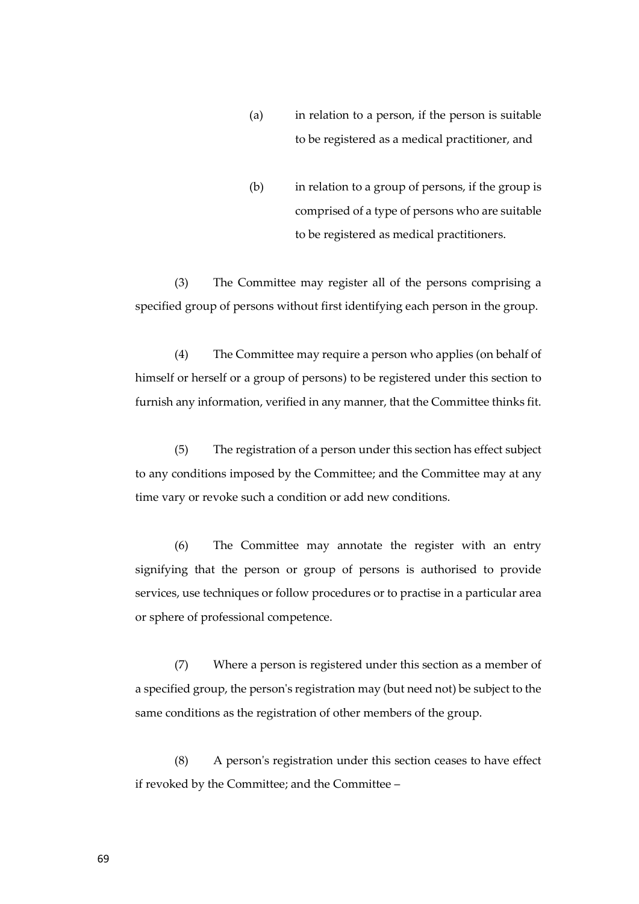(a) in relation to a person, if the person is suitable to be registered as a medical practitioner, and

(b) in relation to a group of persons, if the group is comprised of a type of persons who are suitable to be registered as medical practitioners.

(3) The Committee may register all of the persons comprising a specified group of persons without first identifying each person in the group.

(4) The Committee may require a person who applies (on behalf of himself or herself or a group of persons) to be registered under this section to furnish any information, verified in any manner, that the Committee thinks fit.

(5) The registration of a person under this section has effect subject to any conditions imposed by the Committee; and the Committee may at any time vary or revoke such a condition or add new conditions.

(6) The Committee may annotate the register with an entry signifying that the person or group of persons is authorised to provide services, use techniques or follow procedures or to practise in a particular area or sphere of professional competence.

(7) Where a person is registered under this section as a member of a specified group, the person's registration may (but need not) be subject to the same conditions as the registration of other members of the group.

(8) A person's registration under this section ceases to have effect if revoked by the Committee; and the Committee –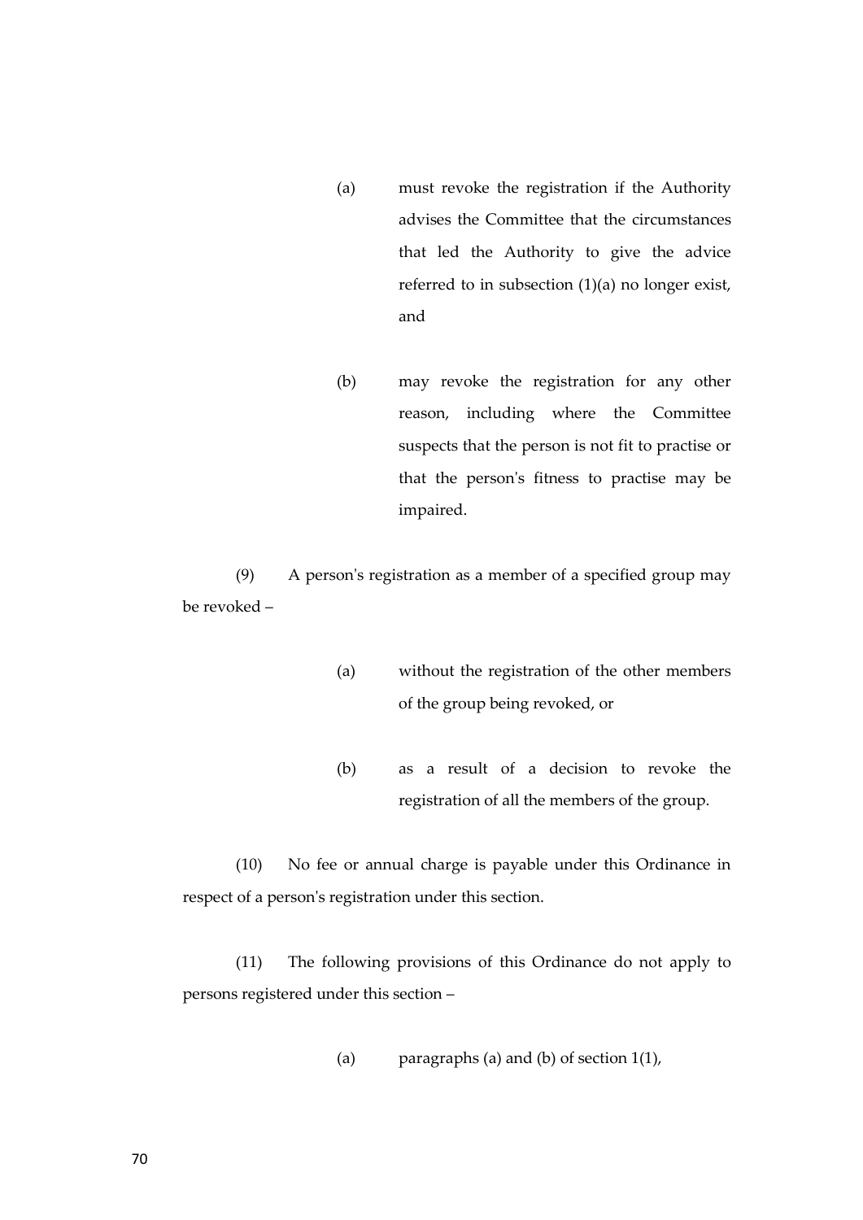(a) must revoke the registration if the Authority advises the Committee that the circumstances that led the Authority to give the advice referred to in subsection (1)(a) no longer exist, and

(b) may revoke the registration for any other reason, including where the Committee suspects that the person is not fit to practise or that the person's fitness to practise may be impaired.

(9) A person's registration as a member of a specified group may be revoked –

(a) without the registration of the other members of the group being revoked, or

(b) as a result of a decision to revoke the registration of all the members of the group.

(10) No fee or annual charge is payable under this Ordinance in respect of a person's registration under this section.

(11) The following provisions of this Ordinance do not apply to persons registered under this section –

(a) paragraphs (a) and (b) of section 1(1),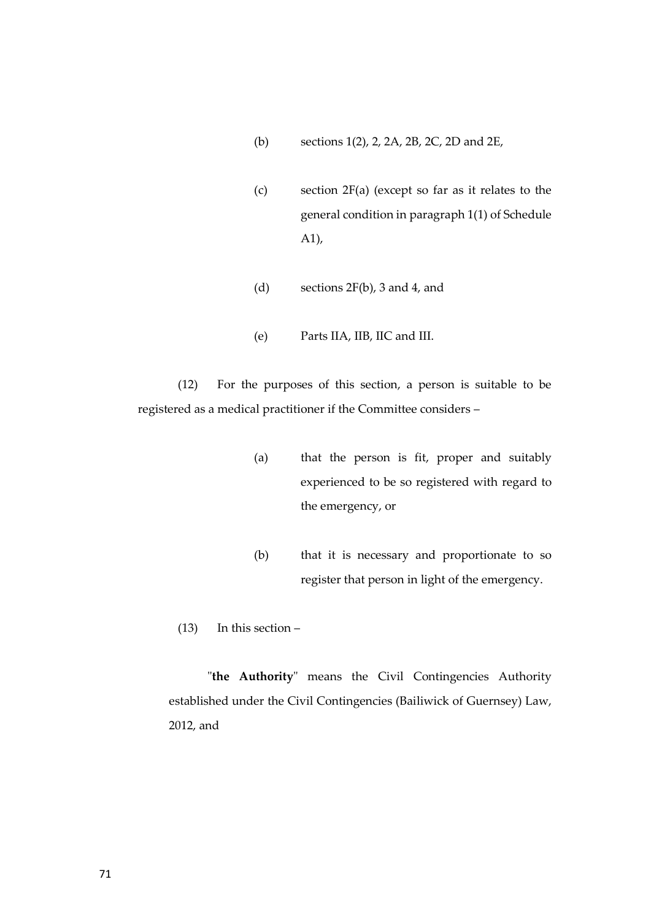(b) sections 1(2), 2, 2A, 2B, 2C, 2D and 2E,

(c) section 2F(a) (except so far as it relates to the general condition in paragraph 1(1) of Schedule A1),

(d) sections 2F(b), 3 and 4, and

(e) Parts IIA, IIB, IIC and III.

(12) For the purposes of this section, a person is suitable to be registered as a medical practitioner if the Committee considers –

(a) that the person is fit, proper and suitably experienced to be so registered with regard to the emergency, or

(b) that it is necessary and proportionate to so register that person in light of the emergency.

(13) In this section –

"**the Authority**" means the Civil Contingencies Authority established under the Civil Contingencies (Bailiwick of Guernsey) Law, 2012, and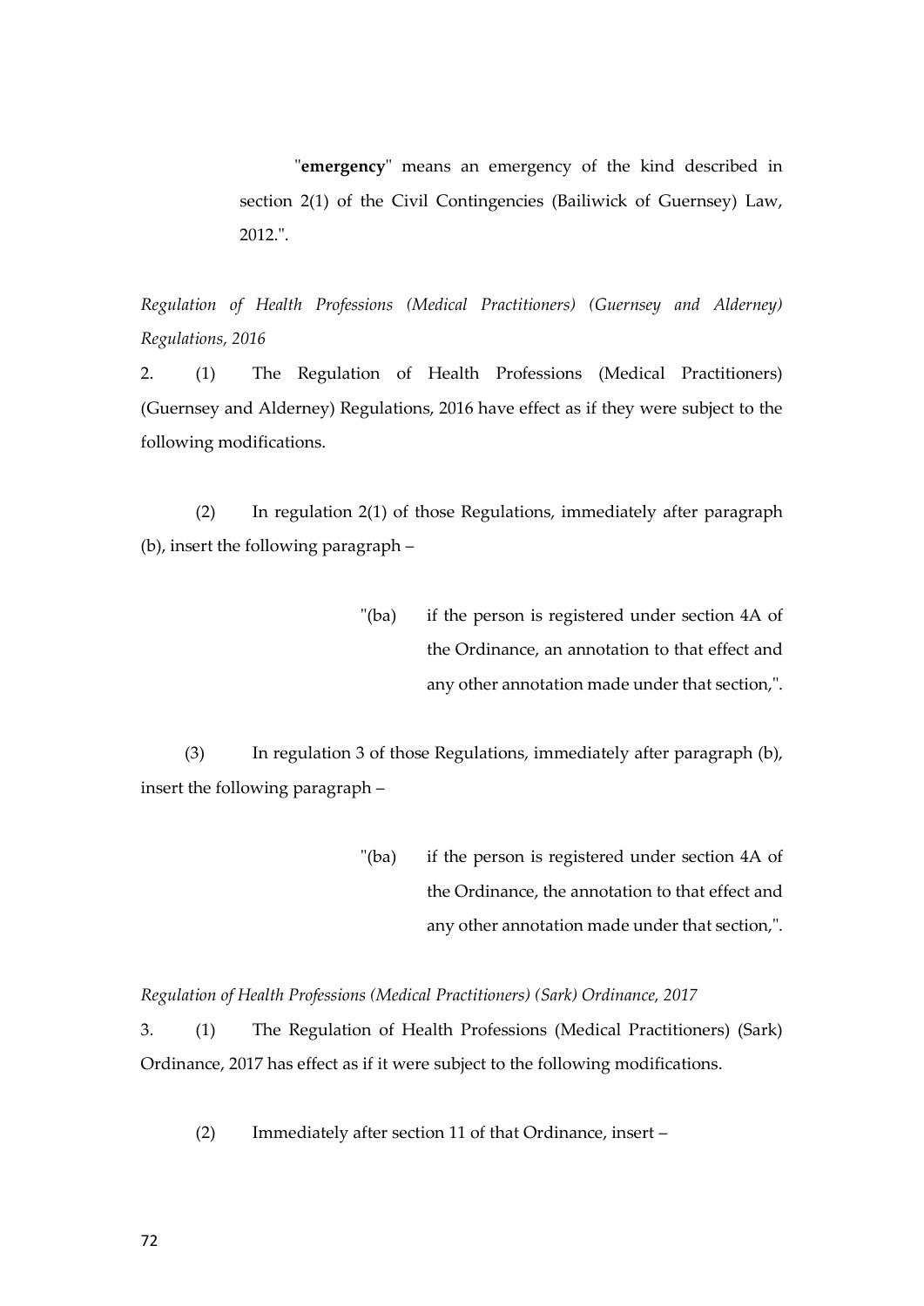"**emergency**" means an emergency of the kind described in section 2(1) of the Civil Contingencies (Bailiwick of Guernsey) Law, 2012.".

*Regulation of Health Professions (Medical Practitioners) (Guernsey and Alderney) Regulations, 2016*

2. (1) The Regulation of Health Professions (Medical Practitioners) (Guernsey and Alderney) Regulations, 2016 have effect as if they were subject to the following modifications.

(2) In regulation 2(1) of those Regulations, immediately after paragraph (b), insert the following paragraph –

> "(ba) if the person is registered under section 4A of the Ordinance, an annotation to that effect and any other annotation made under that section,".

(3) In regulation 3 of those Regulations, immediately after paragraph (b), insert the following paragraph –

> "(ba) if the person is registered under section 4A of the Ordinance, the annotation to that effect and any other annotation made under that section,".

*Regulation of Health Professions (Medical Practitioners) (Sark) Ordinance, 2017*

3. (1) The Regulation of Health Professions (Medical Practitioners) (Sark) Ordinance, 2017 has effect as if it were subject to the following modifications.

(2) Immediately after section 11 of that Ordinance, insert –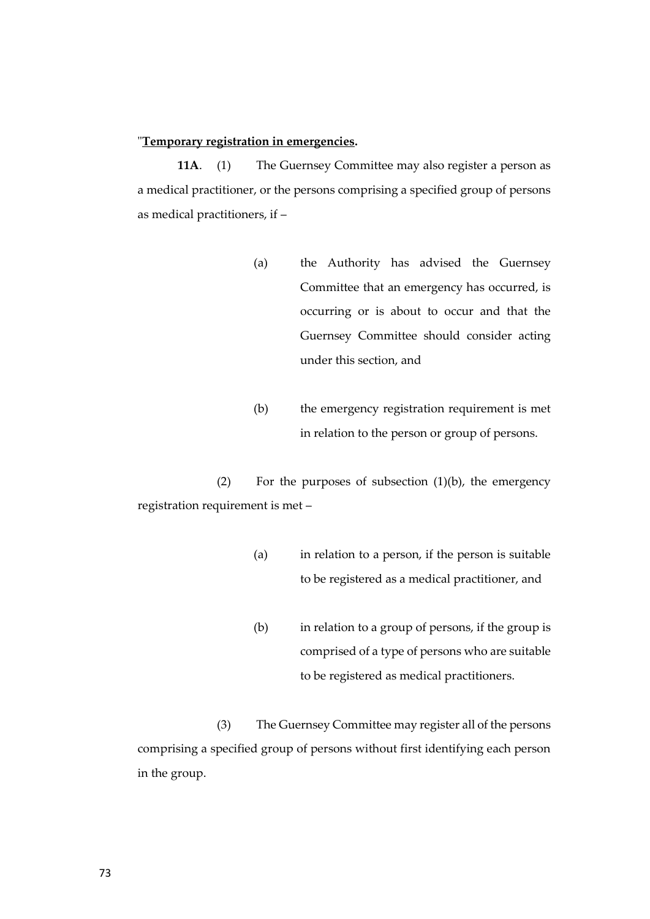"**Temporary registration in emergencies.**

**11A**. (1) The Guernsey Committee may also register a person as a medical practitioner, or the persons comprising a specified group of persons as medical practitioners, if –

(a) the Authority has advised the Guernsey Committee that an emergency has occurred, is occurring or is about to occur and that the Guernsey Committee should consider acting under this section, and

(b) the emergency registration requirement is met in relation to the person or group of persons.

(2) For the purposes of subsection (1)(b), the emergency registration requirement is met –

(a) in relation to a person, if the person is suitable to be registered as a medical practitioner, and

(b) in relation to a group of persons, if the group is comprised of a type of persons who are suitable to be registered as medical practitioners.

(3) The Guernsey Committee may register all of the persons comprising a specified group of persons without first identifying each person in the group.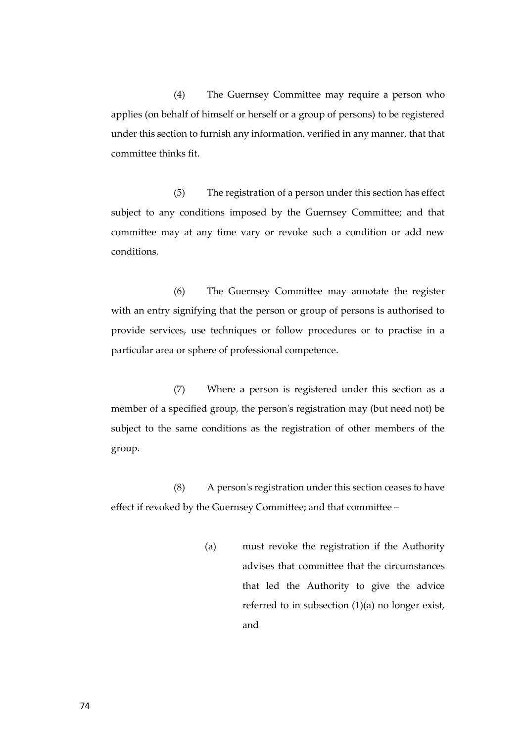(4) The Guernsey Committee may require a person who applies (on behalf of himself or herself or a group of persons) to be registered under this section to furnish any information, verified in any manner, that that committee thinks fit.

(5) The registration of a person under this section has effect subject to any conditions imposed by the Guernsey Committee; and that committee may at any time vary or revoke such a condition or add new conditions.

(6) The Guernsey Committee may annotate the register with an entry signifying that the person or group of persons is authorised to provide services, use techniques or follow procedures or to practise in a particular area or sphere of professional competence.

(7) Where a person is registered under this section as a member of a specified group, the person's registration may (but need not) be subject to the same conditions as the registration of other members of the group.

(8) A person's registration under this section ceases to have effect if revoked by the Guernsey Committee; and that committee –

> (a) must revoke the registration if the Authority advises that committee that the circumstances that led the Authority to give the advice referred to in subsection (1)(a) no longer exist, and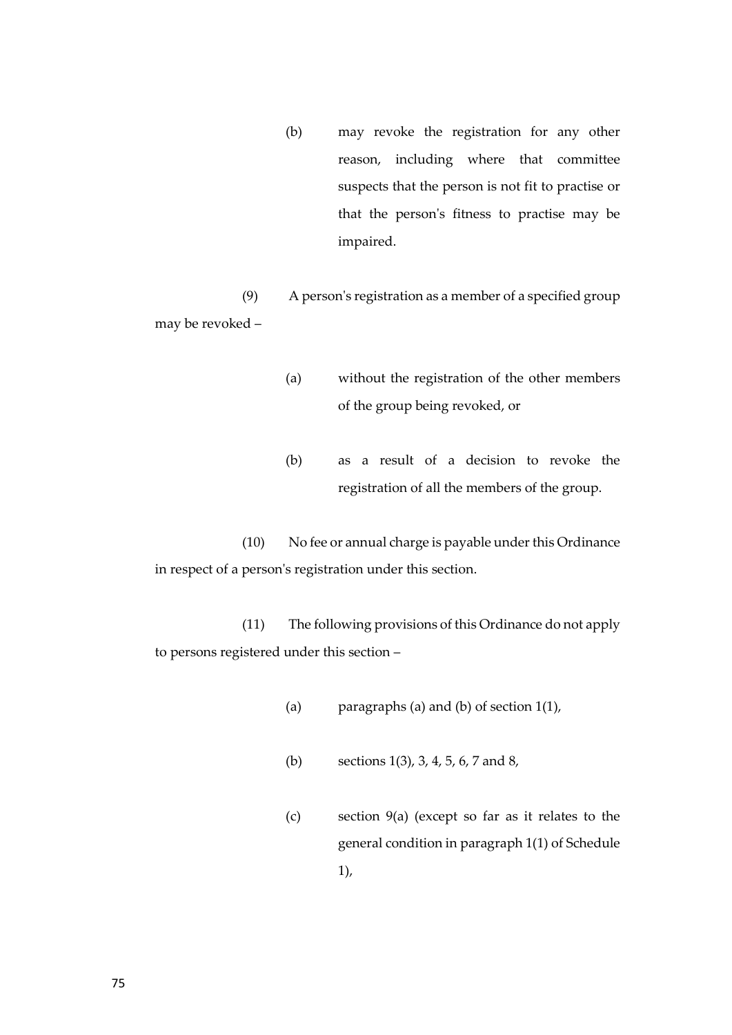(b) may revoke the registration for any other reason, including where that committee suspects that the person is not fit to practise or that the person's fitness to practise may be impaired.

(9) A person's registration as a member of a specified group may be revoked –

(a) without the registration of the other members of the group being revoked, or

(b) as a result of a decision to revoke the registration of all the members of the group.

(10) No fee or annual charge is payable under this Ordinance in respect of a person's registration under this section.

(11) The following provisions of this Ordinance do not apply to persons registered under this section –

(a) paragraphs (a) and (b) of section 1(1),

(b) sections 1(3), 3, 4, 5, 6, 7 and 8,

(c) section 9(a) (except so far as it relates to the general condition in paragraph 1(1) of Schedule 1),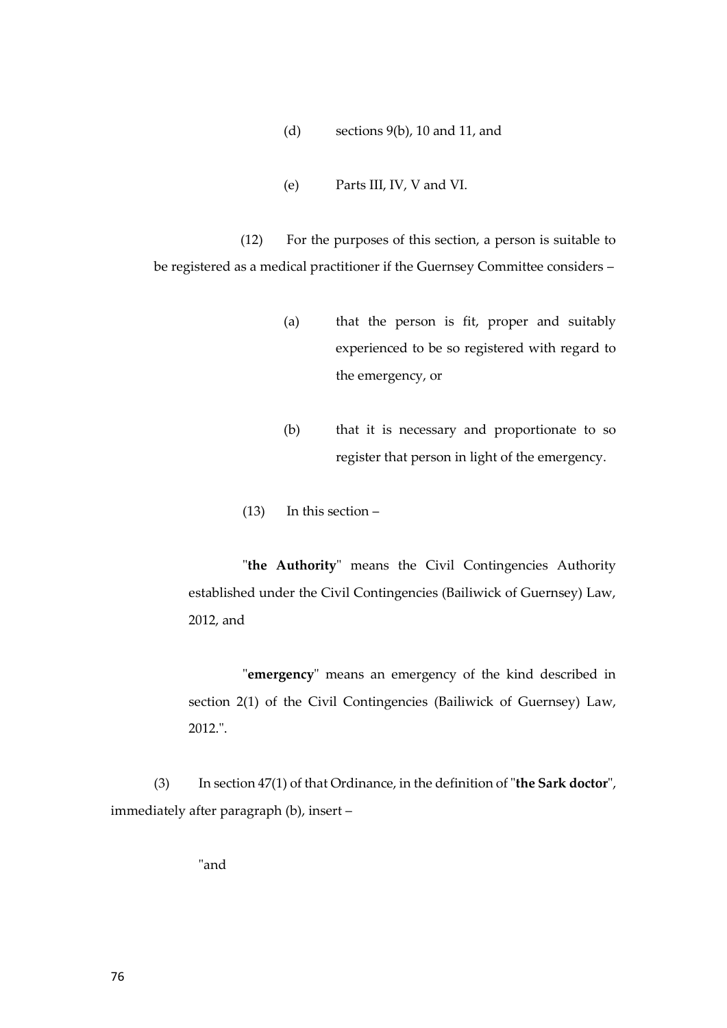(d) sections 9(b), 10 and 11, and

(e) Parts III, IV, V and VI.

(12) For the purposes of this section, a person is suitable to be registered as a medical practitioner if the Guernsey Committee considers –

(a) that the person is fit, proper and suitably experienced to be so registered with regard to the emergency, or

(b) that it is necessary and proportionate to so register that person in light of the emergency.

(13) In this section –

"**the Authority**" means the Civil Contingencies Authority established under the Civil Contingencies (Bailiwick of Guernsey) Law, 2012, and

"**emergency**" means an emergency of the kind described in section 2(1) of the Civil Contingencies (Bailiwick of Guernsey) Law, 2012.".

(3) In section 47(1) of that Ordinance, in the definition of "**the Sark doctor**", immediately after paragraph (b), insert –

"and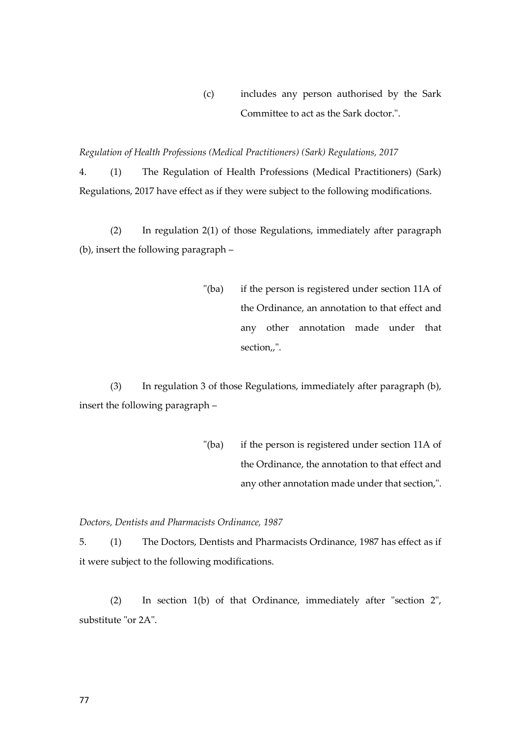(c) includes any person authorised by the Sark Committee to act as the Sark doctor.".

*Regulation of Health Professions (Medical Practitioners) (Sark) Regulations, 2017*

4. (1) The Regulation of Health Professions (Medical Practitioners) (Sark) Regulations, 2017 have effect as if they were subject to the following modifications.

(2) In regulation 2(1) of those Regulations, immediately after paragraph (b), insert the following paragraph –

"(ba) if the person is registered under section 11A of the Ordinance, an annotation to that effect and any other annotation made under that section,,".

(3) In regulation 3 of those Regulations, immediately after paragraph (b), insert the following paragraph –

"(ba) if the person is registered under section 11A of the Ordinance, the annotation to that effect and any other annotation made under that section,".

*Doctors, Dentists and Pharmacists Ordinance, 1987*

5. (1) The Doctors, Dentists and Pharmacists Ordinance, 1987 has effect as if it were subject to the following modifications.

(2) In section 1(b) of that Ordinance, immediately after "section 2", substitute "or 2A".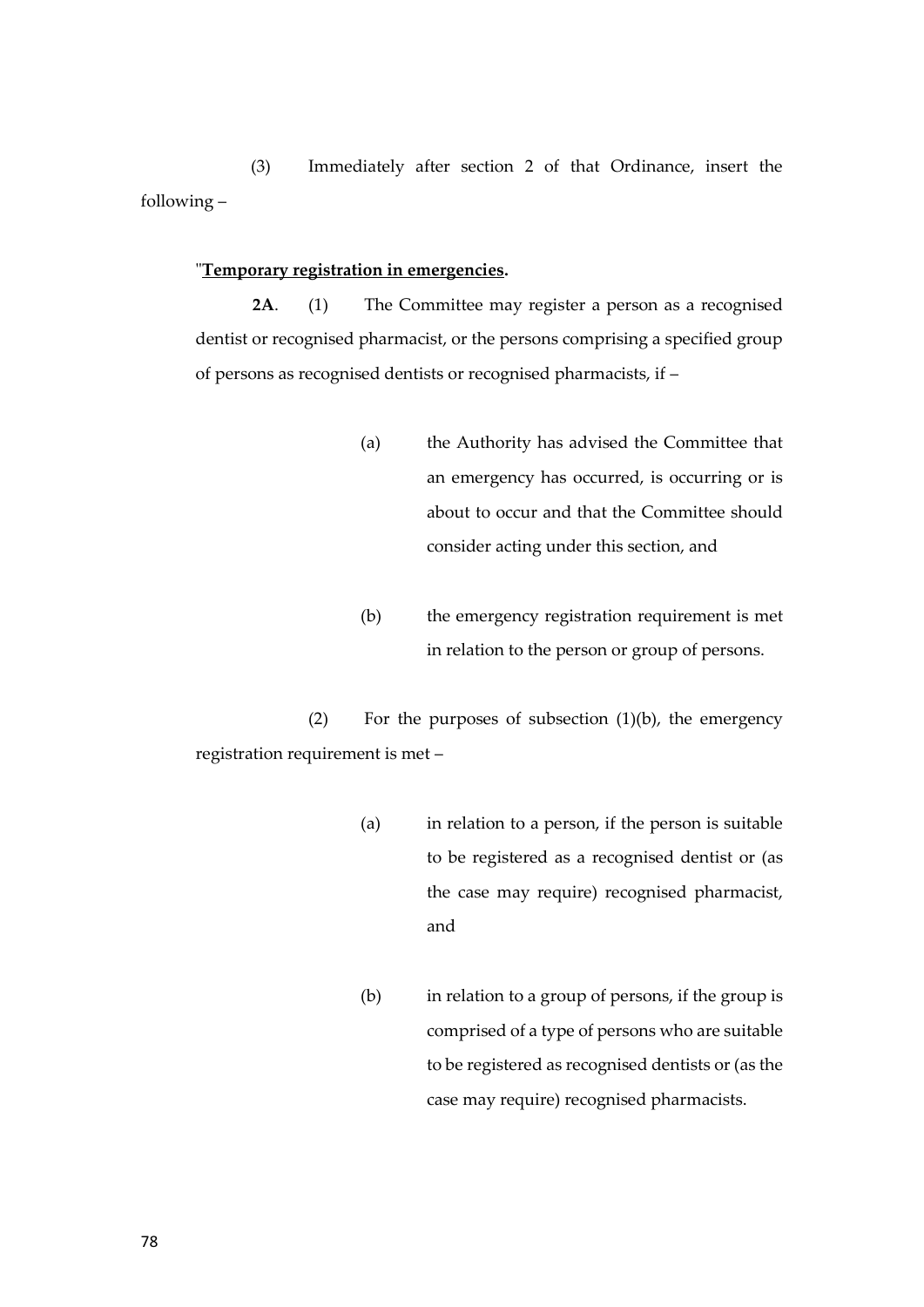(3) Immediately after section 2 of that Ordinance, insert the following –

"**<u>Temporary registration in emergencies</u>.**

**2A**. (1) The Committee may register a person as a recognised dentist or recognised pharmacist, or the persons comprising a specified group of persons as recognised dentists or recognised pharmacists, if –

(a) the Authority has advised the Committee that an emergency has occurred, is occurring or is about to occur and that the Committee should consider acting under this section, and

(b) the emergency registration requirement is met in relation to the person or group of persons.

(2) For the purposes of subsection (1)(b), the emergency registration requirement is met –

(a) in relation to a person, if the person is suitable to be registered as a recognised dentist or (as the case may require) recognised pharmacist, and

(b) in relation to a group of persons, if the group is comprised of a type of persons who are suitable to be registered as recognised dentists or (as the case may require) recognised pharmacists.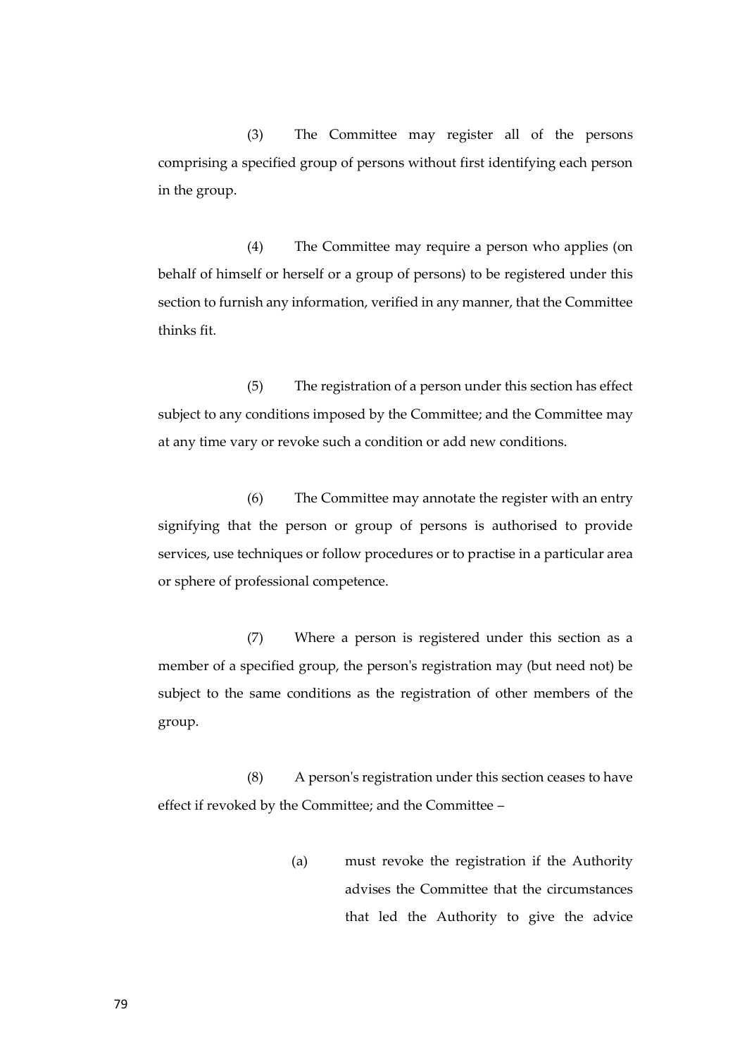(3) The Committee may register all of the persons comprising a specified group of persons without first identifying each person in the group.

(4) The Committee may require a person who applies (on behalf of himself or herself or a group of persons) to be registered under this section to furnish any information, verified in any manner, that the Committee thinks fit.

(5) The registration of a person under this section has effect subject to any conditions imposed by the Committee; and the Committee may at any time vary or revoke such a condition or add new conditions.

(6) The Committee may annotate the register with an entry signifying that the person or group of persons is authorised to provide services, use techniques or follow procedures or to practise in a particular area or sphere of professional competence.

(7) Where a person is registered under this section as a member of a specified group, the person's registration may (but need not) be subject to the same conditions as the registration of other members of the group.

(8) A person's registration under this section ceases to have effect if revoked by the Committee; and the Committee –

> (a) must revoke the registration if the Authority advises the Committee that the circumstances that led the Authority to give the advice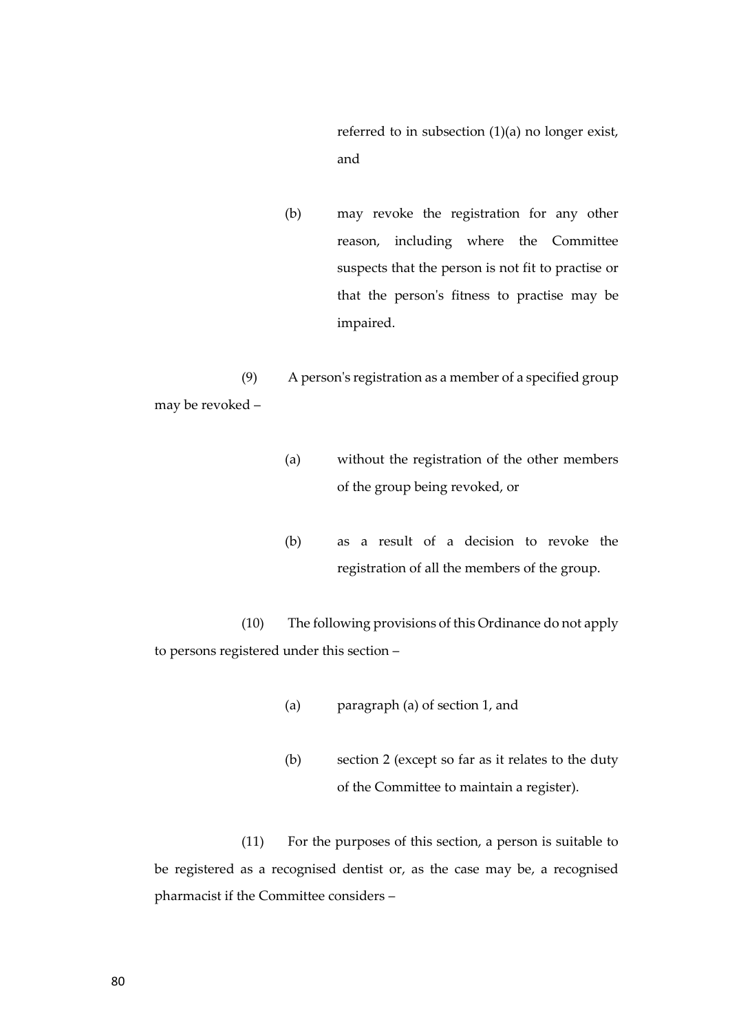referred to in subsection (1)(a) no longer exist, and

(b) may revoke the registration for any other reason, including where the Committee suspects that the person is not fit to practise or that the person's fitness to practise may be impaired.

(9) A person's registration as a member of a specified group may be revoked –

(a) without the registration of the other members of the group being revoked, or

(b) as a result of a decision to revoke the registration of all the members of the group.

(10) The following provisions of this Ordinance do not apply to persons registered under this section –

(a) paragraph (a) of section 1, and

(b) section 2 (except so far as it relates to the duty of the Committee to maintain a register).

(11) For the purposes of this section, a person is suitable to be registered as a recognised dentist or, as the case may be, a recognised pharmacist if the Committee considers –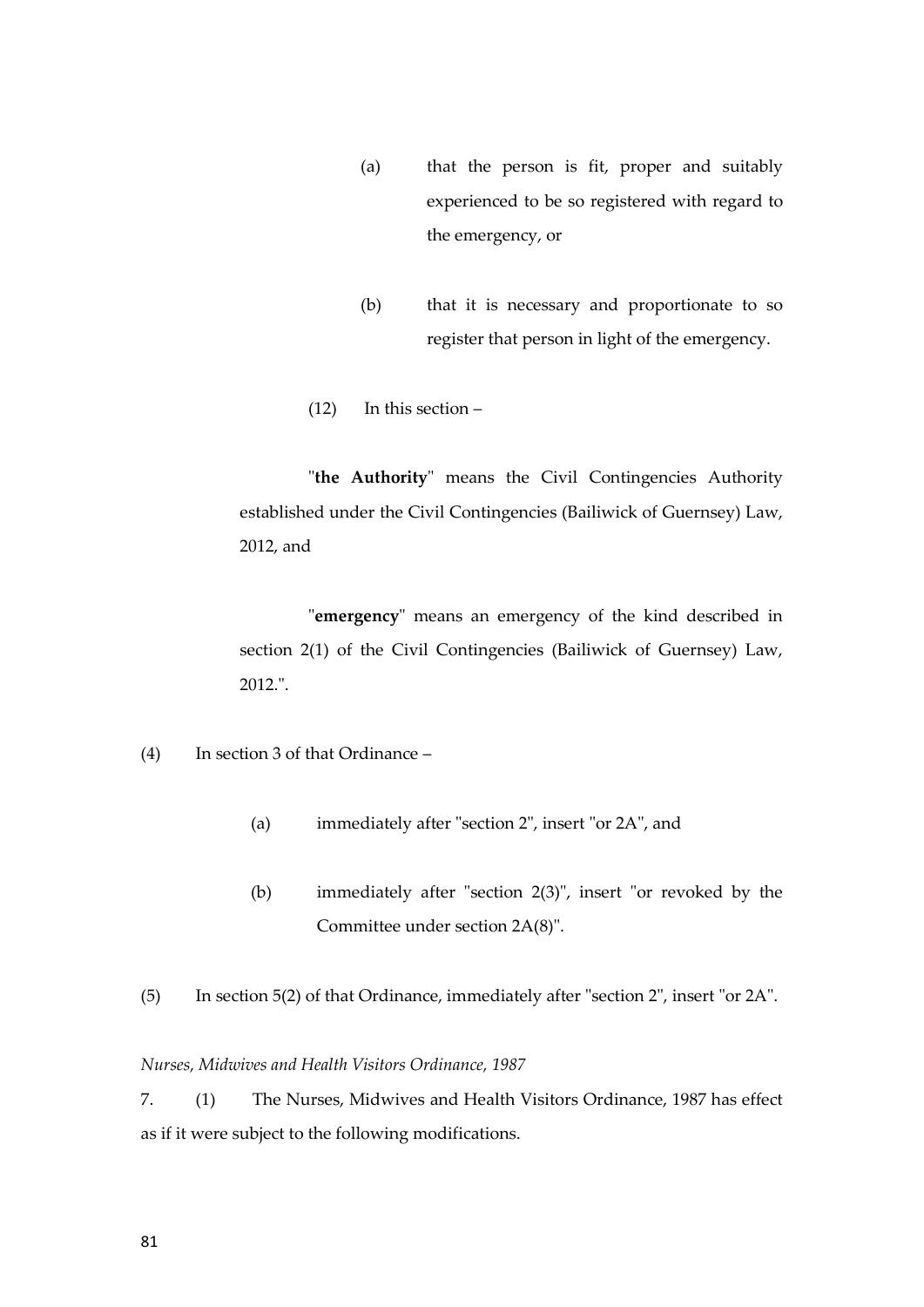(a) that the person is fit, proper and suitably experienced to be so registered with regard to the emergency, or

(b) that it is necessary and proportionate to so register that person in light of the emergency.

(12) In this section –

"**the Authority**" means the Civil Contingencies Authority established under the Civil Contingencies (Bailiwick of Guernsey) Law, 2012, and

"**emergency**" means an emergency of the kind described in section 2(1) of the Civil Contingencies (Bailiwick of Guernsey) Law, 2012.".

(4) In section 3 of that Ordinance –

(a) immediately after "section 2", insert "or 2A", and

(b) immediately after "section 2(3)", insert "or revoked by the Committee under section 2A(8)".

(5) In section 5(2) of that Ordinance, immediately after "section 2", insert "or 2A".

*Nurses, Midwives and Health Visitors Ordinance, 1987*

7. (1) The Nurses, Midwives and Health Visitors Ordinance, 1987 has effect as if it were subject to the following modifications.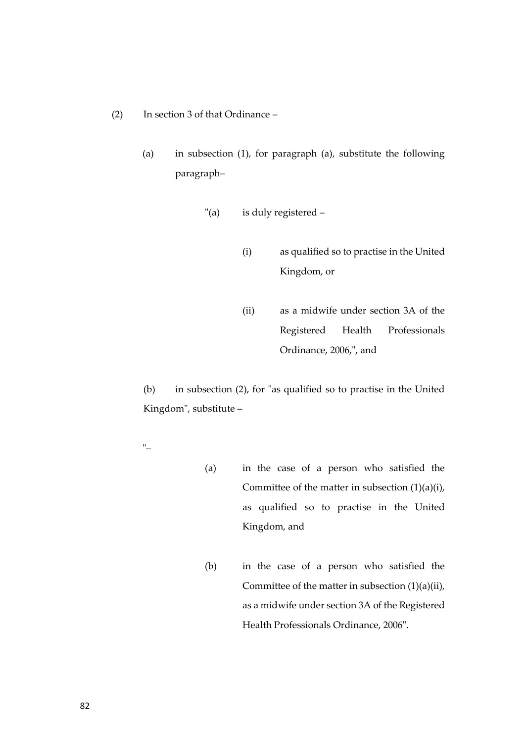(2) In section 3 of that Ordinance –

(a) in subsection (1), for paragraph (a), substitute the following paragraph–

"(a) is duly registered –

(i) as qualified so to practise in the United Kingdom, or

(ii) as a midwife under section 3A of the Registered Health Professionals Ordinance, 2006,", and

(b) in subsection (2), for "as qualified so to practise in the United Kingdom", substitute –

"–

(a) in the case of a person who satisfied the Committee of the matter in subsection (1)(a)(i), as qualified so to practise in the United Kingdom, and

(b) in the case of a person who satisfied the Committee of the matter in subsection (1)(a)(ii), as a midwife under section 3A of the Registered Health Professionals Ordinance, 2006".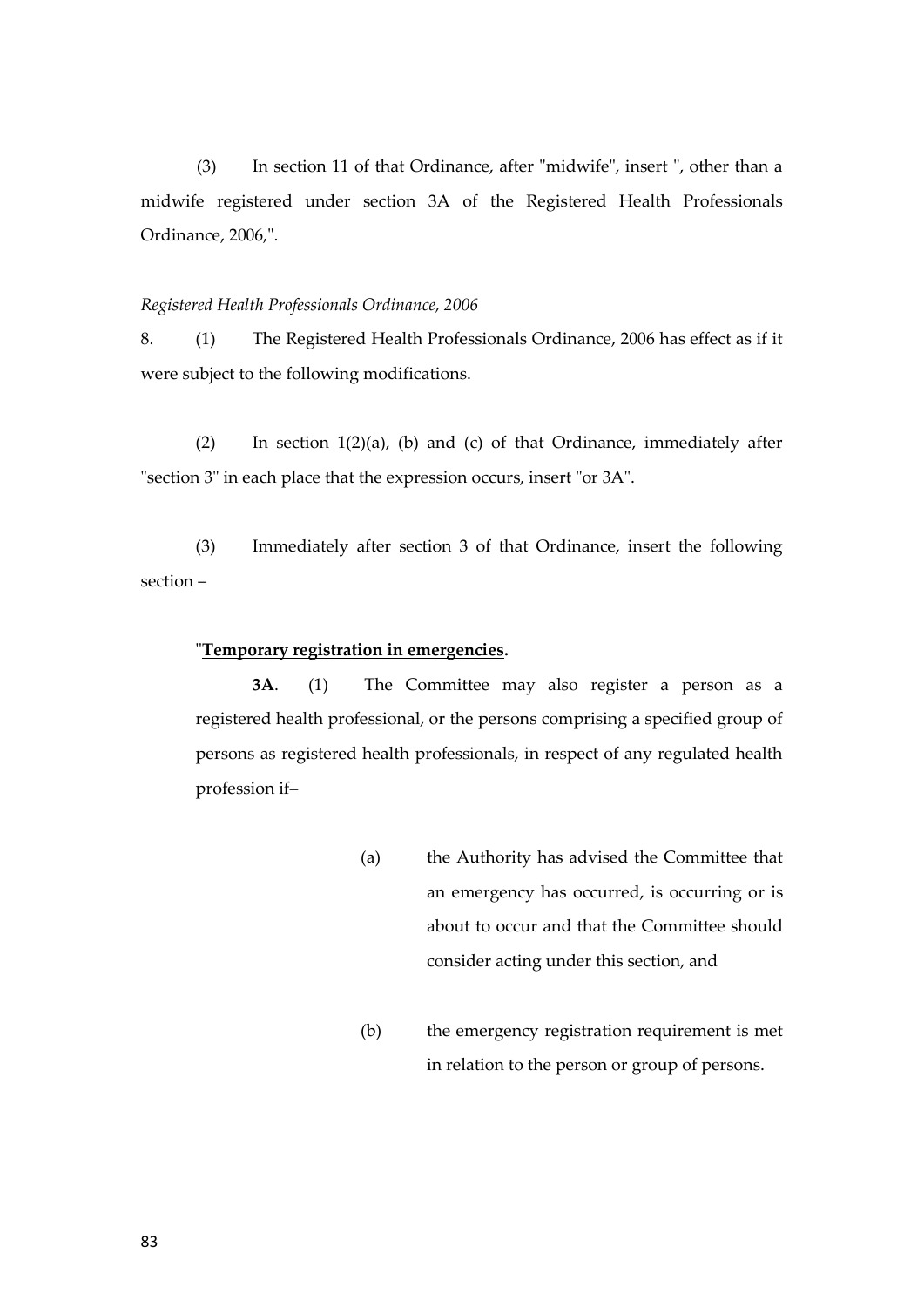(3) In section 11 of that Ordinance, after "midwife", insert ", other than a midwife registered under section 3A of the Registered Health Professionals Ordinance, 2006,".

*Registered Health Professionals Ordinance, 2006*

8. (1) The Registered Health Professionals Ordinance, 2006 has effect as if it were subject to the following modifications.

(2) In section 1(2)(a), (b) and (c) of that Ordinance, immediately after "section 3" in each place that the expression occurs, insert "or 3A".

(3) Immediately after section 3 of that Ordinance, insert the following section –

"**Temporary registration in emergencies.**

**3A**. (1) The Committee may also register a person as a registered health professional, or the persons comprising a specified group of persons as registered health professionals, in respect of any regulated health profession if–

(a) the Authority has advised the Committee that an emergency has occurred, is occurring or is about to occur and that the Committee should consider acting under this section, and

(b) the emergency registration requirement is met in relation to the person or group of persons.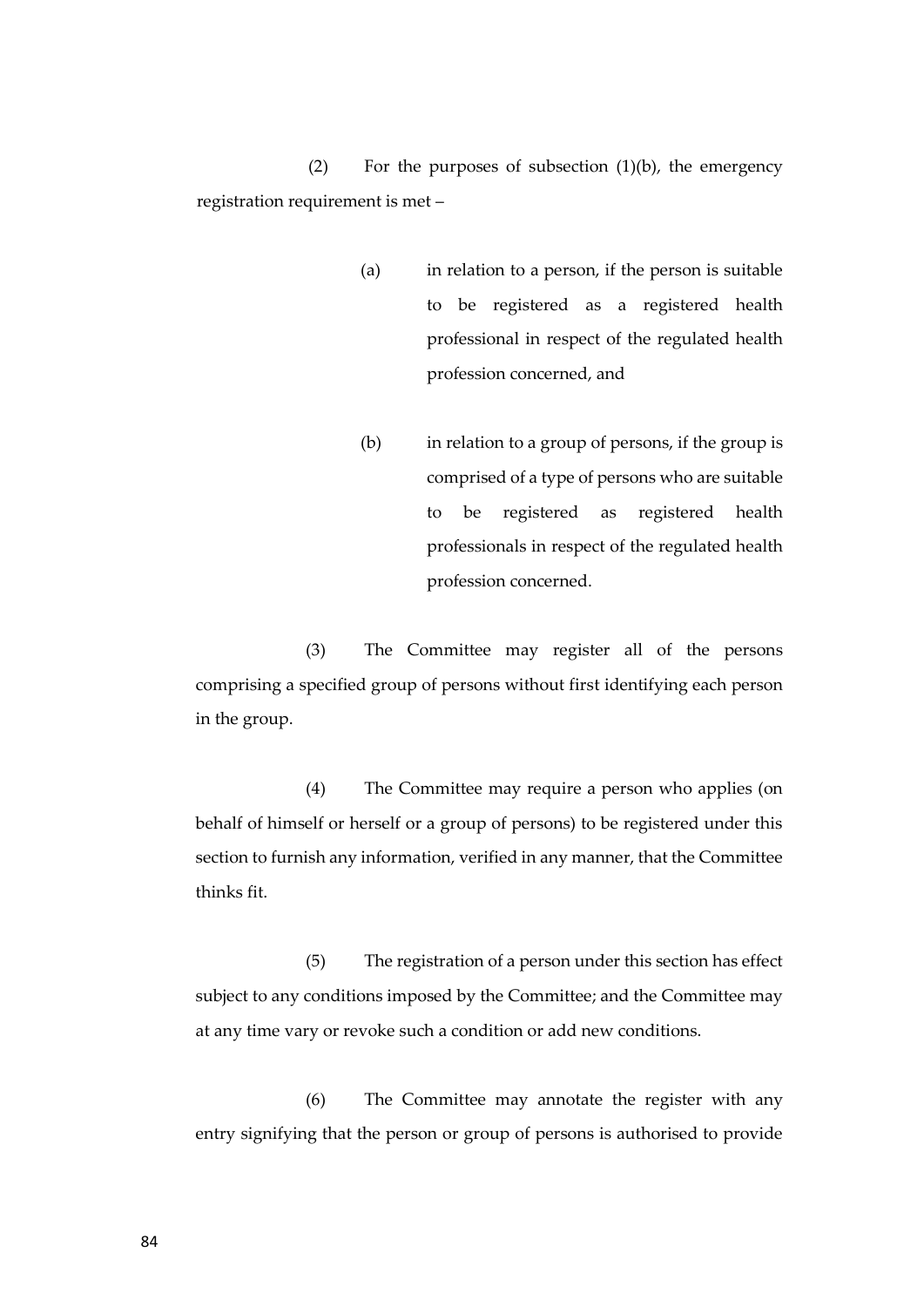(2) For the purposes of subsection (1)(b), the emergency registration requirement is met –

(a) in relation to a person, if the person is suitable to be registered as a registered health professional in respect of the regulated health profession concerned, and

(b) in relation to a group of persons, if the group is comprised of a type of persons who are suitable to be registered as registered health professionals in respect of the regulated health profession concerned.

(3) The Committee may register all of the persons comprising a specified group of persons without first identifying each person in the group.

(4) The Committee may require a person who applies (on behalf of himself or herself or a group of persons) to be registered under this section to furnish any information, verified in any manner, that the Committee thinks fit.

(5) The registration of a person under this section has effect subject to any conditions imposed by the Committee; and the Committee may at any time vary or revoke such a condition or add new conditions.

(6) The Committee may annotate the register with any entry signifying that the person or group of persons is authorised to provide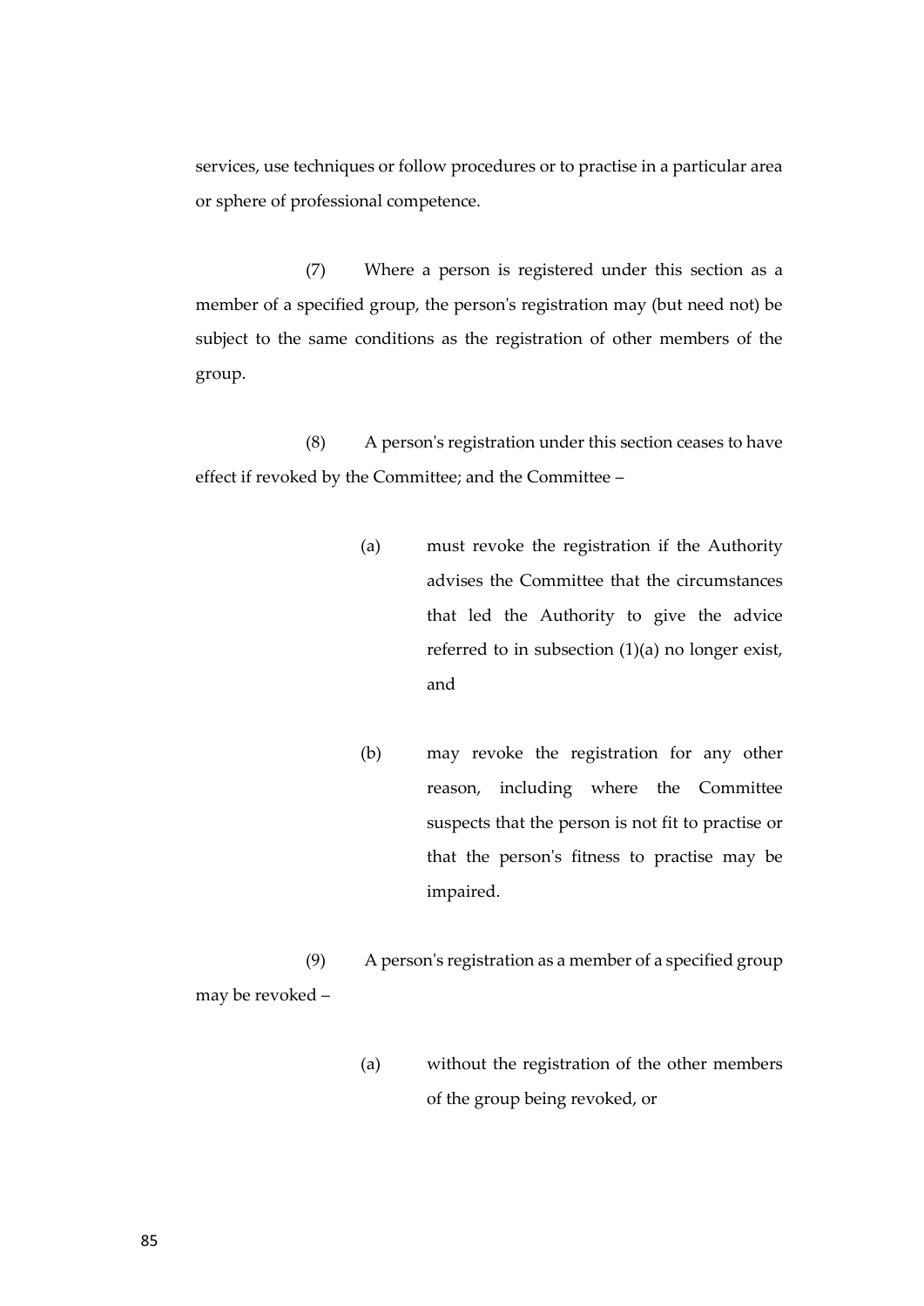services, use techniques or follow procedures or to practise in a particular area or sphere of professional competence.

(7) Where a person is registered under this section as a member of a specified group, the person's registration may (but need not) be subject to the same conditions as the registration of other members of the group.

(8) A person's registration under this section ceases to have effect if revoked by the Committee; and the Committee –

- (a) must revoke the registration if the Authority advises the Committee that the circumstances that led the Authority to give the advice referred to in subsection (1)(a) no longer exist, and

- (b) may revoke the registration for any other reason, including where the Committee suspects that the person is not fit to practise or that the person's fitness to practise may be impaired.

(9) A person's registration as a member of a specified group may be revoked –

- (a) without the registration of the other members of the group being revoked, or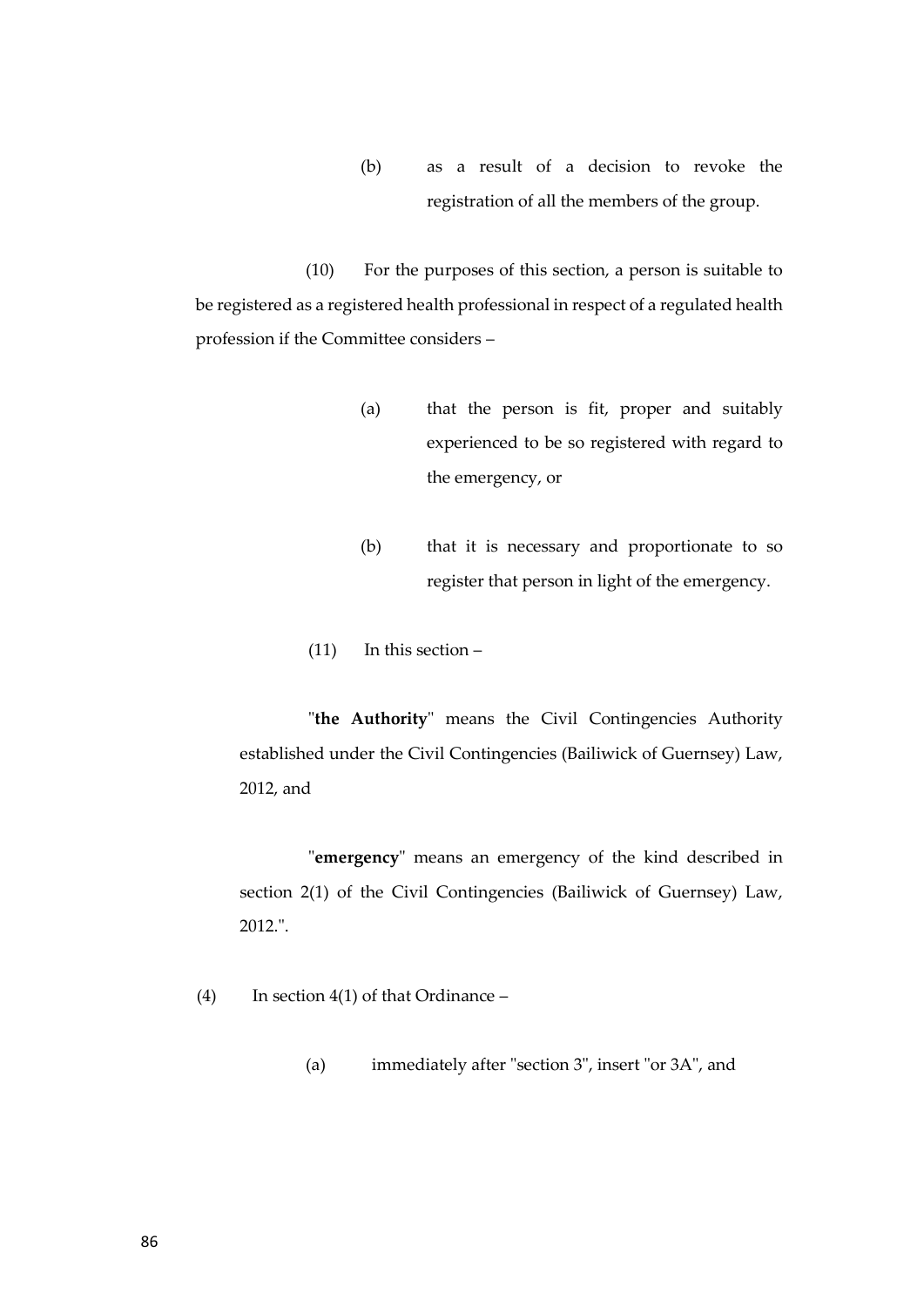(b) as a result of a decision to revoke the registration of all the members of the group.

(10) For the purposes of this section, a person is suitable to be registered as a registered health professional in respect of a regulated health profession if the Committee considers –

(a) that the person is fit, proper and suitably experienced to be so registered with regard to the emergency, or

(b) that it is necessary and proportionate to so register that person in light of the emergency.

(11) In this section –

"**the Authority**" means the Civil Contingencies Authority established under the Civil Contingencies (Bailiwick of Guernsey) Law, 2012, and

"**emergency**" means an emergency of the kind described in section 2(1) of the Civil Contingencies (Bailiwick of Guernsey) Law, 2012.".

(4) In section 4(1) of that Ordinance –

(a) immediately after "section 3", insert "or 3A", and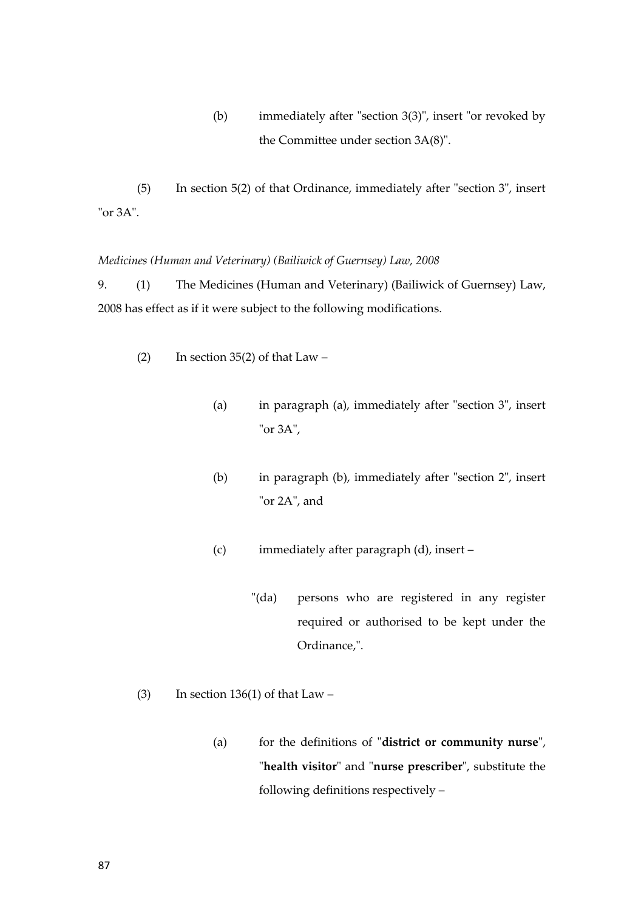(b) immediately after "section 3(3)", insert "or revoked by the Committee under section 3A(8)".

(5) In section 5(2) of that Ordinance, immediately after "section 3", insert "or 3A".

*Medicines (Human and Veterinary) (Bailiwick of Guernsey) Law, 2008*

9. (1) The Medicines (Human and Veterinary) (Bailiwick of Guernsey) Law, 2008 has effect as if it were subject to the following modifications.

(2) In section 35(2) of that Law –

(a) in paragraph (a), immediately after "section 3", insert "or 3A",

(b) in paragraph (b), immediately after "section 2", insert "or 2A", and

(c) immediately after paragraph (d), insert –

"(da) persons who are registered in any register required or authorised to be kept under the Ordinance,".

(3) In section 136(1) of that Law –

(a) for the definitions of "**district or community nurse**", "**health visitor**" and "**nurse prescriber**", substitute the following definitions respectively –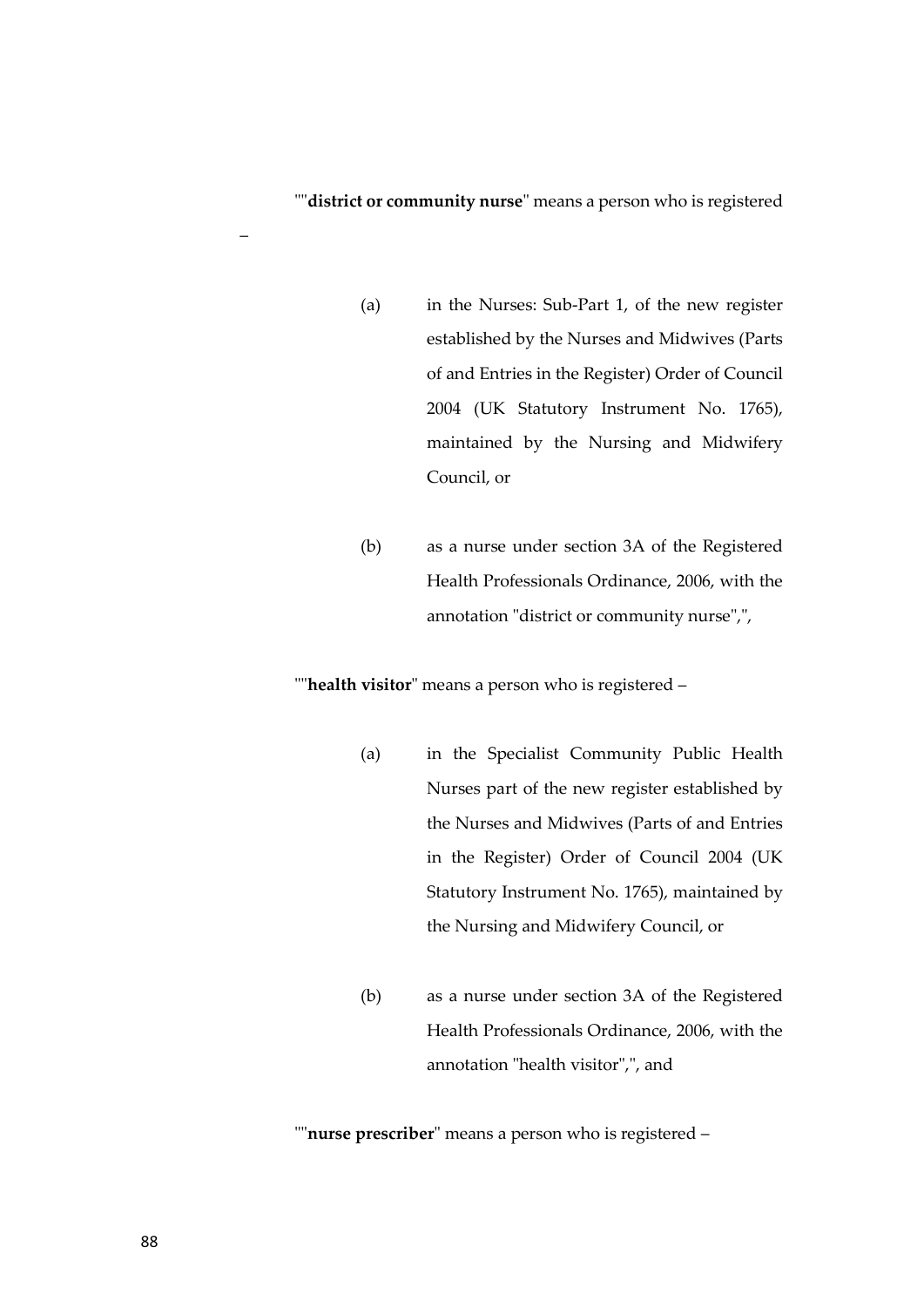""**district or community nurse**" means a person who is registered

–

(a) in the Nurses: Sub-Part 1, of the new register established by the Nurses and Midwives (Parts of and Entries in the Register) Order of Council 2004 (UK Statutory Instrument No. 1765), maintained by the Nursing and Midwifery Council, or

(b) as a nurse under section 3A of the Registered Health Professionals Ordinance, 2006, with the annotation "district or community nurse",",

""**health visitor**" means a person who is registered –

(a) in the Specialist Community Public Health Nurses part of the new register established by the Nurses and Midwives (Parts of and Entries in the Register) Order of Council 2004 (UK Statutory Instrument No. 1765), maintained by the Nursing and Midwifery Council, or

(b) as a nurse under section 3A of the Registered Health Professionals Ordinance, 2006, with the annotation "health visitor",", and

""**nurse prescriber**" means a person who is registered –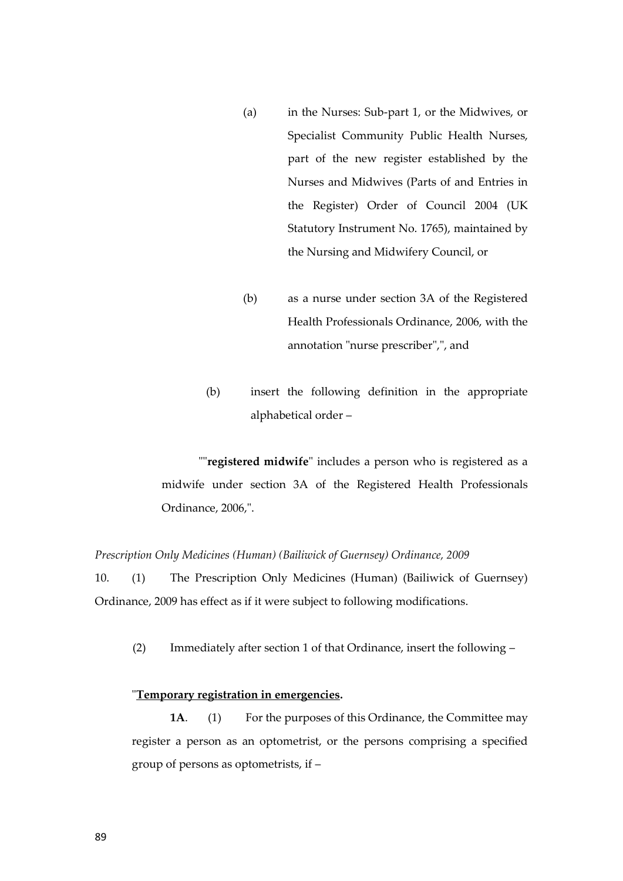(a) in the Nurses: Sub-part 1, or the Midwives, or Specialist Community Public Health Nurses, part of the new register established by the Nurses and Midwives (Parts of and Entries in the Register) Order of Council 2004 (UK Statutory Instrument No. 1765), maintained by the Nursing and Midwifery Council, or

(b) as a nurse under section 3A of the Registered Health Professionals Ordinance, 2006, with the annotation "nurse prescriber",", and

(b) insert the following definition in the appropriate alphabetical order –

""**registered midwife**" includes a person who is registered as a midwife under section 3A of the Registered Health Professionals Ordinance, 2006,".

*Prescription Only Medicines (Human) (Bailiwick of Guernsey) Ordinance, 2009*

10. (1) The Prescription Only Medicines (Human) (Bailiwick of Guernsey) Ordinance, 2009 has effect as if it were subject to following modifications.

(2) Immediately after section 1 of that Ordinance, insert the following –

"**<u>Temporary registration in emergencies</u>.**

**1A**. (1) For the purposes of this Ordinance, the Committee may register a person as an optometrist, or the persons comprising a specified group of persons as optometrists, if –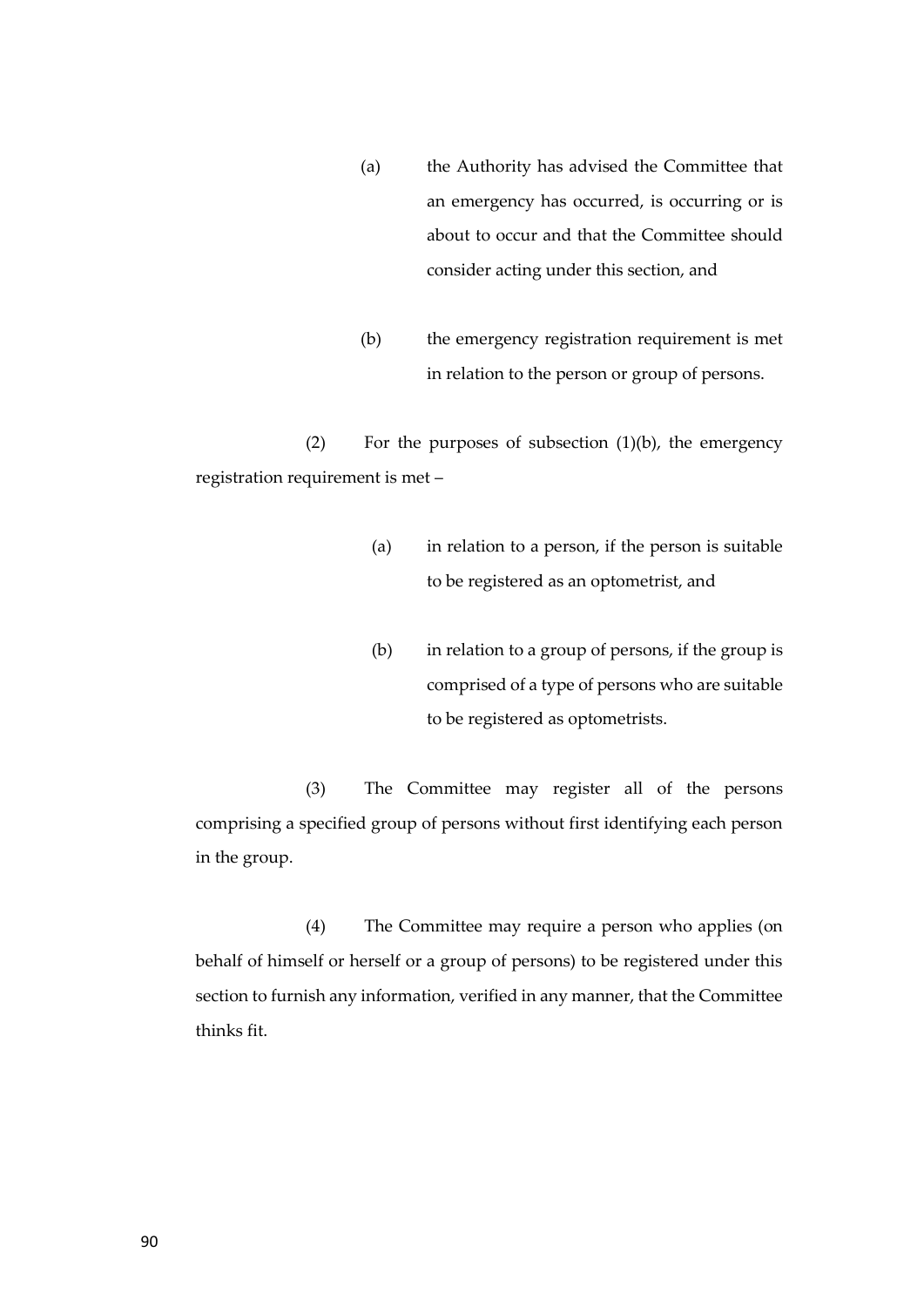(a) the Authority has advised the Committee that an emergency has occurred, is occurring or is about to occur and that the Committee should consider acting under this section, and

(b) the emergency registration requirement is met in relation to the person or group of persons.

(2) For the purposes of subsection (1)(b), the emergency registration requirement is met –

(a) in relation to a person, if the person is suitable to be registered as an optometrist, and

(b) in relation to a group of persons, if the group is comprised of a type of persons who are suitable to be registered as optometrists.

(3) The Committee may register all of the persons comprising a specified group of persons without first identifying each person in the group.

(4) The Committee may require a person who applies (on behalf of himself or herself or a group of persons) to be registered under this section to furnish any information, verified in any manner, that the Committee thinks fit.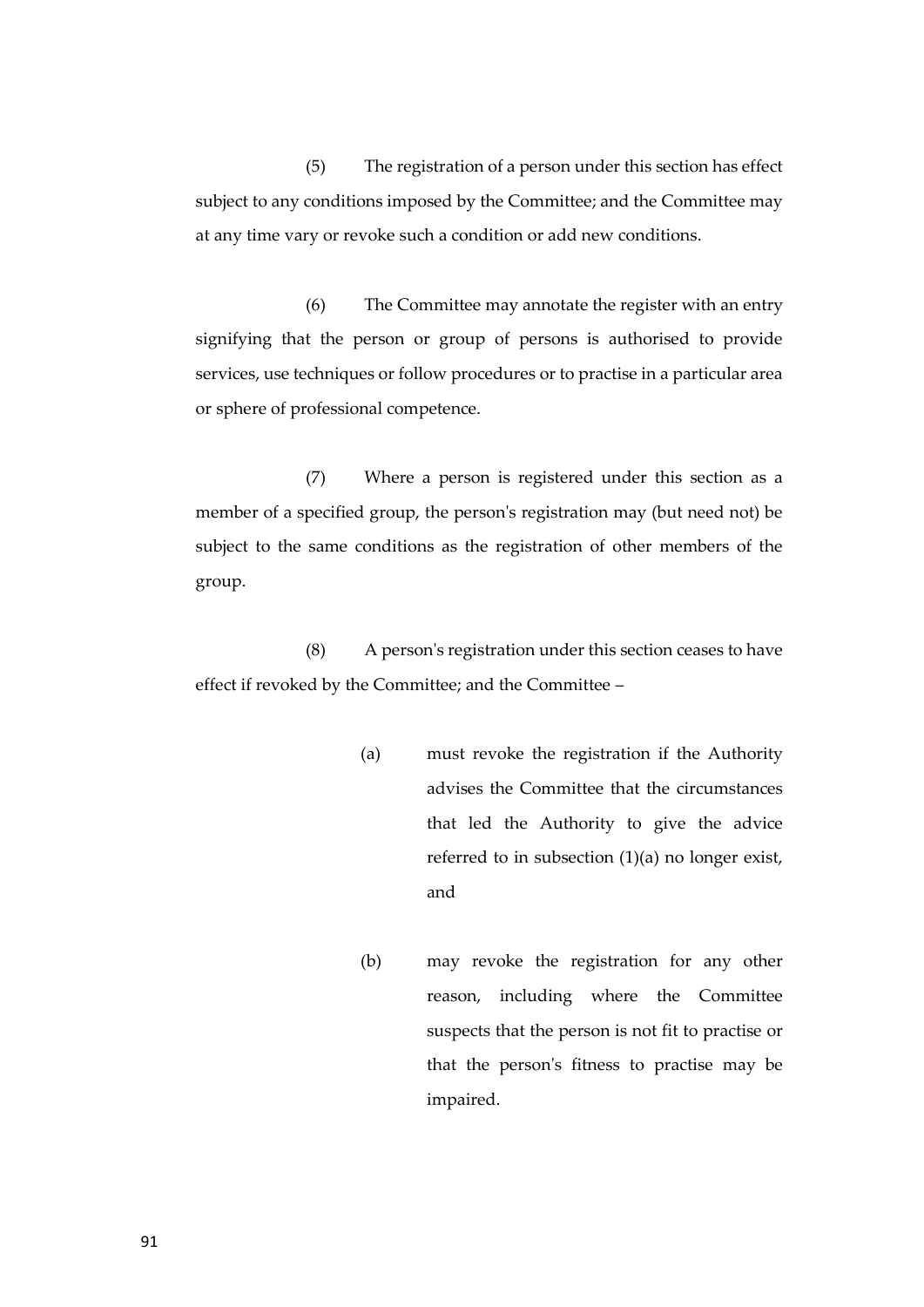(5) The registration of a person under this section has effect subject to any conditions imposed by the Committee; and the Committee may at any time vary or revoke such a condition or add new conditions.

(6) The Committee may annotate the register with an entry signifying that the person or group of persons is authorised to provide services, use techniques or follow procedures or to practise in a particular area or sphere of professional competence.

(7) Where a person is registered under this section as a member of a specified group, the person's registration may (but need not) be subject to the same conditions as the registration of other members of the group.

(8) A person's registration under this section ceases to have effect if revoked by the Committee; and the Committee –

(a) must revoke the registration if the Authority advises the Committee that the circumstances that led the Authority to give the advice referred to in subsection (1)(a) no longer exist, and

(b) may revoke the registration for any other reason, including where the Committee suspects that the person is not fit to practise or that the person's fitness to practise may be impaired.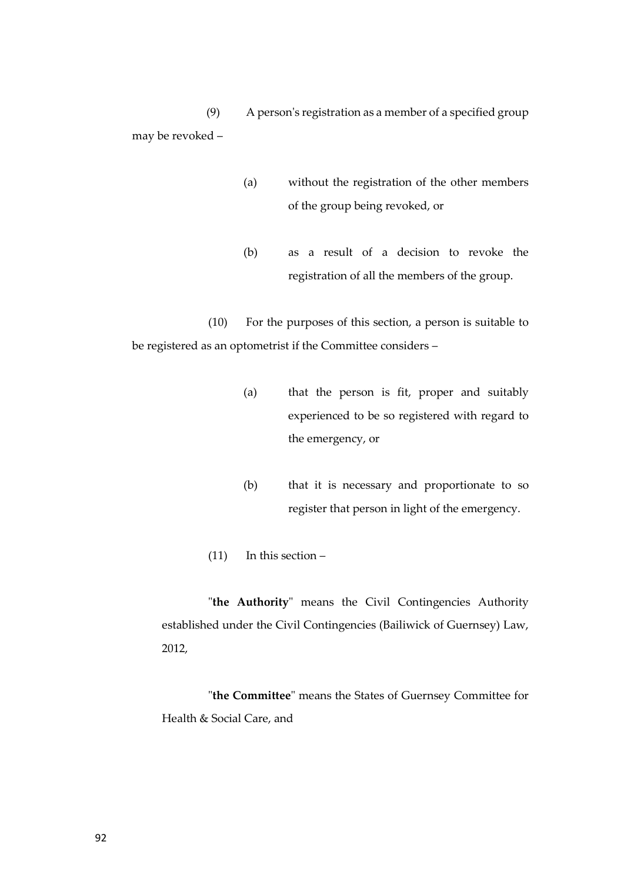(9) A person's registration as a member of a specified group may be revoked –

(a) without the registration of the other members of the group being revoked, or

(b) as a result of a decision to revoke the registration of all the members of the group.

(10) For the purposes of this section, a person is suitable to be registered as an optometrist if the Committee considers –

(a) that the person is fit, proper and suitably experienced to be so registered with regard to the emergency, or

(b) that it is necessary and proportionate to so register that person in light of the emergency.

(11) In this section –

"**the Authority**" means the Civil Contingencies Authority established under the Civil Contingencies (Bailiwick of Guernsey) Law, 2012,

"**the Committee**" means the States of Guernsey Committee for Health & Social Care, and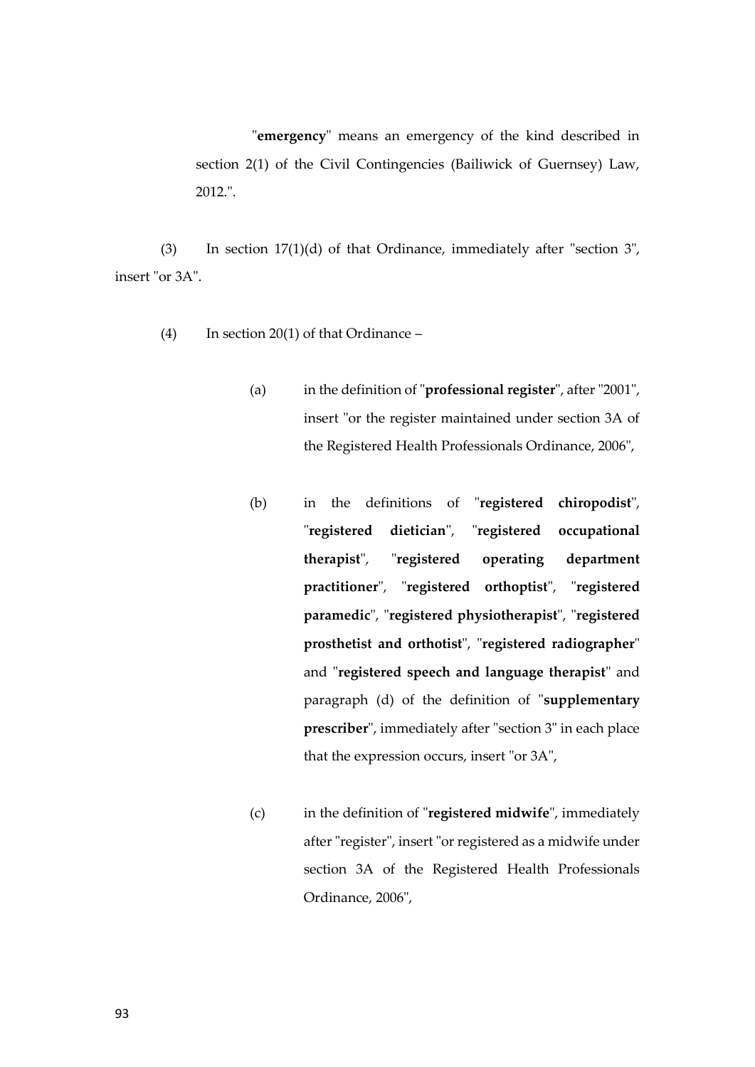"**emergency**" means an emergency of the kind described in section 2(1) of the Civil Contingencies (Bailiwick of Guernsey) Law, 2012.".

(3) In section 17(1)(d) of that Ordinance, immediately after "section 3", insert "or 3A".

(4) In section 20(1) of that Ordinance –

(a) in the definition of "**professional register**", after "2001", insert "or the register maintained under section 3A of the Registered Health Professionals Ordinance, 2006",

(b) in the definitions of "**registered chiropodist**", "**registered dietician**", "**registered occupational therapist**", "**registered operating department practitioner**", "**registered orthoptist**", "**registered paramedic**", "**registered physiotherapist**", "**registered prosthetist and orthotist**", "**registered radiographer**" and "**registered speech and language therapist**" and paragraph (d) of the definition of "**supplementary prescriber**", immediately after "section 3" in each place that the expression occurs, insert "or 3A",

(c) in the definition of "**registered midwife**", immediately after "register", insert "or registered as a midwife under section 3A of the Registered Health Professionals Ordinance, 2006",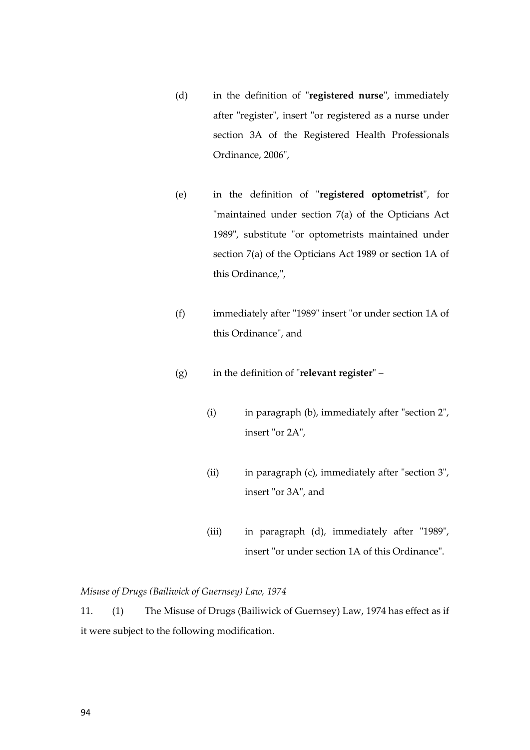(d) in the definition of "**registered nurse**", immediately after "register", insert "or registered as a nurse under section 3A of the Registered Health Professionals Ordinance, 2006",

(e) in the definition of "**registered optometrist**", for "maintained under section 7(a) of the Opticians Act 1989", substitute "or optometrists maintained under section 7(a) of the Opticians Act 1989 or section 1A of this Ordinance,",

(f) immediately after "1989" insert "or under section 1A of this Ordinance", and

(g) in the definition of "**relevant register**" –

  (i) in paragraph (b), immediately after "section 2", insert "or 2A",

  (ii) in paragraph (c), immediately after "section 3", insert "or 3A", and

  (iii) in paragraph (d), immediately after "1989", insert "or under section 1A of this Ordinance".

*Misuse of Drugs (Bailiwick of Guernsey) Law, 1974*

11. (1) The Misuse of Drugs (Bailiwick of Guernsey) Law, 1974 has effect as if it were subject to the following modification.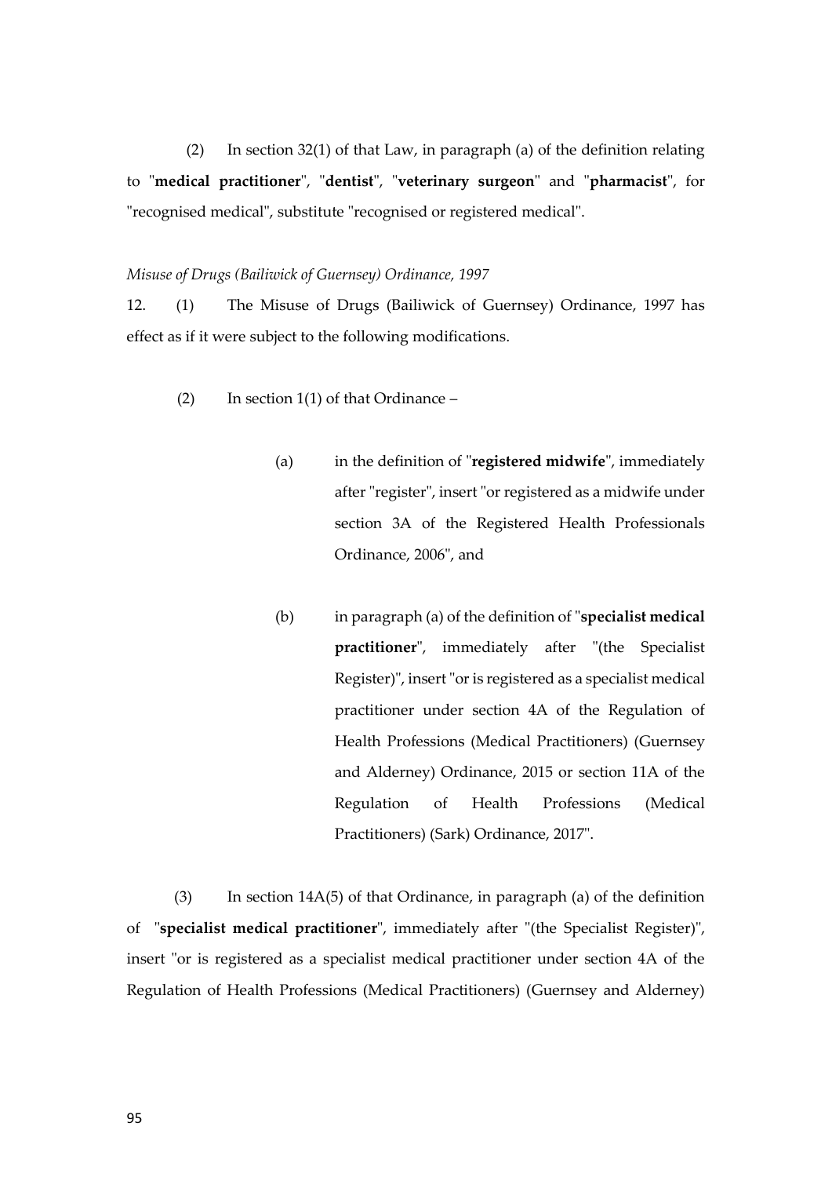(2) In section 32(1) of that Law, in paragraph (a) of the definition relating to "**medical practitioner**", "**dentist**", "**veterinary surgeon**" and "**pharmacist**", for "recognised medical", substitute "recognised or registered medical".

*Misuse of Drugs (Bailiwick of Guernsey) Ordinance, 1997*

12. (1) The Misuse of Drugs (Bailiwick of Guernsey) Ordinance, 1997 has effect as if it were subject to the following modifications.

(2) In section 1(1) of that Ordinance –

(a) in the definition of "**registered midwife**", immediately after "register", insert "or registered as a midwife under section 3A of the Registered Health Professionals Ordinance, 2006", and

(b) in paragraph (a) of the definition of "**specialist medical practitioner**", immediately after "(the Specialist Register)", insert "or is registered as a specialist medical practitioner under section 4A of the Regulation of Health Professions (Medical Practitioners) (Guernsey and Alderney) Ordinance, 2015 or section 11A of the Regulation of Health Professions (Medical Practitioners) (Sark) Ordinance, 2017".

(3) In section 14A(5) of that Ordinance, in paragraph (a) of the definition of "**specialist medical practitioner**", immediately after "(the Specialist Register)", insert "or is registered as a specialist medical practitioner under section 4A of the Regulation of Health Professions (Medical Practitioners) (Guernsey and Alderney)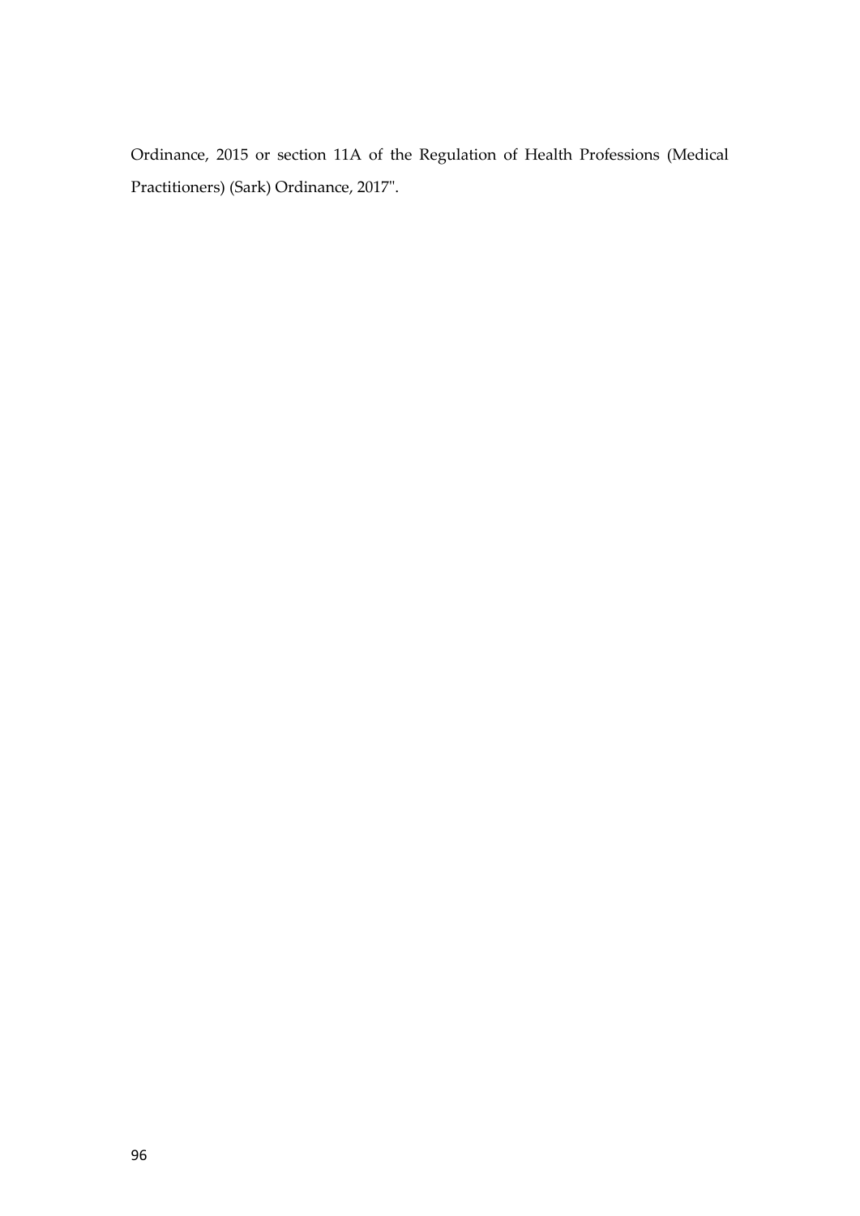Ordinance, 2015 or section 11A of the Regulation of Health Professions (Medical Practitioners) (Sark) Ordinance, 2017".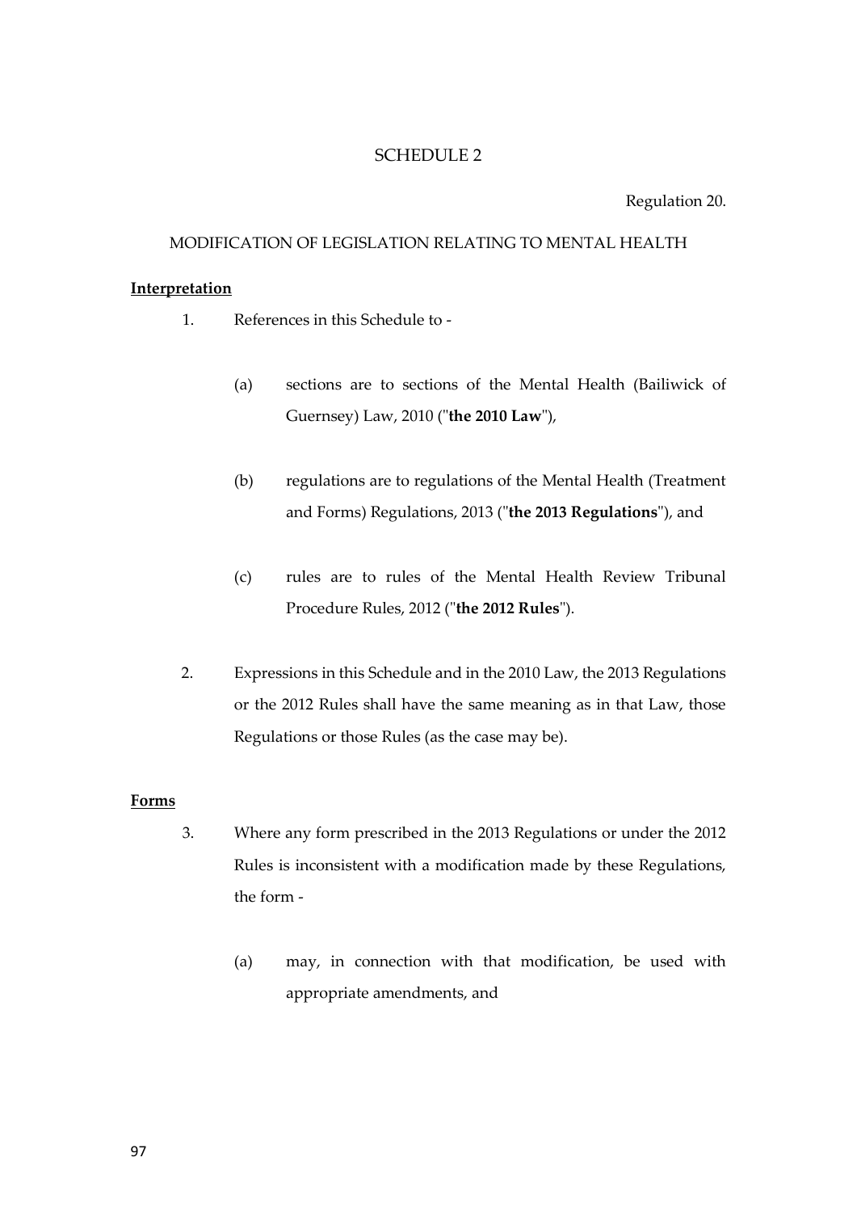# SCHEDULE 2

Regulation 20.

## MODIFICATION OF LEGISLATION RELATING TO MENTAL HEALTH

**Interpretation**

1. References in this Schedule to -

   (a) sections are to sections of the Mental Health (Bailiwick of Guernsey) Law, 2010 ("**the 2010 Law**"),

   (b) regulations are to regulations of the Mental Health (Treatment and Forms) Regulations, 2013 ("**the 2013 Regulations**"), and

   (c) rules are to rules of the Mental Health Review Tribunal Procedure Rules, 2012 ("**the 2012 Rules**").

2. Expressions in this Schedule and in the 2010 Law, the 2013 Regulations or the 2012 Rules shall have the same meaning as in that Law, those Regulations or those Rules (as the case may be).

**Forms**

3. Where any form prescribed in the 2013 Regulations or under the 2012 Rules is inconsistent with a modification made by these Regulations, the form -

   (a) may, in connection with that modification, be used with appropriate amendments, and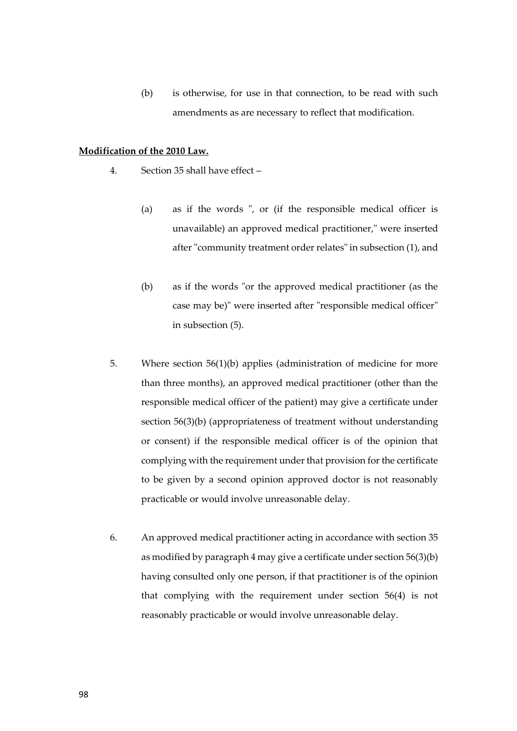(b) is otherwise, for use in that connection, to be read with such amendments as are necessary to reflect that modification.

**Modification of the 2010 Law.**

4. Section 35 shall have effect –

(a) as if the words ", or (if the responsible medical officer is unavailable) an approved medical practitioner," were inserted after "community treatment order relates" in subsection (1), and

(b) as if the words "or the approved medical practitioner (as the case may be)" were inserted after "responsible medical officer" in subsection (5).

5. Where section 56(1)(b) applies (administration of medicine for more than three months), an approved medical practitioner (other than the responsible medical officer of the patient) may give a certificate under section 56(3)(b) (appropriateness of treatment without understanding or consent) if the responsible medical officer is of the opinion that complying with the requirement under that provision for the certificate to be given by a second opinion approved doctor is not reasonably practicable or would involve unreasonable delay.

6. An approved medical practitioner acting in accordance with section 35 as modified by paragraph 4 may give a certificate under section 56(3)(b) having consulted only one person, if that practitioner is of the opinion that complying with the requirement under section 56(4) is not reasonably practicable or would involve unreasonable delay.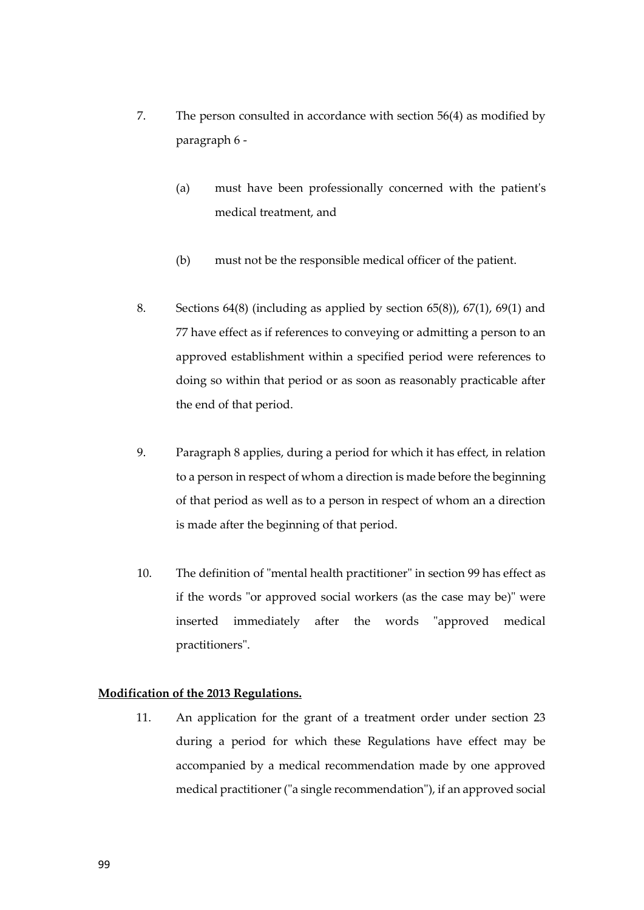7. The person consulted in accordance with section 56(4) as modified by paragraph 6 -

   (a) must have been professionally concerned with the patient's medical treatment, and

   (b) must not be the responsible medical officer of the patient.

8. Sections 64(8) (including as applied by section 65(8)), 67(1), 69(1) and 77 have effect as if references to conveying or admitting a person to an approved establishment within a specified period were references to doing so within that period or as soon as reasonably practicable after the end of that period.

9. Paragraph 8 applies, during a period for which it has effect, in relation to a person in respect of whom a direction is made before the beginning of that period as well as to a person in respect of whom an a direction is made after the beginning of that period.

10. The definition of "mental health practitioner" in section 99 has effect as if the words "or approved social workers (as the case may be)" were inserted immediately after the words "approved medical practitioners".

**Modification of the 2013 Regulations.**

11. An application for the grant of a treatment order under section 23 during a period for which these Regulations have effect may be accompanied by a medical recommendation made by one approved medical practitioner ("a single recommendation"), if an approved social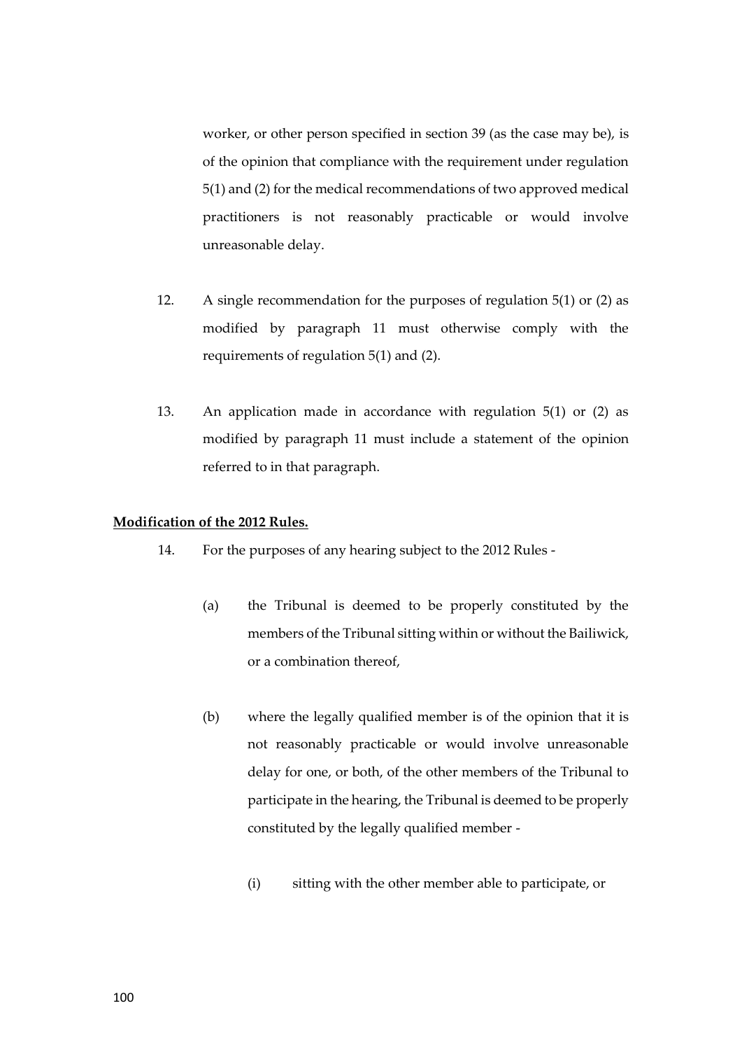worker, or other person specified in section 39 (as the case may be), is of the opinion that compliance with the requirement under regulation 5(1) and (2) for the medical recommendations of two approved medical practitioners is not reasonably practicable or would involve unreasonable delay.

12. A single recommendation for the purposes of regulation 5(1) or (2) as modified by paragraph 11 must otherwise comply with the requirements of regulation 5(1) and (2).

13. An application made in accordance with regulation 5(1) or (2) as modified by paragraph 11 must include a statement of the opinion referred to in that paragraph.

**Modification of the 2012 Rules.**

14. For the purposes of any hearing subject to the 2012 Rules -

   (a) the Tribunal is deemed to be properly constituted by the members of the Tribunal sitting within or without the Bailiwick, or a combination thereof,

   (b) where the legally qualified member is of the opinion that it is not reasonably practicable or would involve unreasonable delay for one, or both, of the other members of the Tribunal to participate in the hearing, the Tribunal is deemed to be properly constituted by the legally qualified member -

      (i) sitting with the other member able to participate, or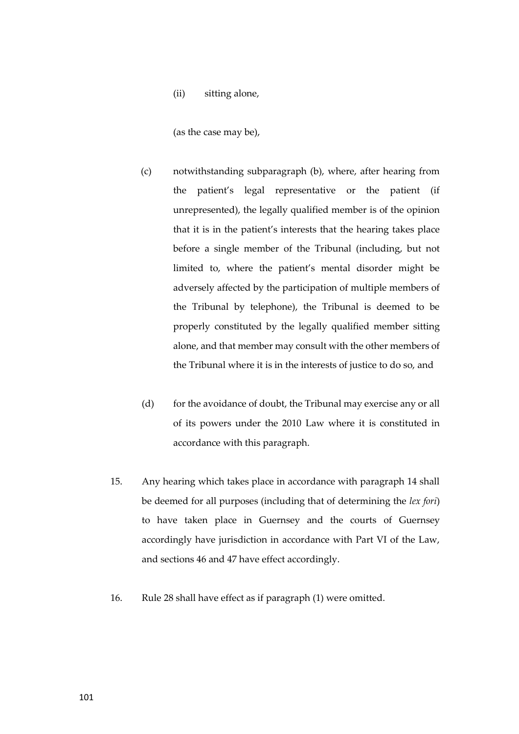(ii) sitting alone,

(as the case may be),

(c) notwithstanding subparagraph (b), where, after hearing from the patient's legal representative or the patient (if unrepresented), the legally qualified member is of the opinion that it is in the patient's interests that the hearing takes place before a single member of the Tribunal (including, but not limited to, where the patient's mental disorder might be adversely affected by the participation of multiple members of the Tribunal by telephone), the Tribunal is deemed to be properly constituted by the legally qualified member sitting alone, and that member may consult with the other members of the Tribunal where it is in the interests of justice to do so, and

(d) for the avoidance of doubt, the Tribunal may exercise any or all of its powers under the 2010 Law where it is constituted in accordance with this paragraph.

15. Any hearing which takes place in accordance with paragraph 14 shall be deemed for all purposes (including that of determining the *lex fori*) to have taken place in Guernsey and the courts of Guernsey accordingly have jurisdiction in accordance with Part VI of the Law, and sections 46 and 47 have effect accordingly.

16. Rule 28 shall have effect as if paragraph (1) were omitted.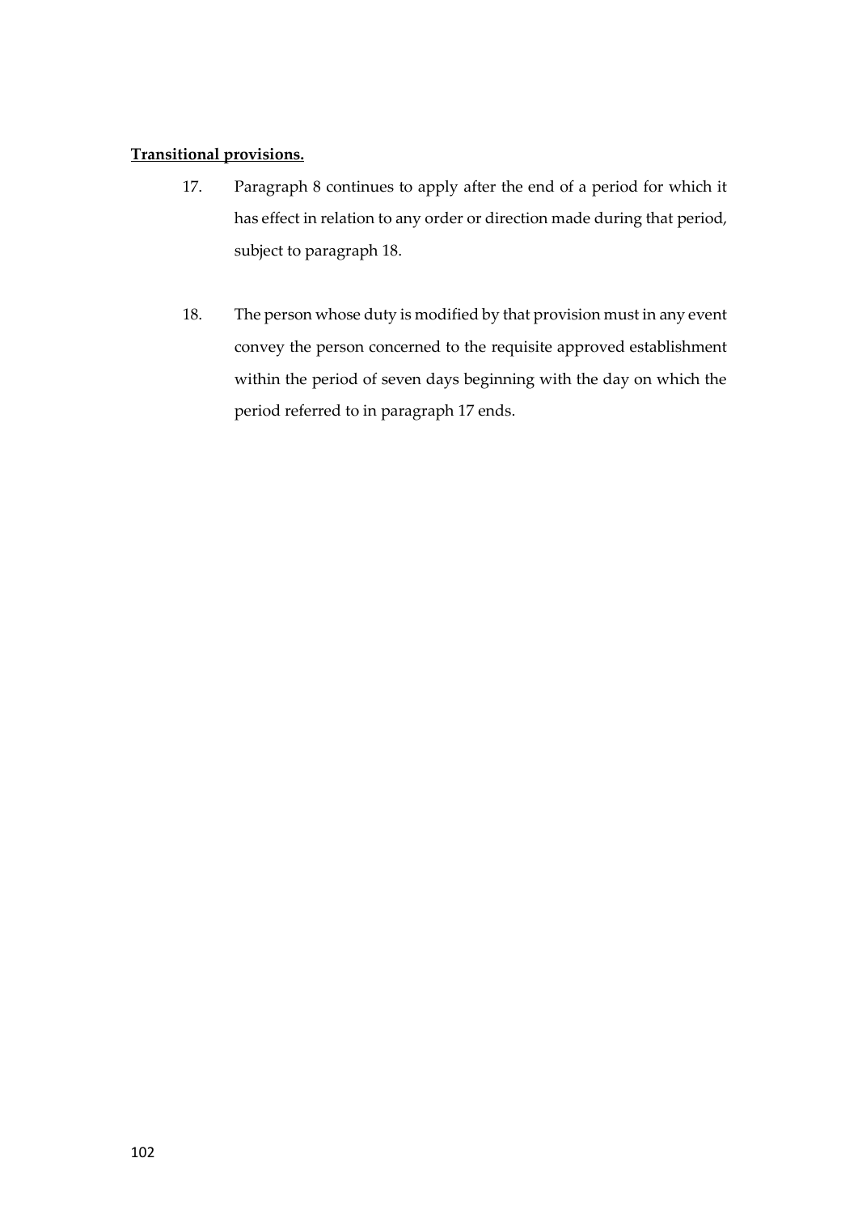**Transitional provisions.**

17. Paragraph 8 continues to apply after the end of a period for which it has effect in relation to any order or direction made during that period, subject to paragraph 18.

18. The person whose duty is modified by that provision must in any event convey the person concerned to the requisite approved establishment within the period of seven days beginning with the day on which the period referred to in paragraph 17 ends.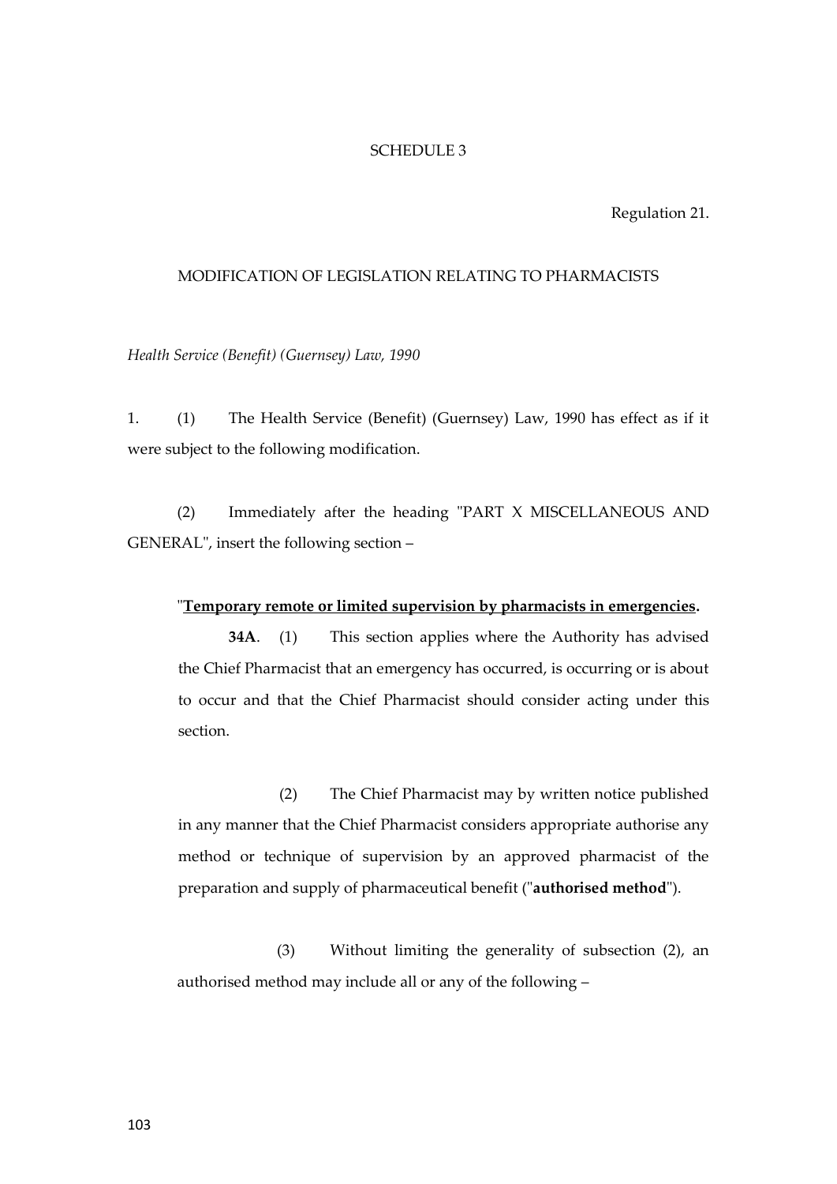SCHEDULE 3

Regulation 21.

MODIFICATION OF LEGISLATION RELATING TO PHARMACISTS

*Health Service (Benefit) (Guernsey) Law, 1990*

1. (1) The Health Service (Benefit) (Guernsey) Law, 1990 has effect as if it were subject to the following modification.

(2) Immediately after the heading "PART X MISCELLANEOUS AND GENERAL", insert the following section –

"**Temporary remote or limited supervision by pharmacists in emergencies.**

**34A**. (1) This section applies where the Authority has advised the Chief Pharmacist that an emergency has occurred, is occurring or is about to occur and that the Chief Pharmacist should consider acting under this section.

(2) The Chief Pharmacist may by written notice published in any manner that the Chief Pharmacist considers appropriate authorise any method or technique of supervision by an approved pharmacist of the preparation and supply of pharmaceutical benefit ("**authorised method**").

(3) Without limiting the generality of subsection (2), an authorised method may include all or any of the following –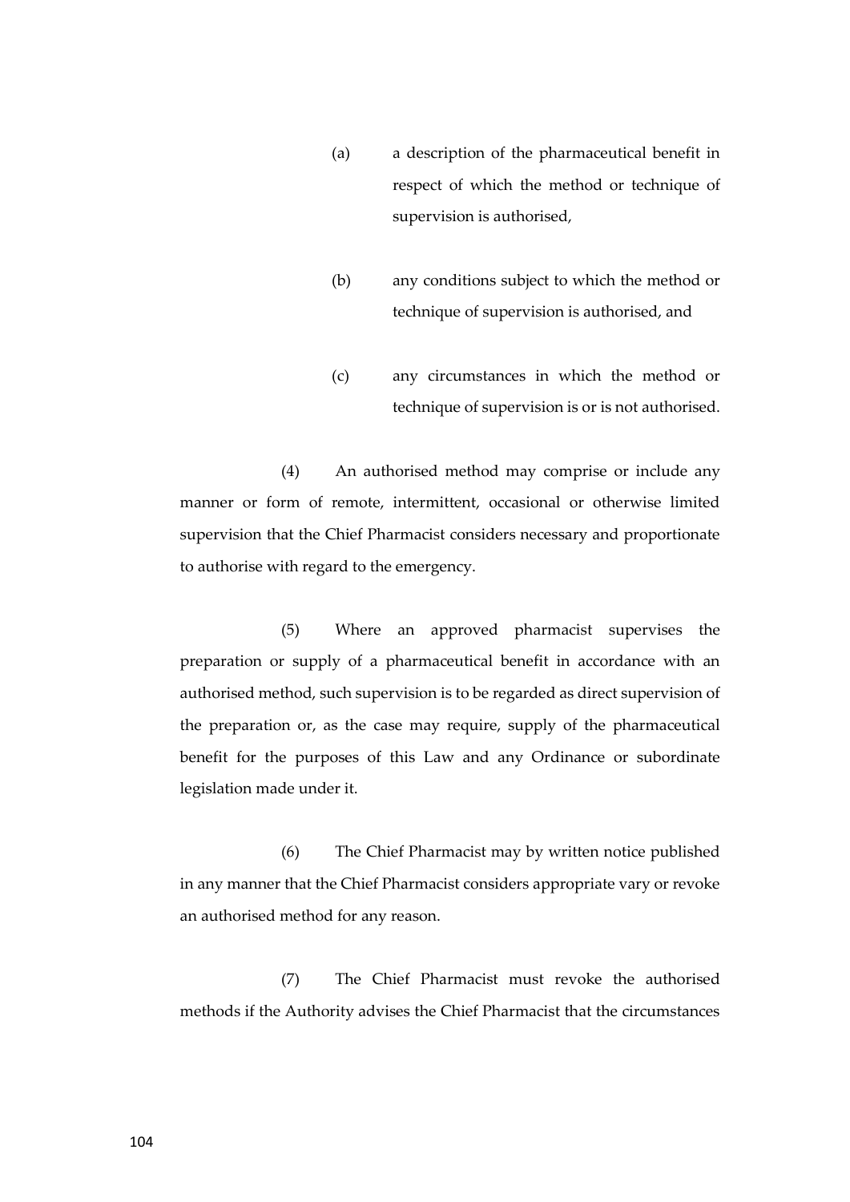(a) a description of the pharmaceutical benefit in respect of which the method or technique of supervision is authorised,

(b) any conditions subject to which the method or technique of supervision is authorised, and

(c) any circumstances in which the method or technique of supervision is or is not authorised.

(4) An authorised method may comprise or include any manner or form of remote, intermittent, occasional or otherwise limited supervision that the Chief Pharmacist considers necessary and proportionate to authorise with regard to the emergency.

(5) Where an approved pharmacist supervises the preparation or supply of a pharmaceutical benefit in accordance with an authorised method, such supervision is to be regarded as direct supervision of the preparation or, as the case may require, supply of the pharmaceutical benefit for the purposes of this Law and any Ordinance or subordinate legislation made under it.

(6) The Chief Pharmacist may by written notice published in any manner that the Chief Pharmacist considers appropriate vary or revoke an authorised method for any reason.

(7) The Chief Pharmacist must revoke the authorised methods if the Authority advises the Chief Pharmacist that the circumstances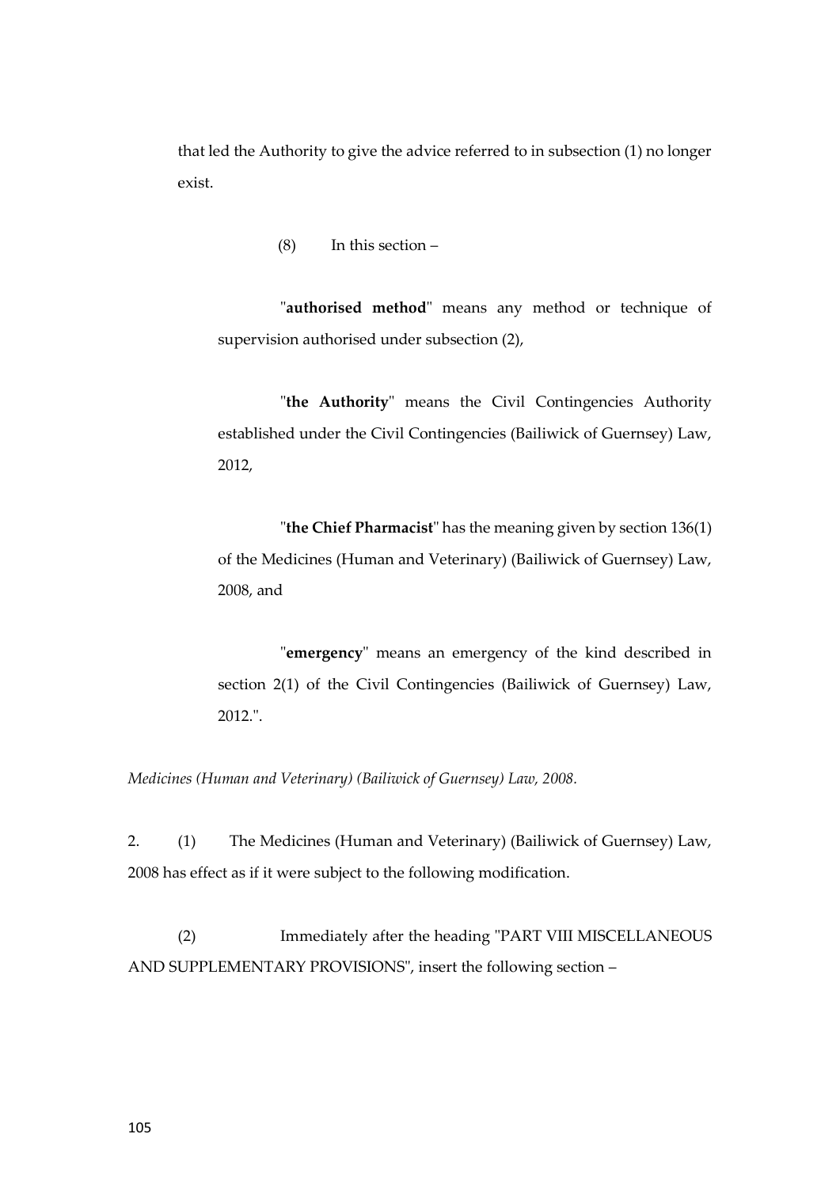that led the Authority to give the advice referred to in subsection (1) no longer exist.

(8) In this section –

"**authorised method**" means any method or technique of supervision authorised under subsection (2),

"**the Authority**" means the Civil Contingencies Authority established under the Civil Contingencies (Bailiwick of Guernsey) Law, 2012,

"**the Chief Pharmacist**" has the meaning given by section 136(1) of the Medicines (Human and Veterinary) (Bailiwick of Guernsey) Law, 2008, and

"**emergency**" means an emergency of the kind described in section 2(1) of the Civil Contingencies (Bailiwick of Guernsey) Law, 2012.".

*Medicines (Human and Veterinary) (Bailiwick of Guernsey) Law, 2008.*

2. (1) The Medicines (Human and Veterinary) (Bailiwick of Guernsey) Law, 2008 has effect as if it were subject to the following modification.

(2) Immediately after the heading "PART VIII MISCELLANEOUS AND SUPPLEMENTARY PROVISIONS", insert the following section –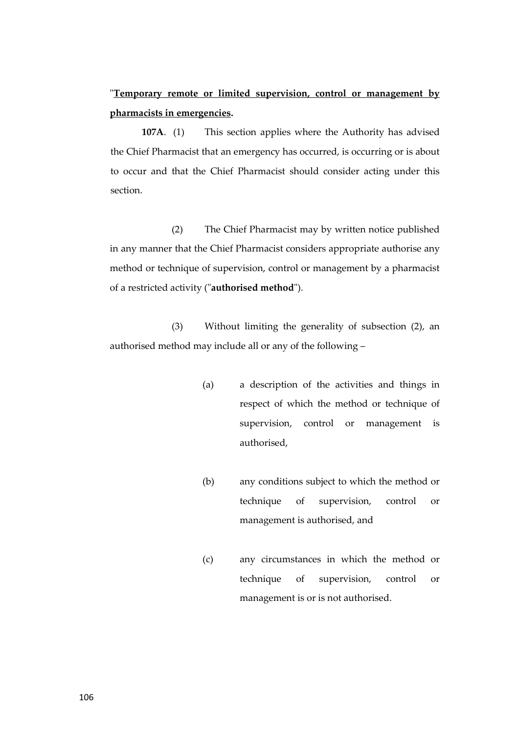"**<u>Temporary remote or limited supervision, control or management by pharmacists in emergencies</u>.**

**107A**. (1) This section applies where the Authority has advised the Chief Pharmacist that an emergency has occurred, is occurring or is about to occur and that the Chief Pharmacist should consider acting under this section.

(2) The Chief Pharmacist may by written notice published in any manner that the Chief Pharmacist considers appropriate authorise any method or technique of supervision, control or management by a pharmacist of a restricted activity ("**authorised method**").

(3) Without limiting the generality of subsection (2), an authorised method may include all or any of the following –

(a) a description of the activities and things in respect of which the method or technique of supervision, control or management is authorised,

(b) any conditions subject to which the method or technique of supervision, control or management is authorised, and

(c) any circumstances in which the method or technique of supervision, control or management is or is not authorised.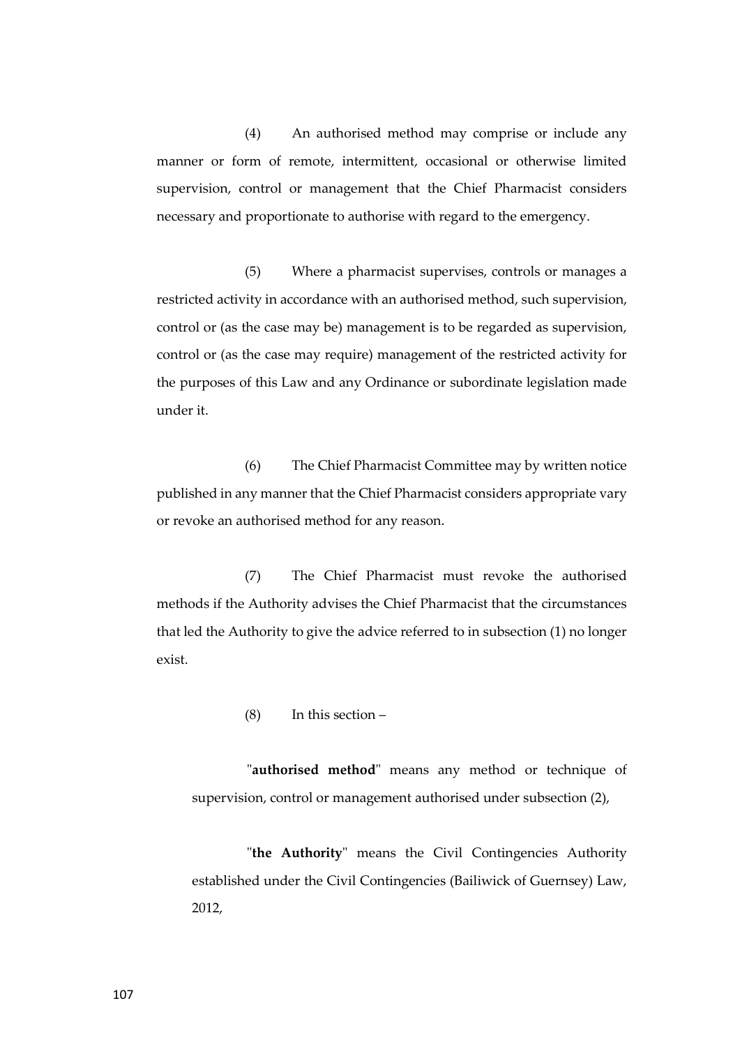(4) An authorised method may comprise or include any manner or form of remote, intermittent, occasional or otherwise limited supervision, control or management that the Chief Pharmacist considers necessary and proportionate to authorise with regard to the emergency.

(5) Where a pharmacist supervises, controls or manages a restricted activity in accordance with an authorised method, such supervision, control or (as the case may be) management is to be regarded as supervision, control or (as the case may require) management of the restricted activity for the purposes of this Law and any Ordinance or subordinate legislation made under it.

(6) The Chief Pharmacist Committee may by written notice published in any manner that the Chief Pharmacist considers appropriate vary or revoke an authorised method for any reason.

(7) The Chief Pharmacist must revoke the authorised methods if the Authority advises the Chief Pharmacist that the circumstances that led the Authority to give the advice referred to in subsection (1) no longer exist.

(8) In this section –

"**authorised method**" means any method or technique of supervision, control or management authorised under subsection (2),

"**the Authority**" means the Civil Contingencies Authority established under the Civil Contingencies (Bailiwick of Guernsey) Law, 2012,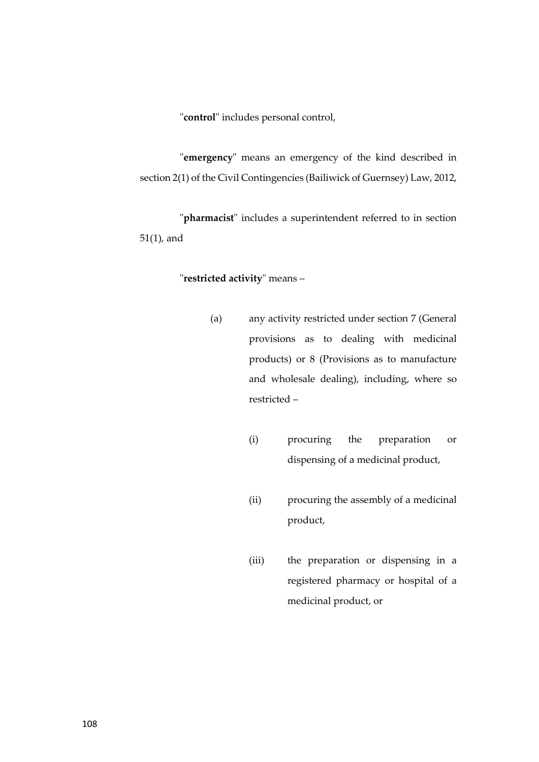"**control**" includes personal control,

"**emergency**" means an emergency of the kind described in section 2(1) of the Civil Contingencies (Bailiwick of Guernsey) Law, 2012,

"**pharmacist**" includes a superintendent referred to in section 51(1), and

"**restricted activity**" means –

(a) any activity restricted under section 7 (General provisions as to dealing with medicinal products) or 8 (Provisions as to manufacture and wholesale dealing), including, where so restricted –

(i) procuring the preparation or dispensing of a medicinal product,

(ii) procuring the assembly of a medicinal product,

(iii) the preparation or dispensing in a registered pharmacy or hospital of a medicinal product, or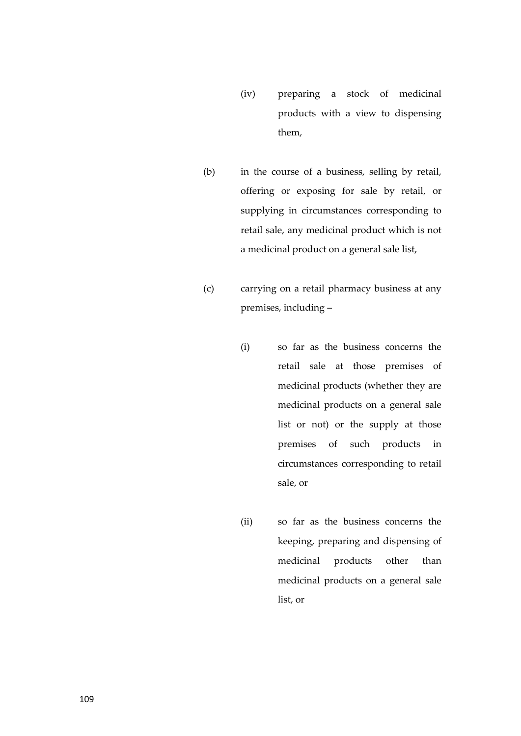(iv) preparing a stock of medicinal products with a view to dispensing them,

(b) in the course of a business, selling by retail, offering or exposing for sale by retail, or supplying in circumstances corresponding to retail sale, any medicinal product which is not a medicinal product on a general sale list,

(c) carrying on a retail pharmacy business at any premises, including –

(i) so far as the business concerns the retail sale at those premises of medicinal products (whether they are medicinal products on a general sale list or not) or the supply at those premises of such products in circumstances corresponding to retail sale, or

(ii) so far as the business concerns the keeping, preparing and dispensing of medicinal products other than medicinal products on a general sale list, or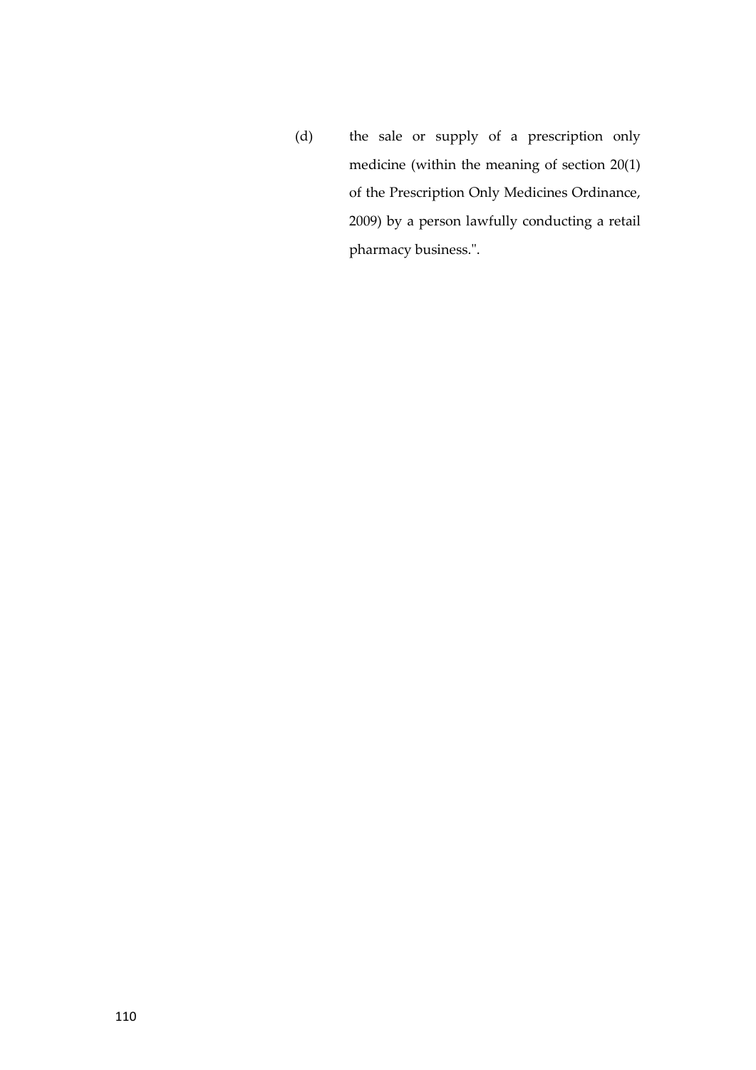(d) the sale or supply of a prescription only medicine (within the meaning of section 20(1) of the Prescription Only Medicines Ordinance, 2009) by a person lawfully conducting a retail pharmacy business.".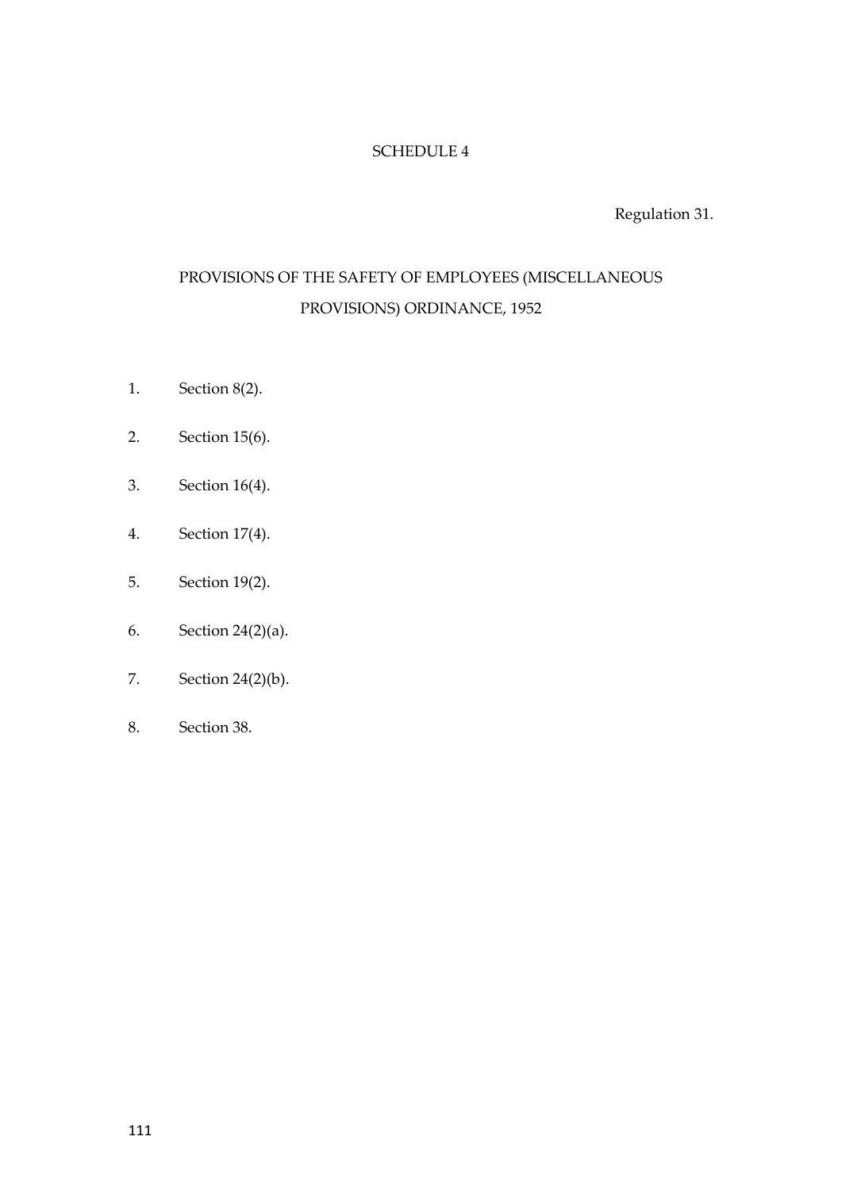## SCHEDULE 4

Regulation 31.

## PROVISIONS OF THE SAFETY OF EMPLOYEES (MISCELLANEOUS PROVISIONS) ORDINANCE, 1952

1. Section 8(2).
2. Section 15(6).
3. Section 16(4).
4. Section 17(4).
5. Section 19(2).
6. Section 24(2)(a).
7. Section 24(2)(b).
8. Section 38.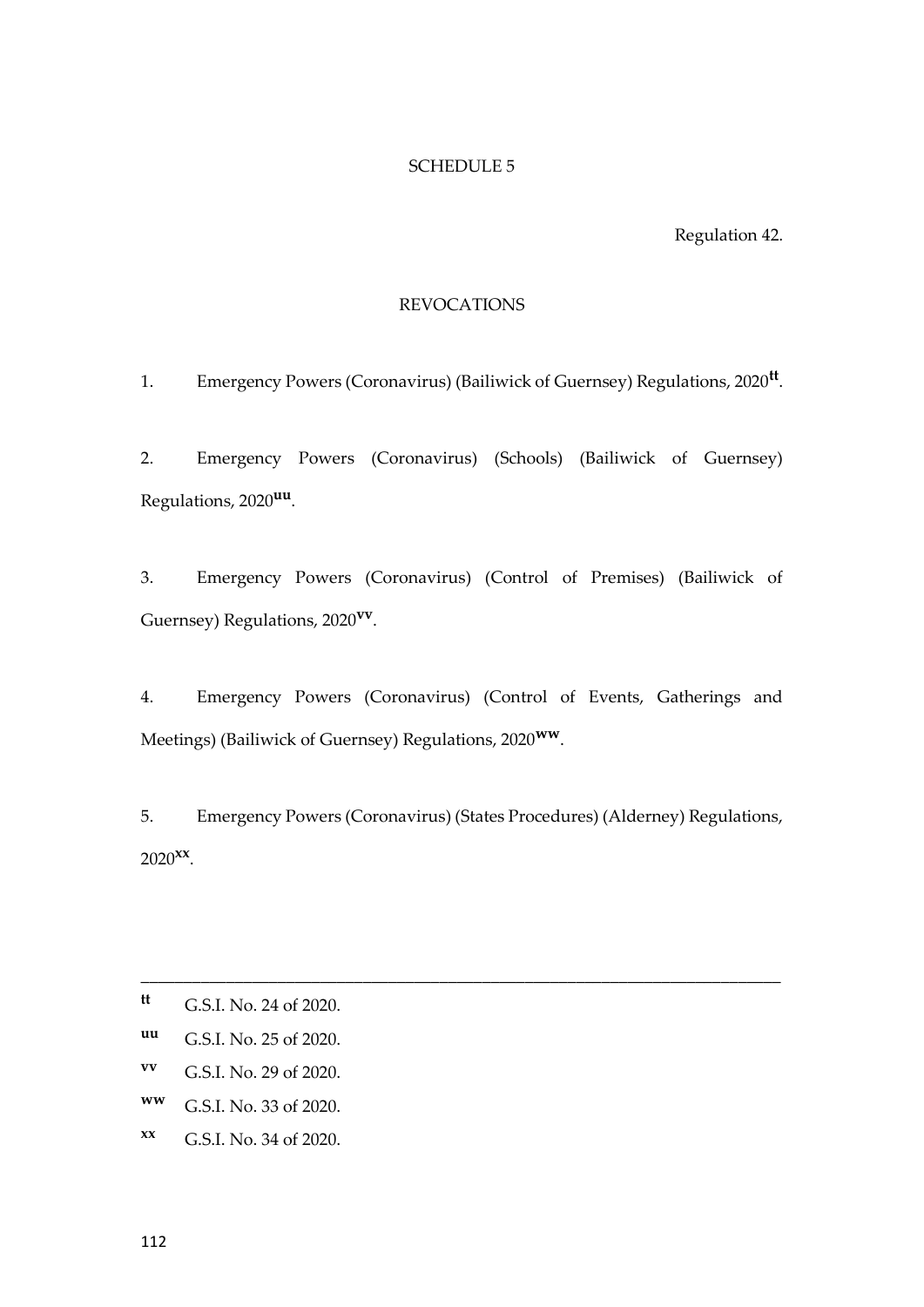SCHEDULE 5

Regulation 42.

REVOCATIONS

1. Emergency Powers (Coronavirus) (Bailiwick of Guernsey) Regulations, 2020[tt].

2. Emergency Powers (Coronavirus) (Schools) (Bailiwick of Guernsey) Regulations, 2020[uu].

3. Emergency Powers (Coronavirus) (Control of Premises) (Bailiwick of Guernsey) Regulations, 2020[vv].

4. Emergency Powers (Coronavirus) (Control of Events, Gatherings and Meetings) (Bailiwick of Guernsey) Regulations, 2020[ww].

5. Emergency Powers (Coronavirus) (States Procedures) (Alderney) Regulations, 2020[xx].

---

[tt] G.S.I. No. 24 of 2020.

[uu] G.S.I. No. 25 of 2020.

[vv] G.S.I. No. 29 of 2020.

[ww] G.S.I. No. 33 of 2020.

[xx] G.S.I. No. 34 of 2020.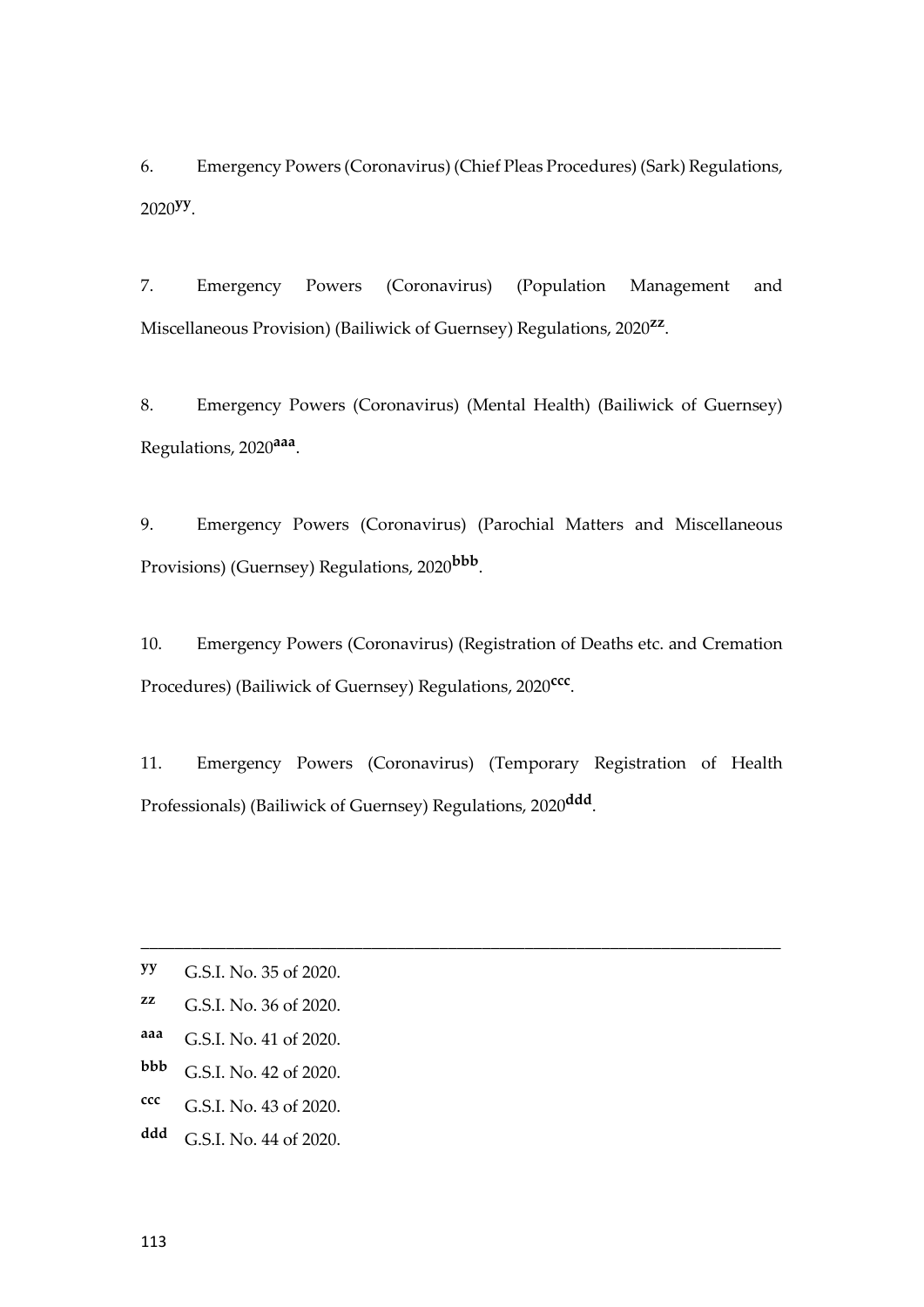6. Emergency Powers (Coronavirus) (Chief Pleas Procedures) (Sark) Regulations, 2020[yy].

7. Emergency Powers (Coronavirus) (Population Management and Miscellaneous Provision) (Bailiwick of Guernsey) Regulations, 2020[zz].

8. Emergency Powers (Coronavirus) (Mental Health) (Bailiwick of Guernsey) Regulations, 2020[aaa].

9. Emergency Powers (Coronavirus) (Parochial Matters and Miscellaneous Provisions) (Guernsey) Regulations, 2020[bbb].

10. Emergency Powers (Coronavirus) (Registration of Deaths etc. and Cremation Procedures) (Bailiwick of Guernsey) Regulations, 2020[ccc].

11. Emergency Powers (Coronavirus) (Temporary Registration of Health Professionals) (Bailiwick of Guernsey) Regulations, 2020[ddd].

---

[yy] G.S.I. No. 35 of 2020.

[zz] G.S.I. No. 36 of 2020.

[aaa] G.S.I. No. 41 of 2020.

[bbb] G.S.I. No. 42 of 2020.

[ccc] G.S.I. No. 43 of 2020.

[ddd] G.S.I. No. 44 of 2020.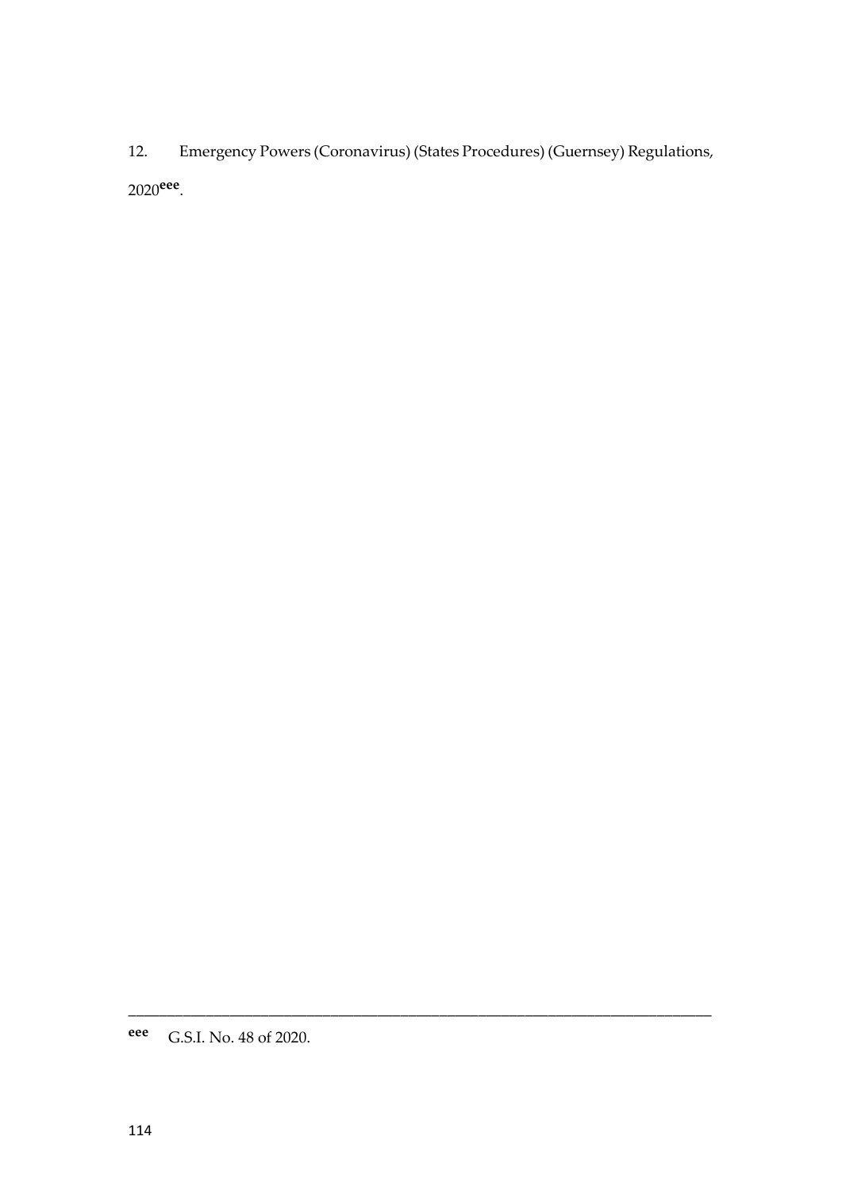12. Emergency Powers (Coronavirus) (States Procedures) (Guernsey) Regulations, 2020[eee].

---

[eee] G.S.I. No. 48 of 2020.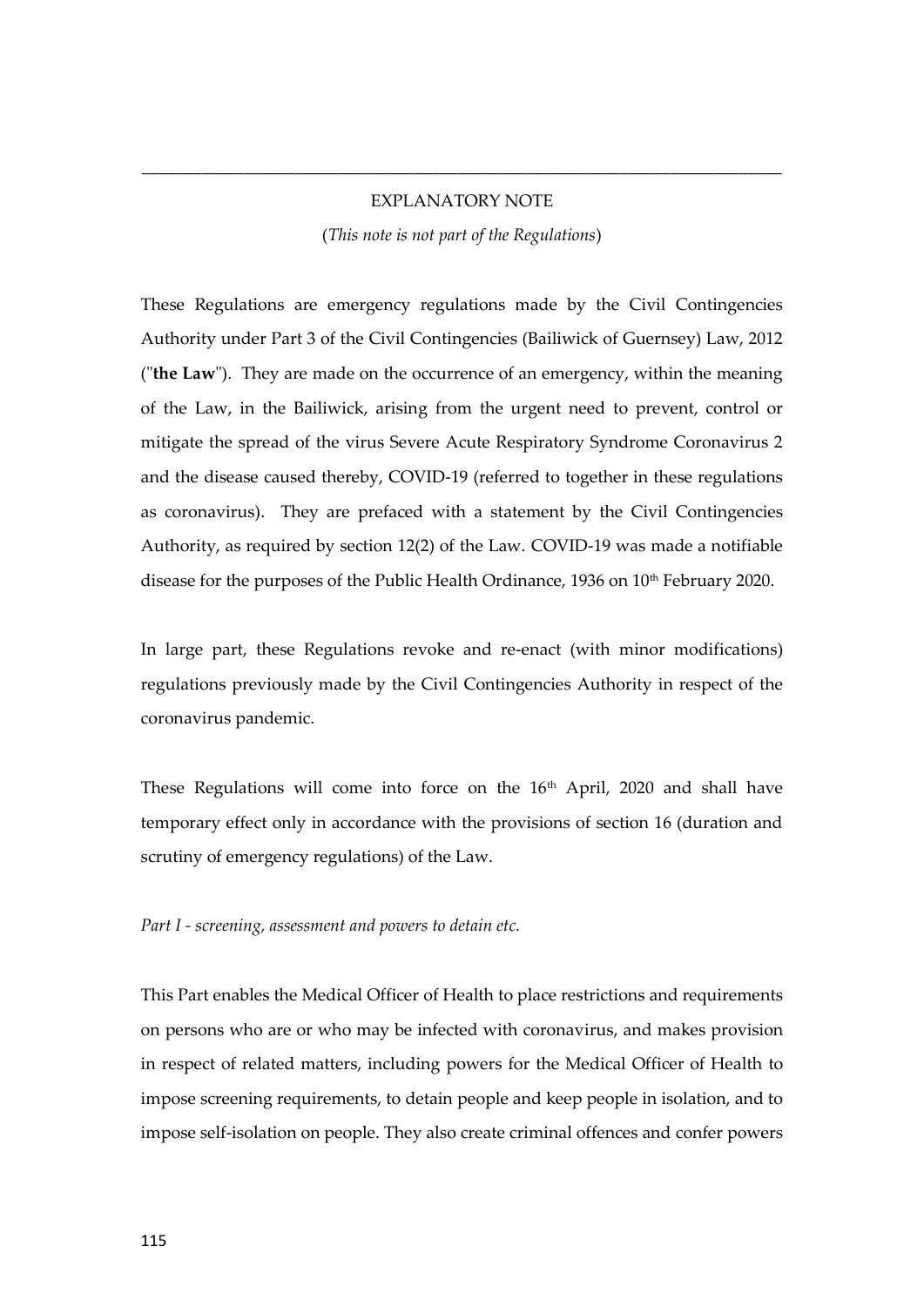---

EXPLANATORY NOTE

(*This note is not part of the Regulations*)

These Regulations are emergency regulations made by the Civil Contingencies Authority under Part 3 of the Civil Contingencies (Bailiwick of Guernsey) Law, 2012 ("**the Law**"). They are made on the occurrence of an emergency, within the meaning of the Law, in the Bailiwick, arising from the urgent need to prevent, control or mitigate the spread of the virus Severe Acute Respiratory Syndrome Coronavirus 2 and the disease caused thereby, COVID-19 (referred to together in these regulations as coronavirus). They are prefaced with a statement by the Civil Contingencies Authority, as required by section 12(2) of the Law. COVID-19 was made a notifiable disease for the purposes of the Public Health Ordinance, 1936 on 10th February 2020.

In large part, these Regulations revoke and re-enact (with minor modifications) regulations previously made by the Civil Contingencies Authority in respect of the coronavirus pandemic.

These Regulations will come into force on the 16th April, 2020 and shall have temporary effect only in accordance with the provisions of section 16 (duration and scrutiny of emergency regulations) of the Law.

*Part I - screening, assessment and powers to detain etc.*

This Part enables the Medical Officer of Health to place restrictions and requirements on persons who are or who may be infected with coronavirus, and makes provision in respect of related matters, including powers for the Medical Officer of Health to impose screening requirements, to detain people and keep people in isolation, and to impose self-isolation on people. They also create criminal offences and confer powers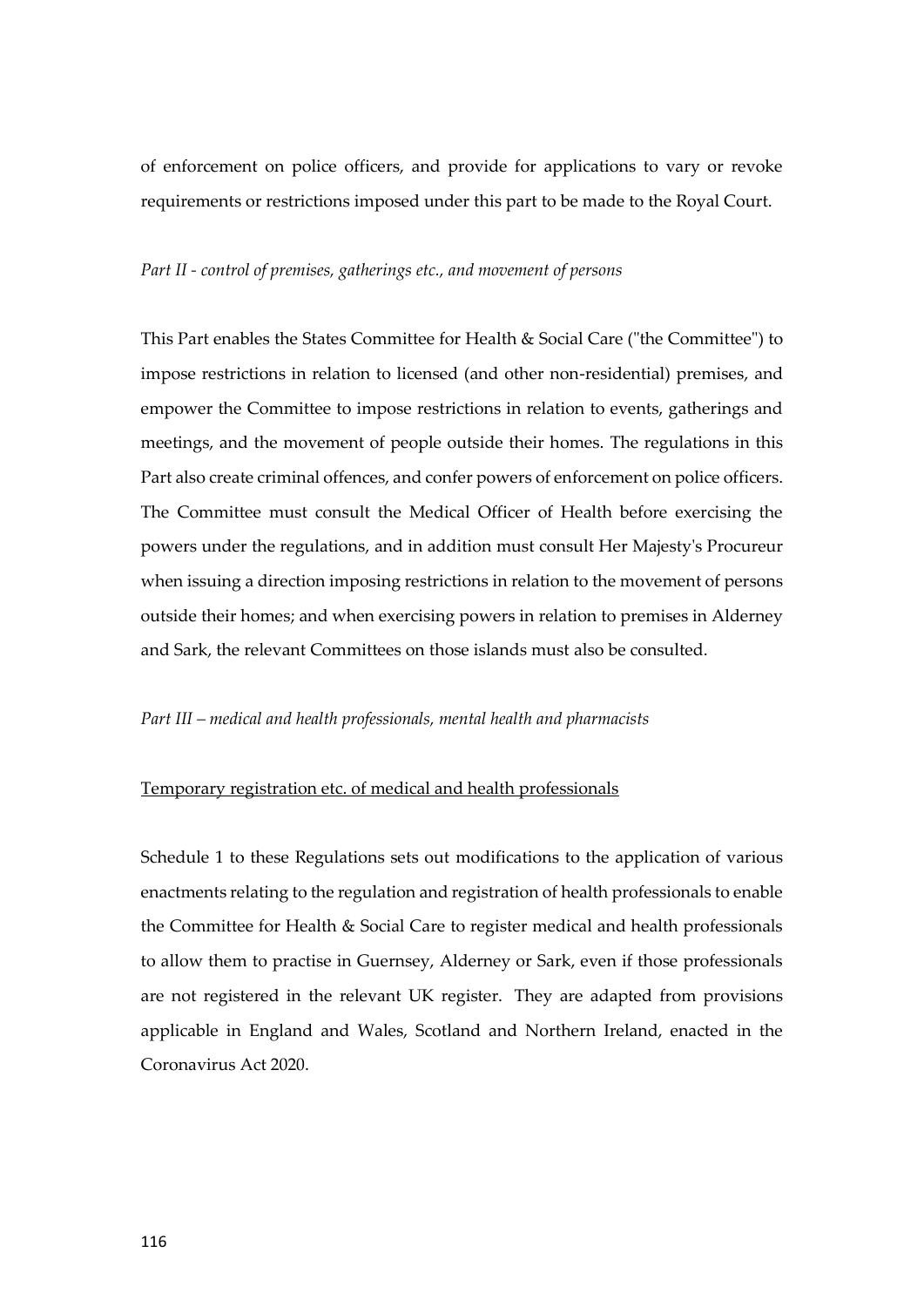of enforcement on police officers, and provide for applications to vary or revoke requirements or restrictions imposed under this part to be made to the Royal Court.

*Part II - control of premises, gatherings etc., and movement of persons*

This Part enables the States Committee for Health & Social Care ("the Committee") to impose restrictions in relation to licensed (and other non-residential) premises, and empower the Committee to impose restrictions in relation to events, gatherings and meetings, and the movement of people outside their homes. The regulations in this Part also create criminal offences, and confer powers of enforcement on police officers. The Committee must consult the Medical Officer of Health before exercising the powers under the regulations, and in addition must consult Her Majesty's Procureur when issuing a direction imposing restrictions in relation to the movement of persons outside their homes; and when exercising powers in relation to premises in Alderney and Sark, the relevant Committees on those islands must also be consulted.

*Part III – medical and health professionals, mental health and pharmacists*

<u>Temporary registration etc. of medical and health professionals</u>

Schedule 1 to these Regulations sets out modifications to the application of various enactments relating to the regulation and registration of health professionals to enable the Committee for Health & Social Care to register medical and health professionals to allow them to practise in Guernsey, Alderney or Sark, even if those professionals are not registered in the relevant UK register. They are adapted from provisions applicable in England and Wales, Scotland and Northern Ireland, enacted in the Coronavirus Act 2020.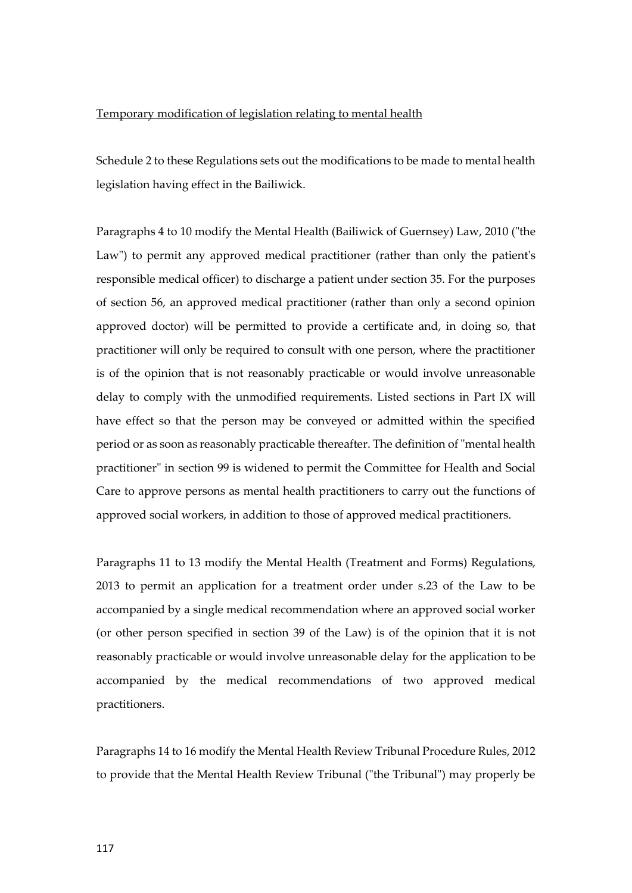Temporary modification of legislation relating to mental health

Schedule 2 to these Regulations sets out the modifications to be made to mental health legislation having effect in the Bailiwick.

Paragraphs 4 to 10 modify the Mental Health (Bailiwick of Guernsey) Law, 2010 ("the Law") to permit any approved medical practitioner (rather than only the patient's responsible medical officer) to discharge a patient under section 35. For the purposes of section 56, an approved medical practitioner (rather than only a second opinion approved doctor) will be permitted to provide a certificate and, in doing so, that practitioner will only be required to consult with one person, where the practitioner is of the opinion that is not reasonably practicable or would involve unreasonable delay to comply with the unmodified requirements. Listed sections in Part IX will have effect so that the person may be conveyed or admitted within the specified period or as soon as reasonably practicable thereafter. The definition of "mental health practitioner" in section 99 is widened to permit the Committee for Health and Social Care to approve persons as mental health practitioners to carry out the functions of approved social workers, in addition to those of approved medical practitioners.

Paragraphs 11 to 13 modify the Mental Health (Treatment and Forms) Regulations, 2013 to permit an application for a treatment order under s.23 of the Law to be accompanied by a single medical recommendation where an approved social worker (or other person specified in section 39 of the Law) is of the opinion that it is not reasonably practicable or would involve unreasonable delay for the application to be accompanied by the medical recommendations of two approved medical practitioners.

Paragraphs 14 to 16 modify the Mental Health Review Tribunal Procedure Rules, 2012 to provide that the Mental Health Review Tribunal ("the Tribunal") may properly be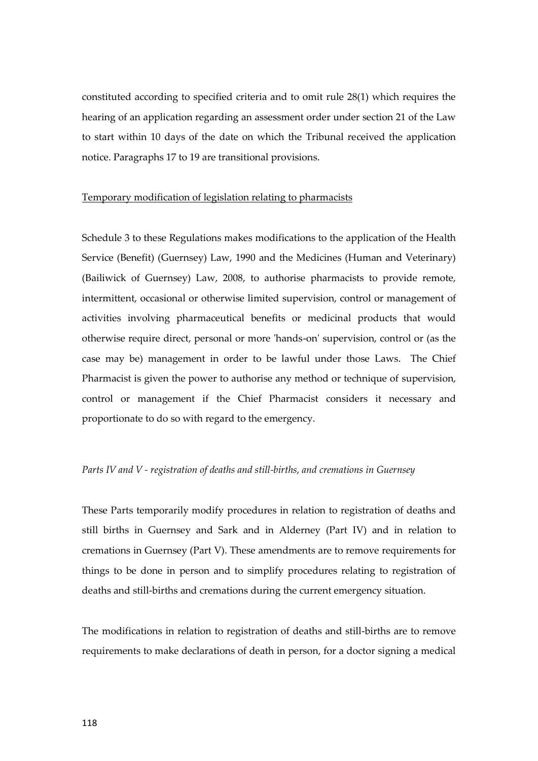constituted according to specified criteria and to omit rule 28(1) which requires the hearing of an application regarding an assessment order under section 21 of the Law to start within 10 days of the date on which the Tribunal received the application notice. Paragraphs 17 to 19 are transitional provisions.

<u>Temporary modification of legislation relating to pharmacists</u>

Schedule 3 to these Regulations makes modifications to the application of the Health Service (Benefit) (Guernsey) Law, 1990 and the Medicines (Human and Veterinary) (Bailiwick of Guernsey) Law, 2008, to authorise pharmacists to provide remote, intermittent, occasional or otherwise limited supervision, control or management of activities involving pharmaceutical benefits or medicinal products that would otherwise require direct, personal or more 'hands-on' supervision, control or (as the case may be) management in order to be lawful under those Laws. The Chief Pharmacist is given the power to authorise any method or technique of supervision, control or management if the Chief Pharmacist considers it necessary and proportionate to do so with regard to the emergency.

*Parts IV and V - registration of deaths and still-births, and cremations in Guernsey*

These Parts temporarily modify procedures in relation to registration of deaths and still births in Guernsey and Sark and in Alderney (Part IV) and in relation to cremations in Guernsey (Part V). These amendments are to remove requirements for things to be done in person and to simplify procedures relating to registration of deaths and still-births and cremations during the current emergency situation.

The modifications in relation to registration of deaths and still-births are to remove requirements to make declarations of death in person, for a doctor signing a medical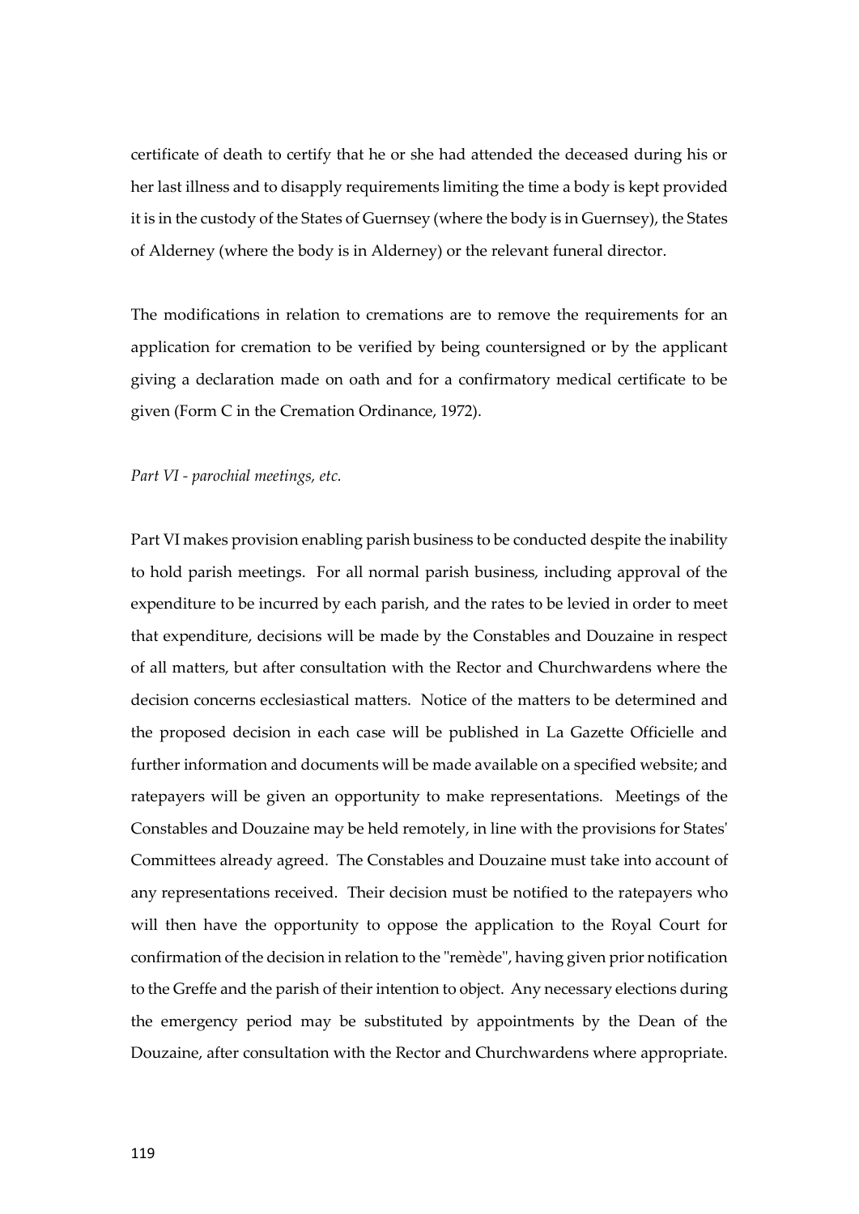certificate of death to certify that he or she had attended the deceased during his or her last illness and to disapply requirements limiting the time a body is kept provided it is in the custody of the States of Guernsey (where the body is in Guernsey), the States of Alderney (where the body is in Alderney) or the relevant funeral director.

The modifications in relation to cremations are to remove the requirements for an application for cremation to be verified by being countersigned or by the applicant giving a declaration made on oath and for a confirmatory medical certificate to be given (Form C in the Cremation Ordinance, 1972).

*Part VI - parochial meetings, etc.*

Part VI makes provision enabling parish business to be conducted despite the inability to hold parish meetings. For all normal parish business, including approval of the expenditure to be incurred by each parish, and the rates to be levied in order to meet that expenditure, decisions will be made by the Constables and Douzaine in respect of all matters, but after consultation with the Rector and Churchwardens where the decision concerns ecclesiastical matters. Notice of the matters to be determined and the proposed decision in each case will be published in La Gazette Officielle and further information and documents will be made available on a specified website; and ratepayers will be given an opportunity to make representations. Meetings of the Constables and Douzaine may be held remotely, in line with the provisions for States' Committees already agreed. The Constables and Douzaine must take into account of any representations received. Their decision must be notified to the ratepayers who will then have the opportunity to oppose the application to the Royal Court for confirmation of the decision in relation to the "remède", having given prior notification to the Greffe and the parish of their intention to object. Any necessary elections during the emergency period may be substituted by appointments by the Dean of the Douzaine, after consultation with the Rector and Churchwardens where appropriate.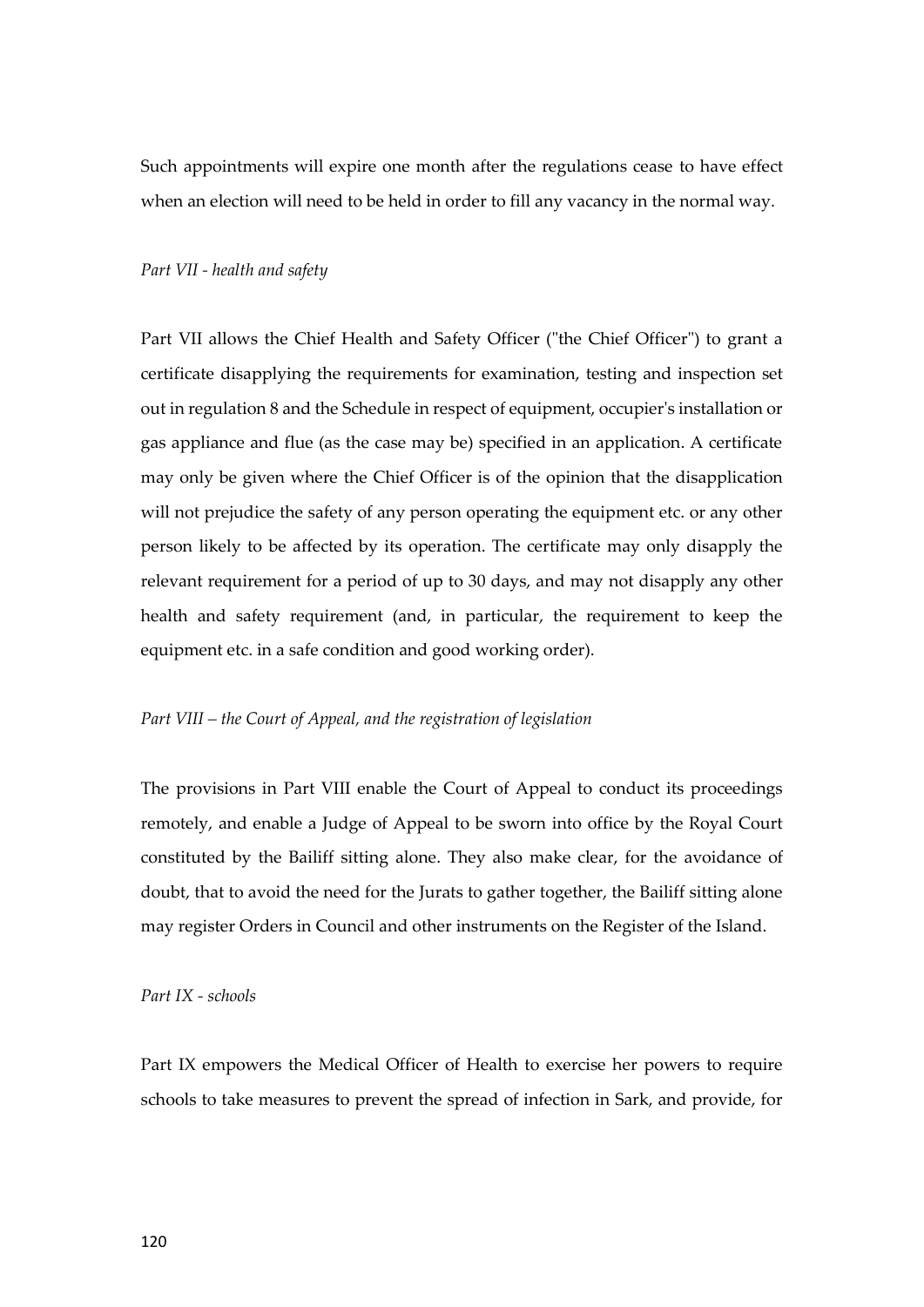Such appointments will expire one month after the regulations cease to have effect when an election will need to be held in order to fill any vacancy in the normal way.

*Part VII - health and safety*

Part VII allows the Chief Health and Safety Officer ("the Chief Officer") to grant a certificate disapplying the requirements for examination, testing and inspection set out in regulation 8 and the Schedule in respect of equipment, occupier's installation or gas appliance and flue (as the case may be) specified in an application. A certificate may only be given where the Chief Officer is of the opinion that the disapplication will not prejudice the safety of any person operating the equipment etc. or any other person likely to be affected by its operation. The certificate may only disapply the relevant requirement for a period of up to 30 days, and may not disapply any other health and safety requirement (and, in particular, the requirement to keep the equipment etc. in a safe condition and good working order).

*Part VIII – the Court of Appeal, and the registration of legislation*

The provisions in Part VIII enable the Court of Appeal to conduct its proceedings remotely, and enable a Judge of Appeal to be sworn into office by the Royal Court constituted by the Bailiff sitting alone. They also make clear, for the avoidance of doubt, that to avoid the need for the Jurats to gather together, the Bailiff sitting alone may register Orders in Council and other instruments on the Register of the Island.

*Part IX - schools*

Part IX empowers the Medical Officer of Health to exercise her powers to require schools to take measures to prevent the spread of infection in Sark, and provide, for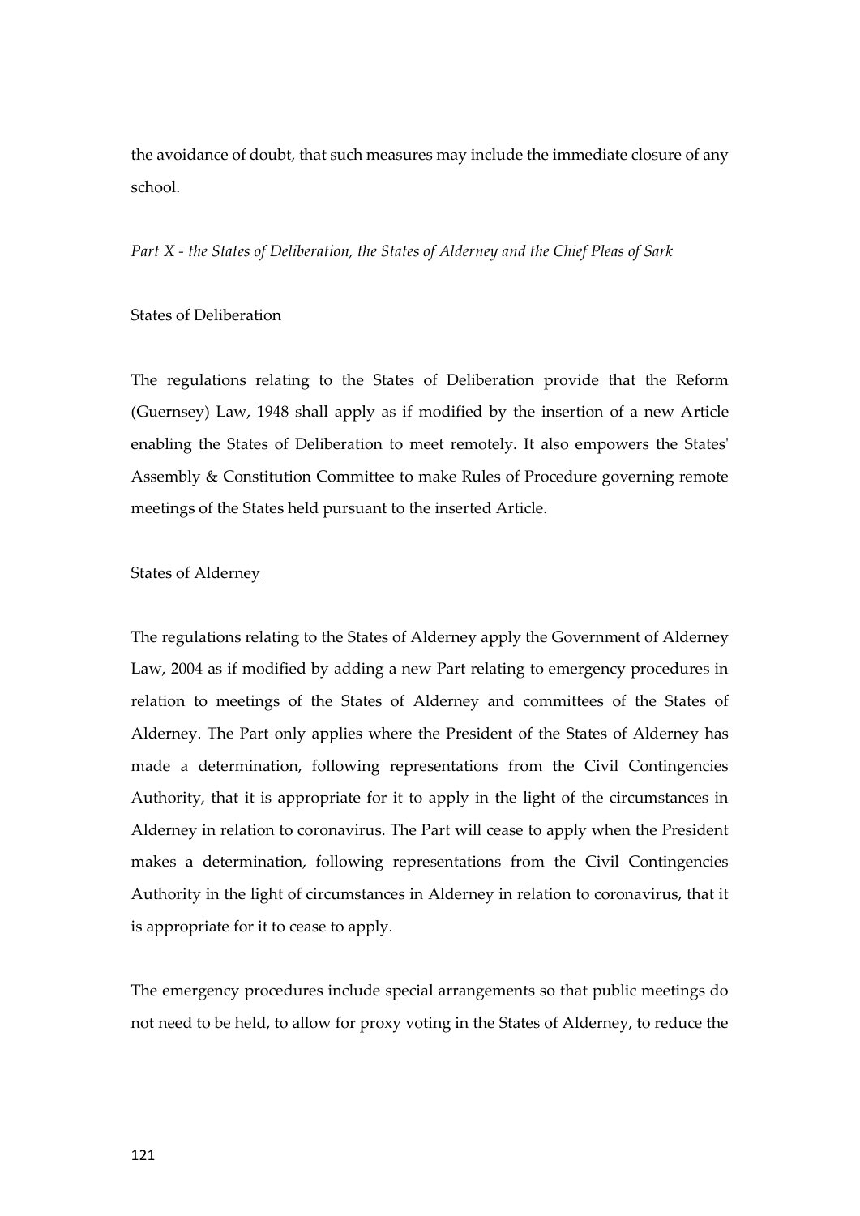the avoidance of doubt, that such measures may include the immediate closure of any school.

*Part X - the States of Deliberation, the States of Alderney and the Chief Pleas of Sark*

<u>States of Deliberation</u>

The regulations relating to the States of Deliberation provide that the Reform (Guernsey) Law, 1948 shall apply as if modified by the insertion of a new Article enabling the States of Deliberation to meet remotely. It also empowers the States' Assembly & Constitution Committee to make Rules of Procedure governing remote meetings of the States held pursuant to the inserted Article.

<u>States of Alderney</u>

The regulations relating to the States of Alderney apply the Government of Alderney Law, 2004 as if modified by adding a new Part relating to emergency procedures in relation to meetings of the States of Alderney and committees of the States of Alderney. The Part only applies where the President of the States of Alderney has made a determination, following representations from the Civil Contingencies Authority, that it is appropriate for it to apply in the light of the circumstances in Alderney in relation to coronavirus. The Part will cease to apply when the President makes a determination, following representations from the Civil Contingencies Authority in the light of circumstances in Alderney in relation to coronavirus, that it is appropriate for it to cease to apply.

The emergency procedures include special arrangements so that public meetings do not need to be held, to allow for proxy voting in the States of Alderney, to reduce the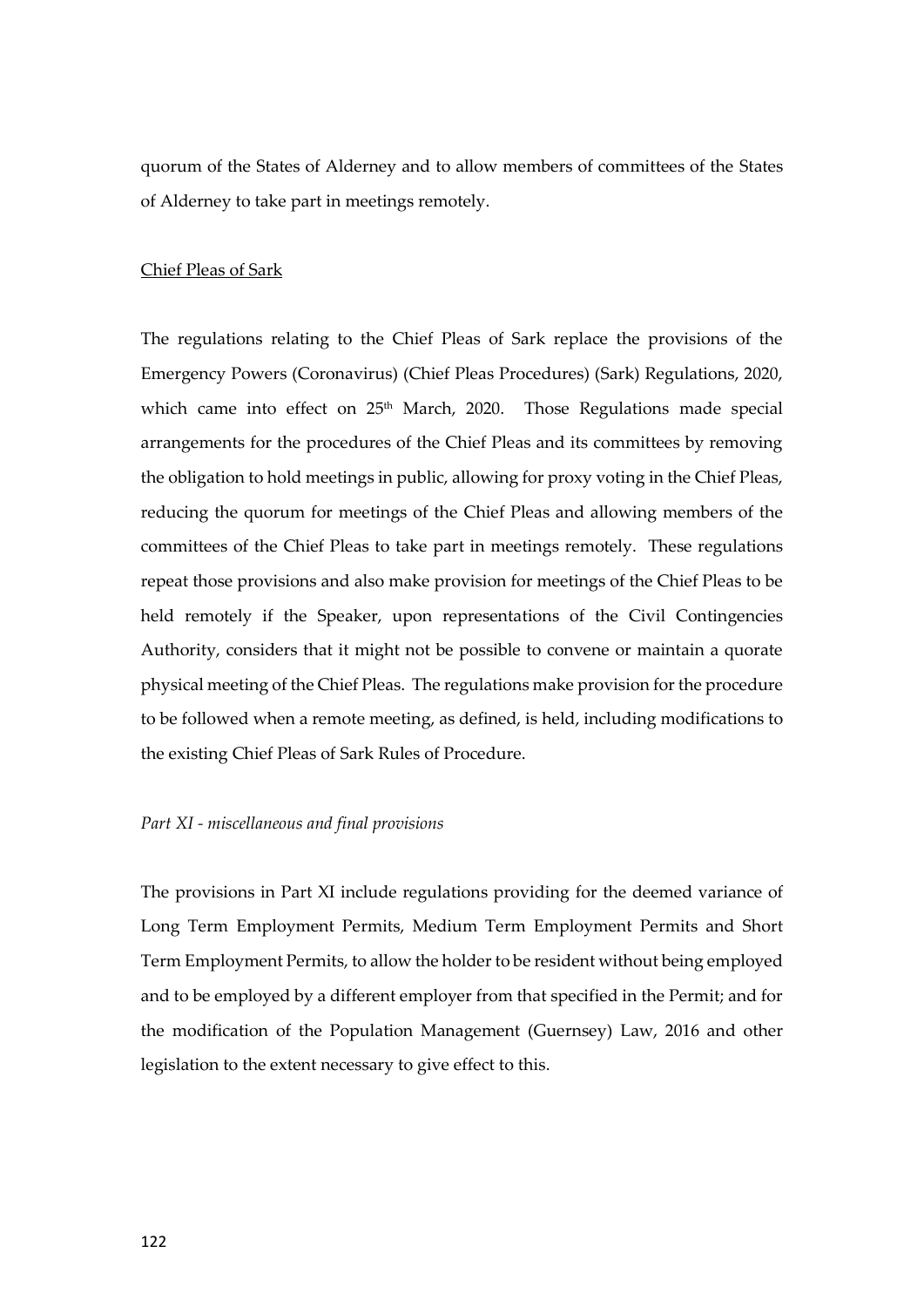quorum of the States of Alderney and to allow members of committees of the States of Alderney to take part in meetings remotely.

Chief Pleas of Sark

The regulations relating to the Chief Pleas of Sark replace the provisions of the Emergency Powers (Coronavirus) (Chief Pleas Procedures) (Sark) Regulations, 2020, which came into effect on 25th March, 2020. Those Regulations made special arrangements for the procedures of the Chief Pleas and its committees by removing the obligation to hold meetings in public, allowing for proxy voting in the Chief Pleas, reducing the quorum for meetings of the Chief Pleas and allowing members of the committees of the Chief Pleas to take part in meetings remotely. These regulations repeat those provisions and also make provision for meetings of the Chief Pleas to be held remotely if the Speaker, upon representations of the Civil Contingencies Authority, considers that it might not be possible to convene or maintain a quorate physical meeting of the Chief Pleas. The regulations make provision for the procedure to be followed when a remote meeting, as defined, is held, including modifications to the existing Chief Pleas of Sark Rules of Procedure.

*Part XI - miscellaneous and final provisions*

The provisions in Part XI include regulations providing for the deemed variance of Long Term Employment Permits, Medium Term Employment Permits and Short Term Employment Permits, to allow the holder to be resident without being employed and to be employed by a different employer from that specified in the Permit; and for the modification of the Population Management (Guernsey) Law, 2016 and other legislation to the extent necessary to give effect to this.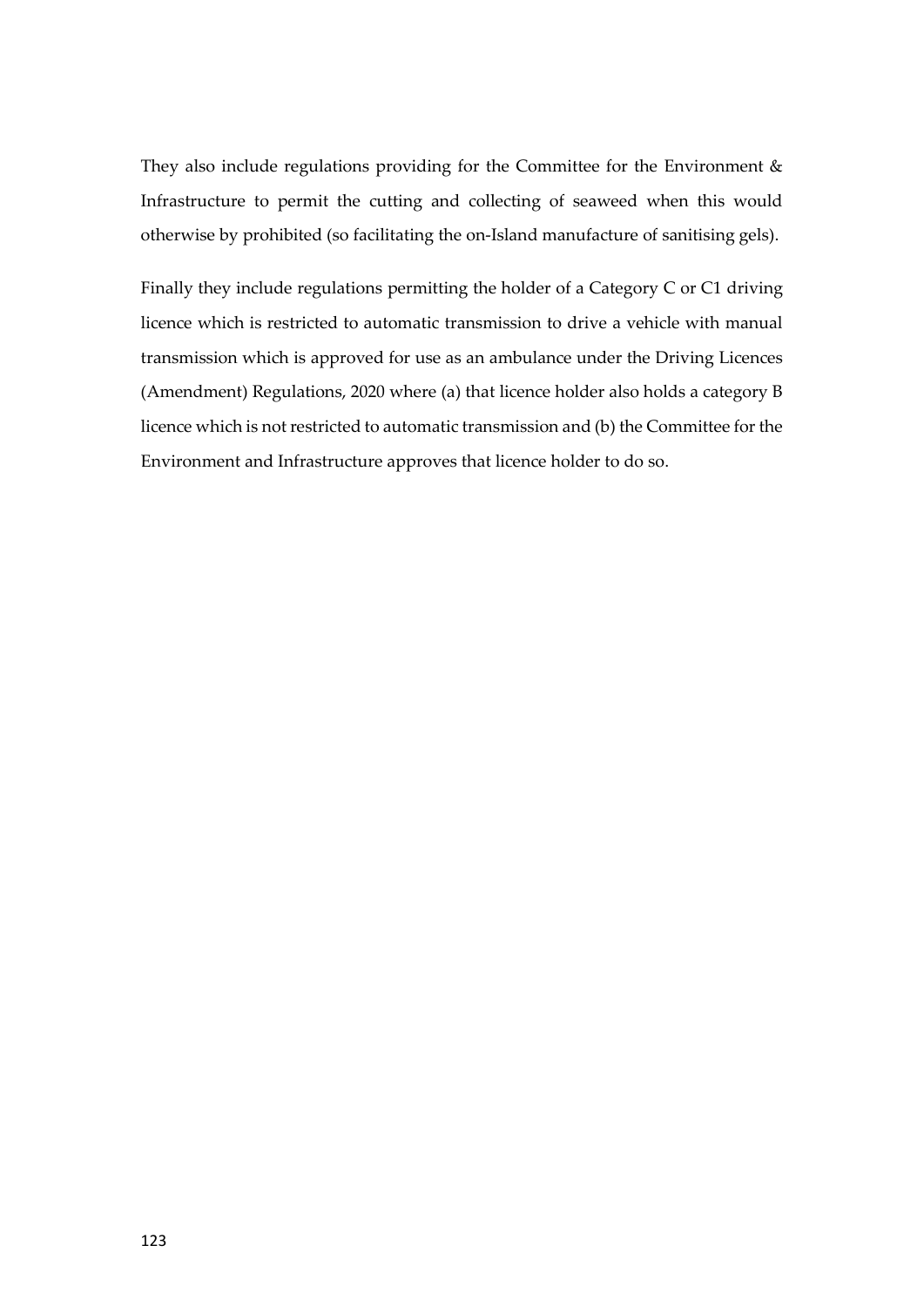They also include regulations providing for the Committee for the Environment & Infrastructure to permit the cutting and collecting of seaweed when this would otherwise by prohibited (so facilitating the on-Island manufacture of sanitising gels).

Finally they include regulations permitting the holder of a Category C or C1 driving licence which is restricted to automatic transmission to drive a vehicle with manual transmission which is approved for use as an ambulance under the Driving Licences (Amendment) Regulations, 2020 where (a) that licence holder also holds a category B licence which is not restricted to automatic transmission and (b) the Committee for the Environment and Infrastructure approves that licence holder to do so.